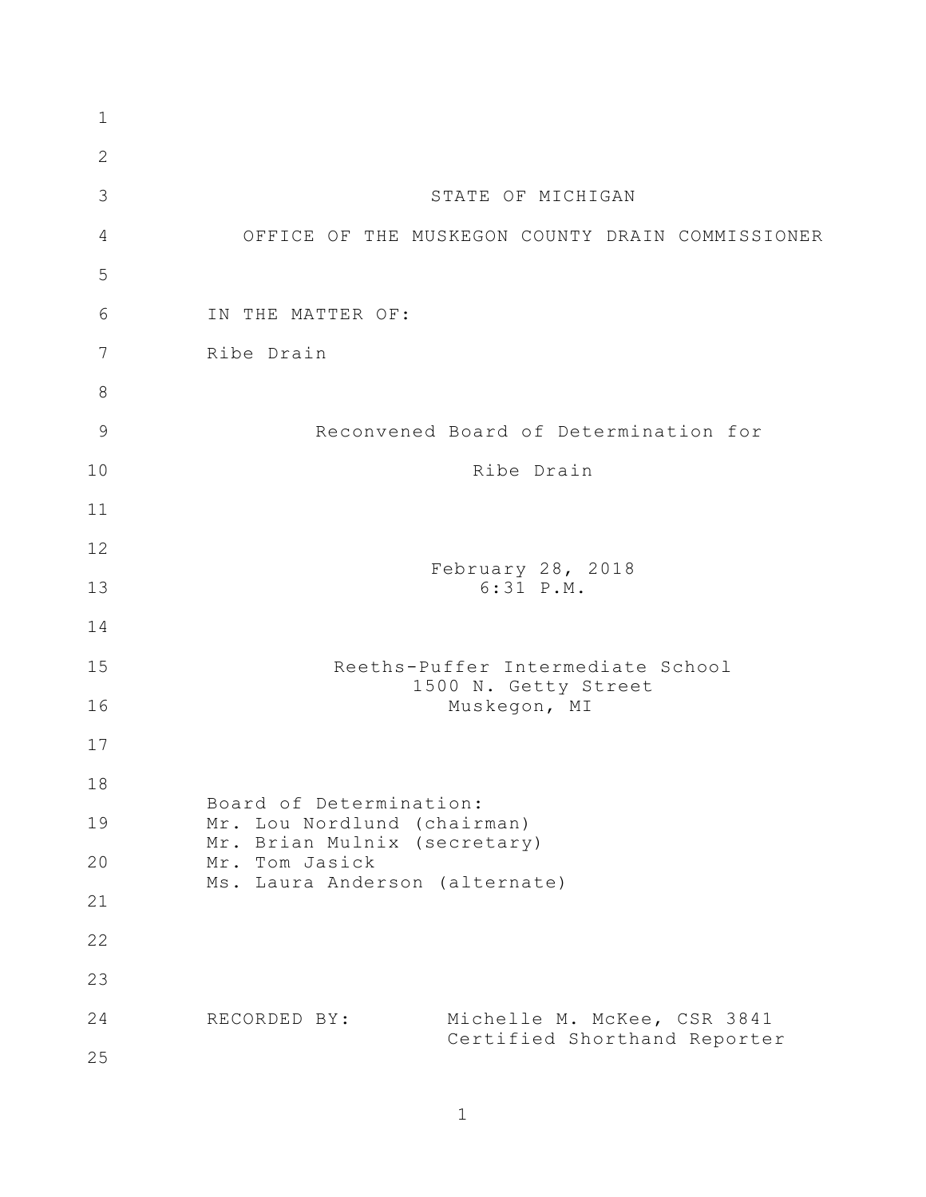STATE OF MICHIGAN

OFFICE OF THE MUSKEGON COUNTY DRAIN COMMISSIONER

IN THE MATTER OF:

Ribe Drain

Reconvened Board of Determination for

Ribe Drain

February 28, 2018

6:31 P.M.

Reeths-Puffer Intermediate School

1500 N. Getty Street

Muskegon, MI

Board of Determination:

Mr. Lou Nordlund (chairman)

Mr. Brian Mulnix (secretary)

Mr. Tom Jasick

Ms. Laura Anderson (alternate)

RECORDED BY: Michelle M. McKee, CSR 3841

Certified Shorthand Reporter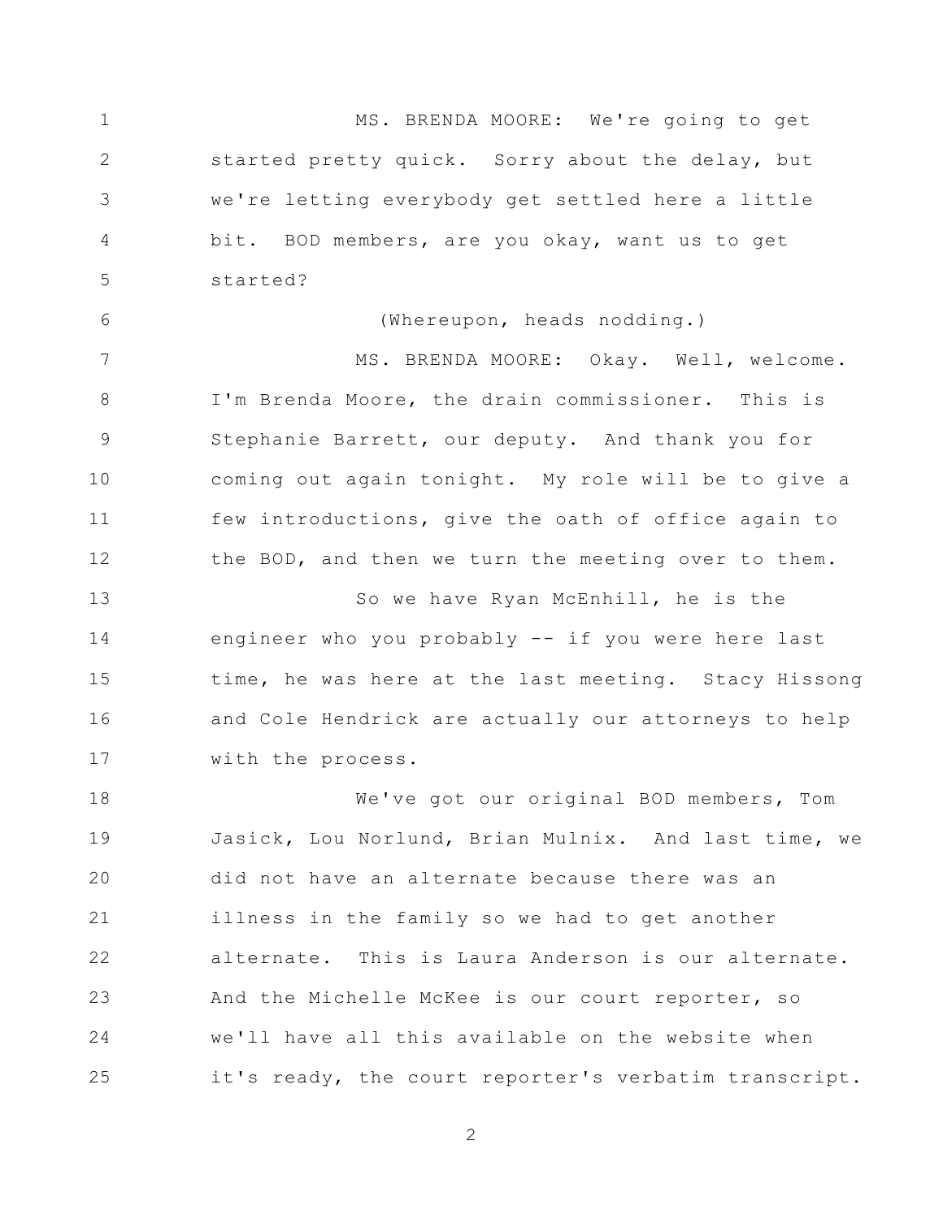MS. BRENDA MOORE: We're going to get started pretty quick. Sorry about the delay, but we're letting everybody get settled here a little bit. BOD members, are you okay, want us to get started?

(Whereupon, heads nodding.)

MS. BRENDA MOORE: Okay. Well, welcome. I'm Brenda Moore, the drain commissioner. This is Stephanie Barrett, our deputy. And thank you for coming out again tonight. My role will be to give a few introductions, give the oath of office again to the BOD, and then we turn the meeting over to them.

So we have Ryan McEnhill, he is the engineer who you probably -- if you were here last time, he was here at the last meeting. Stacy Hissong and Cole Hendrick are actually our attorneys to help with the process.

We've got our original BOD members, Tom Jasick, Lou Norlund, Brian Mulnix. And last time, we did not have an alternate because there was an illness in the family so we had to get another alternate. This is Laura Anderson is our alternate. And the Michelle McKee is our court reporter, so we'll have all this available on the website when it's ready, the court reporter's verbatim transcript.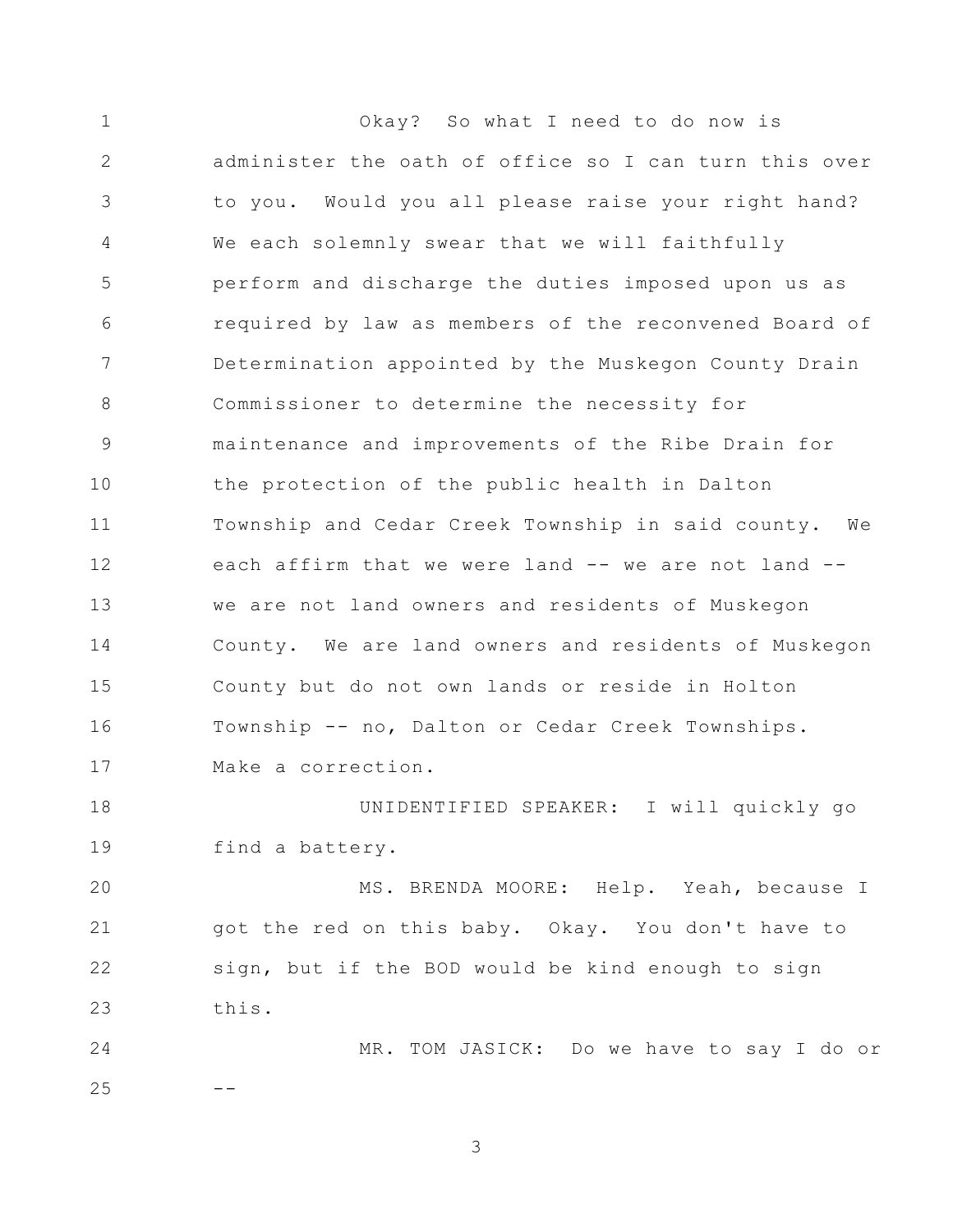1 Okay? So what I need to do now is
2 administer the oath of office so I can turn this over
3 to you. Would you all please raise your right hand?
4 We each solemnly swear that we will faithfully
5 perform and discharge the duties imposed upon us as
6 required by law as members of the reconvened Board of
7 Determination appointed by the Muskegon County Drain
8 Commissioner to determine the necessity for
9 maintenance and improvements of the Ribe Drain for
10 the protection of the public health in Dalton
11 Township and Cedar Creek Township in said county. We
12 each affirm that we were land -- we are not land --
13 we are not land owners and residents of Muskegon
14 County. We are land owners and residents of Muskegon
15 County but do not own lands or reside in Holton
16 Township -- no, Dalton or Cedar Creek Townships.
17 Make a correction.
18 UNIDENTIFIED SPEAKER: I will quickly go
19 find a battery.
20 MS. BRENDA MOORE: Help. Yeah, because I
21 got the red on this baby. Okay. You don't have to
22 sign, but if the BOD would be kind enough to sign
23 this.
24 MR. TOM JASICK: Do we have to say I do or
25 --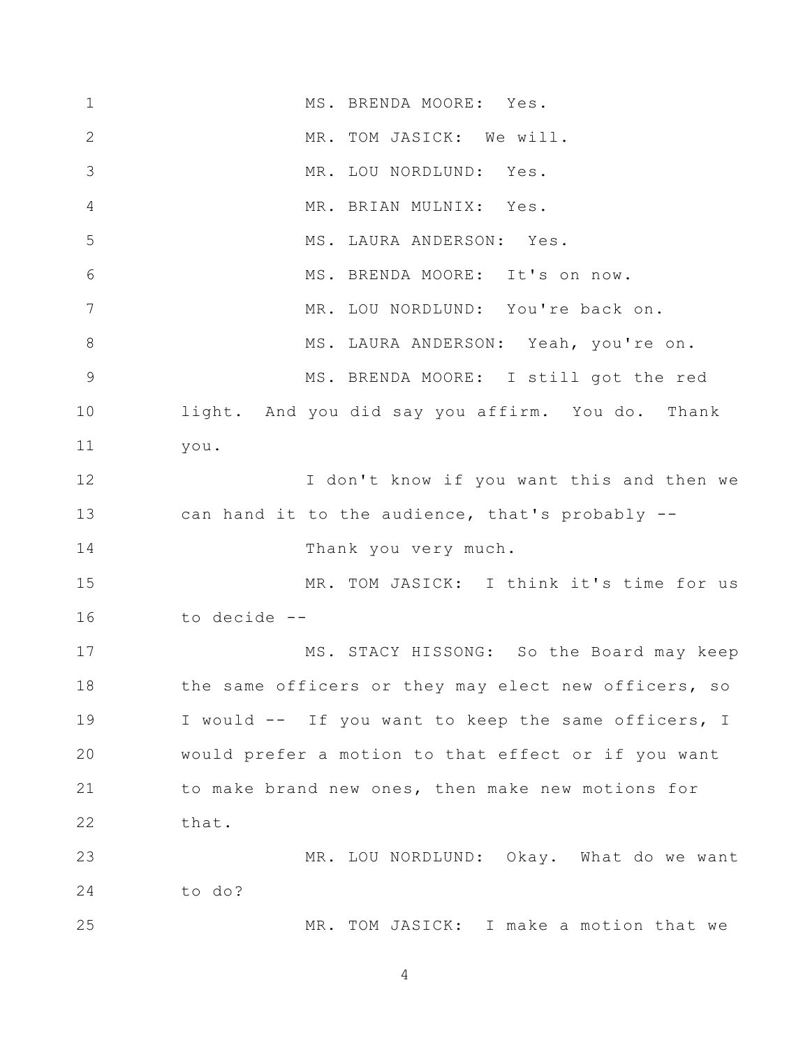MS. BRENDA MOORE: Yes.

MR. TOM JASICK: We will.

MR. LOU NORDLUND: Yes.

MR. BRIAN MULNIX: Yes.

MS. LAURA ANDERSON: Yes.

MS. BRENDA MOORE: It's on now.

MR. LOU NORDLUND: You're back on.

MS. LAURA ANDERSON: Yeah, you're on.

MS. BRENDA MOORE: I still got the red light. And you did say you affirm. You do. Thank you.

I don't know if you want this and then we can hand it to the audience, that's probably --

Thank you very much.

MR. TOM JASICK: I think it's time for us to decide --

MS. STACY HISSONG: So the Board may keep the same officers or they may elect new officers, so I would -- If you want to keep the same officers, I would prefer a motion to that effect or if you want to make brand new ones, then make new motions for that.

MR. LOU NORDLUND: Okay. What do we want to do?

MR. TOM JASICK: I make a motion that we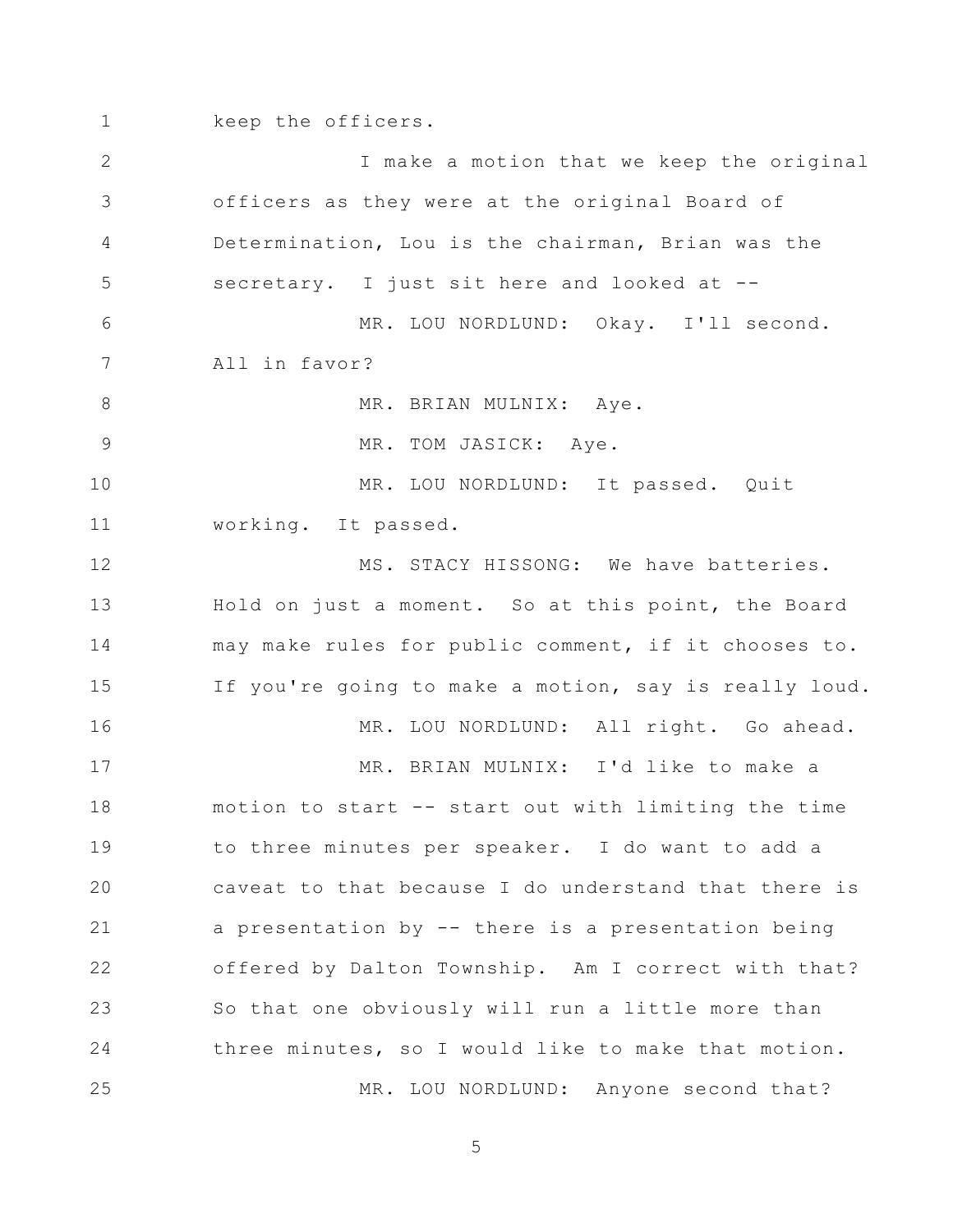keep the officers.

I make a motion that we keep the original officers as they were at the original Board of Determination, Lou is the chairman, Brian was the secretary. I just sit here and looked at --

MR. LOU NORDLUND: Okay. I'll second. All in favor?

MR. BRIAN MULNIX: Aye.

MR. TOM JASICK: Aye.

MR. LOU NORDLUND: It passed. Quit working. It passed.

MS. STACY HISSONG: We have batteries. Hold on just a moment. So at this point, the Board may make rules for public comment, if it chooses to. If you're going to make a motion, say is really loud.

MR. LOU NORDLUND: All right. Go ahead.

MR. BRIAN MULNIX: I'd like to make a motion to start -- start out with limiting the time to three minutes per speaker. I do want to add a caveat to that because I do understand that there is a presentation by -- there is a presentation being offered by Dalton Township. Am I correct with that? So that one obviously will run a little more than three minutes, so I would like to make that motion.

MR. LOU NORDLUND: Anyone second that?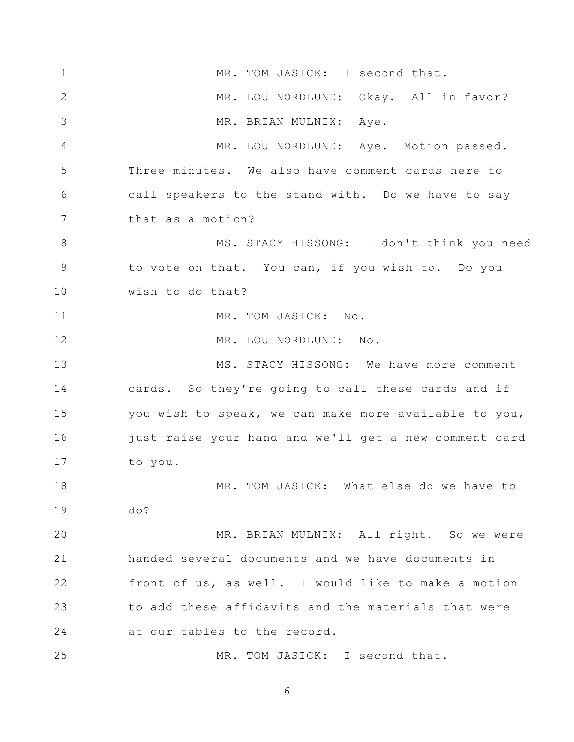MR. TOM JASICK: I second that.

MR. LOU NORDLUND: Okay. All in favor?

MR. BRIAN MULNIX: Aye.

MR. LOU NORDLUND: Aye. Motion passed. Three minutes. We also have comment cards here to call speakers to the stand with. Do we have to say that as a motion?

MS. STACY HISSONG: I don't think you need to vote on that. You can, if you wish to. Do you wish to do that?

MR. TOM JASICK: No.

MR. LOU NORDLUND: No.

MS. STACY HISSONG: We have more comment cards. So they're going to call these cards and if you wish to speak, we can make more available to you, just raise your hand and we'll get a new comment card to you.

MR. TOM JASICK: What else do we have to do?

MR. BRIAN MULNIX: All right. So we were handed several documents and we have documents in front of us, as well. I would like to make a motion to add these affidavits and the materials that were at our tables to the record.

MR. TOM JASICK: I second that.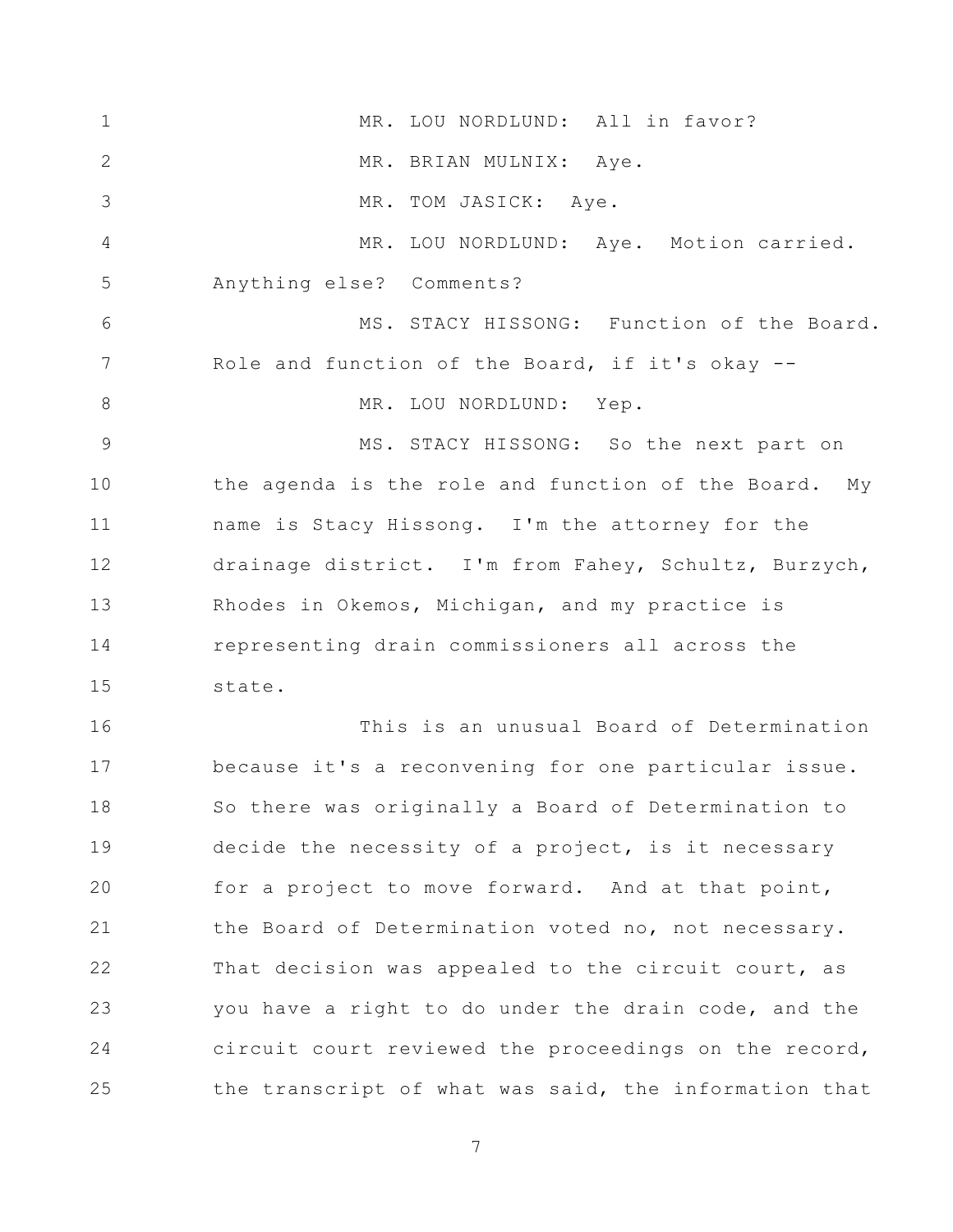MR. LOU NORDLUND: All in favor?

MR. BRIAN MULNIX: Aye.

MR. TOM JASICK: Aye.

MR. LOU NORDLUND: Aye. Motion carried. Anything else? Comments?

MS. STACY HISSONG: Function of the Board. Role and function of the Board, if it's okay --

MR. LOU NORDLUND: Yep.

MS. STACY HISSONG: So the next part on the agenda is the role and function of the Board. My name is Stacy Hissong. I'm the attorney for the drainage district. I'm from Fahey, Schultz, Burzych, Rhodes in Okemos, Michigan, and my practice is representing drain commissioners all across the state.

This is an unusual Board of Determination because it's a reconvening for one particular issue. So there was originally a Board of Determination to decide the necessity of a project, is it necessary for a project to move forward. And at that point, the Board of Determination voted no, not necessary. That decision was appealed to the circuit court, as you have a right to do under the drain code, and the circuit court reviewed the proceedings on the record, the transcript of what was said, the information that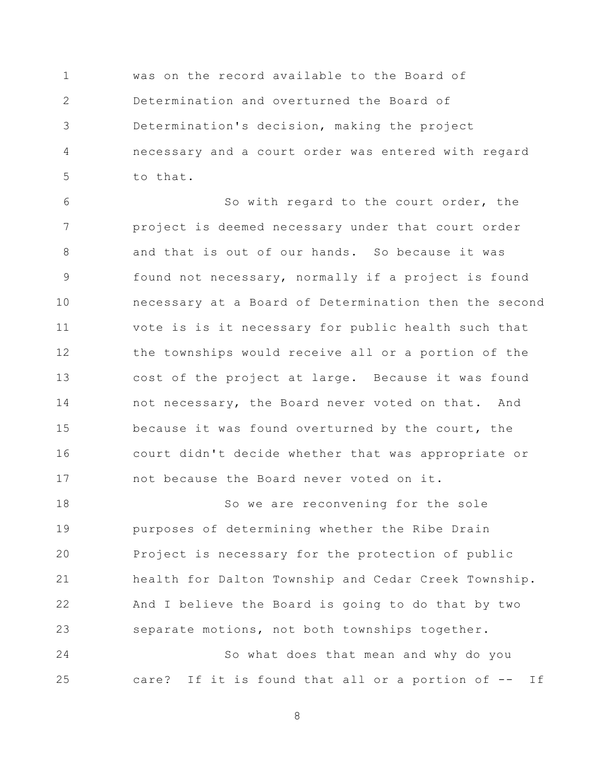was on the record available to the Board of Determination and overturned the Board of Determination's decision, making the project necessary and a court order was entered with regard to that.

So with regard to the court order, the project is deemed necessary under that court order and that is out of our hands. So because it was found not necessary, normally if a project is found necessary at a Board of Determination then the second vote is is it necessary for public health such that the townships would receive all or a portion of the cost of the project at large. Because it was found not necessary, the Board never voted on that. And because it was found overturned by the court, the court didn't decide whether that was appropriate or not because the Board never voted on it.

So we are reconvening for the sole purposes of determining whether the Ribe Drain Project is necessary for the protection of public health for Dalton Township and Cedar Creek Township. And I believe the Board is going to do that by two separate motions, not both townships together.

So what does that mean and why do you care? If it is found that all or a portion of -- If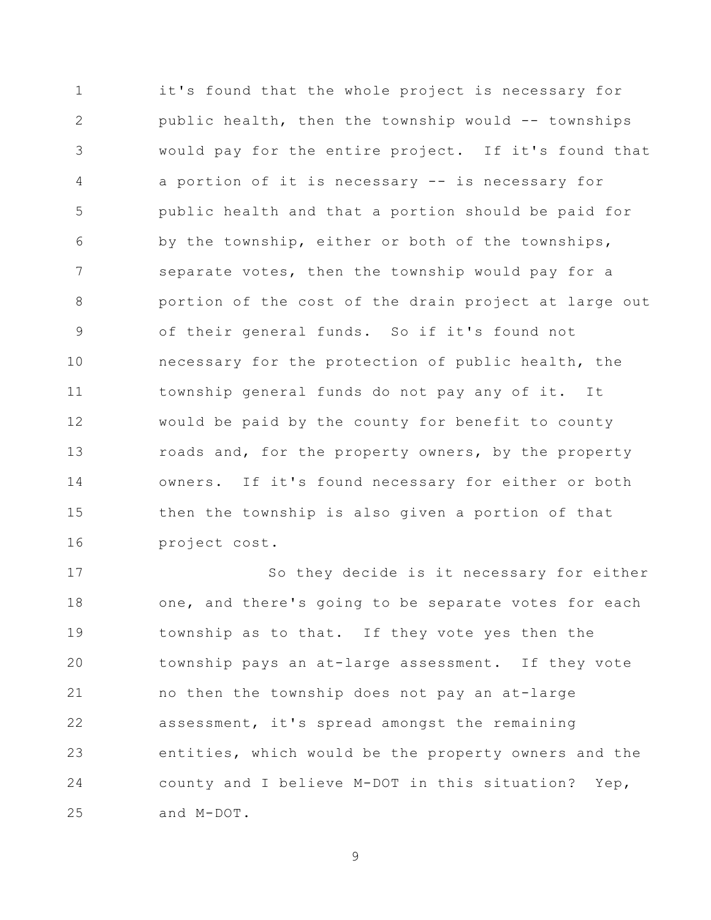it's found that the whole project is necessary for public health, then the township would -- townships would pay for the entire project. If it's found that a portion of it is necessary -- is necessary for public health and that a portion should be paid for by the township, either or both of the townships, separate votes, then the township would pay for a portion of the cost of the drain project at large out of their general funds. So if it's found not necessary for the protection of public health, the township general funds do not pay any of it. It would be paid by the county for benefit to county roads and, for the property owners, by the property owners. If it's found necessary for either or both then the township is also given a portion of that project cost.

So they decide is it necessary for either one, and there's going to be separate votes for each township as to that. If they vote yes then the township pays an at-large assessment. If they vote no then the township does not pay an at-large assessment, it's spread amongst the remaining entities, which would be the property owners and the county and I believe M-DOT in this situation? Yep, and M-DOT.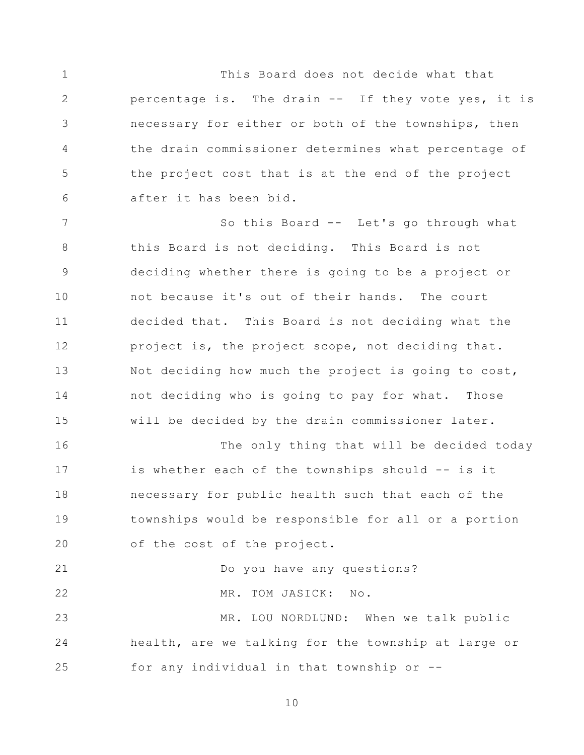This Board does not decide what that percentage is. The drain -- If they vote yes, it is necessary for either or both of the townships, then the drain commissioner determines what percentage of the project cost that is at the end of the project after it has been bid.

So this Board -- Let's go through what this Board is not deciding. This Board is not deciding whether there is going to be a project or not because it's out of their hands. The court decided that. This Board is not deciding what the project is, the project scope, not deciding that. Not deciding how much the project is going to cost, not deciding who is going to pay for what. Those will be decided by the drain commissioner later.

The only thing that will be decided today is whether each of the townships should -- is it necessary for public health such that each of the townships would be responsible for all or a portion of the cost of the project.

Do you have any questions?

MR. TOM JASICK: No.

MR. LOU NORDLUND: When we talk public health, are we talking for the township at large or for any individual in that township or --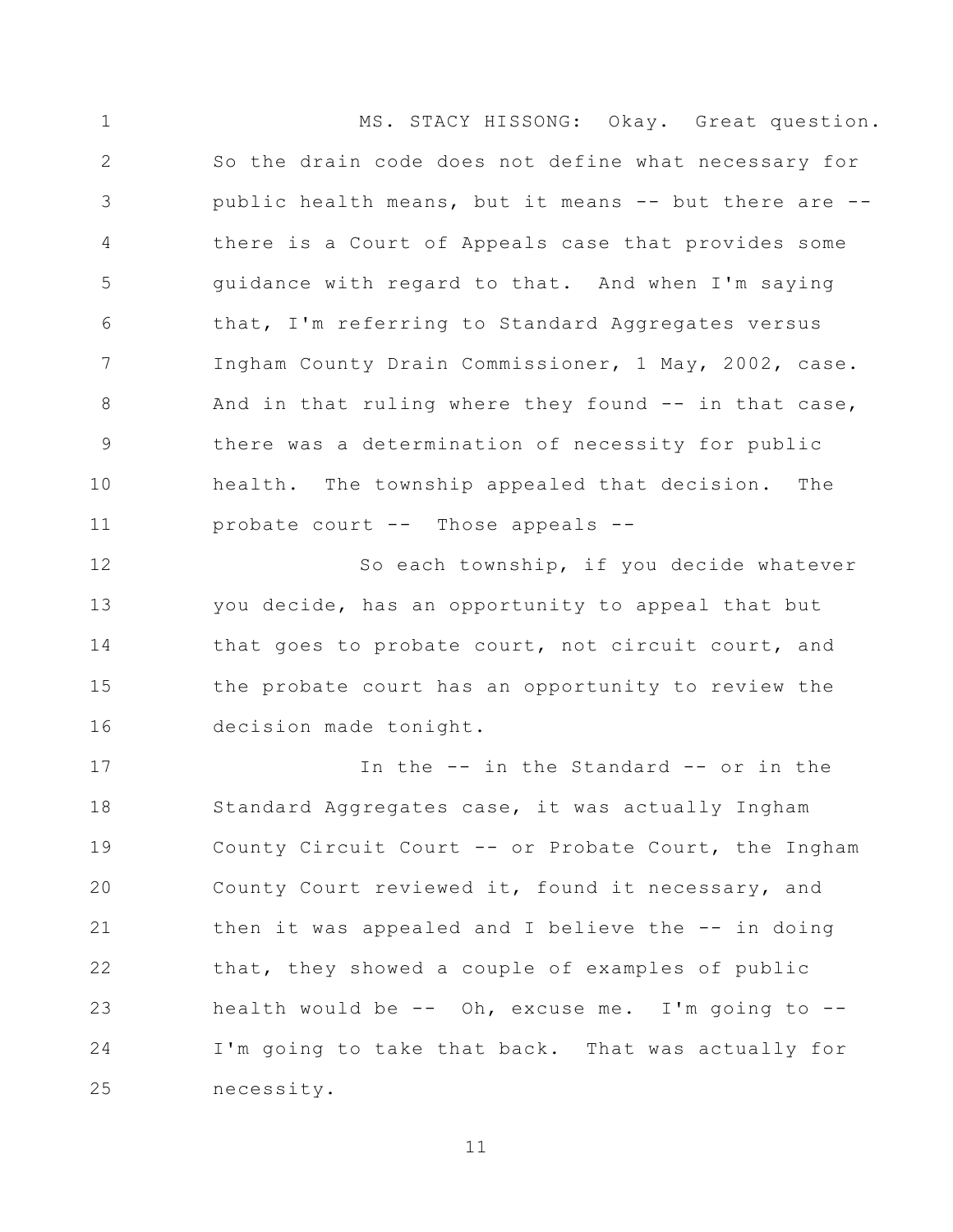MS. STACY HISSONG: Okay. Great question. So the drain code does not define what necessary for public health means, but it means -- but there are -- there is a Court of Appeals case that provides some guidance with regard to that. And when I'm saying that, I'm referring to Standard Aggregates versus Ingham County Drain Commissioner, 1 May, 2002, case. And in that ruling where they found -- in that case, there was a determination of necessity for public health. The township appealed that decision. The probate court -- Those appeals --

So each township, if you decide whatever you decide, has an opportunity to appeal that but that goes to probate court, not circuit court, and the probate court has an opportunity to review the decision made tonight.

In the -- in the Standard -- or in the Standard Aggregates case, it was actually Ingham County Circuit Court -- or Probate Court, the Ingham County Court reviewed it, found it necessary, and then it was appealed and I believe the -- in doing that, they showed a couple of examples of public health would be -- Oh, excuse me. I'm going to -- I'm going to take that back. That was actually for necessity.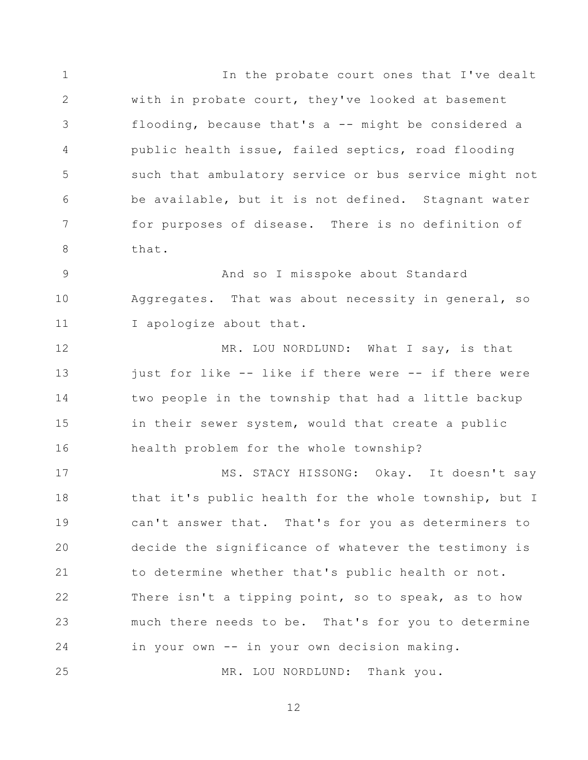In the probate court ones that I've dealt with in probate court, they've looked at basement flooding, because that's a -- might be considered a public health issue, failed septics, road flooding such that ambulatory service or bus service might not be available, but it is not defined. Stagnant water for purposes of disease. There is no definition of that.

And so I misspoke about Standard Aggregates. That was about necessity in general, so I apologize about that.

MR. LOU NORDLUND: What I say, is that just for like -- like if there were -- if there were two people in the township that had a little backup in their sewer system, would that create a public health problem for the whole township?

MS. STACY HISSONG: Okay. It doesn't say that it's public health for the whole township, but I can't answer that. That's for you as determiners to decide the significance of whatever the testimony is to determine whether that's public health or not. There isn't a tipping point, so to speak, as to how much there needs to be. That's for you to determine in your own -- in your own decision making.

MR. LOU NORDLUND: Thank you.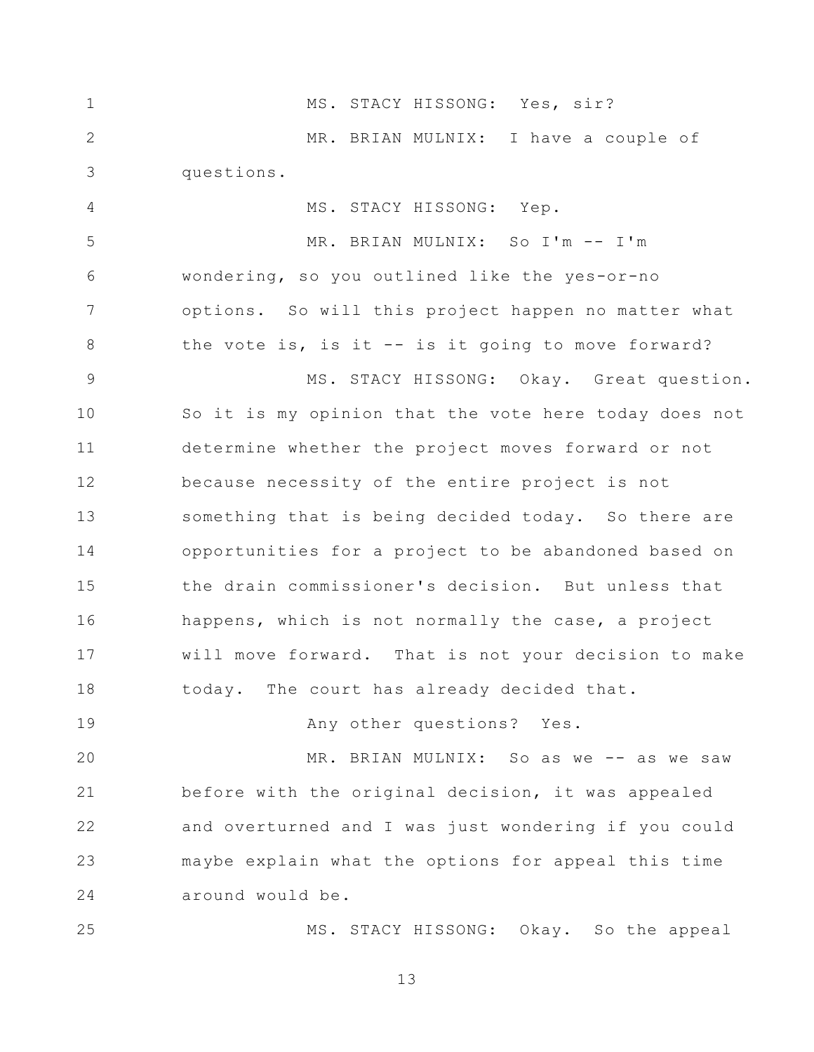1 MS. STACY HISSONG: Yes, sir?

2 MR. BRIAN MULNIX: I have a couple of

3 questions.

4 MS. STACY HISSONG: Yep.

5 MR. BRIAN MULNIX: So I'm -- I'm

6 wondering, so you outlined like the yes-or-no

7 options. So will this project happen no matter what

8 the vote is, is it -- is it going to move forward?

9 MS. STACY HISSONG: Okay. Great question.

10 So it is my opinion that the vote here today does not

11 determine whether the project moves forward or not

12 because necessity of the entire project is not

13 something that is being decided today. So there are

14 opportunities for a project to be abandoned based on

15 the drain commissioner's decision. But unless that

16 happens, which is not normally the case, a project

17 will move forward. That is not your decision to make

18 today. The court has already decided that.

19 Any other questions? Yes.

20 MR. BRIAN MULNIX: So as we -- as we saw

21 before with the original decision, it was appealed

22 and overturned and I was just wondering if you could

23 maybe explain what the options for appeal this time

24 around would be.

25 MS. STACY HISSONG: Okay. So the appeal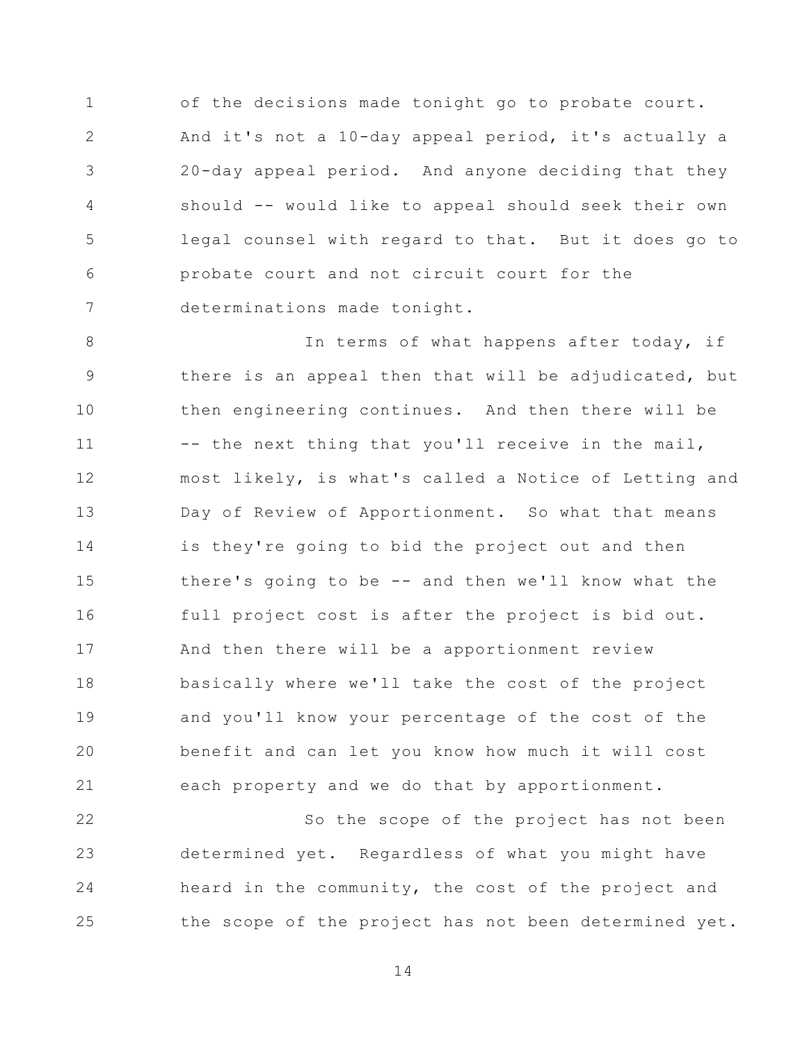of the decisions made tonight go to probate court. And it's not a 10-day appeal period, it's actually a 20-day appeal period. And anyone deciding that they should -- would like to appeal should seek their own legal counsel with regard to that. But it does go to probate court and not circuit court for the determinations made tonight.

In terms of what happens after today, if there is an appeal then that will be adjudicated, but then engineering continues. And then there will be -- the next thing that you'll receive in the mail, most likely, is what's called a Notice of Letting and Day of Review of Apportionment. So what that means is they're going to bid the project out and then there's going to be -- and then we'll know what the full project cost is after the project is bid out. And then there will be a apportionment review basically where we'll take the cost of the project and you'll know your percentage of the cost of the benefit and can let you know how much it will cost each property and we do that by apportionment.

So the scope of the project has not been determined yet. Regardless of what you might have heard in the community, the cost of the project and the scope of the project has not been determined yet.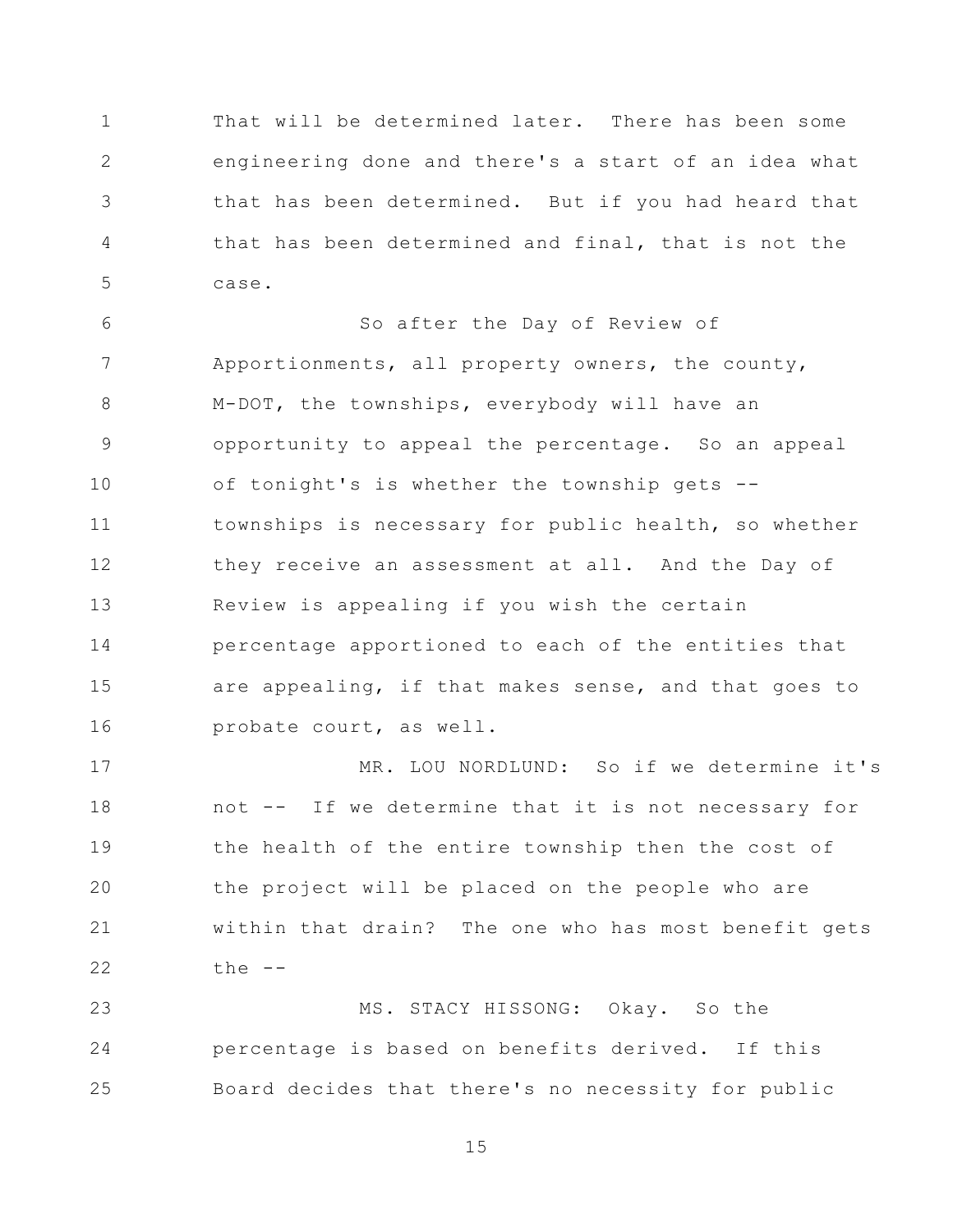That will be determined later. There has been some engineering done and there's a start of an idea what that has been determined. But if you had heard that that has been determined and final, that is not the case.

So after the Day of Review of Apportionments, all property owners, the county, M-DOT, the townships, everybody will have an opportunity to appeal the percentage. So an appeal of tonight's is whether the township gets -- townships is necessary for public health, so whether they receive an assessment at all. And the Day of Review is appealing if you wish the certain percentage apportioned to each of the entities that are appealing, if that makes sense, and that goes to probate court, as well.

MR. LOU NORDLUND: So if we determine it's not -- If we determine that it is not necessary for the health of the entire township then the cost of the project will be placed on the people who are within that drain? The one who has most benefit gets the --

MS. STACY HISSONG: Okay. So the percentage is based on benefits derived. If this Board decides that there's no necessity for public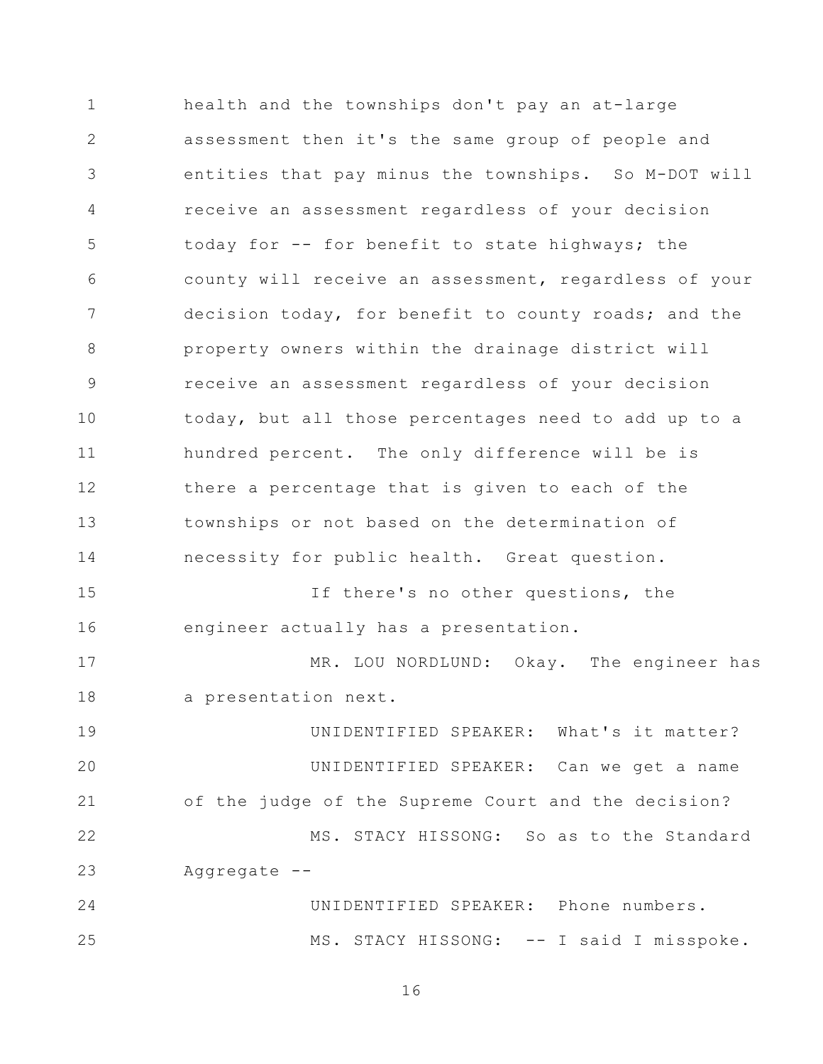health and the townships don't pay an at-large assessment then it's the same group of people and entities that pay minus the townships. So M-DOT will receive an assessment regardless of your decision today for -- for benefit to state highways; the county will receive an assessment, regardless of your decision today, for benefit to county roads; and the property owners within the drainage district will receive an assessment regardless of your decision today, but all those percentages need to add up to a hundred percent. The only difference will be is there a percentage that is given to each of the townships or not based on the determination of necessity for public health. Great question.

If there's no other questions, the engineer actually has a presentation.

MR. LOU NORDLUND: Okay. The engineer has a presentation next.

UNIDENTIFIED SPEAKER: What's it matter?

UNIDENTIFIED SPEAKER: Can we get a name of the judge of the Supreme Court and the decision?

MS. STACY HISSONG: So as to the Standard Aggregate --

UNIDENTIFIED SPEAKER: Phone numbers.

MS. STACY HISSONG: -- I said I misspoke.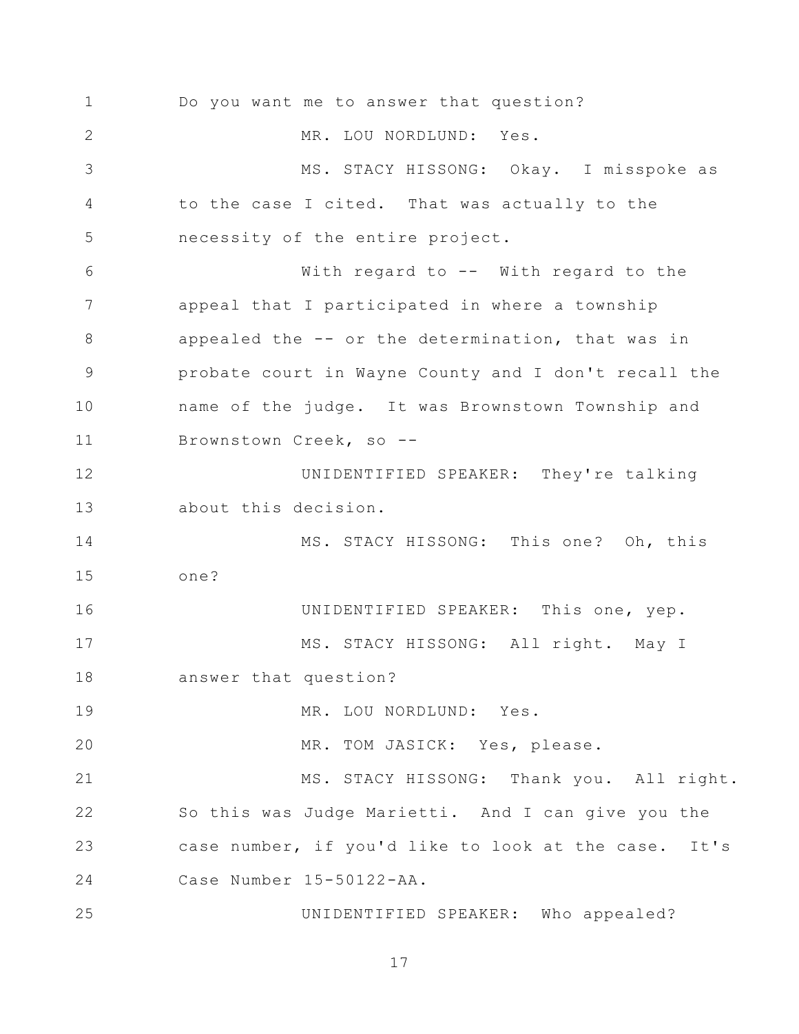Do you want me to answer that question?

MR. LOU NORDLUND: Yes.

MS. STACY HISSONG: Okay. I misspoke as to the case I cited. That was actually to the necessity of the entire project.

With regard to -- With regard to the appeal that I participated in where a township appealed the -- or the determination, that was in probate court in Wayne County and I don't recall the name of the judge. It was Brownstown Township and Brownstown Creek, so --

UNIDENTIFIED SPEAKER: They're talking about this decision.

MS. STACY HISSONG: This one? Oh, this one?

UNIDENTIFIED SPEAKER: This one, yep.

MS. STACY HISSONG: All right. May I answer that question?

MR. LOU NORDLUND: Yes.

MR. TOM JASICK: Yes, please.

MS. STACY HISSONG: Thank you. All right. So this was Judge Marietti. And I can give you the case number, if you'd like to look at the case. It's Case Number 15-50122-AA.

UNIDENTIFIED SPEAKER: Who appealed?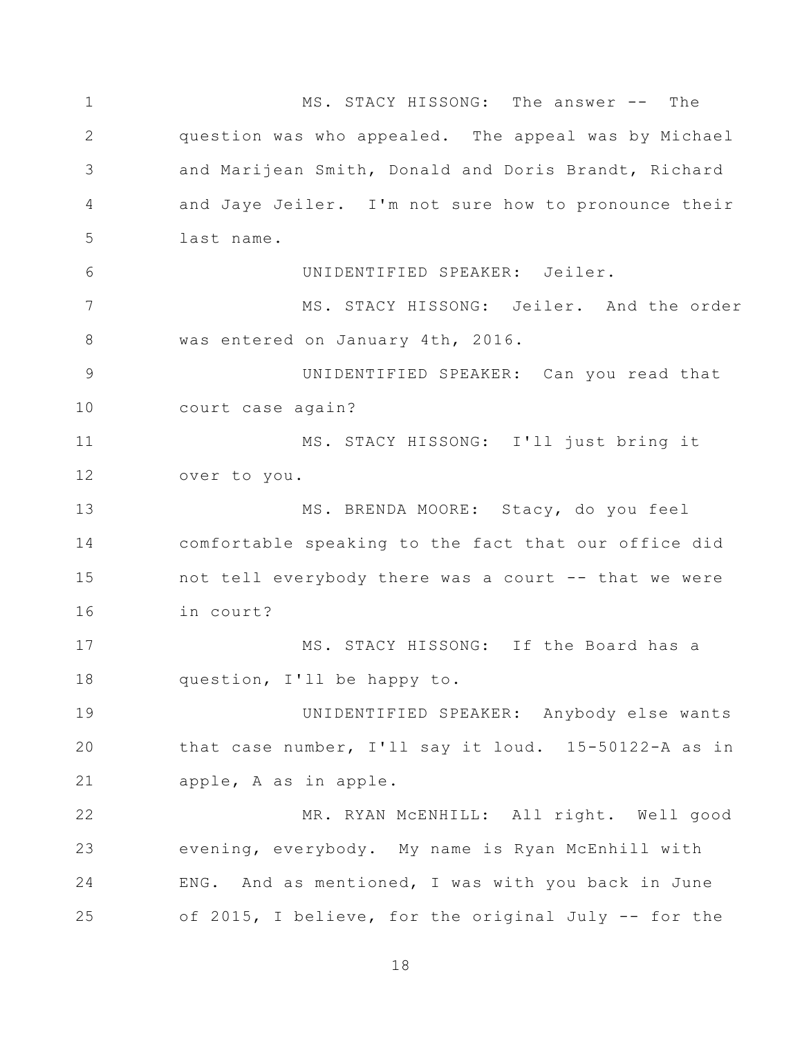MS. STACY HISSONG: The answer -- The question was who appealed. The appeal was by Michael and Marijean Smith, Donald and Doris Brandt, Richard and Jaye Jeiler. I'm not sure how to pronounce their last name.

UNIDENTIFIED SPEAKER: Jeiler.

MS. STACY HISSONG: Jeiler. And the order was entered on January 4th, 2016.

UNIDENTIFIED SPEAKER: Can you read that court case again?

MS. STACY HISSONG: I'll just bring it over to you.

MS. BRENDA MOORE: Stacy, do you feel comfortable speaking to the fact that our office did not tell everybody there was a court -- that we were in court?

MS. STACY HISSONG: If the Board has a question, I'll be happy to.

UNIDENTIFIED SPEAKER: Anybody else wants that case number, I'll say it loud. 15-50122-A as in apple, A as in apple.

MR. RYAN McENHILL: All right. Well good evening, everybody. My name is Ryan McEnhill with ENG. And as mentioned, I was with you back in June of 2015, I believe, for the original July -- for the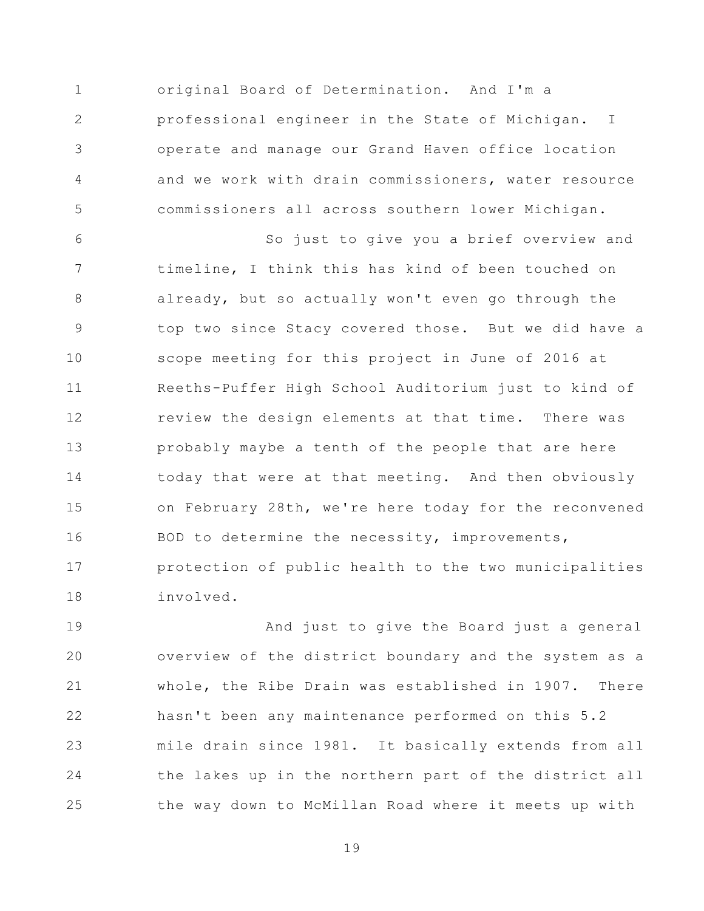original Board of Determination. And I'm a professional engineer in the State of Michigan. I operate and manage our Grand Haven office location and we work with drain commissioners, water resource commissioners all across southern lower Michigan.

So just to give you a brief overview and timeline, I think this has kind of been touched on already, but so actually won't even go through the top two since Stacy covered those. But we did have a scope meeting for this project in June of 2016 at Reeths-Puffer High School Auditorium just to kind of review the design elements at that time. There was probably maybe a tenth of the people that are here today that were at that meeting. And then obviously on February 28th, we're here today for the reconvened BOD to determine the necessity, improvements, protection of public health to the two municipalities involved.

And just to give the Board just a general overview of the district boundary and the system as a whole, the Ribe Drain was established in 1907. There hasn't been any maintenance performed on this 5.2 mile drain since 1981. It basically extends from all the lakes up in the northern part of the district all the way down to McMillan Road where it meets up with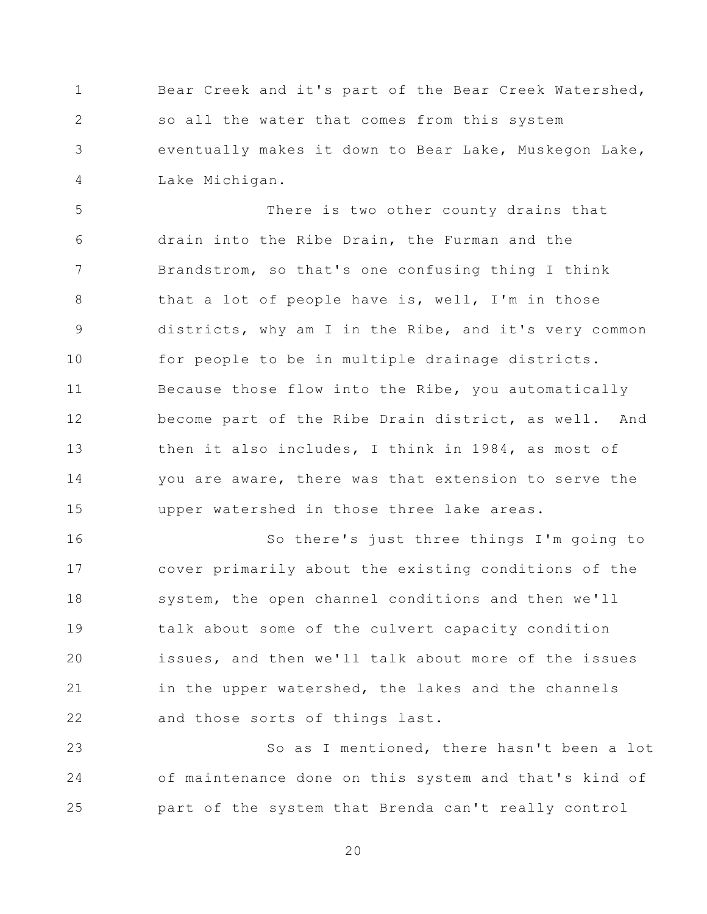Bear Creek and it's part of the Bear Creek Watershed, so all the water that comes from this system eventually makes it down to Bear Lake, Muskegon Lake, Lake Michigan.

There is two other county drains that drain into the Ribe Drain, the Furman and the Brandstrom, so that's one confusing thing I think that a lot of people have is, well, I'm in those districts, why am I in the Ribe, and it's very common for people to be in multiple drainage districts. Because those flow into the Ribe, you automatically become part of the Ribe Drain district, as well. And then it also includes, I think in 1984, as most of you are aware, there was that extension to serve the upper watershed in those three lake areas.

So there's just three things I'm going to cover primarily about the existing conditions of the system, the open channel conditions and then we'll talk about some of the culvert capacity condition issues, and then we'll talk about more of the issues in the upper watershed, the lakes and the channels and those sorts of things last.

So as I mentioned, there hasn't been a lot of maintenance done on this system and that's kind of part of the system that Brenda can't really control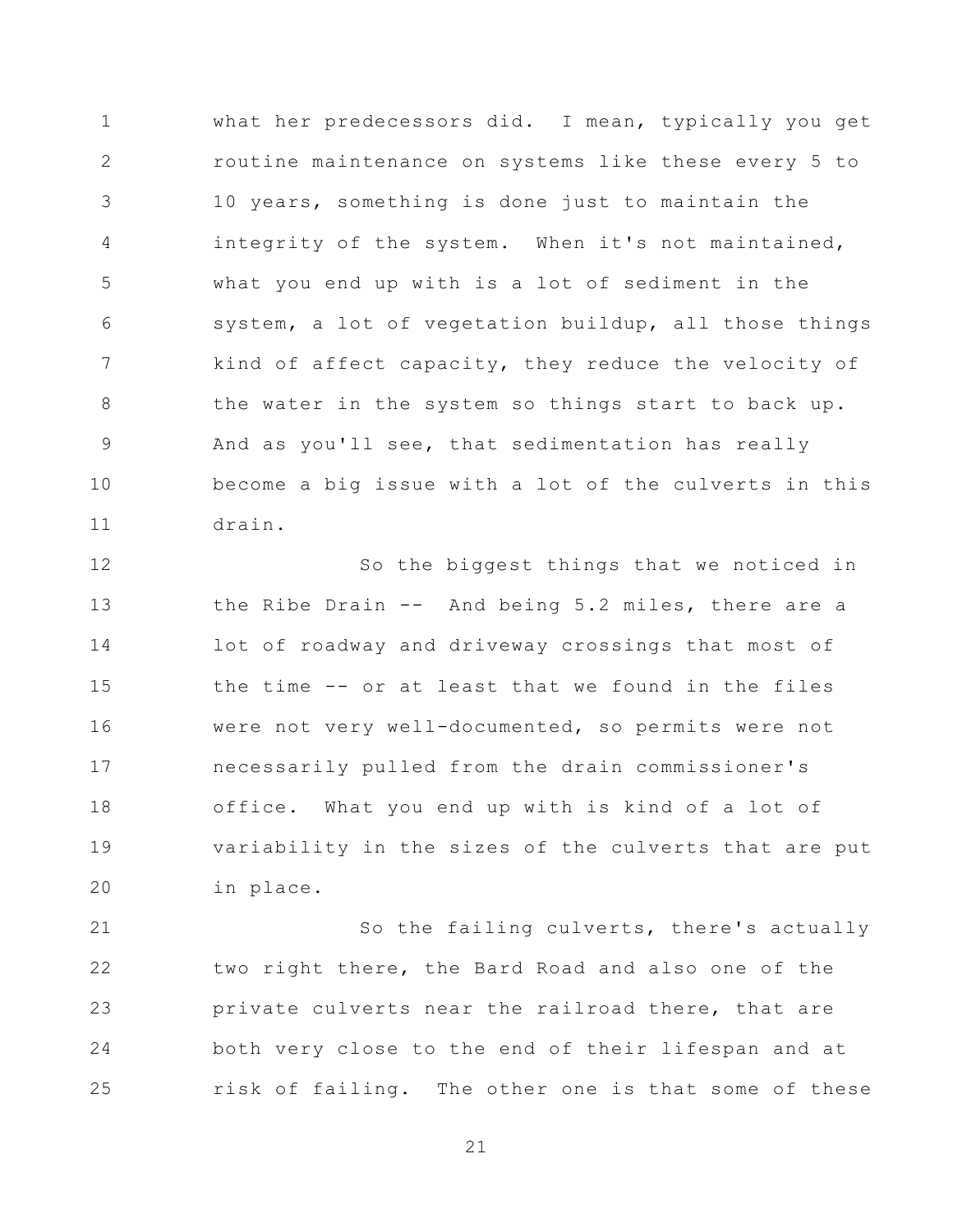what her predecessors did. I mean, typically you get routine maintenance on systems like these every 5 to 10 years, something is done just to maintain the integrity of the system. When it's not maintained, what you end up with is a lot of sediment in the system, a lot of vegetation buildup, all those things kind of affect capacity, they reduce the velocity of the water in the system so things start to back up. And as you'll see, that sedimentation has really become a big issue with a lot of the culverts in this drain.

So the biggest things that we noticed in the Ribe Drain -- And being 5.2 miles, there are a lot of roadway and driveway crossings that most of the time -- or at least that we found in the files were not very well-documented, so permits were not necessarily pulled from the drain commissioner's office. What you end up with is kind of a lot of variability in the sizes of the culverts that are put in place.

So the failing culverts, there's actually two right there, the Bard Road and also one of the private culverts near the railroad there, that are both very close to the end of their lifespan and at risk of failing. The other one is that some of these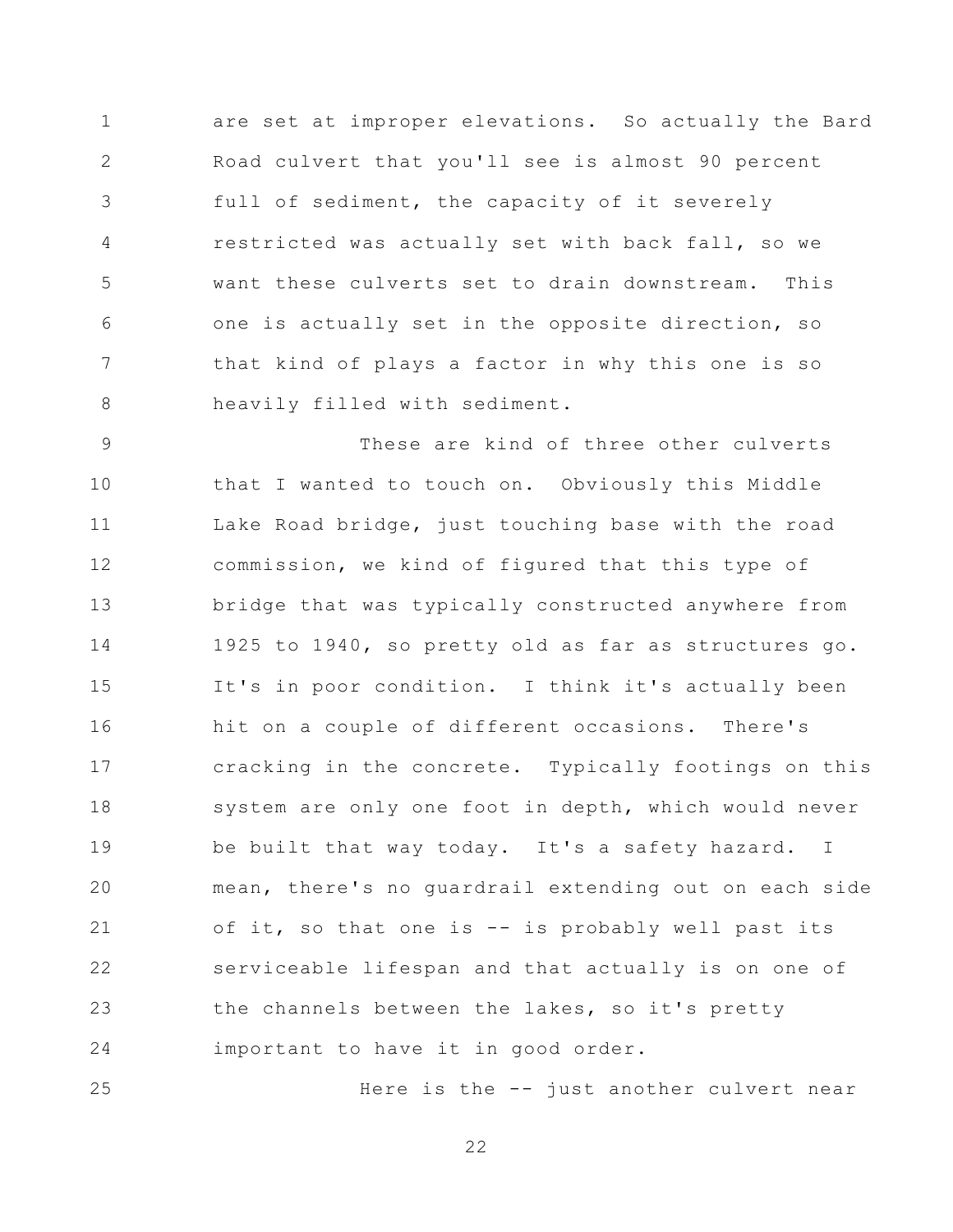are set at improper elevations. So actually the Bard Road culvert that you'll see is almost 90 percent full of sediment, the capacity of it severely restricted was actually set with back fall, so we want these culverts set to drain downstream. This one is actually set in the opposite direction, so that kind of plays a factor in why this one is so heavily filled with sediment.

These are kind of three other culverts that I wanted to touch on. Obviously this Middle Lake Road bridge, just touching base with the road commission, we kind of figured that this type of bridge that was typically constructed anywhere from 1925 to 1940, so pretty old as far as structures go. It's in poor condition. I think it's actually been hit on a couple of different occasions. There's cracking in the concrete. Typically footings on this system are only one foot in depth, which would never be built that way today. It's a safety hazard. I mean, there's no guardrail extending out on each side of it, so that one is -- is probably well past its serviceable lifespan and that actually is on one of the channels between the lakes, so it's pretty important to have it in good order.

Here is the -- just another culvert near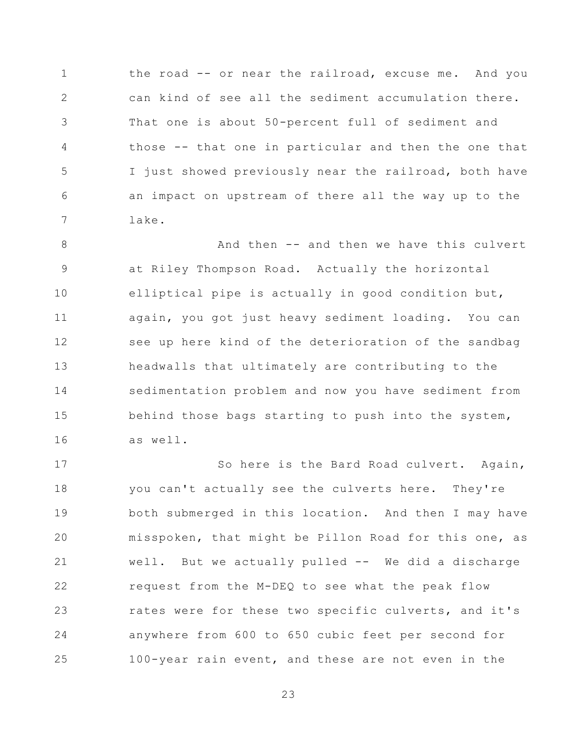the road -- or near the railroad, excuse me. And you can kind of see all the sediment accumulation there. That one is about 50-percent full of sediment and those -- that one in particular and then the one that I just showed previously near the railroad, both have an impact on upstream of there all the way up to the lake.

And then -- and then we have this culvert at Riley Thompson Road. Actually the horizontal elliptical pipe is actually in good condition but, again, you got just heavy sediment loading. You can see up here kind of the deterioration of the sandbag headwalls that ultimately are contributing to the sedimentation problem and now you have sediment from behind those bags starting to push into the system, as well.

So here is the Bard Road culvert. Again, you can't actually see the culverts here. They're both submerged in this location. And then I may have misspoken, that might be Pillon Road for this one, as well. But we actually pulled -- We did a discharge request from the M-DEQ to see what the peak flow rates were for these two specific culverts, and it's anywhere from 600 to 650 cubic feet per second for 100-year rain event, and these are not even in the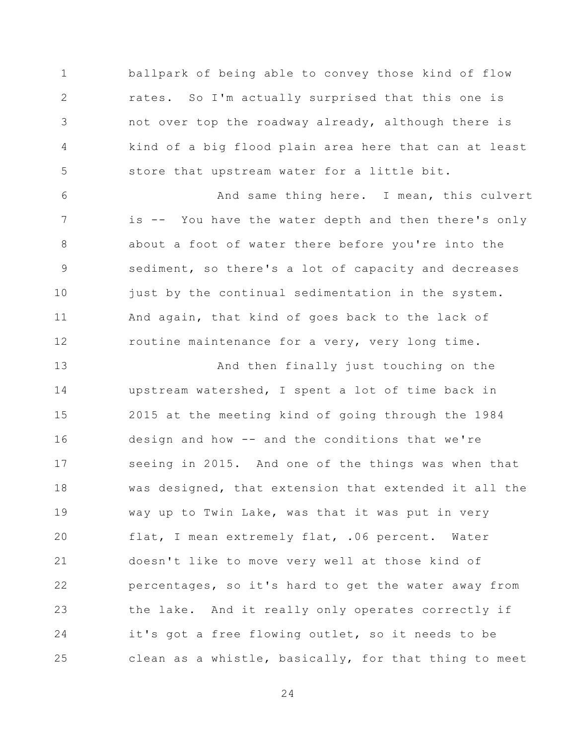ballpark of being able to convey those kind of flow rates. So I'm actually surprised that this one is not over top the roadway already, although there is kind of a big flood plain area here that can at least store that upstream water for a little bit.

And same thing here. I mean, this culvert is -- You have the water depth and then there's only about a foot of water there before you're into the sediment, so there's a lot of capacity and decreases just by the continual sedimentation in the system. And again, that kind of goes back to the lack of routine maintenance for a very, very long time.

And then finally just touching on the upstream watershed, I spent a lot of time back in 2015 at the meeting kind of going through the 1984 design and how -- and the conditions that we're seeing in 2015. And one of the things was when that was designed, that extension that extended it all the way up to Twin Lake, was that it was put in very flat, I mean extremely flat, .06 percent. Water doesn't like to move very well at those kind of percentages, so it's hard to get the water away from the lake. And it really only operates correctly if it's got a free flowing outlet, so it needs to be clean as a whistle, basically, for that thing to meet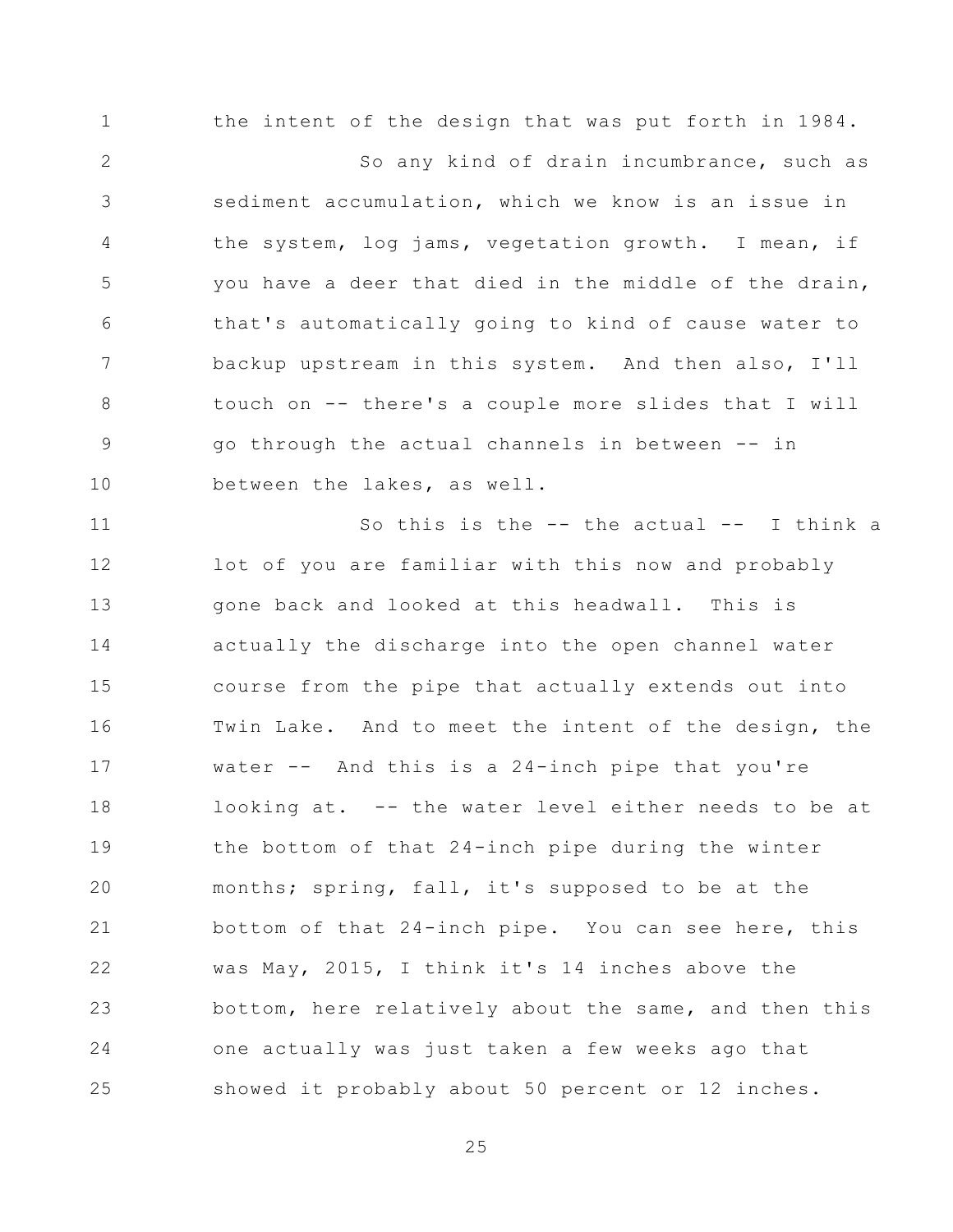the intent of the design that was put forth in 1984.

So any kind of drain incumbrance, such as sediment accumulation, which we know is an issue in the system, log jams, vegetation growth. I mean, if you have a deer that died in the middle of the drain, that's automatically going to kind of cause water to backup upstream in this system. And then also, I'll touch on -- there's a couple more slides that I will go through the actual channels in between -- in between the lakes, as well.

So this is the -- the actual -- I think a lot of you are familiar with this now and probably gone back and looked at this headwall. This is actually the discharge into the open channel water course from the pipe that actually extends out into Twin Lake. And to meet the intent of the design, the water -- And this is a 24-inch pipe that you're looking at. -- the water level either needs to be at the bottom of that 24-inch pipe during the winter months; spring, fall, it's supposed to be at the bottom of that 24-inch pipe. You can see here, this was May, 2015, I think it's 14 inches above the bottom, here relatively about the same, and then this one actually was just taken a few weeks ago that showed it probably about 50 percent or 12 inches.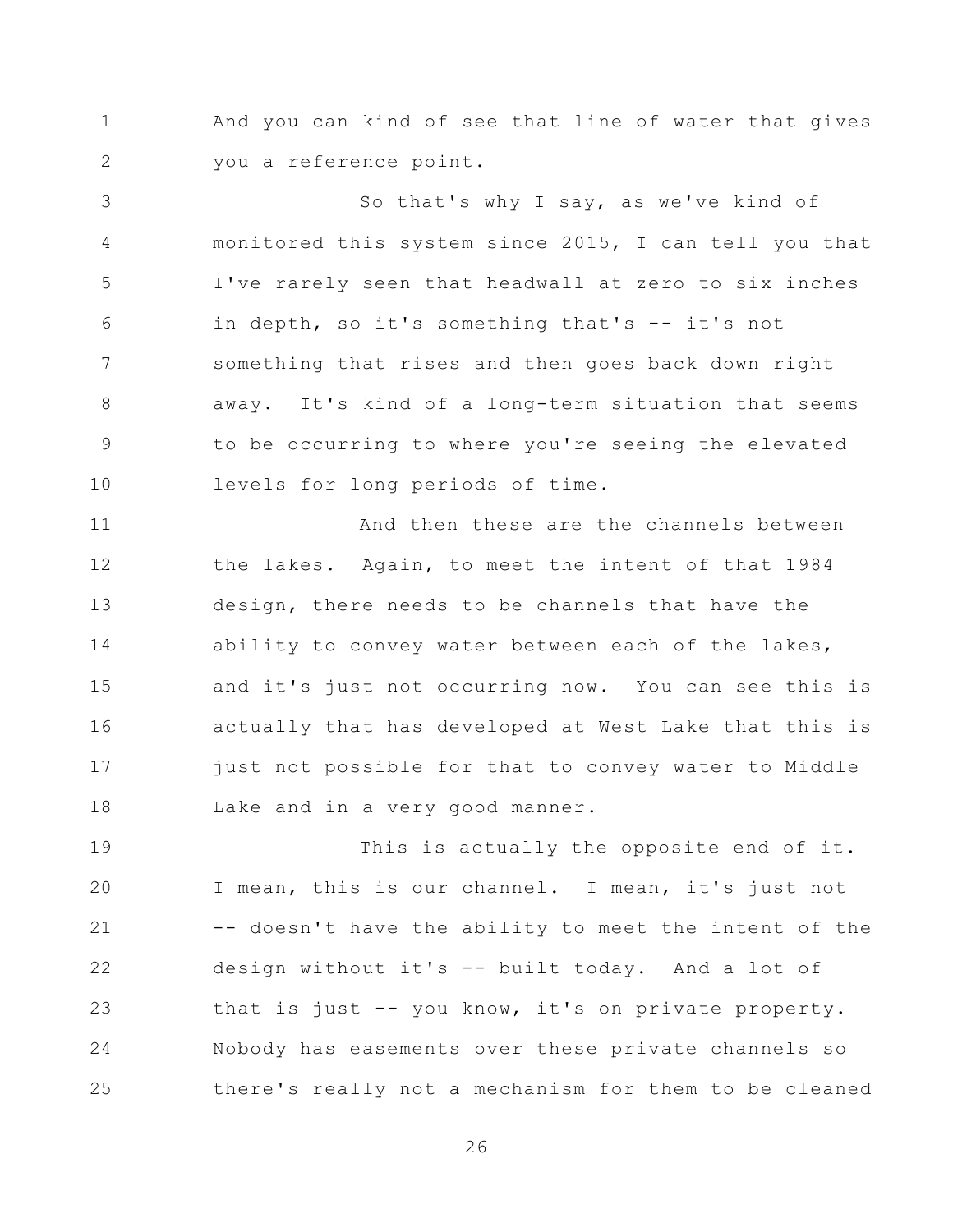And you can kind of see that line of water that gives you a reference point.

So that's why I say, as we've kind of monitored this system since 2015, I can tell you that I've rarely seen that headwall at zero to six inches in depth, so it's something that's -- it's not something that rises and then goes back down right away. It's kind of a long-term situation that seems to be occurring to where you're seeing the elevated levels for long periods of time.

And then these are the channels between the lakes. Again, to meet the intent of that 1984 design, there needs to be channels that have the ability to convey water between each of the lakes, and it's just not occurring now. You can see this is actually that has developed at West Lake that this is just not possible for that to convey water to Middle Lake and in a very good manner.

This is actually the opposite end of it. I mean, this is our channel. I mean, it's just not -- doesn't have the ability to meet the intent of the design without it's -- built today. And a lot of that is just -- you know, it's on private property. Nobody has easements over these private channels so there's really not a mechanism for them to be cleaned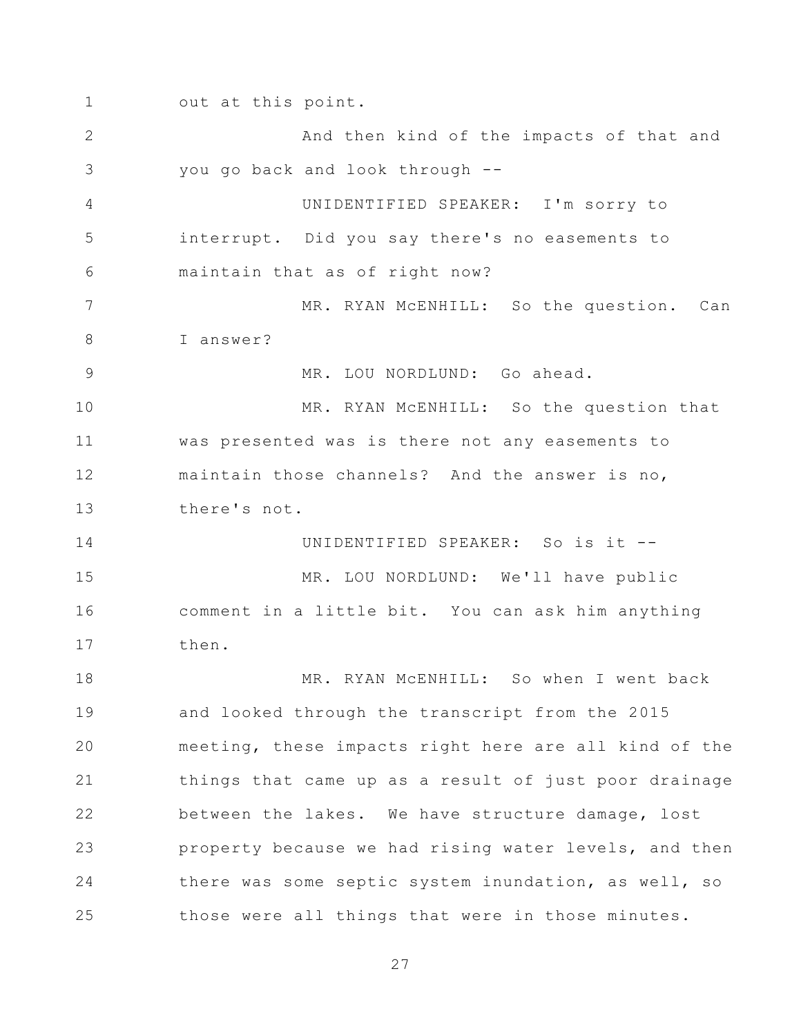out at this point.

And then kind of the impacts of that and you go back and look through --

UNIDENTIFIED SPEAKER: I'm sorry to interrupt. Did you say there's no easements to maintain that as of right now?

MR. RYAN McENHILL: So the question. Can I answer?

MR. LOU NORDLUND: Go ahead.

MR. RYAN McENHILL: So the question that was presented was is there not any easements to maintain those channels? And the answer is no, there's not.

UNIDENTIFIED SPEAKER: So is it --

MR. LOU NORDLUND: We'll have public comment in a little bit. You can ask him anything then.

MR. RYAN McENHILL: So when I went back and looked through the transcript from the 2015 meeting, these impacts right here are all kind of the things that came up as a result of just poor drainage between the lakes. We have structure damage, lost property because we had rising water levels, and then there was some septic system inundation, as well, so those were all things that were in those minutes.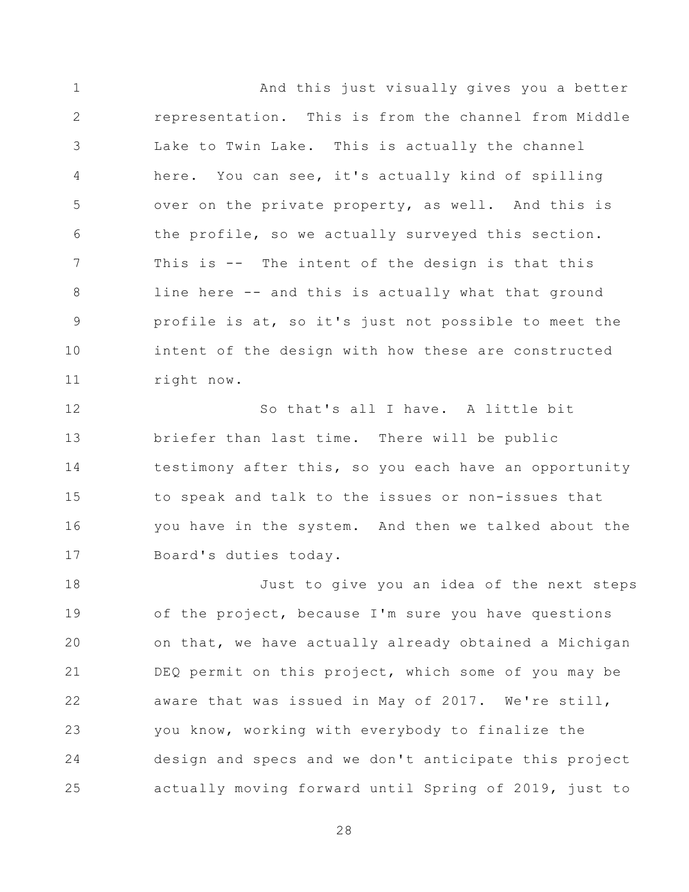And this just visually gives you a better representation. This is from the channel from Middle Lake to Twin Lake. This is actually the channel here. You can see, it's actually kind of spilling over on the private property, as well. And this is the profile, so we actually surveyed this section. This is -- The intent of the design is that this line here -- and this is actually what that ground profile is at, so it's just not possible to meet the intent of the design with how these are constructed right now.

So that's all I have. A little bit briefer than last time. There will be public testimony after this, so you each have an opportunity to speak and talk to the issues or non-issues that you have in the system. And then we talked about the Board's duties today.

Just to give you an idea of the next steps of the project, because I'm sure you have questions on that, we have actually already obtained a Michigan DEQ permit on this project, which some of you may be aware that was issued in May of 2017. We're still, you know, working with everybody to finalize the design and specs and we don't anticipate this project actually moving forward until Spring of 2019, just to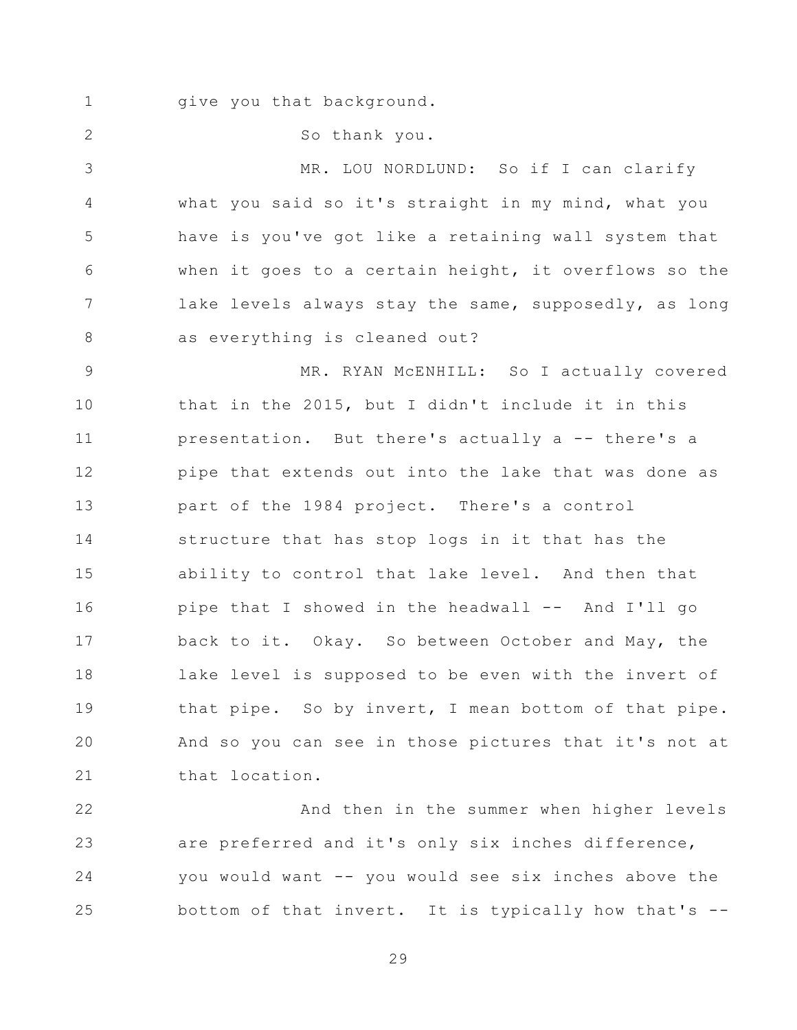give you that background.

So thank you.

MR. LOU NORDLUND: So if I can clarify what you said so it's straight in my mind, what you have is you've got like a retaining wall system that when it goes to a certain height, it overflows so the lake levels always stay the same, supposedly, as long as everything is cleaned out?

MR. RYAN McENHILL: So I actually covered that in the 2015, but I didn't include it in this presentation. But there's actually a -- there's a pipe that extends out into the lake that was done as part of the 1984 project. There's a control structure that has stop logs in it that has the ability to control that lake level. And then that pipe that I showed in the headwall -- And I'll go back to it. Okay. So between October and May, the lake level is supposed to be even with the invert of that pipe. So by invert, I mean bottom of that pipe. And so you can see in those pictures that it's not at that location.

And then in the summer when higher levels are preferred and it's only six inches difference, you would want -- you would see six inches above the bottom of that invert. It is typically how that's --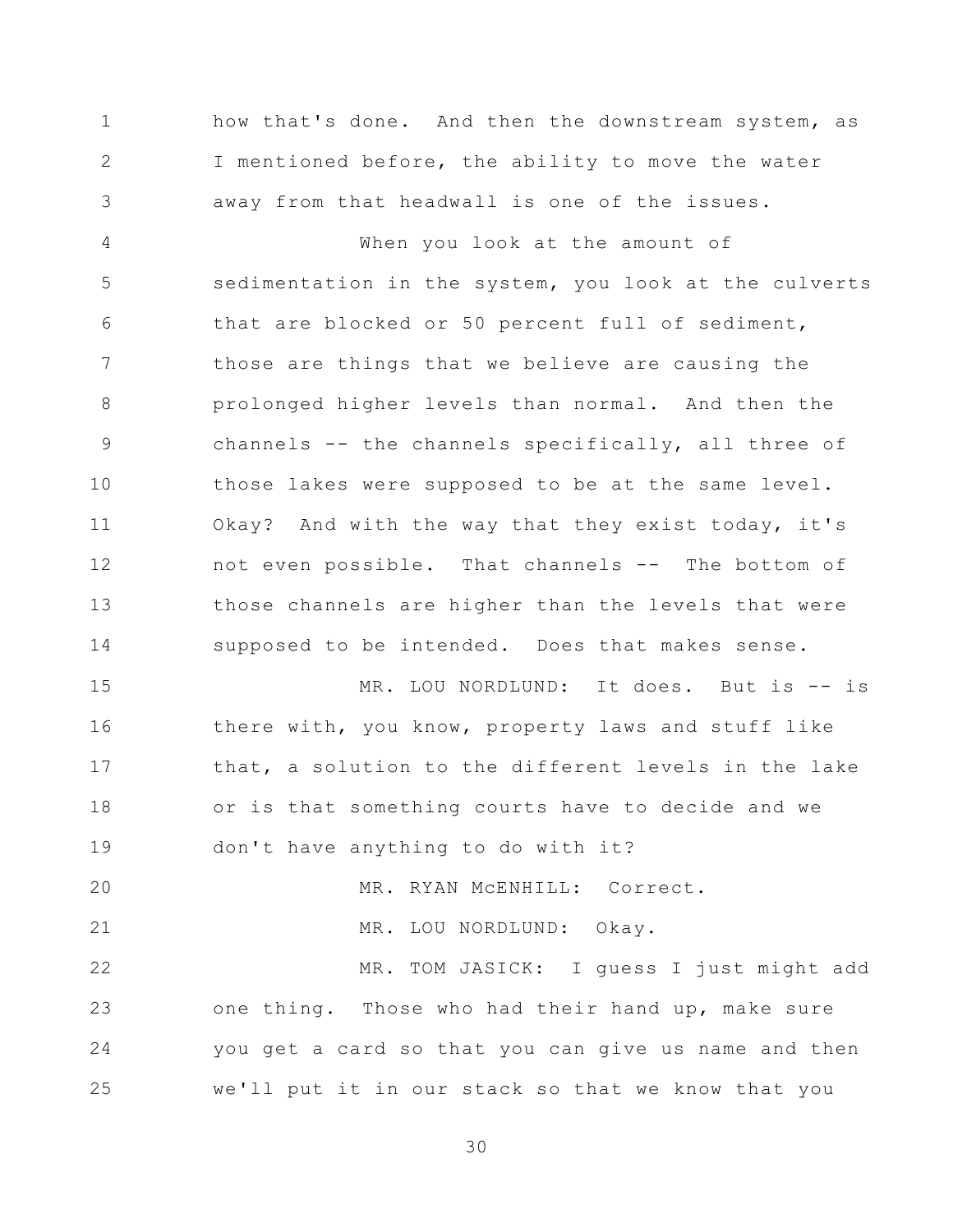how that's done. And then the downstream system, as I mentioned before, the ability to move the water away from that headwall is one of the issues.

When you look at the amount of sedimentation in the system, you look at the culverts that are blocked or 50 percent full of sediment, those are things that we believe are causing the prolonged higher levels than normal. And then the channels -- the channels specifically, all three of those lakes were supposed to be at the same level. Okay? And with the way that they exist today, it's not even possible. That channels -- The bottom of those channels are higher than the levels that were supposed to be intended. Does that makes sense.

MR. LOU NORDLUND: It does. But is -- is there with, you know, property laws and stuff like that, a solution to the different levels in the lake or is that something courts have to decide and we don't have anything to do with it?

MR. RYAN McENHILL: Correct.

MR. LOU NORDLUND: Okay.

MR. TOM JASICK: I guess I just might add one thing. Those who had their hand up, make sure you get a card so that you can give us name and then we'll put it in our stack so that we know that you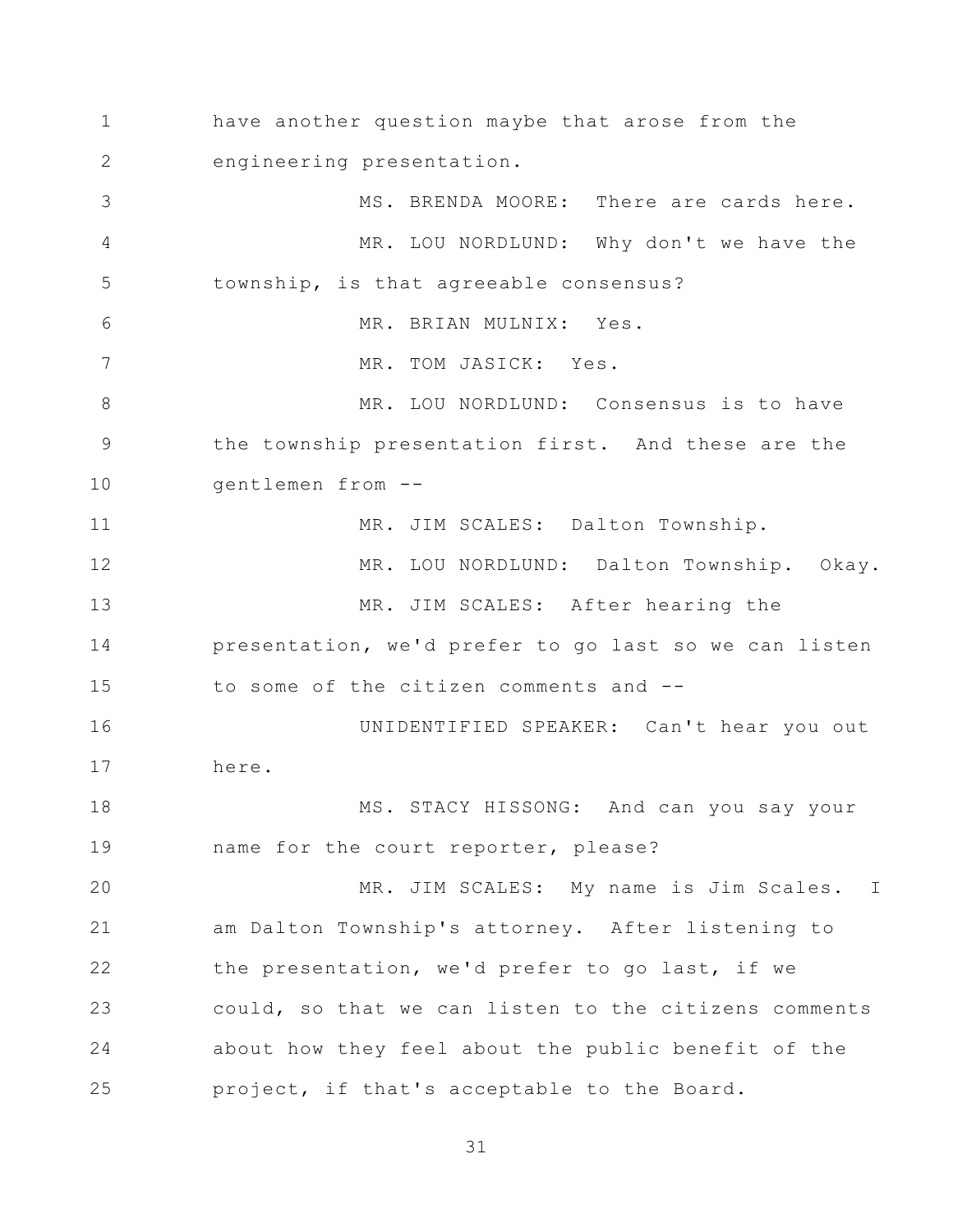have another question maybe that arose from the engineering presentation.

MS. BRENDA MOORE: There are cards here.

MR. LOU NORDLUND: Why don't we have the township, is that agreeable consensus?

MR. BRIAN MULNIX: Yes.

MR. TOM JASICK: Yes.

MR. LOU NORDLUND: Consensus is to have the township presentation first. And these are the gentlemen from --

MR. JIM SCALES: Dalton Township.

MR. LOU NORDLUND: Dalton Township. Okay.

MR. JIM SCALES: After hearing the presentation, we'd prefer to go last so we can listen to some of the citizen comments and --

UNIDENTIFIED SPEAKER: Can't hear you out here.

MS. STACY HISSONG: And can you say your name for the court reporter, please?

MR. JIM SCALES: My name is Jim Scales. I am Dalton Township's attorney. After listening to the presentation, we'd prefer to go last, if we could, so that we can listen to the citizens comments about how they feel about the public benefit of the project, if that's acceptable to the Board.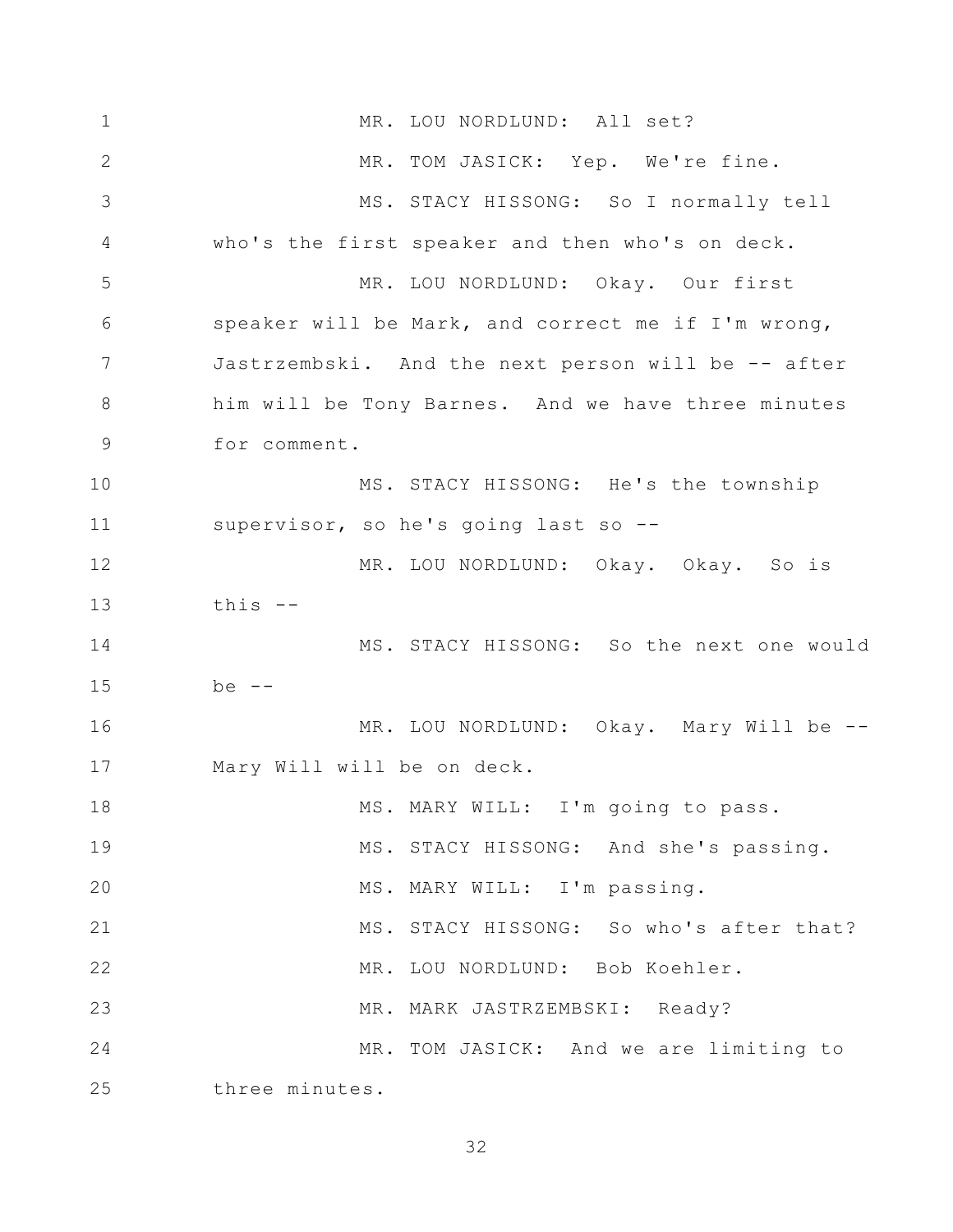MR. LOU NORDLUND: All set?

MR. TOM JASICK: Yep. We're fine.

MS. STACY HISSONG: So I normally tell who's the first speaker and then who's on deck.

MR. LOU NORDLUND: Okay. Our first speaker will be Mark, and correct me if I'm wrong, Jastrzembski. And the next person will be -- after him will be Tony Barnes. And we have three minutes for comment.

MS. STACY HISSONG: He's the township supervisor, so he's going last so --

MR. LOU NORDLUND: Okay. Okay. So is this --

MS. STACY HISSONG: So the next one would be --

MR. LOU NORDLUND: Okay. Mary Will be -- Mary Will will be on deck.

MS. MARY WILL: I'm going to pass.

MS. STACY HISSONG: And she's passing.

MS. MARY WILL: I'm passing.

MS. STACY HISSONG: So who's after that?

MR. LOU NORDLUND: Bob Koehler.

MR. MARK JASTRZEMBSKI: Ready?

MR. TOM JASICK: And we are limiting to three minutes.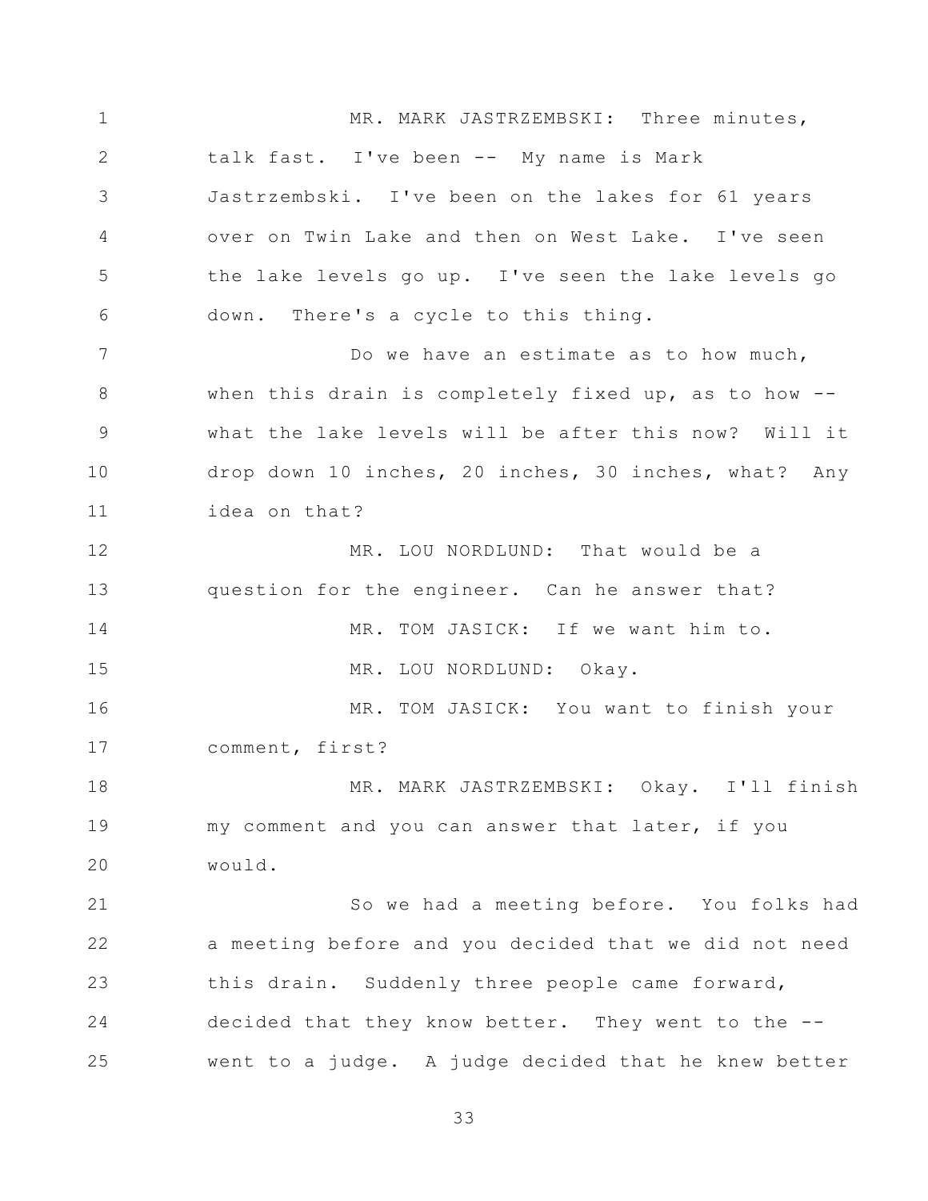MR. MARK JASTRZEMBSKI: Three minutes, talk fast. I've been -- My name is Mark Jastrzembski. I've been on the lakes for 61 years over on Twin Lake and then on West Lake. I've seen the lake levels go up. I've seen the lake levels go down. There's a cycle to this thing.

Do we have an estimate as to how much, when this drain is completely fixed up, as to how -- what the lake levels will be after this now? Will it drop down 10 inches, 20 inches, 30 inches, what? Any idea on that?

MR. LOU NORDLUND: That would be a question for the engineer. Can he answer that?

MR. TOM JASICK: If we want him to.

MR. LOU NORDLUND: Okay.

MR. TOM JASICK: You want to finish your comment, first?

MR. MARK JASTRZEMBSKI: Okay. I'll finish my comment and you can answer that later, if you would.

So we had a meeting before. You folks had a meeting before and you decided that we did not need this drain. Suddenly three people came forward, decided that they know better. They went to the -- went to a judge. A judge decided that he knew better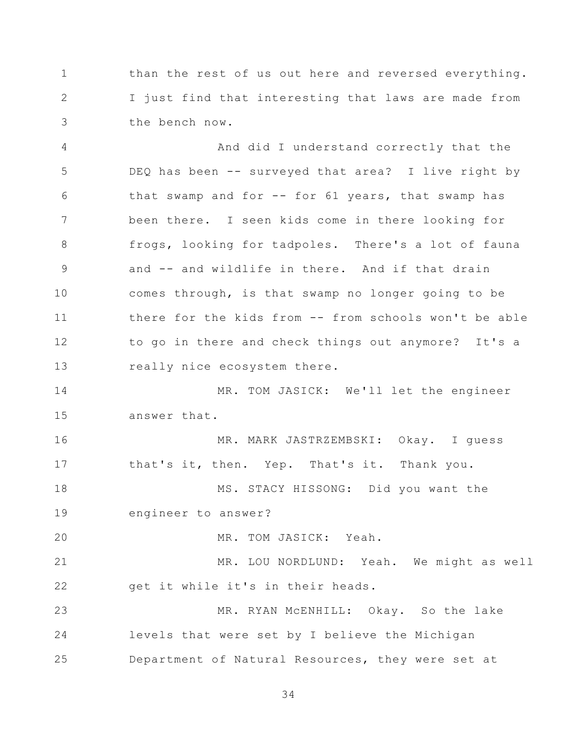than the rest of us out here and reversed everything. I just find that interesting that laws are made from the bench now.

And did I understand correctly that the DEQ has been -- surveyed that area? I live right by that swamp and for -- for 61 years, that swamp has been there. I seen kids come in there looking for frogs, looking for tadpoles. There's a lot of fauna and -- and wildlife in there. And if that drain comes through, is that swamp no longer going to be there for the kids from -- from schools won't be able to go in there and check things out anymore? It's a really nice ecosystem there.

MR. TOM JASICK: We'll let the engineer answer that.

MR. MARK JASTRZEMBSKI: Okay. I guess that's it, then. Yep. That's it. Thank you.

MS. STACY HISSONG: Did you want the engineer to answer?

MR. TOM JASICK: Yeah.

MR. LOU NORDLUND: Yeah. We might as well get it while it's in their heads.

MR. RYAN McENHILL: Okay. So the lake levels that were set by I believe the Michigan Department of Natural Resources, they were set at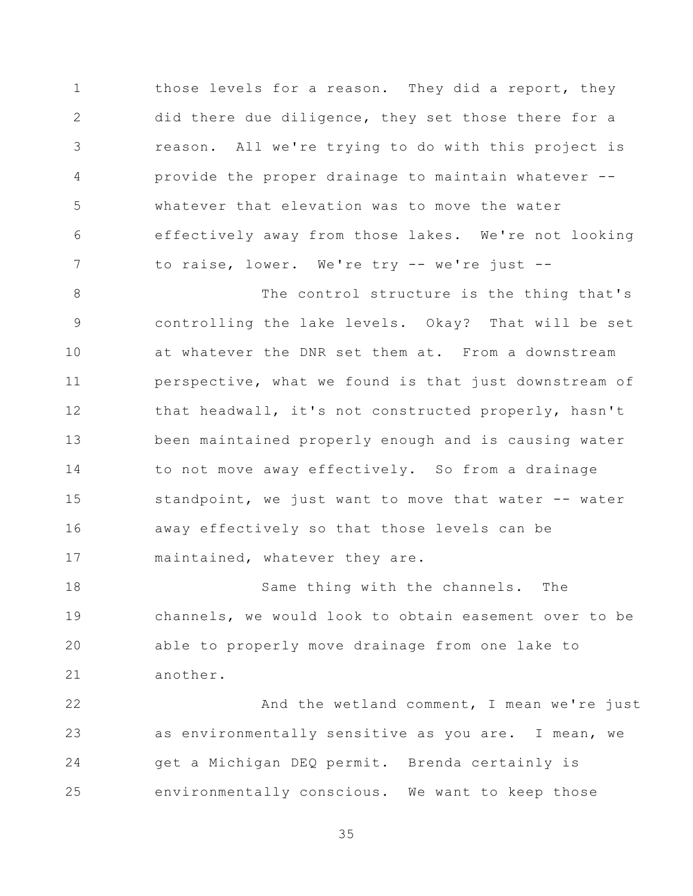those levels for a reason. They did a report, they did there due diligence, they set those there for a reason. All we're trying to do with this project is provide the proper drainage to maintain whatever -- whatever that elevation was to move the water effectively away from those lakes. We're not looking to raise, lower. We're try -- we're just --

The control structure is the thing that's controlling the lake levels. Okay? That will be set at whatever the DNR set them at. From a downstream perspective, what we found is that just downstream of that headwall, it's not constructed properly, hasn't been maintained properly enough and is causing water to not move away effectively. So from a drainage standpoint, we just want to move that water -- water away effectively so that those levels can be maintained, whatever they are.

Same thing with the channels. The channels, we would look to obtain easement over to be able to properly move drainage from one lake to another.

And the wetland comment, I mean we're just as environmentally sensitive as you are. I mean, we get a Michigan DEQ permit. Brenda certainly is environmentally conscious. We want to keep those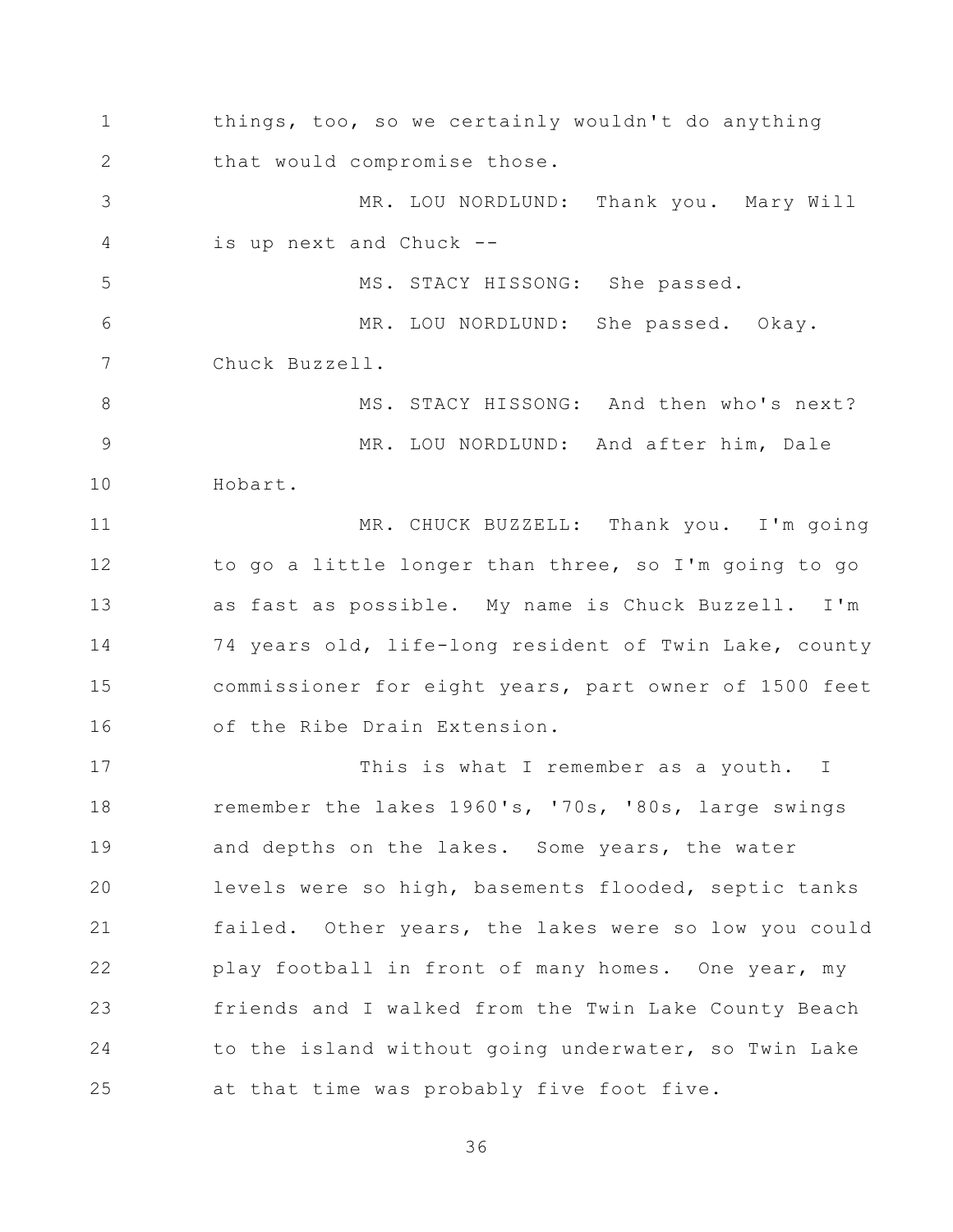things, too, so we certainly wouldn't do anything that would compromise those.

MR. LOU NORDLUND: Thank you. Mary Will is up next and Chuck --

MS. STACY HISSONG: She passed.

MR. LOU NORDLUND: She passed. Okay. Chuck Buzzell.

MS. STACY HISSONG: And then who's next?

MR. LOU NORDLUND: And after him, Dale Hobart.

MR. CHUCK BUZZELL: Thank you. I'm going to go a little longer than three, so I'm going to go as fast as possible. My name is Chuck Buzzell. I'm 74 years old, life-long resident of Twin Lake, county commissioner for eight years, part owner of 1500 feet of the Ribe Drain Extension.

This is what I remember as a youth. I remember the lakes 1960's, '70s, '80s, large swings and depths on the lakes. Some years, the water levels were so high, basements flooded, septic tanks failed. Other years, the lakes were so low you could play football in front of many homes. One year, my friends and I walked from the Twin Lake County Beach to the island without going underwater, so Twin Lake at that time was probably five foot five.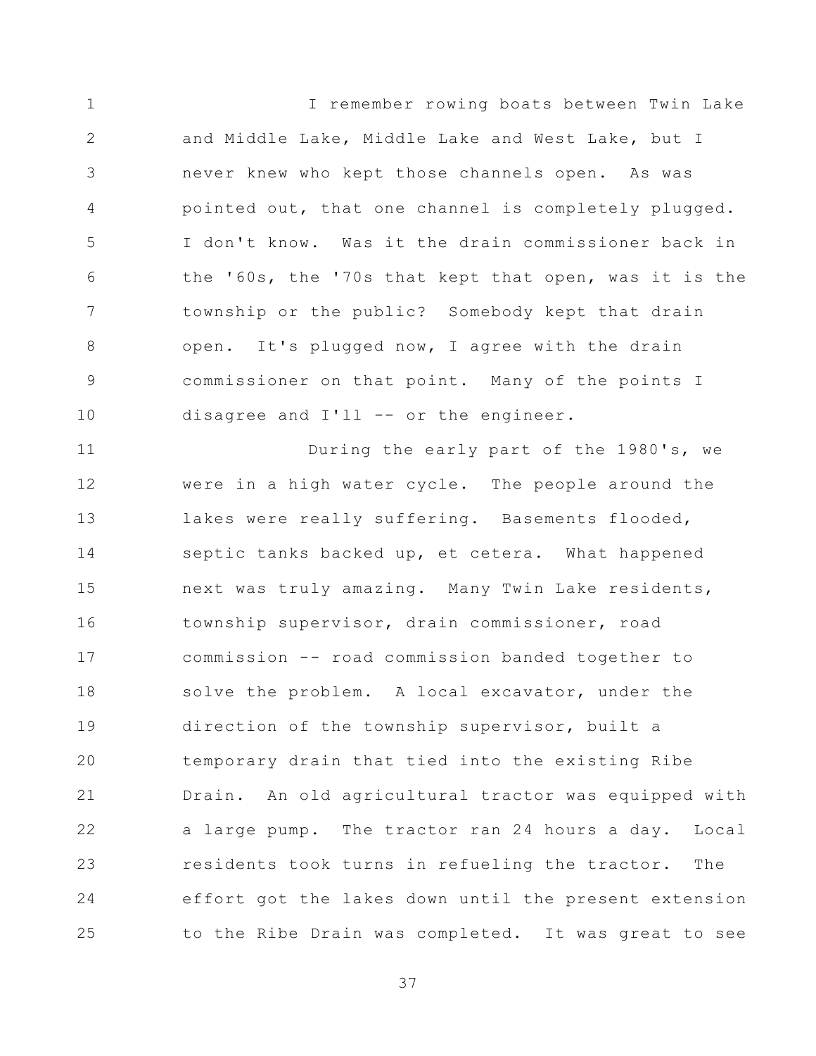I remember rowing boats between Twin Lake and Middle Lake, Middle Lake and West Lake, but I never knew who kept those channels open. As was pointed out, that one channel is completely plugged. I don't know. Was it the drain commissioner back in the '60s, the '70s that kept that open, was it is the township or the public? Somebody kept that drain open. It's plugged now, I agree with the drain commissioner on that point. Many of the points I disagree and I'll -- or the engineer.

During the early part of the 1980's, we were in a high water cycle. The people around the lakes were really suffering. Basements flooded, septic tanks backed up, et cetera. What happened next was truly amazing. Many Twin Lake residents, township supervisor, drain commissioner, road commission -- road commission banded together to solve the problem. A local excavator, under the direction of the township supervisor, built a temporary drain that tied into the existing Ribe Drain. An old agricultural tractor was equipped with a large pump. The tractor ran 24 hours a day. Local residents took turns in refueling the tractor. The effort got the lakes down until the present extension to the Ribe Drain was completed. It was great to see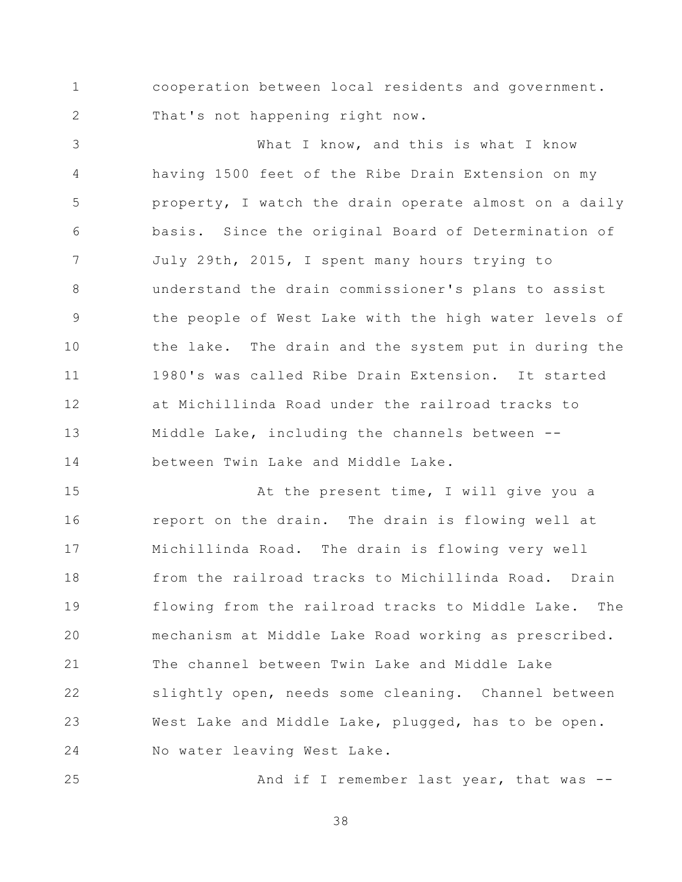cooperation between local residents and government. That's not happening right now.

What I know, and this is what I know having 1500 feet of the Ribe Drain Extension on my property, I watch the drain operate almost on a daily basis. Since the original Board of Determination of July 29th, 2015, I spent many hours trying to understand the drain commissioner's plans to assist the people of West Lake with the high water levels of the lake. The drain and the system put in during the 1980's was called Ribe Drain Extension. It started at Michillinda Road under the railroad tracks to Middle Lake, including the channels between -- between Twin Lake and Middle Lake.

At the present time, I will give you a report on the drain. The drain is flowing well at Michillinda Road. The drain is flowing very well from the railroad tracks to Michillinda Road. Drain flowing from the railroad tracks to Middle Lake. The mechanism at Middle Lake Road working as prescribed. The channel between Twin Lake and Middle Lake slightly open, needs some cleaning. Channel between West Lake and Middle Lake, plugged, has to be open. No water leaving West Lake.

And if I remember last year, that was --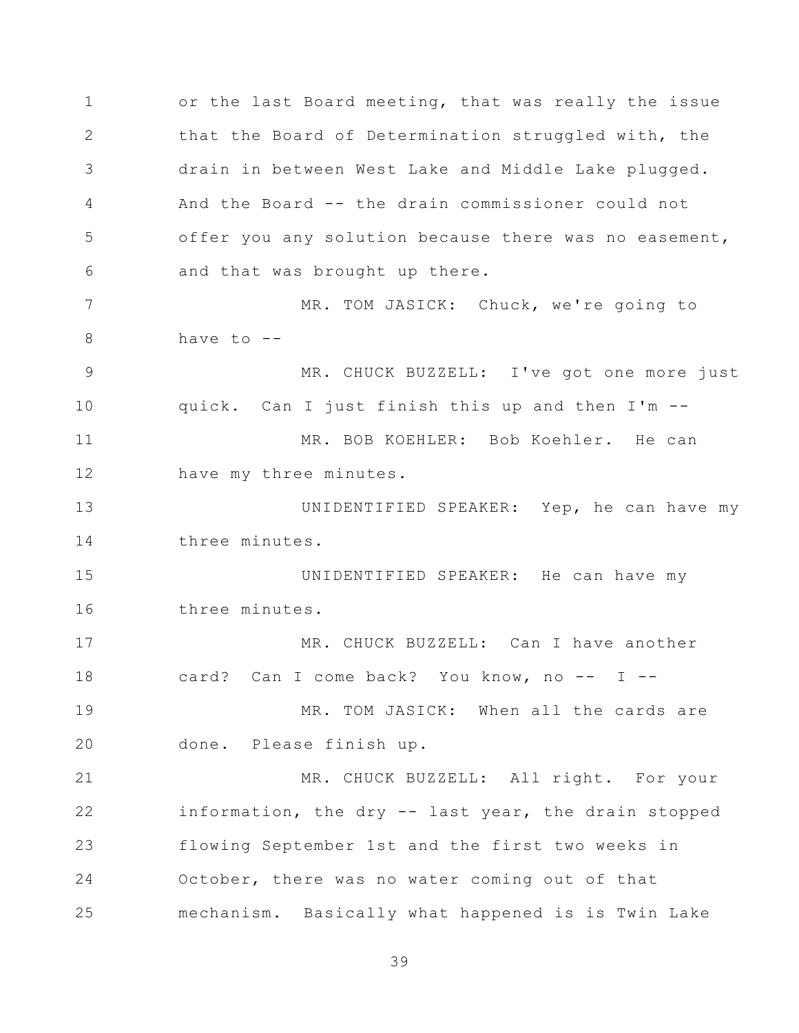or the last Board meeting, that was really the issue that the Board of Determination struggled with, the drain in between West Lake and Middle Lake plugged. And the Board -- the drain commissioner could not offer you any solution because there was no easement, and that was brought up there.

MR. TOM JASICK: Chuck, we're going to have to --

MR. CHUCK BUZZELL: I've got one more just quick. Can I just finish this up and then I'm --

MR. BOB KOEHLER: Bob Koehler. He can have my three minutes.

UNIDENTIFIED SPEAKER: Yep, he can have my three minutes.

UNIDENTIFIED SPEAKER: He can have my three minutes.

MR. CHUCK BUZZELL: Can I have another card? Can I come back? You know, no -- I --

MR. TOM JASICK: When all the cards are done. Please finish up.

MR. CHUCK BUZZELL: All right. For your information, the dry -- last year, the drain stopped flowing September 1st and the first two weeks in October, there was no water coming out of that mechanism. Basically what happened is is Twin Lake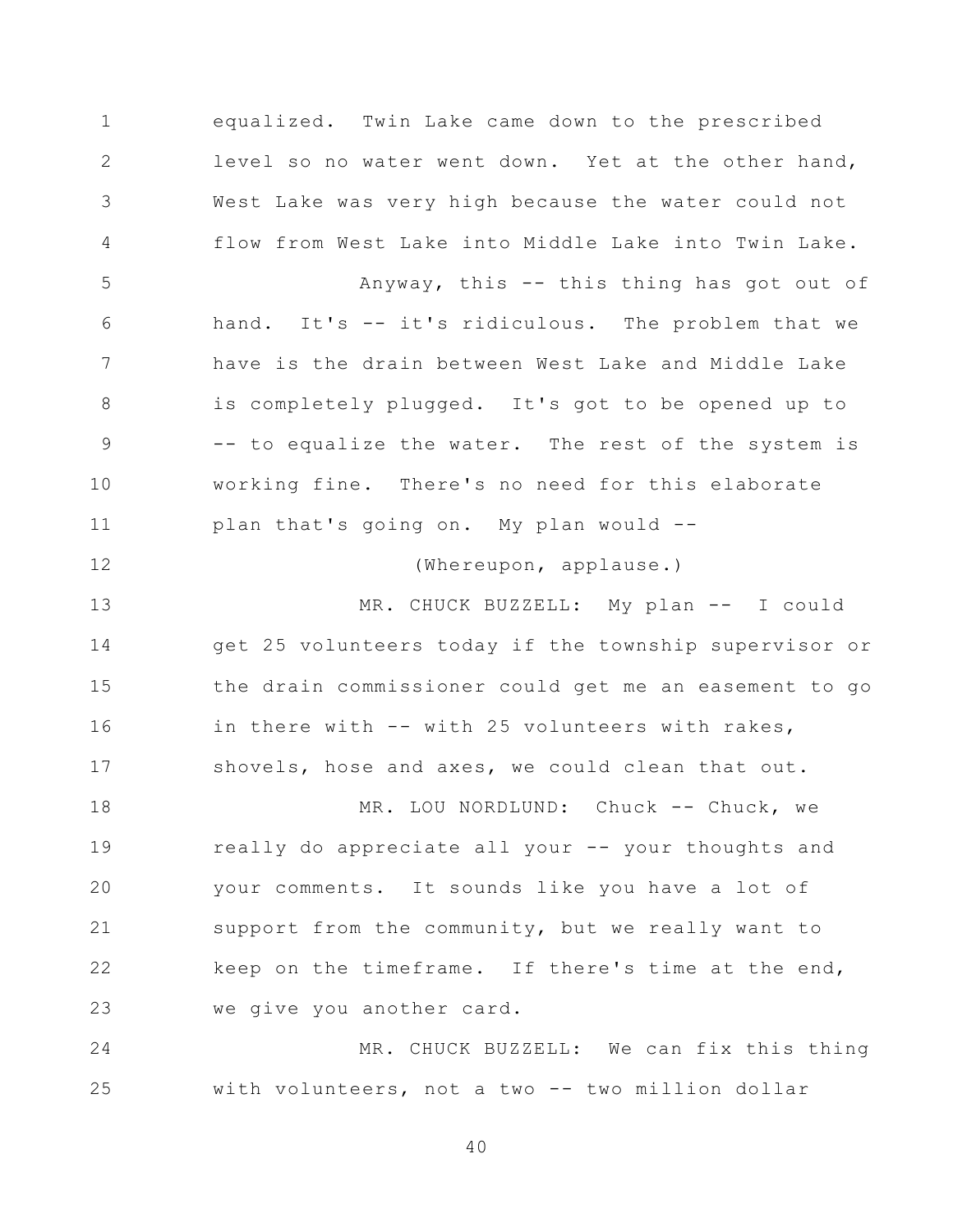equalized. Twin Lake came down to the prescribed level so no water went down. Yet at the other hand, West Lake was very high because the water could not flow from West Lake into Middle Lake into Twin Lake.

Anyway, this -- this thing has got out of hand. It's -- it's ridiculous. The problem that we have is the drain between West Lake and Middle Lake is completely plugged. It's got to be opened up to -- to equalize the water. The rest of the system is working fine. There's no need for this elaborate plan that's going on. My plan would --

(Whereupon, applause.)

MR. CHUCK BUZZELL: My plan -- I could get 25 volunteers today if the township supervisor or the drain commissioner could get me an easement to go in there with -- with 25 volunteers with rakes, shovels, hose and axes, we could clean that out.

MR. LOU NORDLUND: Chuck -- Chuck, we really do appreciate all your -- your thoughts and your comments. It sounds like you have a lot of support from the community, but we really want to keep on the timeframe. If there's time at the end, we give you another card.

MR. CHUCK BUZZELL: We can fix this thing with volunteers, not a two -- two million dollar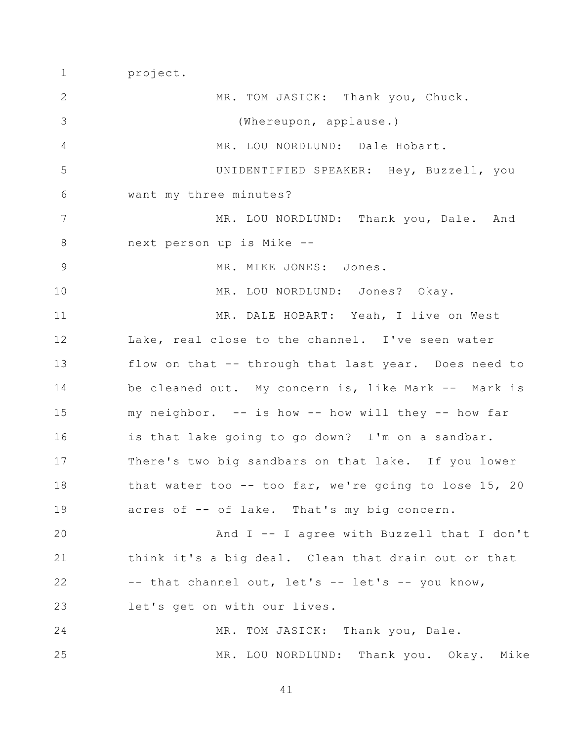project.

MR. TOM JASICK: Thank you, Chuck.

(Whereupon, applause.)

MR. LOU NORDLUND: Dale Hobart.

UNIDENTIFIED SPEAKER: Hey, Buzzell, you want my three minutes?

MR. LOU NORDLUND: Thank you, Dale. And next person up is Mike --

MR. MIKE JONES: Jones.

MR. LOU NORDLUND: Jones? Okay.

MR. DALE HOBART: Yeah, I live on West Lake, real close to the channel. I've seen water flow on that -- through that last year. Does need to be cleaned out. My concern is, like Mark -- Mark is my neighbor. -- is how -- how will they -- how far is that lake going to go down? I'm on a sandbar. There's two big sandbars on that lake. If you lower that water too -- too far, we're going to lose 15, 20 acres of -- of lake. That's my big concern.

And I -- I agree with Buzzell that I don't think it's a big deal. Clean that drain out or that -- that channel out, let's -- let's -- you know, let's get on with our lives.

MR. TOM JASICK: Thank you, Dale.

MR. LOU NORDLUND: Thank you. Okay. Mike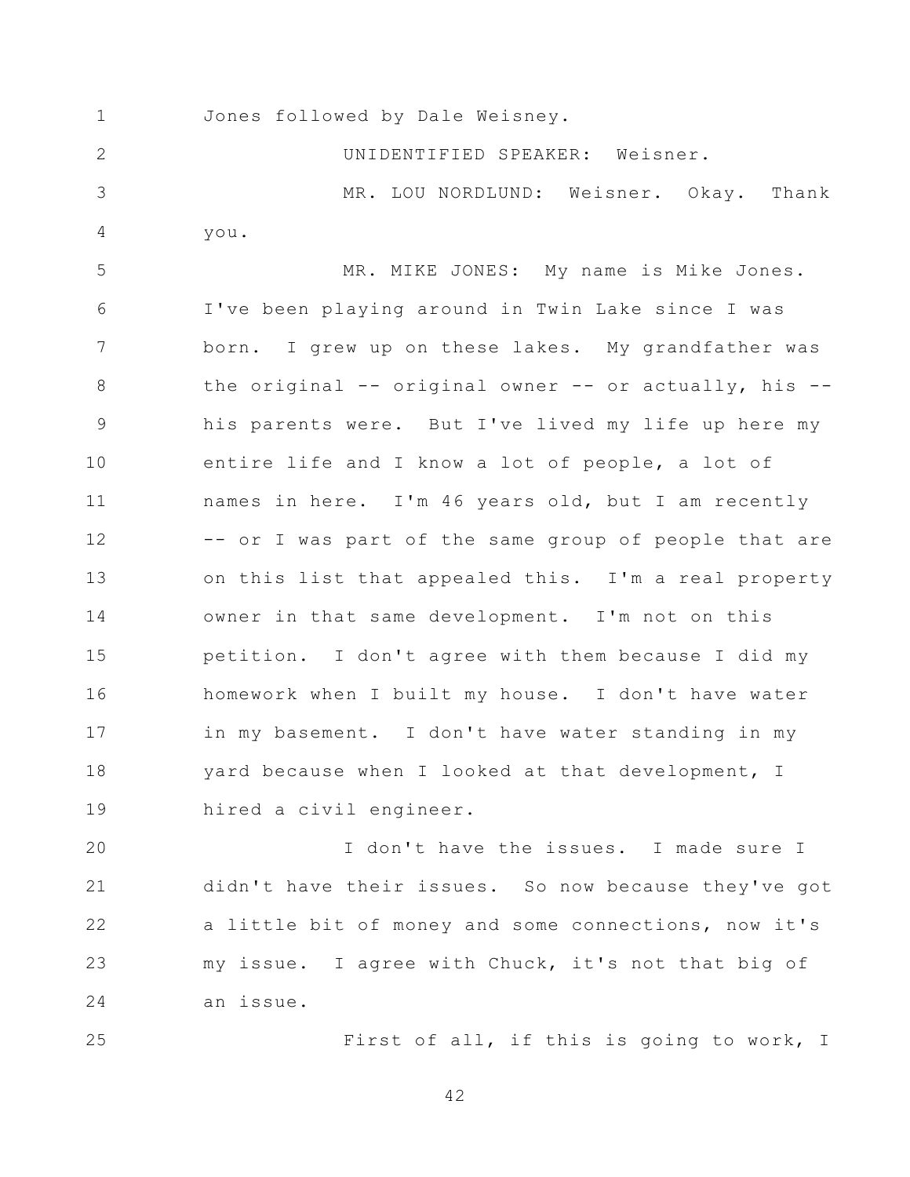Jones followed by Dale Weisney.

UNIDENTIFIED SPEAKER: Weisner.

MR. LOU NORDLUND: Weisner. Okay. Thank you.

MR. MIKE JONES: My name is Mike Jones. I've been playing around in Twin Lake since I was born. I grew up on these lakes. My grandfather was the original -- original owner -- or actually, his -- his parents were. But I've lived my life up here my entire life and I know a lot of people, a lot of names in here. I'm 46 years old, but I am recently -- or I was part of the same group of people that are on this list that appealed this. I'm a real property owner in that same development. I'm not on this petition. I don't agree with them because I did my homework when I built my house. I don't have water in my basement. I don't have water standing in my yard because when I looked at that development, I hired a civil engineer.

I don't have the issues. I made sure I didn't have their issues. So now because they've got a little bit of money and some connections, now it's my issue. I agree with Chuck, it's not that big of an issue.

First of all, if this is going to work, I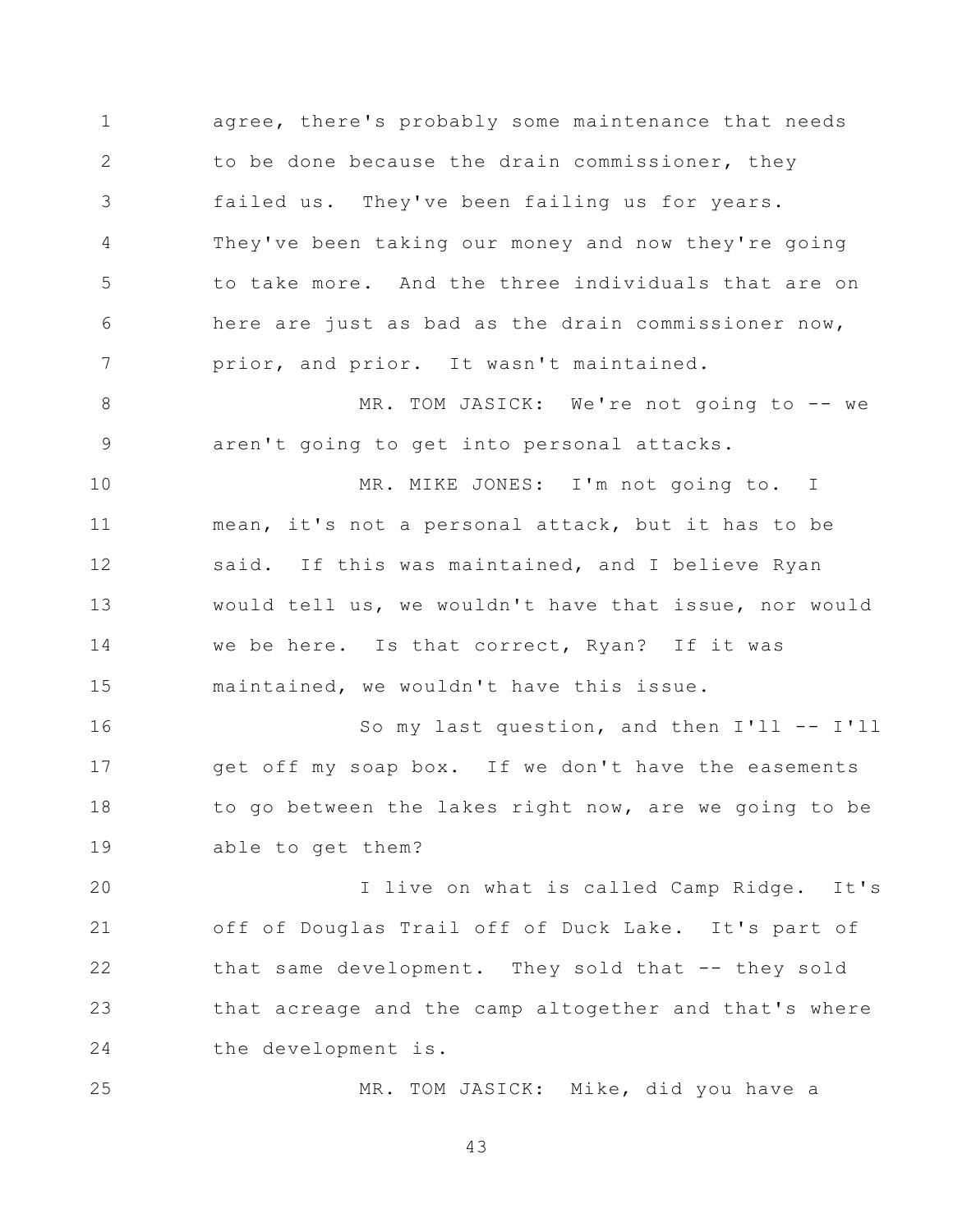agree, there's probably some maintenance that needs to be done because the drain commissioner, they failed us. They've been failing us for years. They've been taking our money and now they're going to take more. And the three individuals that are on here are just as bad as the drain commissioner now, prior, and prior. It wasn't maintained.

MR. TOM JASICK: We're not going to -- we aren't going to get into personal attacks.

MR. MIKE JONES: I'm not going to. I mean, it's not a personal attack, but it has to be said. If this was maintained, and I believe Ryan would tell us, we wouldn't have that issue, nor would we be here. Is that correct, Ryan? If it was maintained, we wouldn't have this issue.

So my last question, and then I'll -- I'll get off my soap box. If we don't have the easements to go between the lakes right now, are we going to be able to get them?

I live on what is called Camp Ridge. It's off of Douglas Trail off of Duck Lake. It's part of that same development. They sold that -- they sold that acreage and the camp altogether and that's where the development is.

MR. TOM JASICK: Mike, did you have a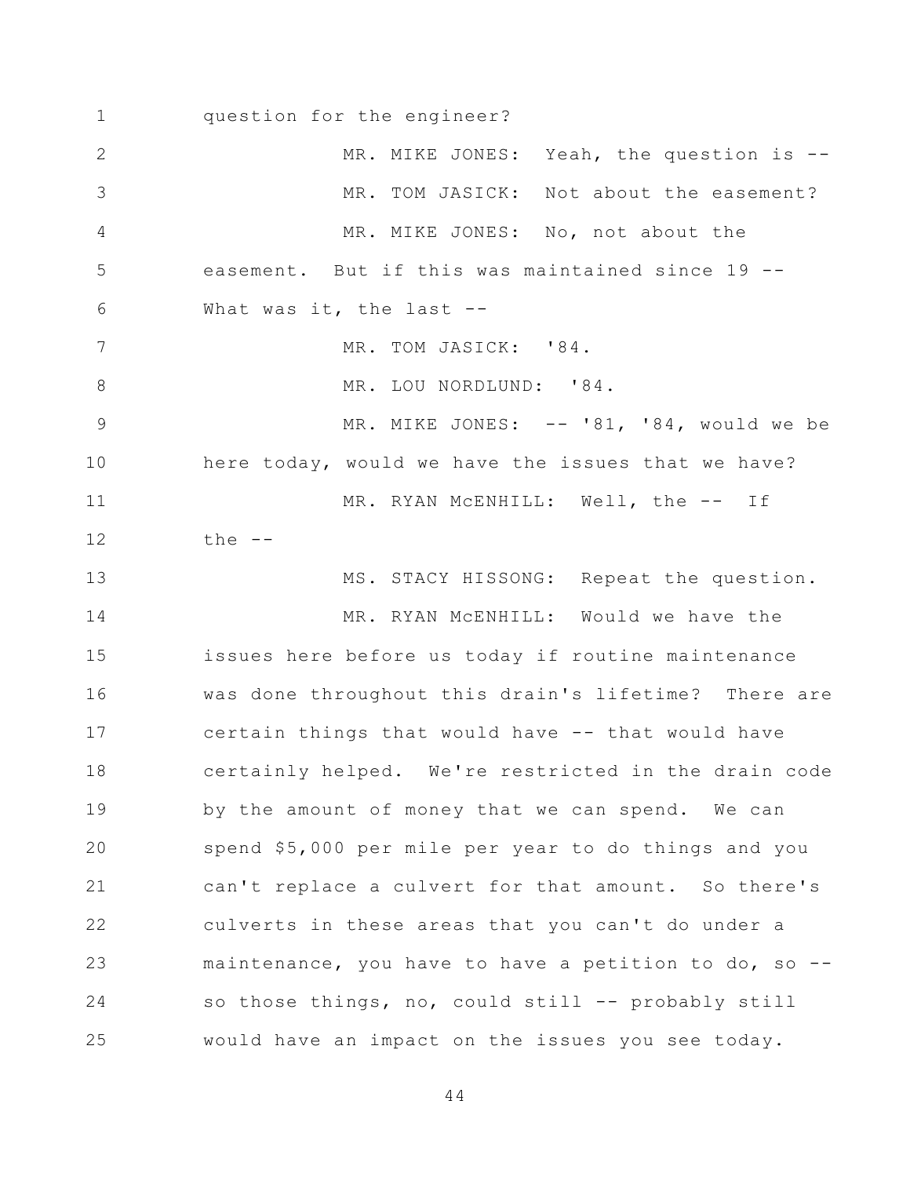question for the engineer?

MR. MIKE JONES: Yeah, the question is --

MR. TOM JASICK: Not about the easement?

MR. MIKE JONES: No, not about the easement. But if this was maintained since 19 -- What was it, the last --

MR. TOM JASICK: '84.

MR. LOU NORDLUND: '84.

MR. MIKE JONES: -- '81, '84, would we be here today, would we have the issues that we have?

MR. RYAN McENHILL: Well, the -- If the --

MS. STACY HISSONG: Repeat the question.

MR. RYAN McENHILL: Would we have the issues here before us today if routine maintenance was done throughout this drain's lifetime? There are certain things that would have -- that would have certainly helped. We're restricted in the drain code by the amount of money that we can spend. We can spend $5,000 per mile per year to do things and you can't replace a culvert for that amount. So there's culverts in these areas that you can't do under a maintenance, you have to have a petition to do, so -- so those things, no, could still -- probably still would have an impact on the issues you see today.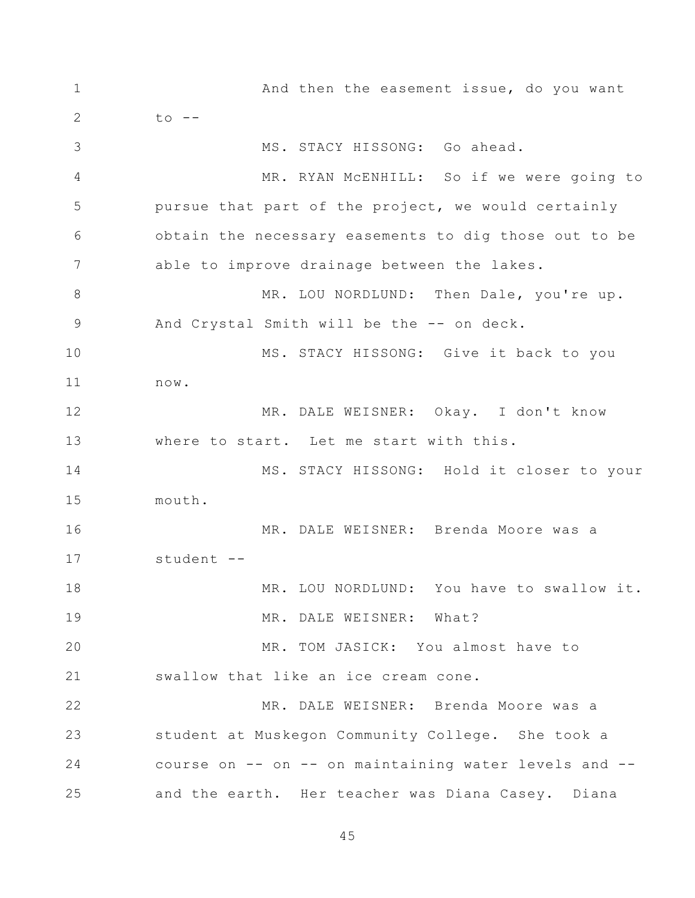And then the easement issue, do you want to --

MS. STACY HISSONG: Go ahead.

MR. RYAN McENHILL: So if we were going to pursue that part of the project, we would certainly obtain the necessary easements to dig those out to be able to improve drainage between the lakes.

MR. LOU NORDLUND: Then Dale, you're up. And Crystal Smith will be the -- on deck.

MS. STACY HISSONG: Give it back to you now.

MR. DALE WEISNER: Okay. I don't know where to start. Let me start with this.

MS. STACY HISSONG: Hold it closer to your mouth.

MR. DALE WEISNER: Brenda Moore was a student --

MR. LOU NORDLUND: You have to swallow it.

MR. DALE WEISNER: What?

MR. TOM JASICK: You almost have to swallow that like an ice cream cone.

MR. DALE WEISNER: Brenda Moore was a student at Muskegon Community College. She took a course on -- on -- on maintaining water levels and -- and the earth. Her teacher was Diana Casey. Diana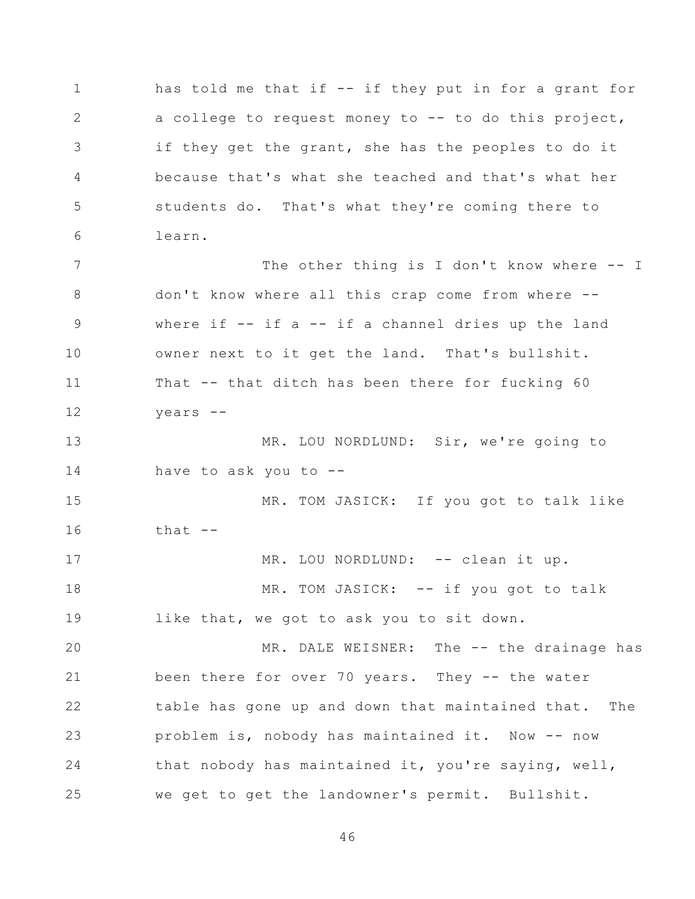has told me that if -- if they put in for a grant for a college to request money to -- to do this project, if they get the grant, she has the peoples to do it because that's what she teached and that's what her students do. That's what they're coming there to learn.

The other thing is I don't know where -- I don't know where all this crap come from where -- where if -- if a -- if a channel dries up the land owner next to it get the land. That's bullshit. That -- that ditch has been there for fucking 60 years --

MR. LOU NORDLUND: Sir, we're going to have to ask you to --

MR. TOM JASICK: If you got to talk like that --

MR. LOU NORDLUND: -- clean it up.

MR. TOM JASICK: -- if you got to talk like that, we got to ask you to sit down.

MR. DALE WEISNER: The -- the drainage has been there for over 70 years. They -- the water table has gone up and down that maintained that. The problem is, nobody has maintained it. Now -- now that nobody has maintained it, you're saying, well, we get to get the landowner's permit. Bullshit.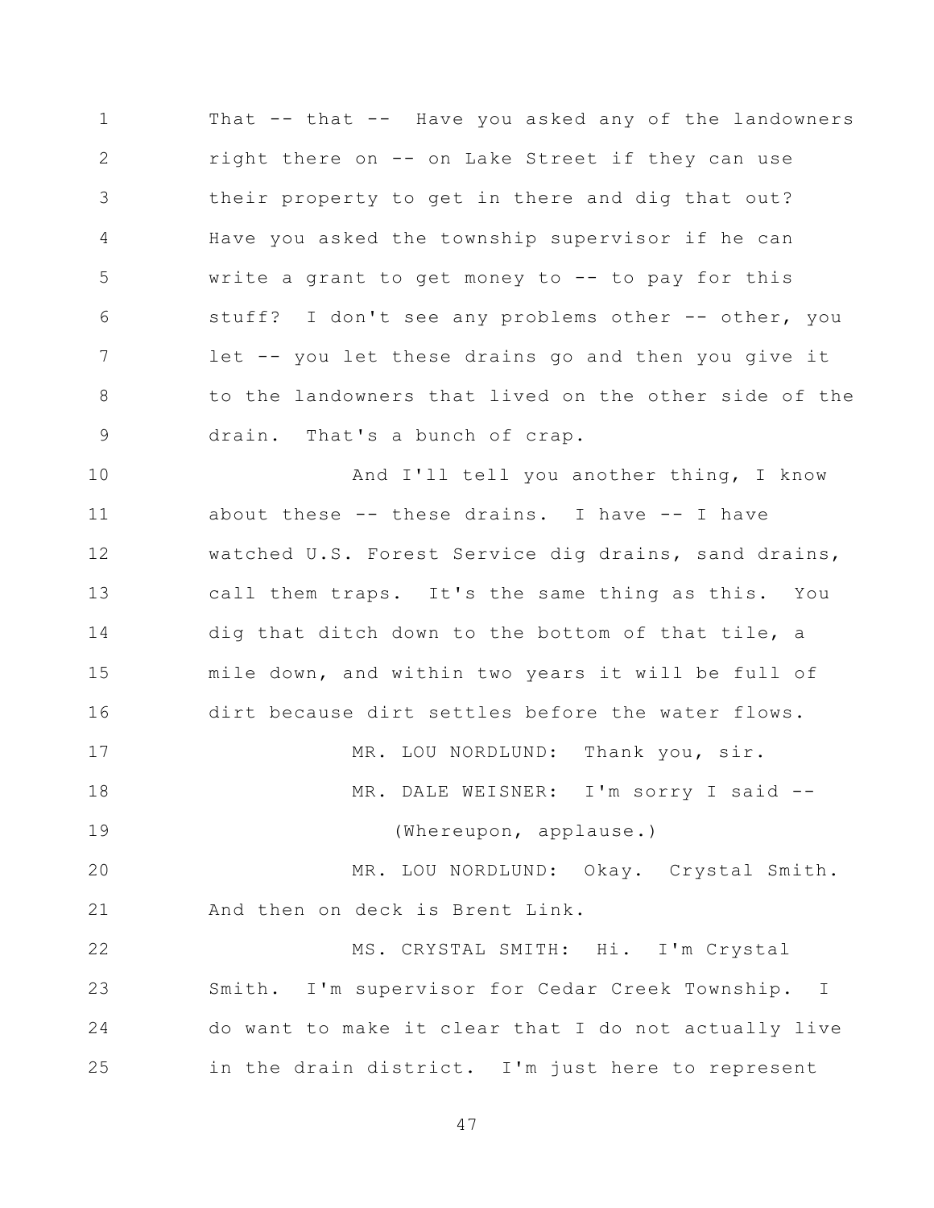That -- that -- Have you asked any of the landowners right there on -- on Lake Street if they can use their property to get in there and dig that out? Have you asked the township supervisor if he can write a grant to get money to -- to pay for this stuff? I don't see any problems other -- other, you let -- you let these drains go and then you give it to the landowners that lived on the other side of the drain. That's a bunch of crap.

And I'll tell you another thing, I know about these -- these drains. I have -- I have watched U.S. Forest Service dig drains, sand drains, call them traps. It's the same thing as this. You dig that ditch down to the bottom of that tile, a mile down, and within two years it will be full of dirt because dirt settles before the water flows.

MR. LOU NORDLUND: Thank you, sir.

MR. DALE WEISNER: I'm sorry I said --

(Whereupon, applause.)

MR. LOU NORDLUND: Okay. Crystal Smith. And then on deck is Brent Link.

MS. CRYSTAL SMITH: Hi. I'm Crystal Smith. I'm supervisor for Cedar Creek Township. I do want to make it clear that I do not actually live in the drain district. I'm just here to represent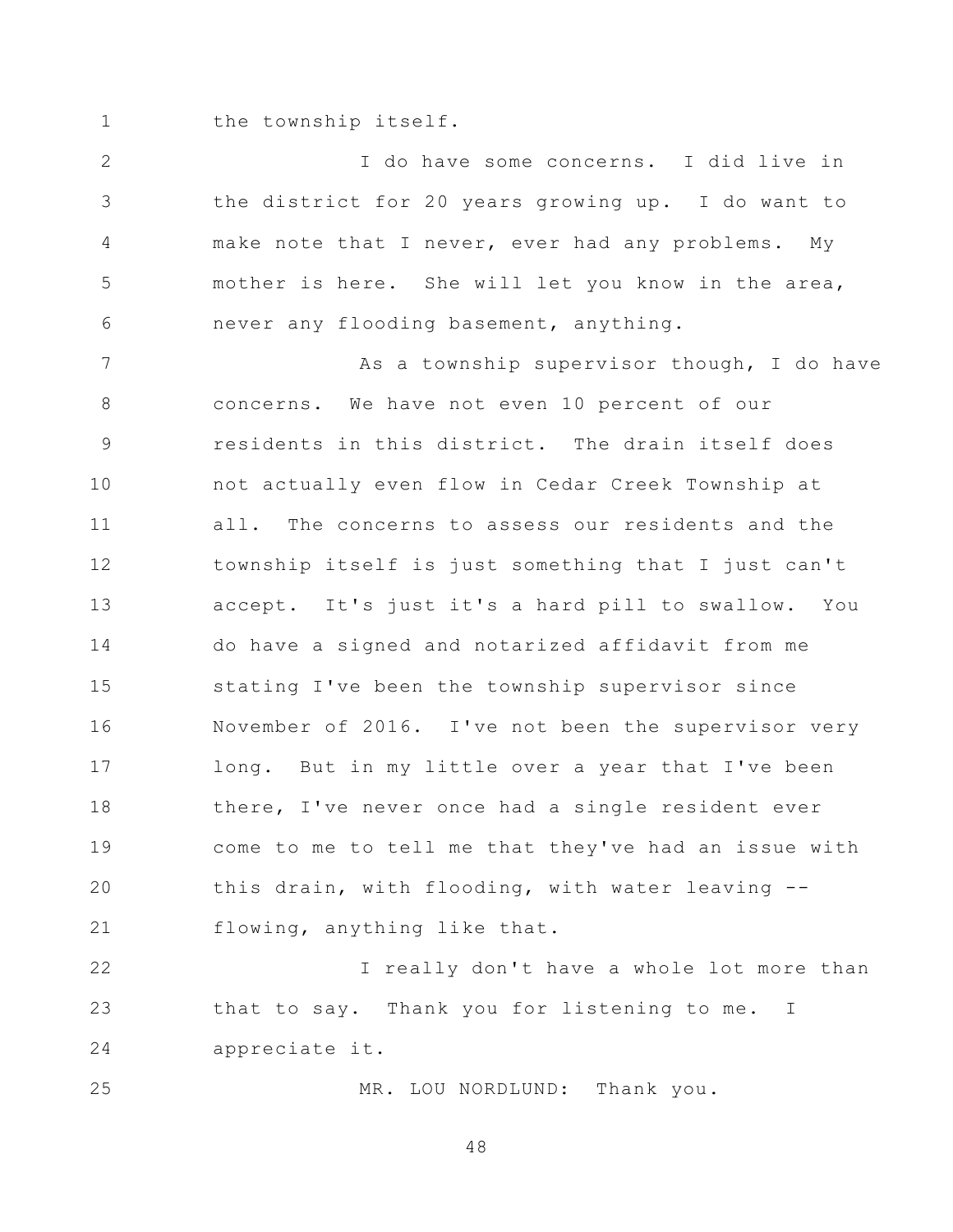the township itself.

I do have some concerns. I did live in the district for 20 years growing up. I do want to make note that I never, ever had any problems. My mother is here. She will let you know in the area, never any flooding basement, anything.

As a township supervisor though, I do have concerns. We have not even 10 percent of our residents in this district. The drain itself does not actually even flow in Cedar Creek Township at all. The concerns to assess our residents and the township itself is just something that I just can't accept. It's just it's a hard pill to swallow. You do have a signed and notarized affidavit from me stating I've been the township supervisor since November of 2016. I've not been the supervisor very long. But in my little over a year that I've been there, I've never once had a single resident ever come to me to tell me that they've had an issue with this drain, with flooding, with water leaving -- flowing, anything like that.

I really don't have a whole lot more than that to say. Thank you for listening to me. I appreciate it.

MR. LOU NORDLUND: Thank you.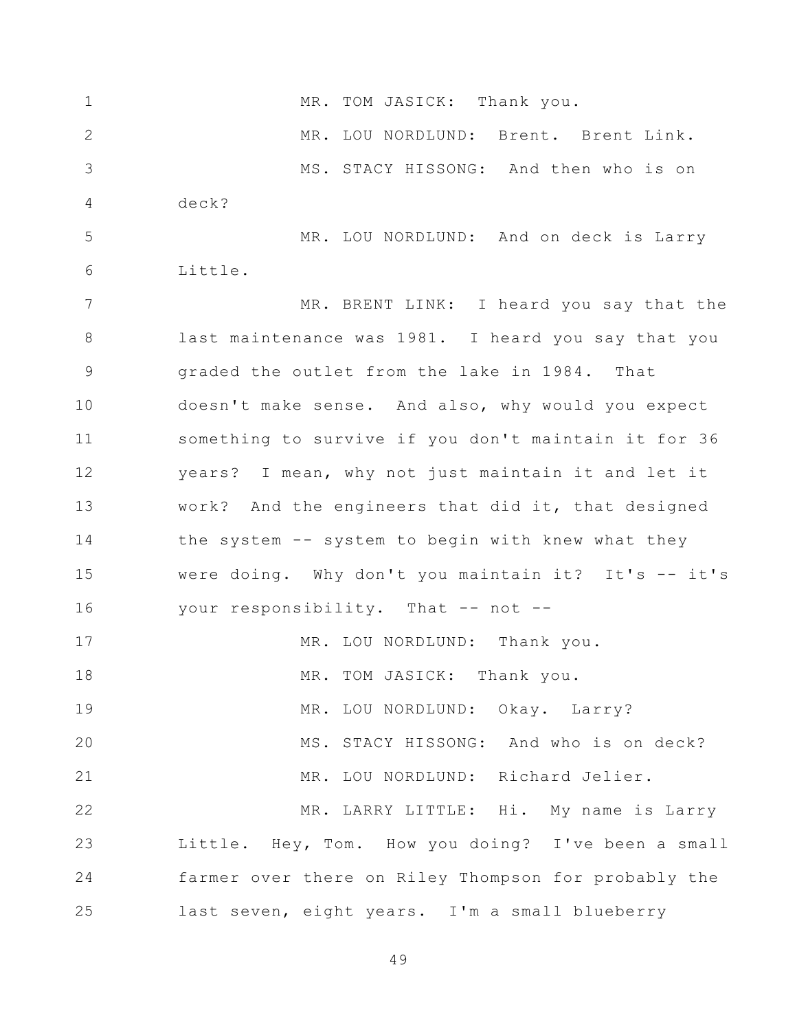MR. TOM JASICK: Thank you.

MR. LOU NORDLUND: Brent. Brent Link.

MS. STACY HISSONG: And then who is on deck?

MR. LOU NORDLUND: And on deck is Larry Little.

MR. BRENT LINK: I heard you say that the last maintenance was 1981. I heard you say that you graded the outlet from the lake in 1984. That doesn't make sense. And also, why would you expect something to survive if you don't maintain it for 36 years? I mean, why not just maintain it and let it work? And the engineers that did it, that designed the system -- system to begin with knew what they were doing. Why don't you maintain it? It's -- it's your responsibility. That -- not --

MR. LOU NORDLUND: Thank you.

MR. TOM JASICK: Thank you.

MR. LOU NORDLUND: Okay. Larry?

MS. STACY HISSONG: And who is on deck?

MR. LOU NORDLUND: Richard Jelier.

MR. LARRY LITTLE: Hi. My name is Larry Little. Hey, Tom. How you doing? I've been a small farmer over there on Riley Thompson for probably the last seven, eight years. I'm a small blueberry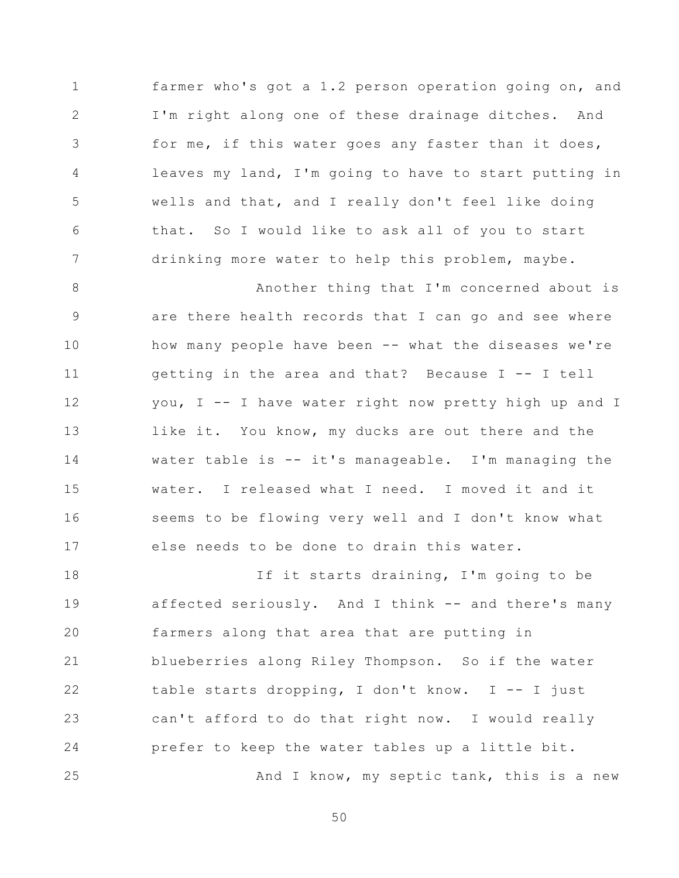farmer who's got a 1.2 person operation going on, and I'm right along one of these drainage ditches. And for me, if this water goes any faster than it does, leaves my land, I'm going to have to start putting in wells and that, and I really don't feel like doing that. So I would like to ask all of you to start drinking more water to help this problem, maybe.

Another thing that I'm concerned about is are there health records that I can go and see where how many people have been -- what the diseases we're getting in the area and that? Because I -- I tell you, I -- I have water right now pretty high up and I like it. You know, my ducks are out there and the water table is -- it's manageable. I'm managing the water. I released what I need. I moved it and it seems to be flowing very well and I don't know what else needs to be done to drain this water.

If it starts draining, I'm going to be affected seriously. And I think -- and there's many farmers along that area that are putting in blueberries along Riley Thompson. So if the water table starts dropping, I don't know. I -- I just can't afford to do that right now. I would really prefer to keep the water tables up a little bit.

And I know, my septic tank, this is a new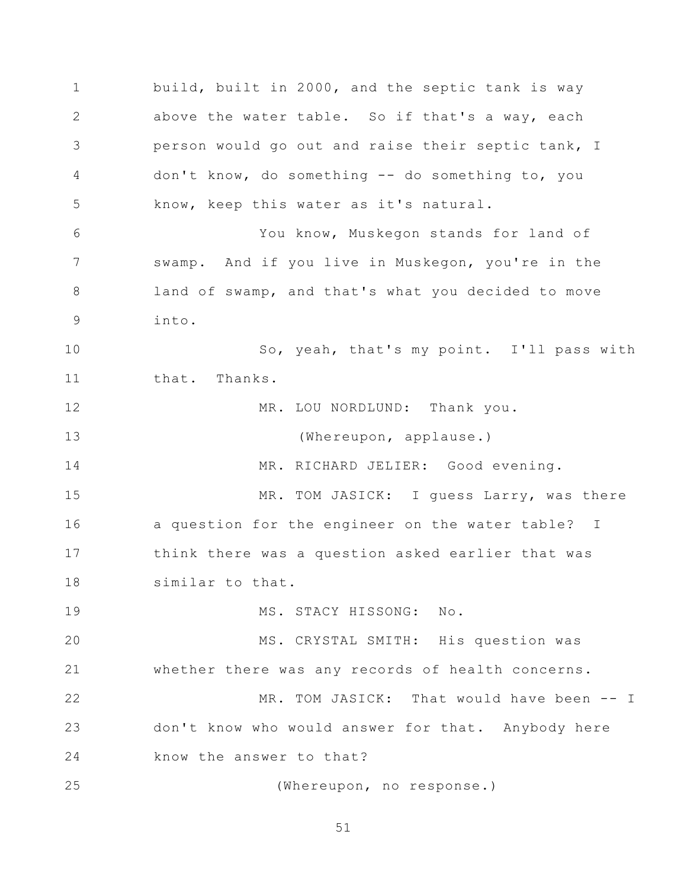build, built in 2000, and the septic tank is way above the water table. So if that's a way, each person would go out and raise their septic tank, I don't know, do something -- do something to, you know, keep this water as it's natural.

You know, Muskegon stands for land of swamp. And if you live in Muskegon, you're in the land of swamp, and that's what you decided to move into.

So, yeah, that's my point. I'll pass with that. Thanks.

MR. LOU NORDLUND: Thank you.

(Whereupon, applause.)

MR. RICHARD JELIER: Good evening.

MR. TOM JASICK: I guess Larry, was there a question for the engineer on the water table? I think there was a question asked earlier that was similar to that.

MS. STACY HISSONG: No.

MS. CRYSTAL SMITH: His question was whether there was any records of health concerns.

MR. TOM JASICK: That would have been -- I don't know who would answer for that. Anybody here know the answer to that?

(Whereupon, no response.)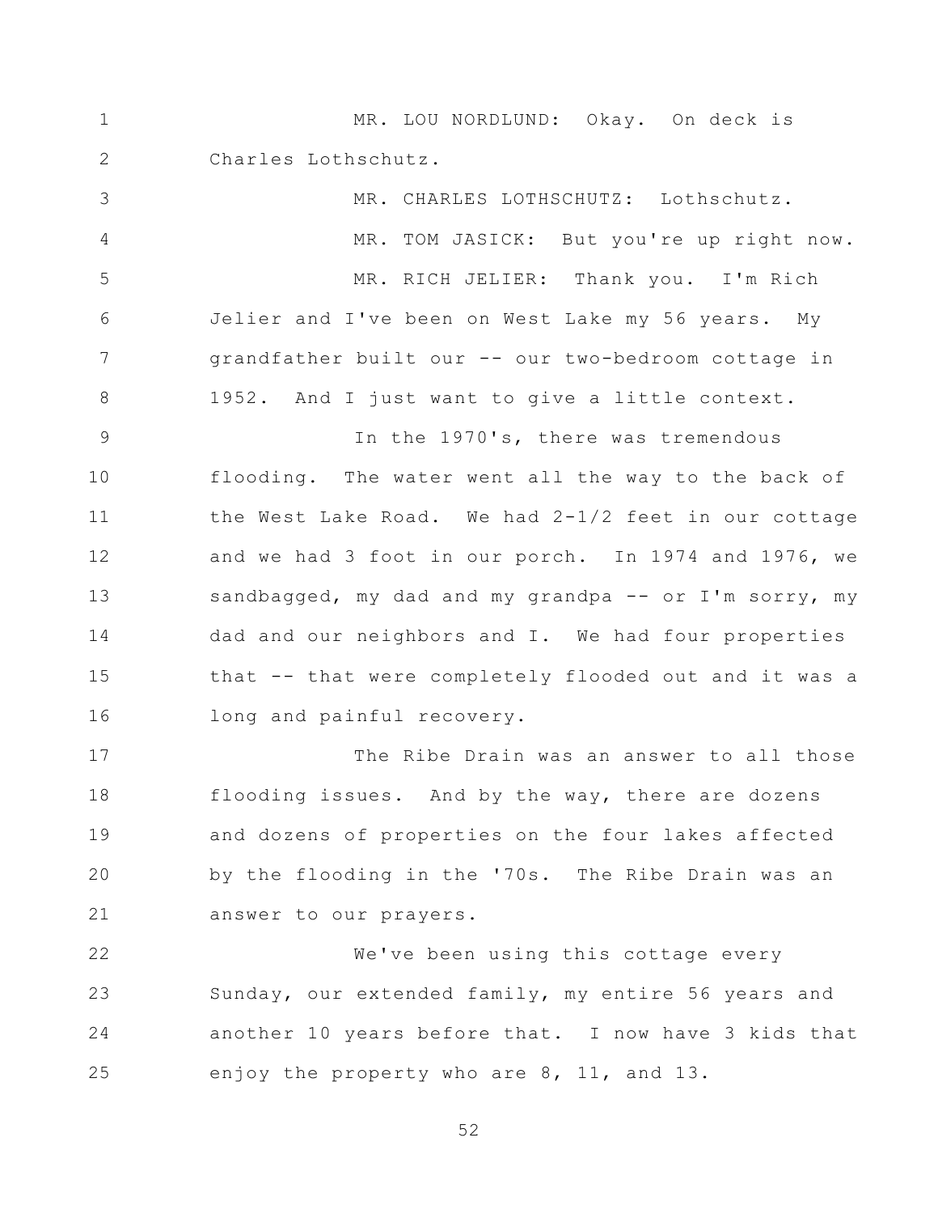MR. LOU NORDLUND: Okay. On deck is Charles Lothschutz.

MR. CHARLES LOTHSCHUTZ: Lothschutz.

MR. TOM JASICK: But you're up right now.

MR. RICH JELIER: Thank you. I'm Rich Jelier and I've been on West Lake my 56 years. My grandfather built our -- our two-bedroom cottage in 1952. And I just want to give a little context.

In the 1970's, there was tremendous flooding. The water went all the way to the back of the West Lake Road. We had 2-1/2 feet in our cottage and we had 3 foot in our porch. In 1974 and 1976, we sandbagged, my dad and my grandpa -- or I'm sorry, my dad and our neighbors and I. We had four properties that -- that were completely flooded out and it was a long and painful recovery.

The Ribe Drain was an answer to all those flooding issues. And by the way, there are dozens and dozens of properties on the four lakes affected by the flooding in the '70s. The Ribe Drain was an answer to our prayers.

We've been using this cottage every Sunday, our extended family, my entire 56 years and another 10 years before that. I now have 3 kids that enjoy the property who are 8, 11, and 13.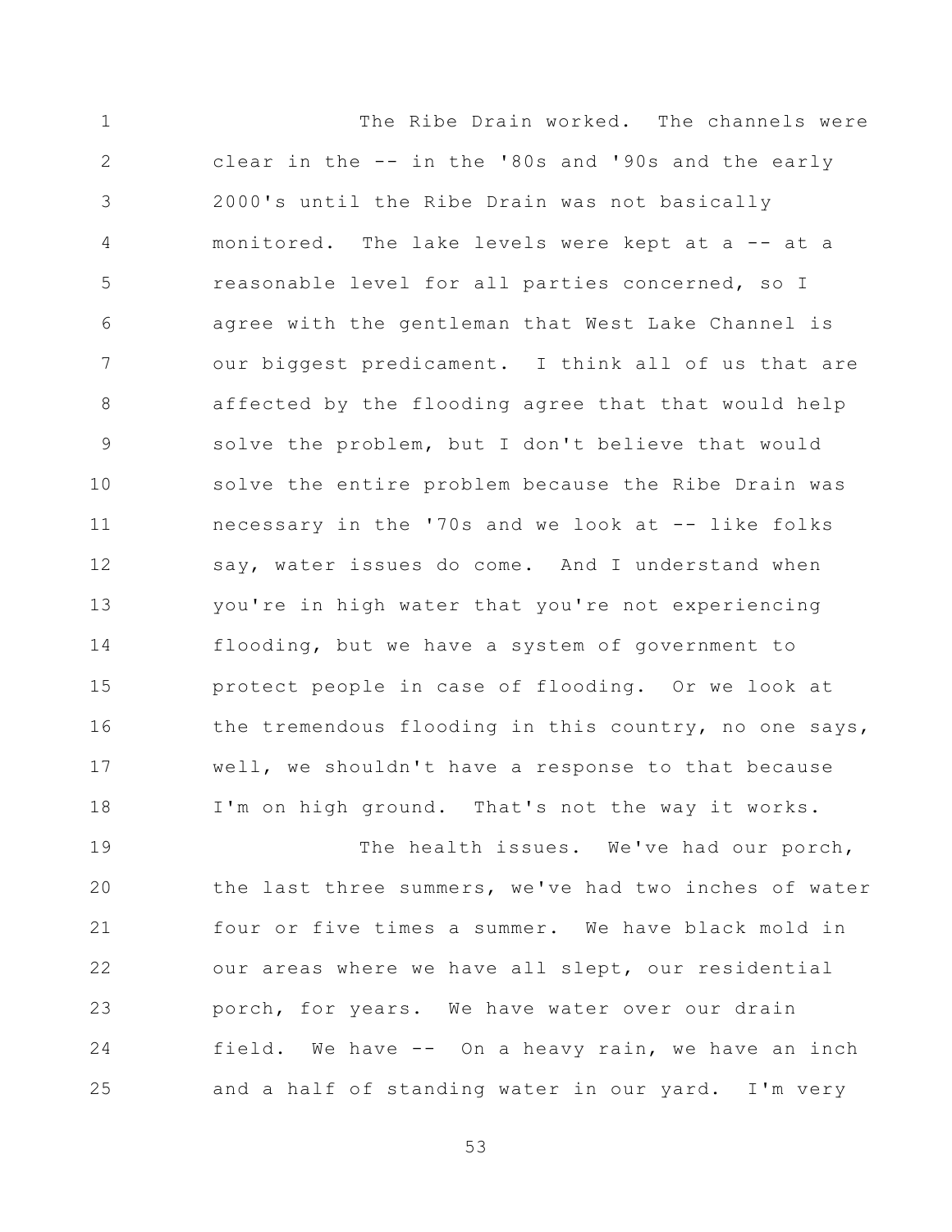The Ribe Drain worked. The channels were clear in the -- in the '80s and '90s and the early 2000's until the Ribe Drain was not basically monitored. The lake levels were kept at a -- at a reasonable level for all parties concerned, so I agree with the gentleman that West Lake Channel is our biggest predicament. I think all of us that are affected by the flooding agree that that would help solve the problem, but I don't believe that would solve the entire problem because the Ribe Drain was necessary in the '70s and we look at -- like folks say, water issues do come. And I understand when you're in high water that you're not experiencing flooding, but we have a system of government to protect people in case of flooding. Or we look at the tremendous flooding in this country, no one says, well, we shouldn't have a response to that because I'm on high ground. That's not the way it works.

The health issues. We've had our porch, the last three summers, we've had two inches of water four or five times a summer. We have black mold in our areas where we have all slept, our residential porch, for years. We have water over our drain field. We have -- On a heavy rain, we have an inch and a half of standing water in our yard. I'm very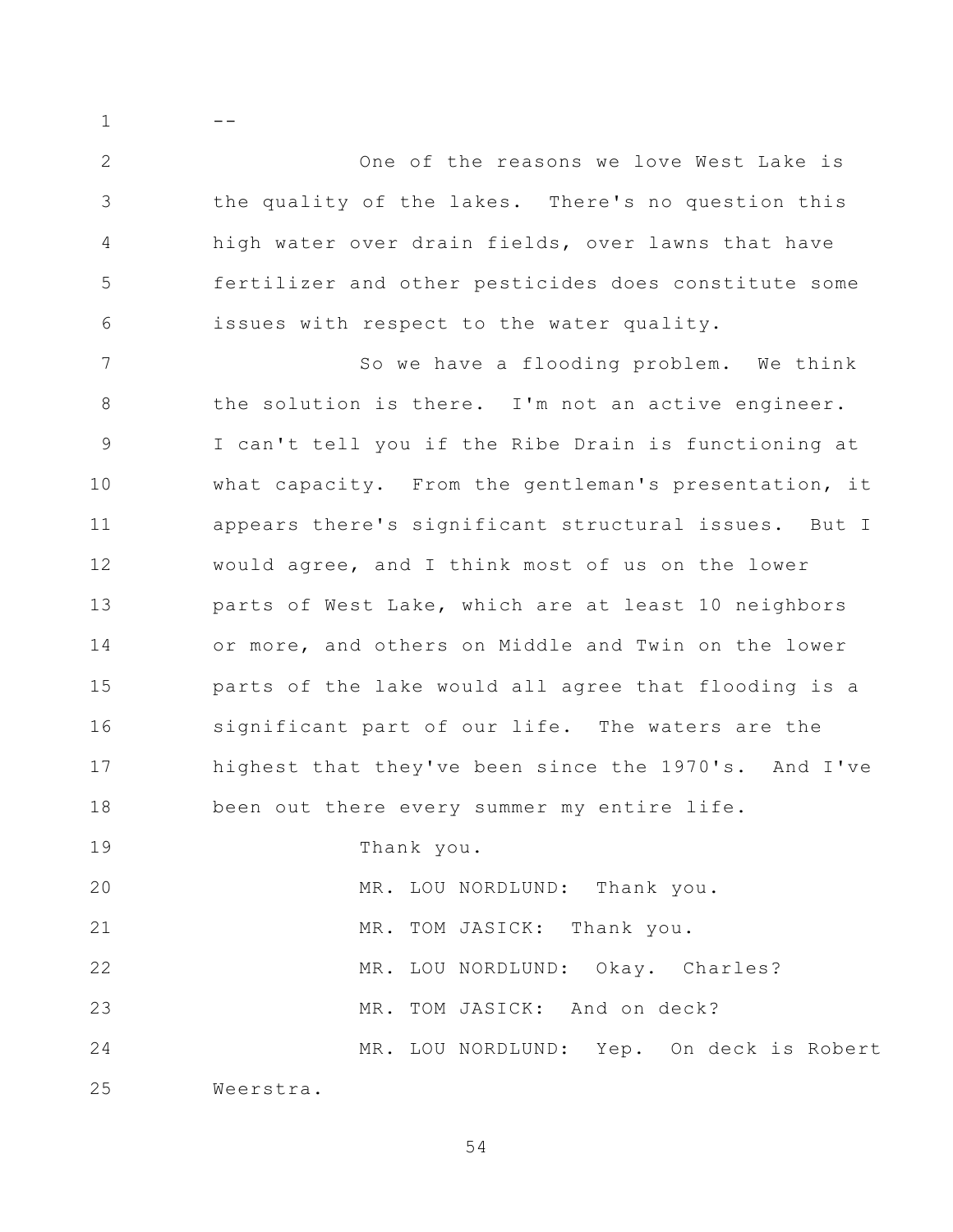--

One of the reasons we love West Lake is the quality of the lakes. There's no question this high water over drain fields, over lawns that have fertilizer and other pesticides does constitute some issues with respect to the water quality.

So we have a flooding problem. We think the solution is there. I'm not an active engineer. I can't tell you if the Ribe Drain is functioning at what capacity. From the gentleman's presentation, it appears there's significant structural issues. But I would agree, and I think most of us on the lower parts of West Lake, which are at least 10 neighbors or more, and others on Middle and Twin on the lower parts of the lake would all agree that flooding is a significant part of our life. The waters are the highest that they've been since the 1970's. And I've been out there every summer my entire life.

Thank you.

MR. LOU NORDLUND: Thank you.

MR. TOM JASICK: Thank you.

MR. LOU NORDLUND: Okay. Charles?

MR. TOM JASICK: And on deck?

MR. LOU NORDLUND: Yep. On deck is Robert Weerstra.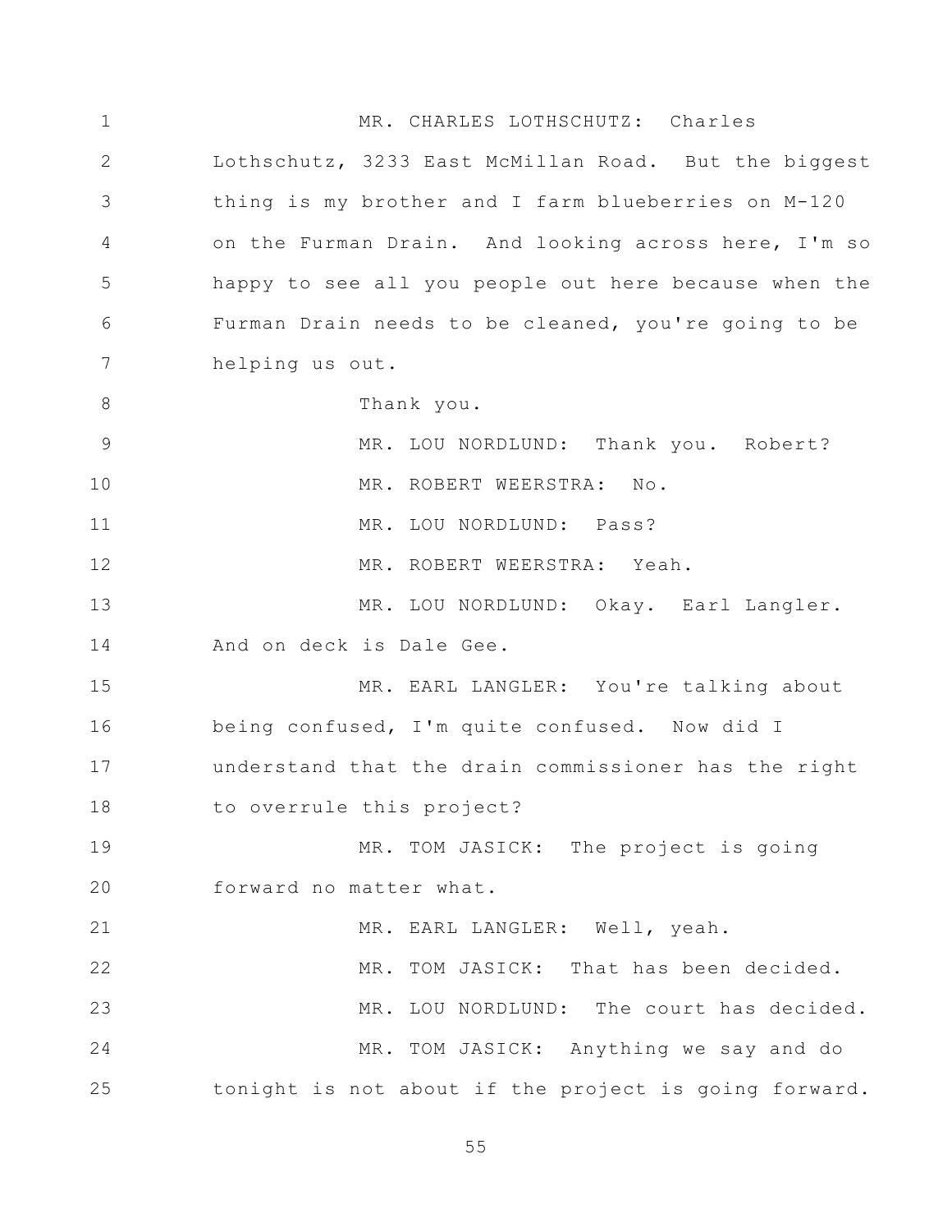MR. CHARLES LOTHSCHUTZ: Charles Lothschutz, 3233 East McMillan Road. But the biggest thing is my brother and I farm blueberries on M-120 on the Furman Drain. And looking across here, I'm so happy to see all you people out here because when the Furman Drain needs to be cleaned, you're going to be helping us out.

Thank you.

MR. LOU NORDLUND: Thank you. Robert?

MR. ROBERT WEERSTRA: No.

MR. LOU NORDLUND: Pass?

MR. ROBERT WEERSTRA: Yeah.

MR. LOU NORDLUND: Okay. Earl Langler. And on deck is Dale Gee.

MR. EARL LANGLER: You're talking about being confused, I'm quite confused. Now did I understand that the drain commissioner has the right to overrule this project?

MR. TOM JASICK: The project is going forward no matter what.

MR. EARL LANGLER: Well, yeah.

MR. TOM JASICK: That has been decided.

MR. LOU NORDLUND: The court has decided.

MR. TOM JASICK: Anything we say and do tonight is not about if the project is going forward.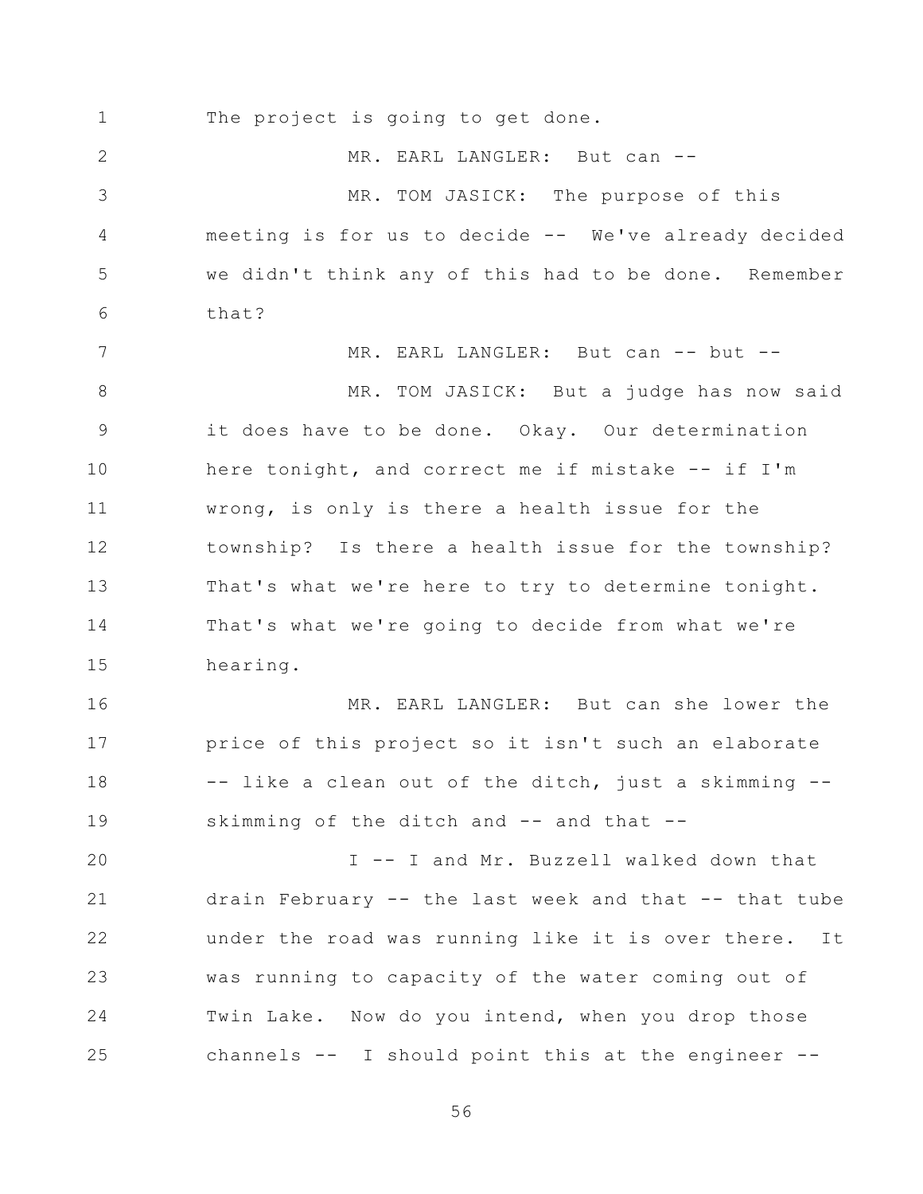The project is going to get done.

MR. EARL LANGLER: But can --

MR. TOM JASICK: The purpose of this meeting is for us to decide -- We've already decided we didn't think any of this had to be done. Remember that?

MR. EARL LANGLER: But can -- but --

MR. TOM JASICK: But a judge has now said it does have to be done. Okay. Our determination here tonight, and correct me if mistake -- if I'm wrong, is only is there a health issue for the township? Is there a health issue for the township? That's what we're here to try to determine tonight. That's what we're going to decide from what we're hearing.

MR. EARL LANGLER: But can she lower the price of this project so it isn't such an elaborate -- like a clean out of the ditch, just a skimming -- skimming of the ditch and -- and that --

I -- I and Mr. Buzzell walked down that drain February -- the last week and that -- that tube under the road was running like it is over there. It was running to capacity of the water coming out of Twin Lake. Now do you intend, when you drop those channels -- I should point this at the engineer --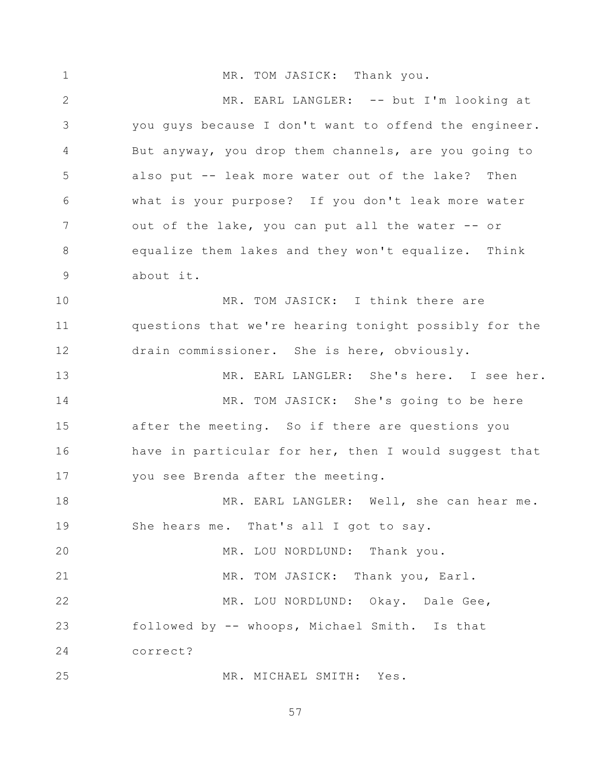MR. TOM JASICK: Thank you.

MR. EARL LANGLER: -- but I'm looking at you guys because I don't want to offend the engineer. But anyway, you drop them channels, are you going to also put -- leak more water out of the lake? Then what is your purpose? If you don't leak more water out of the lake, you can put all the water -- or equalize them lakes and they won't equalize. Think about it.

MR. TOM JASICK: I think there are questions that we're hearing tonight possibly for the drain commissioner. She is here, obviously.

MR. EARL LANGLER: She's here. I see her.

MR. TOM JASICK: She's going to be here after the meeting. So if there are questions you have in particular for her, then I would suggest that you see Brenda after the meeting.

MR. EARL LANGLER: Well, she can hear me. She hears me. That's all I got to say.

MR. LOU NORDLUND: Thank you.

MR. TOM JASICK: Thank you, Earl.

MR. LOU NORDLUND: Okay. Dale Gee, followed by -- whoops, Michael Smith. Is that correct?

MR. MICHAEL SMITH: Yes.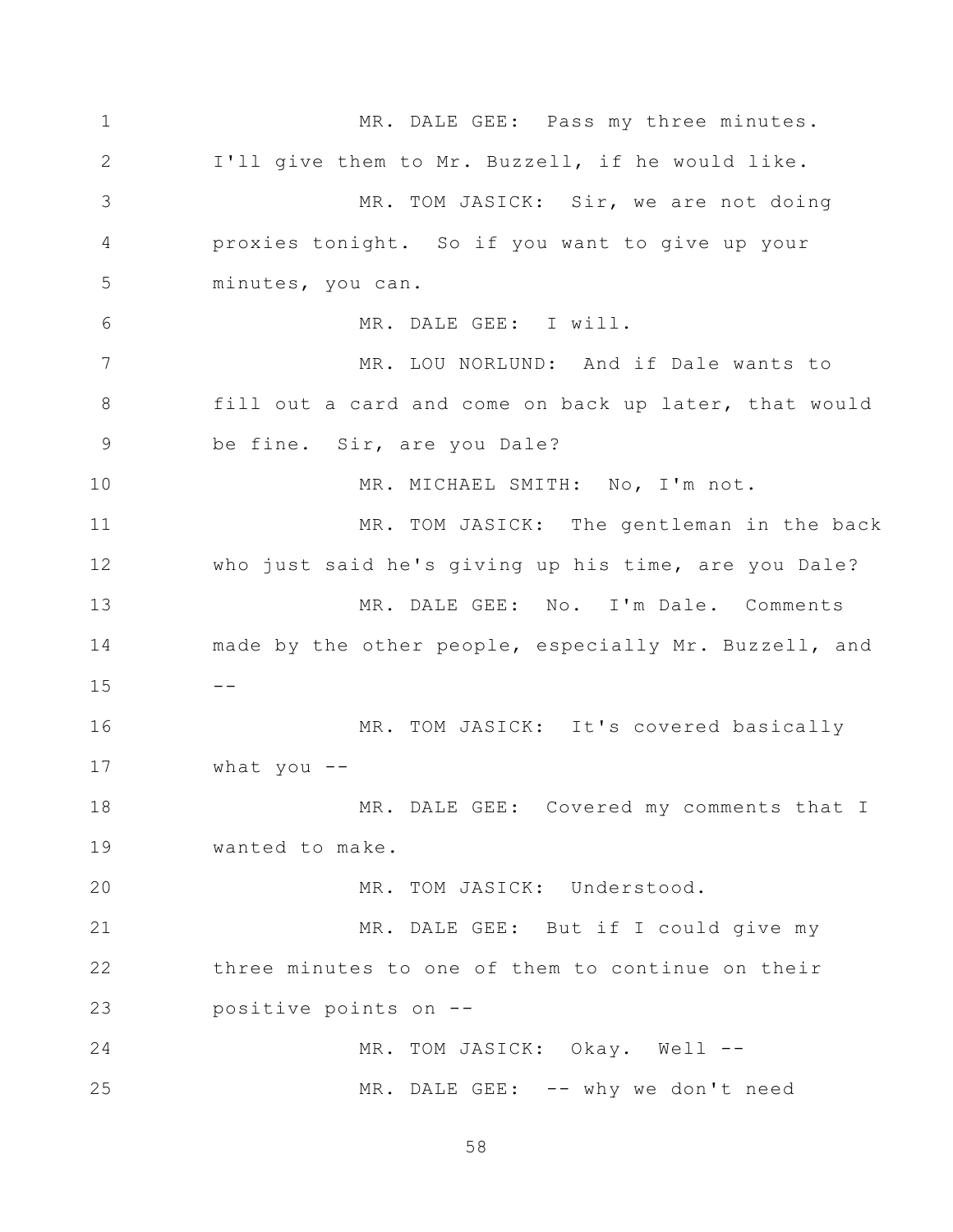MR. DALE GEE: Pass my three minutes. I'll give them to Mr. Buzzell, if he would like.

MR. TOM JASICK: Sir, we are not doing proxies tonight. So if you want to give up your minutes, you can.

MR. DALE GEE: I will.

MR. LOU NORLUND: And if Dale wants to fill out a card and come on back up later, that would be fine. Sir, are you Dale?

MR. MICHAEL SMITH: No, I'm not.

MR. TOM JASICK: The gentleman in the back who just said he's giving up his time, are you Dale?

MR. DALE GEE: No. I'm Dale. Comments made by the other people, especially Mr. Buzzell, and --

MR. TOM JASICK: It's covered basically what you --

MR. DALE GEE: Covered my comments that I wanted to make.

MR. TOM JASICK: Understood.

MR. DALE GEE: But if I could give my three minutes to one of them to continue on their positive points on --

MR. TOM JASICK: Okay. Well --

MR. DALE GEE: -- why we don't need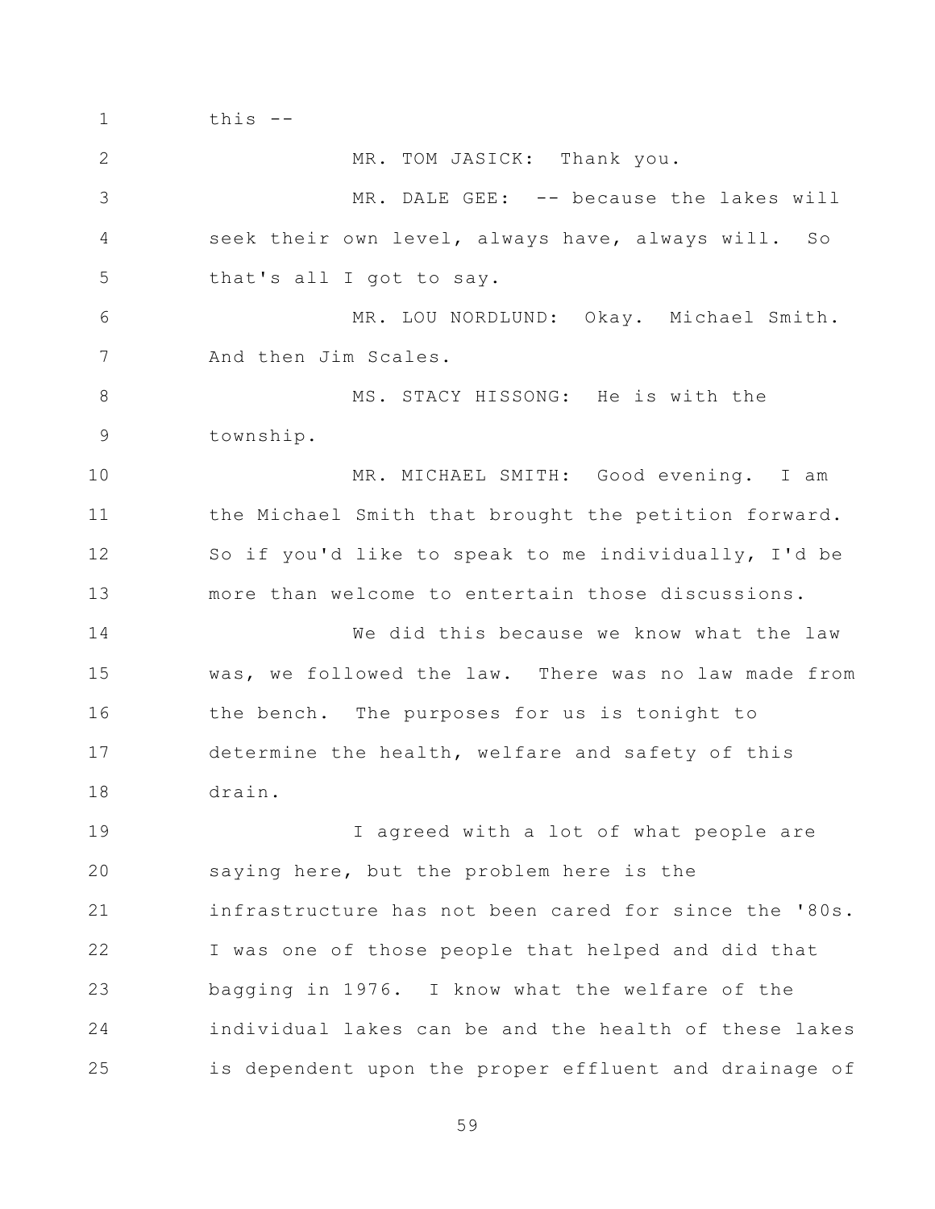this --

MR. TOM JASICK: Thank you.

MR. DALE GEE: -- because the lakes will seek their own level, always have, always will. So that's all I got to say.

MR. LOU NORDLUND: Okay. Michael Smith. And then Jim Scales.

MS. STACY HISSONG: He is with the township.

MR. MICHAEL SMITH: Good evening. I am the Michael Smith that brought the petition forward. So if you'd like to speak to me individually, I'd be more than welcome to entertain those discussions.

We did this because we know what the law was, we followed the law. There was no law made from the bench. The purposes for us is tonight to determine the health, welfare and safety of this drain.

I agreed with a lot of what people are saying here, but the problem here is the infrastructure has not been cared for since the '80s. I was one of those people that helped and did that bagging in 1976. I know what the welfare of the individual lakes can be and the health of these lakes is dependent upon the proper effluent and drainage of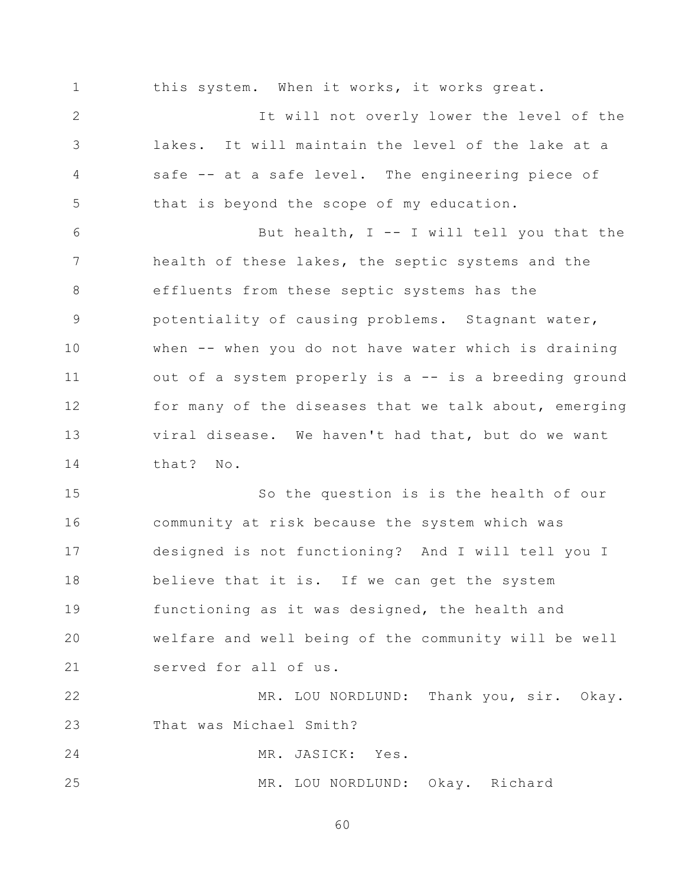this system. When it works, it works great.

It will not overly lower the level of the lakes. It will maintain the level of the lake at a safe -- at a safe level. The engineering piece of that is beyond the scope of my education.

But health, I -- I will tell you that the health of these lakes, the septic systems and the effluents from these septic systems has the potentiality of causing problems. Stagnant water, when -- when you do not have water which is draining out of a system properly is a -- is a breeding ground for many of the diseases that we talk about, emerging viral disease. We haven't had that, but do we want that? No.

So the question is is the health of our community at risk because the system which was designed is not functioning? And I will tell you I believe that it is. If we can get the system functioning as it was designed, the health and welfare and well being of the community will be well served for all of us.

MR. LOU NORDLUND: Thank you, sir. Okay. That was Michael Smith?

MR. JASICK: Yes.

MR. LOU NORDLUND: Okay. Richard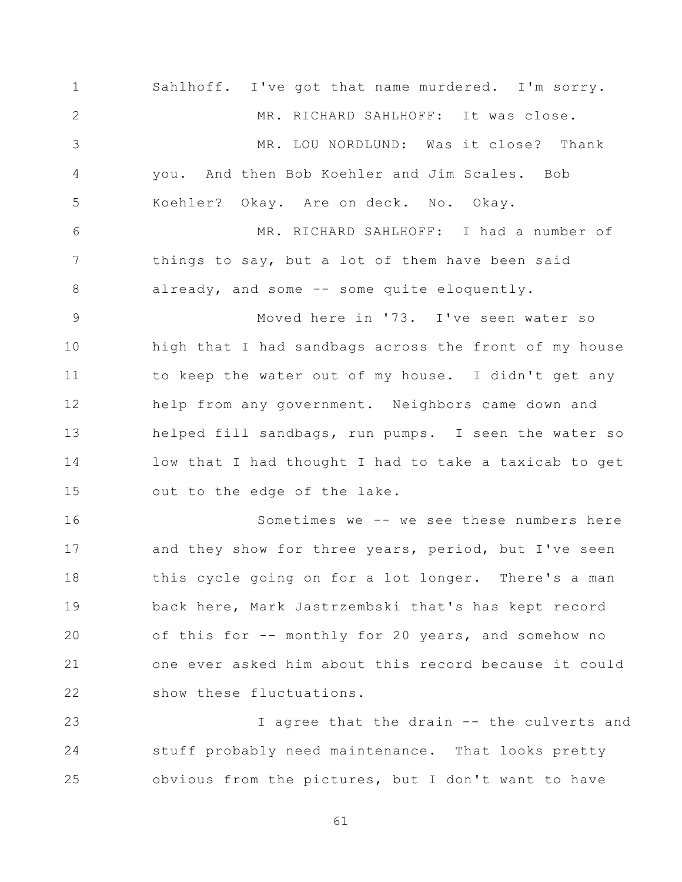Sahlhoff. I've got that name murdered. I'm sorry.

MR. RICHARD SAHLHOFF: It was close.

MR. LOU NORDLUND: Was it close? Thank you. And then Bob Koehler and Jim Scales. Bob Koehler? Okay. Are on deck. No. Okay.

MR. RICHARD SAHLHOFF: I had a number of things to say, but a lot of them have been said already, and some -- some quite eloquently.

Moved here in '73. I've seen water so high that I had sandbags across the front of my house to keep the water out of my house. I didn't get any help from any government. Neighbors came down and helped fill sandbags, run pumps. I seen the water so low that I had thought I had to take a taxicab to get out to the edge of the lake.

Sometimes we -- we see these numbers here and they show for three years, period, but I've seen this cycle going on for a lot longer. There's a man back here, Mark Jastrzembski that's has kept record of this for -- monthly for 20 years, and somehow no one ever asked him about this record because it could show these fluctuations.

I agree that the drain -- the culverts and stuff probably need maintenance. That looks pretty obvious from the pictures, but I don't want to have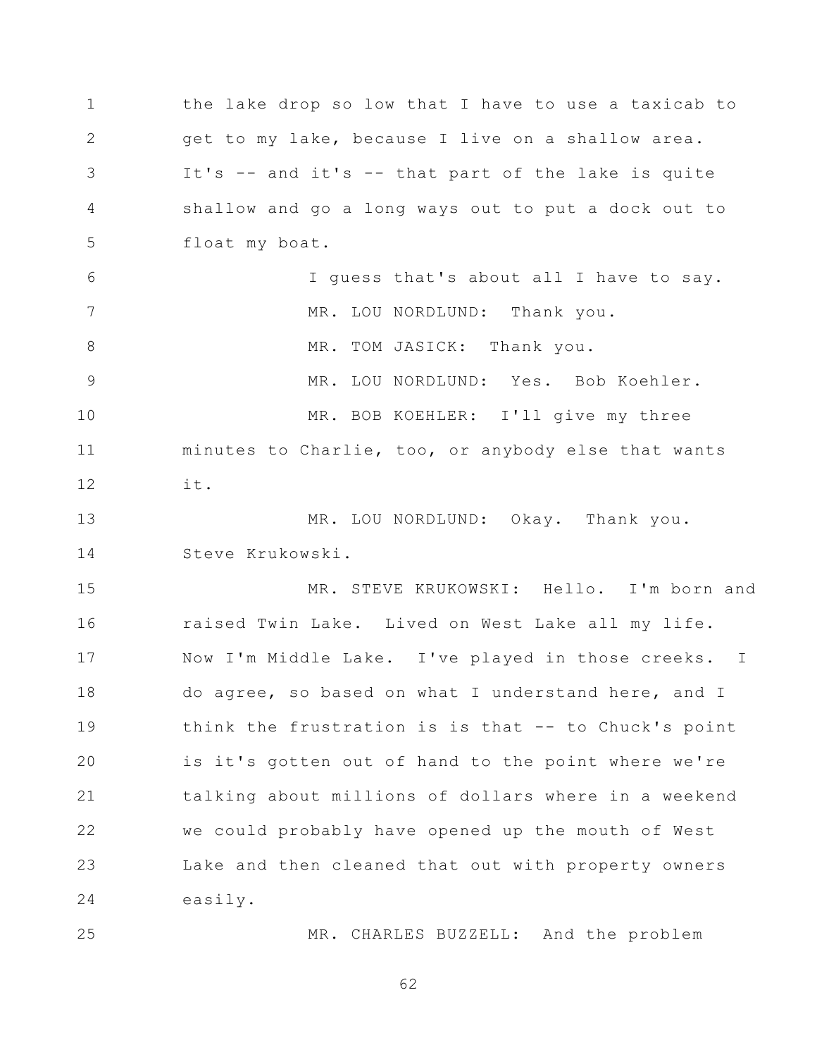the lake drop so low that I have to use a taxicab to get to my lake, because I live on a shallow area. It's -- and it's -- that part of the lake is quite shallow and go a long ways out to put a dock out to float my boat.

I guess that's about all I have to say.

MR. LOU NORDLUND: Thank you.

MR. TOM JASICK: Thank you.

MR. LOU NORDLUND: Yes. Bob Koehler.

MR. BOB KOEHLER: I'll give my three minutes to Charlie, too, or anybody else that wants it.

MR. LOU NORDLUND: Okay. Thank you. Steve Krukowski.

MR. STEVE KRUKOWSKI: Hello. I'm born and raised Twin Lake. Lived on West Lake all my life. Now I'm Middle Lake. I've played in those creeks. I do agree, so based on what I understand here, and I think the frustration is is that -- to Chuck's point is it's gotten out of hand to the point where we're talking about millions of dollars where in a weekend we could probably have opened up the mouth of West Lake and then cleaned that out with property owners easily.

MR. CHARLES BUZZELL: And the problem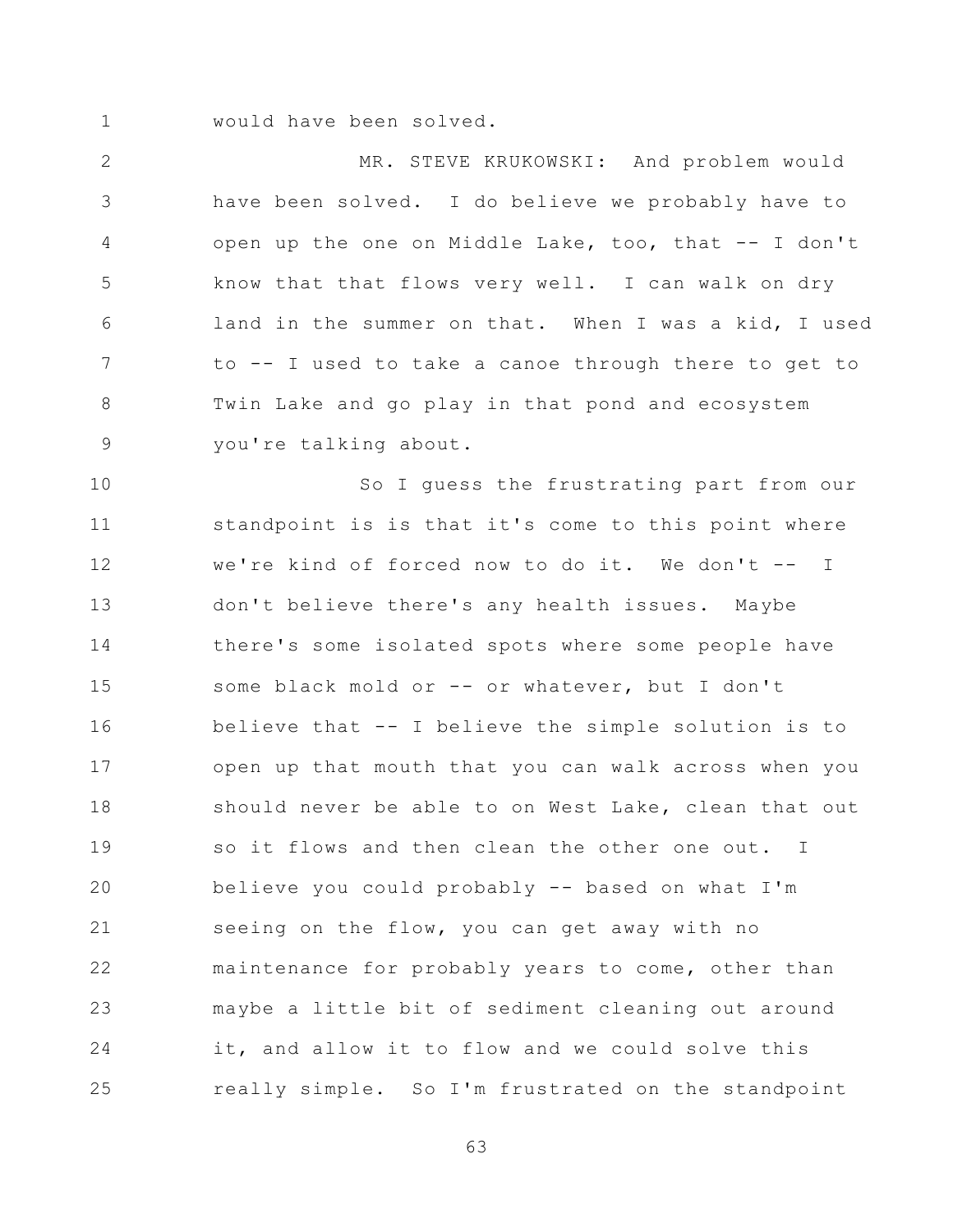would have been solved.

MR. STEVE KRUKOWSKI: And problem would have been solved. I do believe we probably have to open up the one on Middle Lake, too, that -- I don't know that that flows very well. I can walk on dry land in the summer on that. When I was a kid, I used to -- I used to take a canoe through there to get to Twin Lake and go play in that pond and ecosystem you're talking about.

So I guess the frustrating part from our standpoint is is that it's come to this point where we're kind of forced now to do it. We don't -- I don't believe there's any health issues. Maybe there's some isolated spots where some people have some black mold or -- or whatever, but I don't believe that -- I believe the simple solution is to open up that mouth that you can walk across when you should never be able to on West Lake, clean that out so it flows and then clean the other one out. I believe you could probably -- based on what I'm seeing on the flow, you can get away with no maintenance for probably years to come, other than maybe a little bit of sediment cleaning out around it, and allow it to flow and we could solve this really simple. So I'm frustrated on the standpoint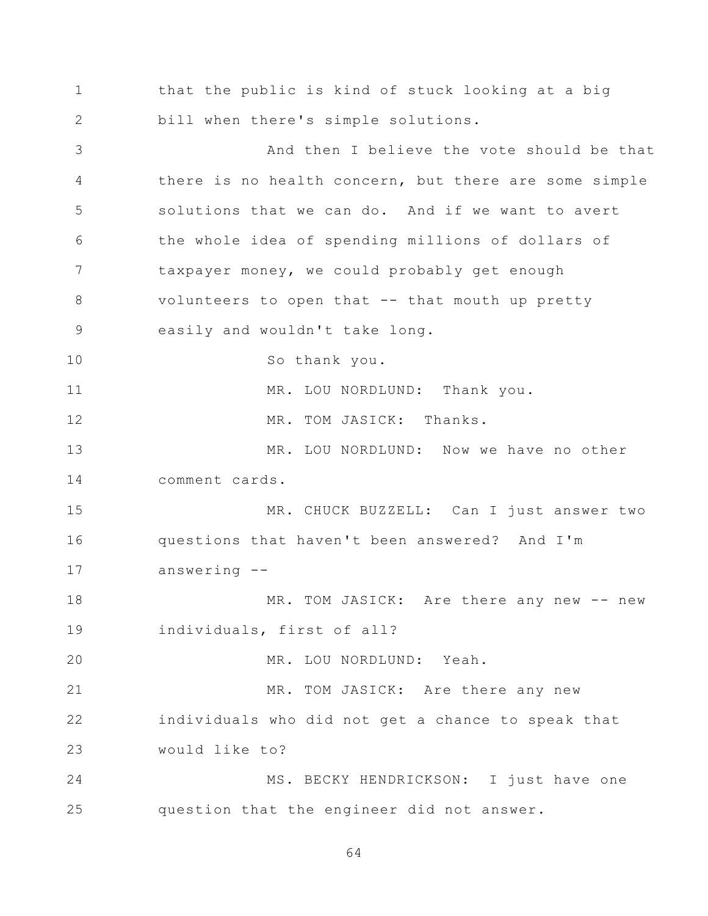that the public is kind of stuck looking at a big bill when there's simple solutions.

And then I believe the vote should be that there is no health concern, but there are some simple solutions that we can do. And if we want to avert the whole idea of spending millions of dollars of taxpayer money, we could probably get enough volunteers to open that -- that mouth up pretty easily and wouldn't take long.

So thank you.

MR. LOU NORDLUND: Thank you.

MR. TOM JASICK: Thanks.

MR. LOU NORDLUND: Now we have no other comment cards.

MR. CHUCK BUZZELL: Can I just answer two questions that haven't been answered? And I'm answering --

MR. TOM JASICK: Are there any new -- new individuals, first of all?

MR. LOU NORDLUND: Yeah.

MR. TOM JASICK: Are there any new individuals who did not get a chance to speak that would like to?

MS. BECKY HENDRICKSON: I just have one question that the engineer did not answer.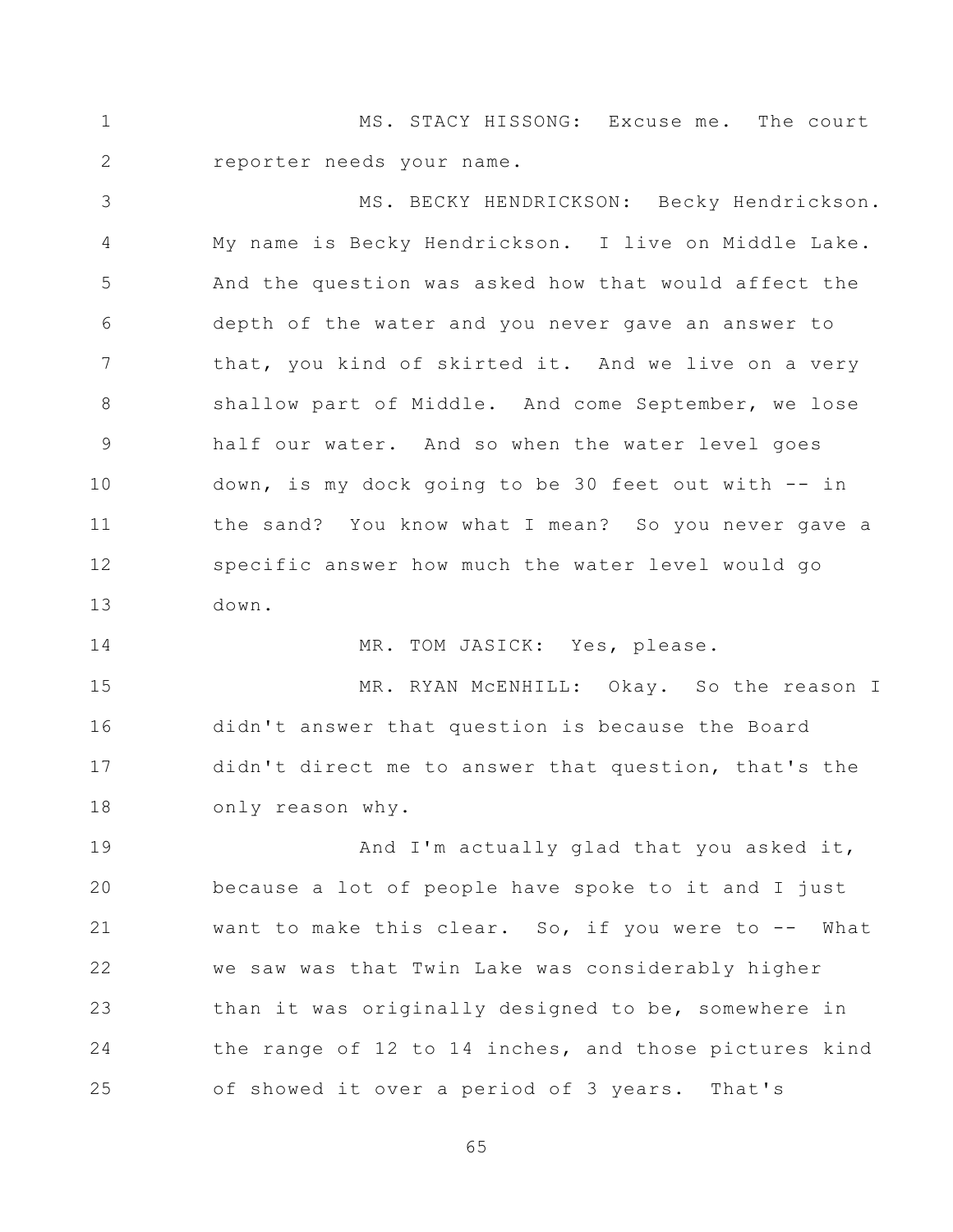MS. STACY HISSONG: Excuse me. The court reporter needs your name.

MS. BECKY HENDRICKSON: Becky Hendrickson. My name is Becky Hendrickson. I live on Middle Lake. And the question was asked how that would affect the depth of the water and you never gave an answer to that, you kind of skirted it. And we live on a very shallow part of Middle. And come September, we lose half our water. And so when the water level goes down, is my dock going to be 30 feet out with -- in the sand? You know what I mean? So you never gave a specific answer how much the water level would go down.

MR. TOM JASICK: Yes, please.

MR. RYAN McENHILL: Okay. So the reason I didn't answer that question is because the Board didn't direct me to answer that question, that's the only reason why.

And I'm actually glad that you asked it, because a lot of people have spoke to it and I just want to make this clear. So, if you were to -- What we saw was that Twin Lake was considerably higher than it was originally designed to be, somewhere in the range of 12 to 14 inches, and those pictures kind of showed it over a period of 3 years. That's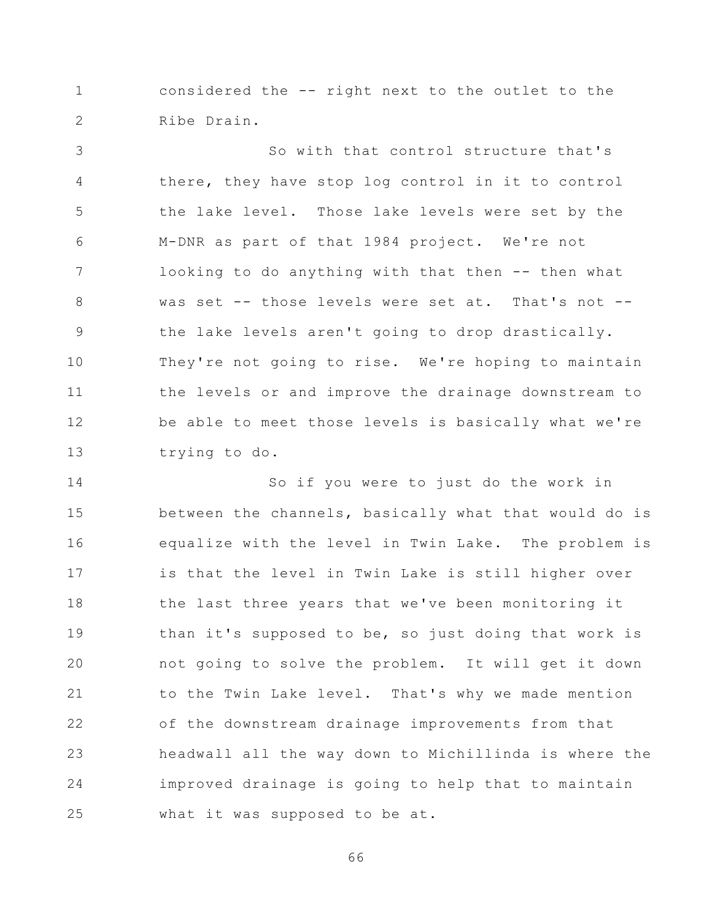considered the -- right next to the outlet to the Ribe Drain.

So with that control structure that's there, they have stop log control in it to control the lake level. Those lake levels were set by the M-DNR as part of that 1984 project. We're not looking to do anything with that then -- then what was set -- those levels were set at. That's not -- the lake levels aren't going to drop drastically. They're not going to rise. We're hoping to maintain the levels or and improve the drainage downstream to be able to meet those levels is basically what we're trying to do.

So if you were to just do the work in between the channels, basically what that would do is equalize with the level in Twin Lake. The problem is is that the level in Twin Lake is still higher over the last three years that we've been monitoring it than it's supposed to be, so just doing that work is not going to solve the problem. It will get it down to the Twin Lake level. That's why we made mention of the downstream drainage improvements from that headwall all the way down to Michillinda is where the improved drainage is going to help that to maintain what it was supposed to be at.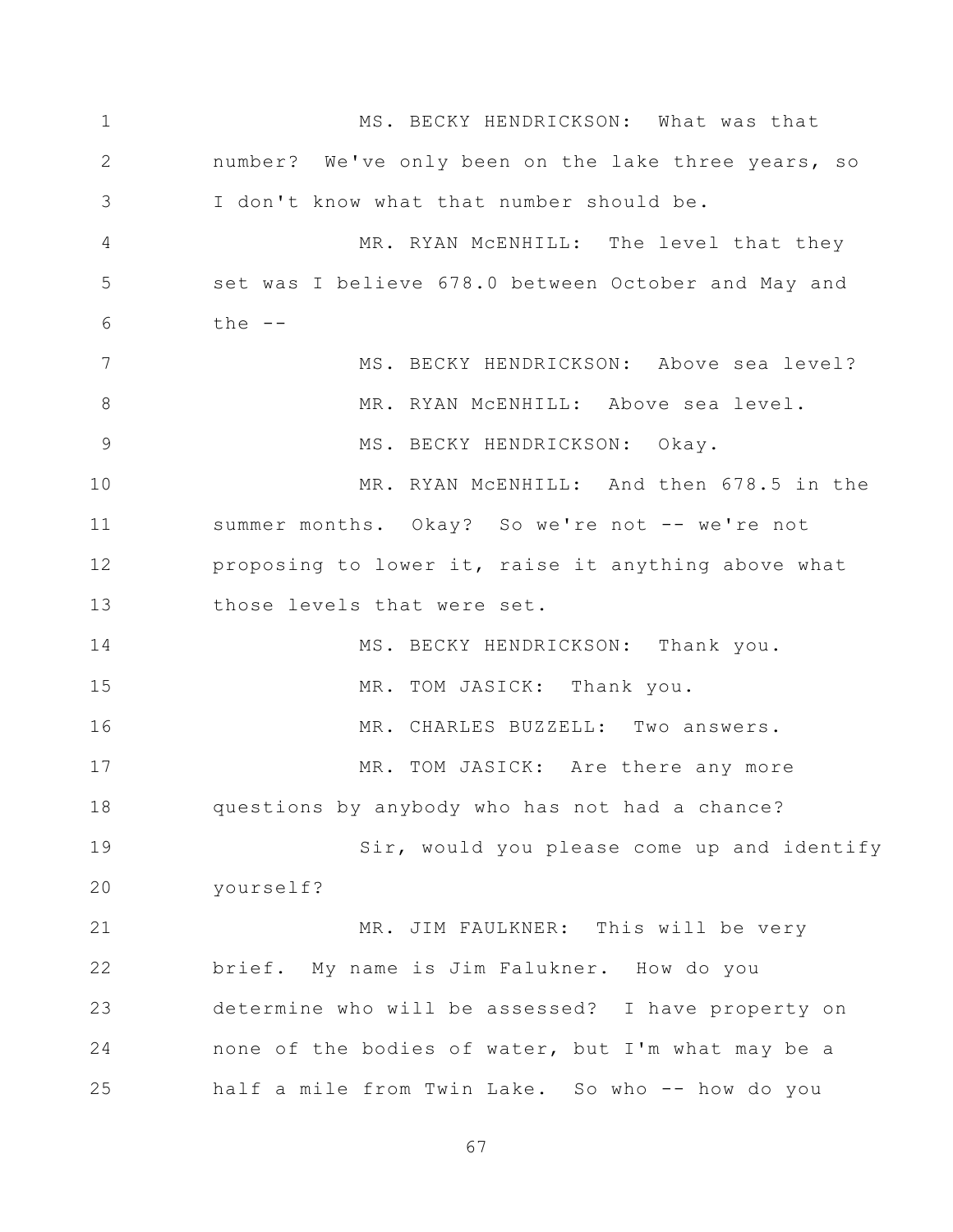MS. BECKY HENDRICKSON: What was that number? We've only been on the lake three years, so I don't know what that number should be.

MR. RYAN McENHILL: The level that they set was I believe 678.0 between October and May and the --

MS. BECKY HENDRICKSON: Above sea level?

MR. RYAN McENHILL: Above sea level.

MS. BECKY HENDRICKSON: Okay.

MR. RYAN McENHILL: And then 678.5 in the summer months. Okay? So we're not -- we're not proposing to lower it, raise it anything above what those levels that were set.

MS. BECKY HENDRICKSON: Thank you.

MR. TOM JASICK: Thank you.

MR. CHARLES BUZZELL: Two answers.

MR. TOM JASICK: Are there any more questions by anybody who has not had a chance?

Sir, would you please come up and identify yourself?

MR. JIM FAULKNER: This will be very brief. My name is Jim Falukner. How do you determine who will be assessed? I have property on none of the bodies of water, but I'm what may be a half a mile from Twin Lake. So who -- how do you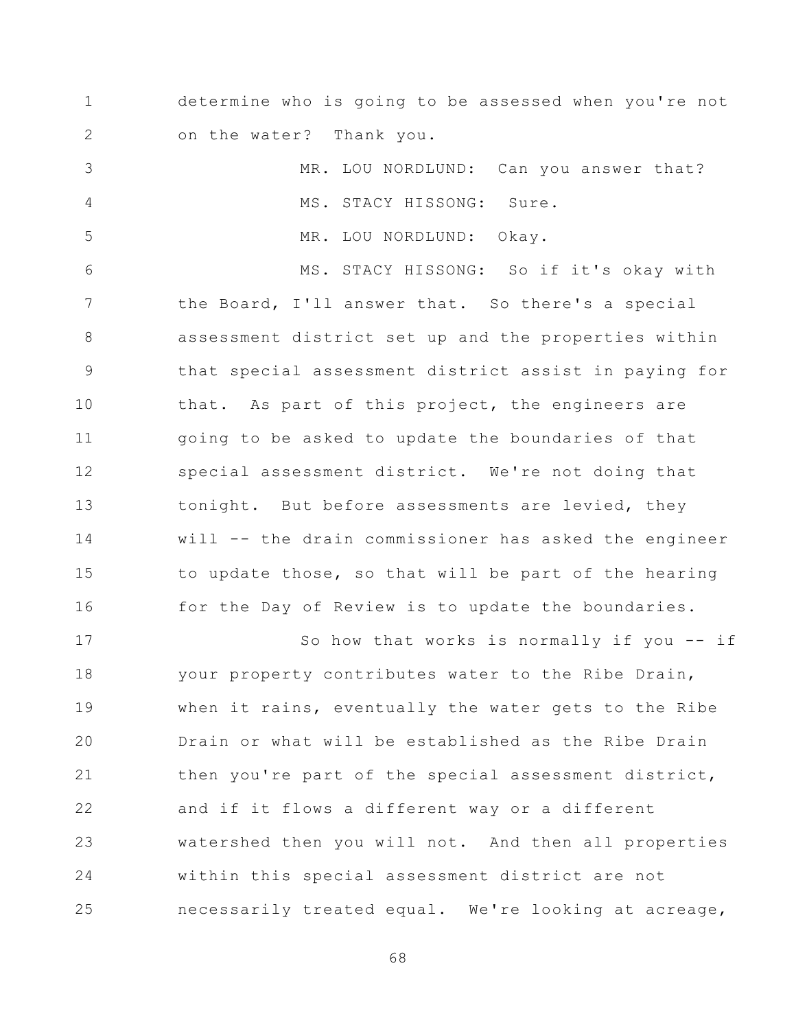determine who is going to be assessed when you're not on the water? Thank you.

MR. LOU NORDLUND: Can you answer that?

MS. STACY HISSONG: Sure.

MR. LOU NORDLUND: Okay.

MS. STACY HISSONG: So if it's okay with the Board, I'll answer that. So there's a special assessment district set up and the properties within that special assessment district assist in paying for that. As part of this project, the engineers are going to be asked to update the boundaries of that special assessment district. We're not doing that tonight. But before assessments are levied, they will -- the drain commissioner has asked the engineer to update those, so that will be part of the hearing for the Day of Review is to update the boundaries.

So how that works is normally if you -- if your property contributes water to the Ribe Drain, when it rains, eventually the water gets to the Ribe Drain or what will be established as the Ribe Drain then you're part of the special assessment district, and if it flows a different way or a different watershed then you will not. And then all properties within this special assessment district are not necessarily treated equal. We're looking at acreage,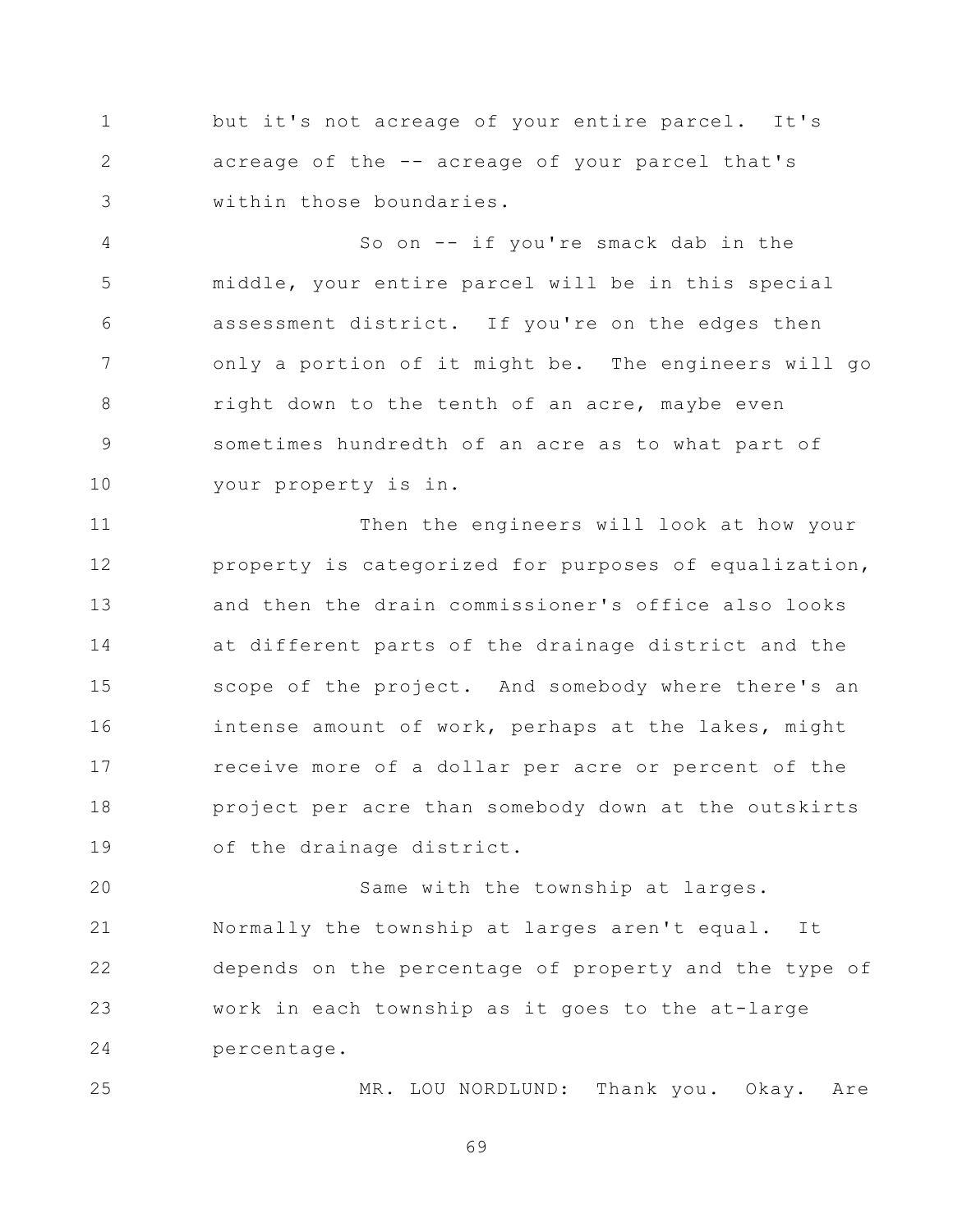but it's not acreage of your entire parcel. It's acreage of the -- acreage of your parcel that's within those boundaries.

So on -- if you're smack dab in the middle, your entire parcel will be in this special assessment district. If you're on the edges then only a portion of it might be. The engineers will go right down to the tenth of an acre, maybe even sometimes hundredth of an acre as to what part of your property is in.

Then the engineers will look at how your property is categorized for purposes of equalization, and then the drain commissioner's office also looks at different parts of the drainage district and the scope of the project. And somebody where there's an intense amount of work, perhaps at the lakes, might receive more of a dollar per acre or percent of the project per acre than somebody down at the outskirts of the drainage district.

Same with the township at larges. Normally the township at larges aren't equal. It depends on the percentage of property and the type of work in each township as it goes to the at-large percentage.

MR. LOU NORDLUND: Thank you. Okay. Are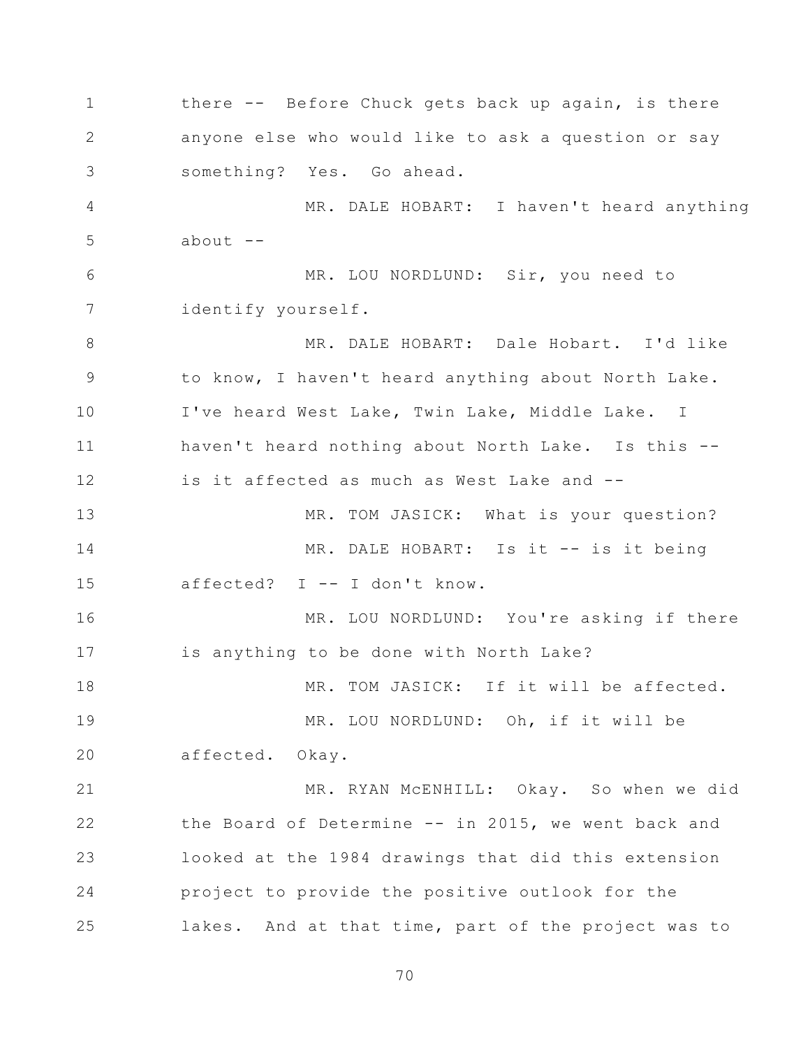there -- Before Chuck gets back up again, is there anyone else who would like to ask a question or say something? Yes. Go ahead.

MR. DALE HOBART: I haven't heard anything about --

MR. LOU NORDLUND: Sir, you need to identify yourself.

MR. DALE HOBART: Dale Hobart. I'd like to know, I haven't heard anything about North Lake. I've heard West Lake, Twin Lake, Middle Lake. I haven't heard nothing about North Lake. Is this -- is it affected as much as West Lake and --

MR. TOM JASICK: What is your question?

MR. DALE HOBART: Is it -- is it being affected? I -- I don't know.

MR. LOU NORDLUND: You're asking if there is anything to be done with North Lake?

MR. TOM JASICK: If it will be affected.

MR. LOU NORDLUND: Oh, if it will be affected. Okay.

MR. RYAN McENHILL: Okay. So when we did the Board of Determine -- in 2015, we went back and looked at the 1984 drawings that did this extension project to provide the positive outlook for the lakes. And at that time, part of the project was to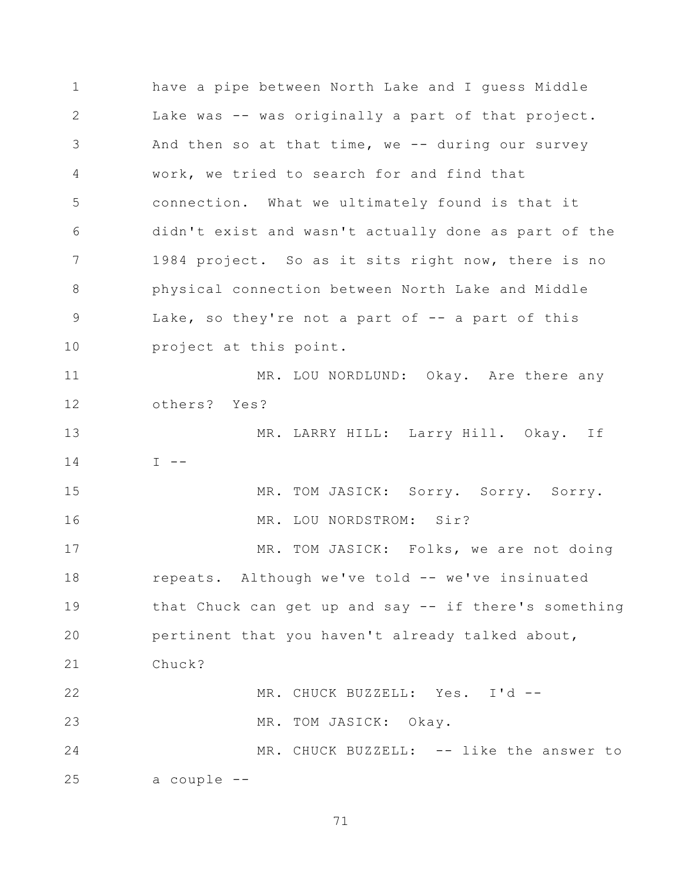1 have a pipe between North Lake and I guess Middle
2 Lake was -- was originally a part of that project.
3 And then so at that time, we -- during our survey
4 work, we tried to search for and find that
5 connection. What we ultimately found is that it
6 didn't exist and wasn't actually done as part of the
7 1984 project. So as it sits right now, there is no
8 physical connection between North Lake and Middle
9 Lake, so they're not a part of -- a part of this
10 project at this point.

11 MR. LOU NORDLUND: Okay. Are there any
12 others? Yes?

13 MR. LARRY HILL: Larry Hill. Okay. If
14 I --

15 MR. TOM JASICK: Sorry. Sorry. Sorry.

16 MR. LOU NORDSTROM: Sir?

17 MR. TOM JASICK: Folks, we are not doing
18 repeats. Although we've told -- we've insinuated
19 that Chuck can get up and say -- if there's something
20 pertinent that you haven't already talked about,
21 Chuck?

22 MR. CHUCK BUZZELL: Yes. I'd --

23 MR. TOM JASICK: Okay.

24 MR. CHUCK BUZZELL: -- like the answer to
25 a couple --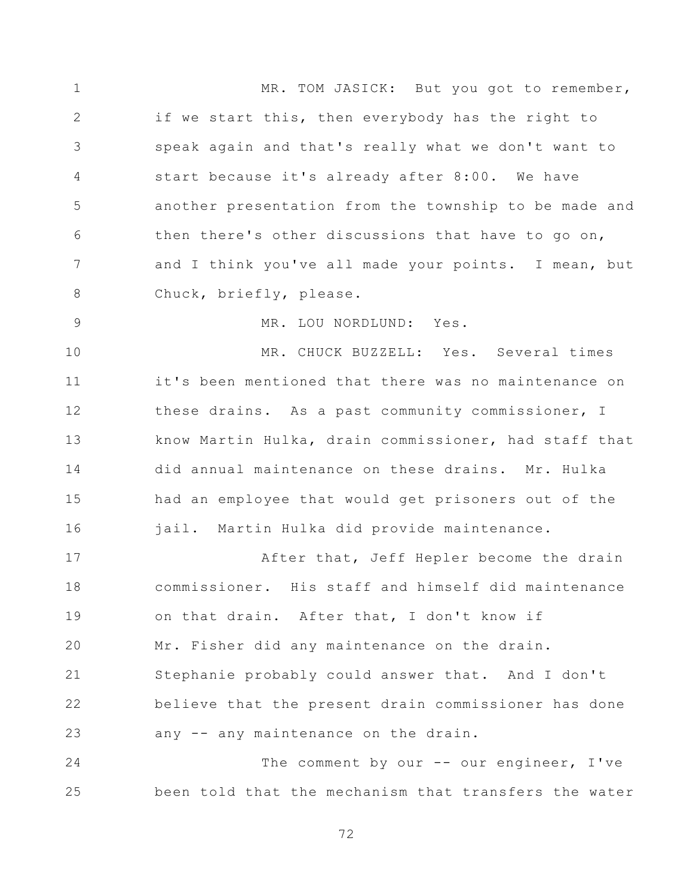MR. TOM JASICK: But you got to remember, if we start this, then everybody has the right to speak again and that's really what we don't want to start because it's already after 8:00. We have another presentation from the township to be made and then there's other discussions that have to go on, and I think you've all made your points. I mean, but Chuck, briefly, please.

MR. LOU NORDLUND: Yes.

MR. CHUCK BUZZELL: Yes. Several times it's been mentioned that there was no maintenance on these drains. As a past community commissioner, I know Martin Hulka, drain commissioner, had staff that did annual maintenance on these drains. Mr. Hulka had an employee that would get prisoners out of the jail. Martin Hulka did provide maintenance.

After that, Jeff Hepler become the drain commissioner. His staff and himself did maintenance on that drain. After that, I don't know if Mr. Fisher did any maintenance on the drain. Stephanie probably could answer that. And I don't believe that the present drain commissioner has done any -- any maintenance on the drain.

The comment by our -- our engineer, I've been told that the mechanism that transfers the water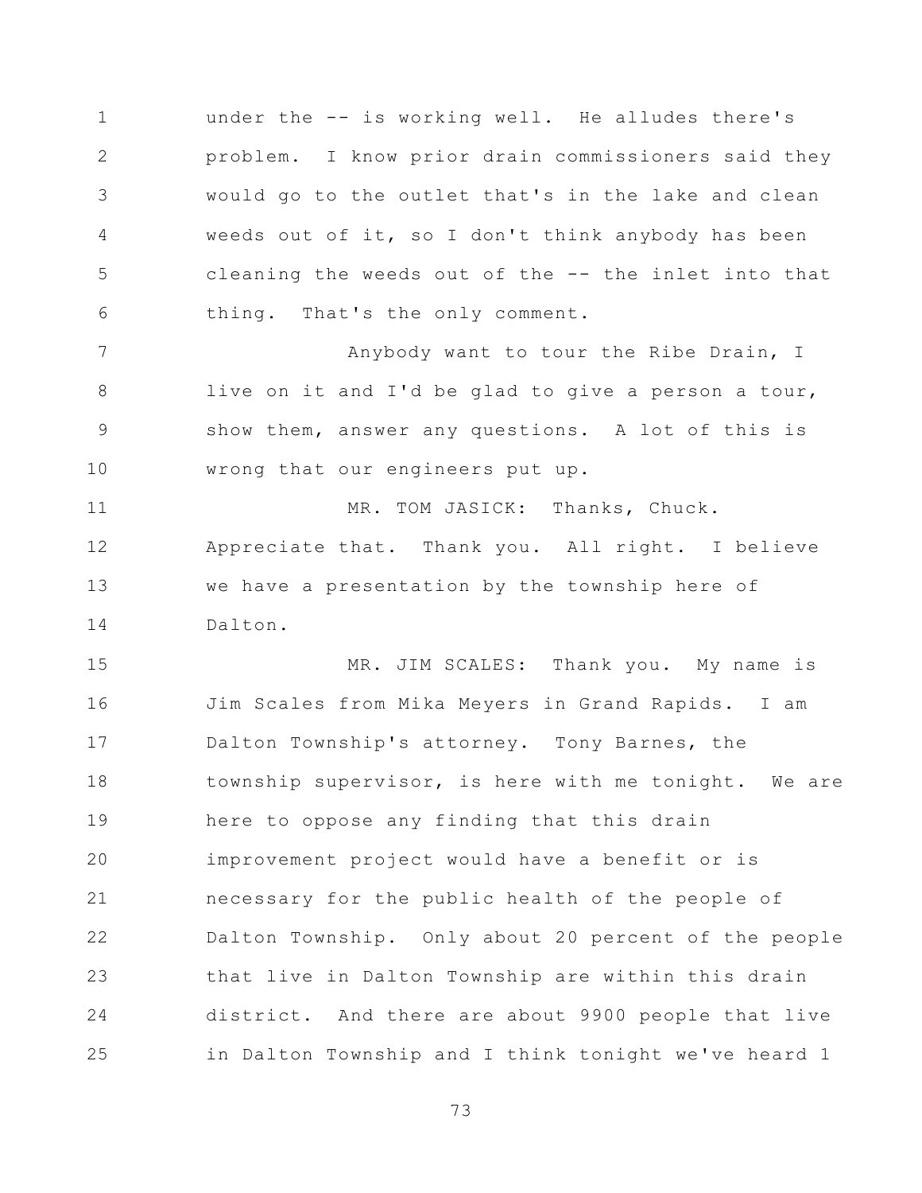under the -- is working well. He alludes there's problem. I know prior drain commissioners said they would go to the outlet that's in the lake and clean weeds out of it, so I don't think anybody has been cleaning the weeds out of the -- the inlet into that thing. That's the only comment.

Anybody want to tour the Ribe Drain, I live on it and I'd be glad to give a person a tour, show them, answer any questions. A lot of this is wrong that our engineers put up.

MR. TOM JASICK: Thanks, Chuck. Appreciate that. Thank you. All right. I believe we have a presentation by the township here of Dalton.

MR. JIM SCALES: Thank you. My name is Jim Scales from Mika Meyers in Grand Rapids. I am Dalton Township's attorney. Tony Barnes, the township supervisor, is here with me tonight. We are here to oppose any finding that this drain improvement project would have a benefit or is necessary for the public health of the people of Dalton Township. Only about 20 percent of the people that live in Dalton Township are within this drain district. And there are about 9900 people that live in Dalton Township and I think tonight we've heard 1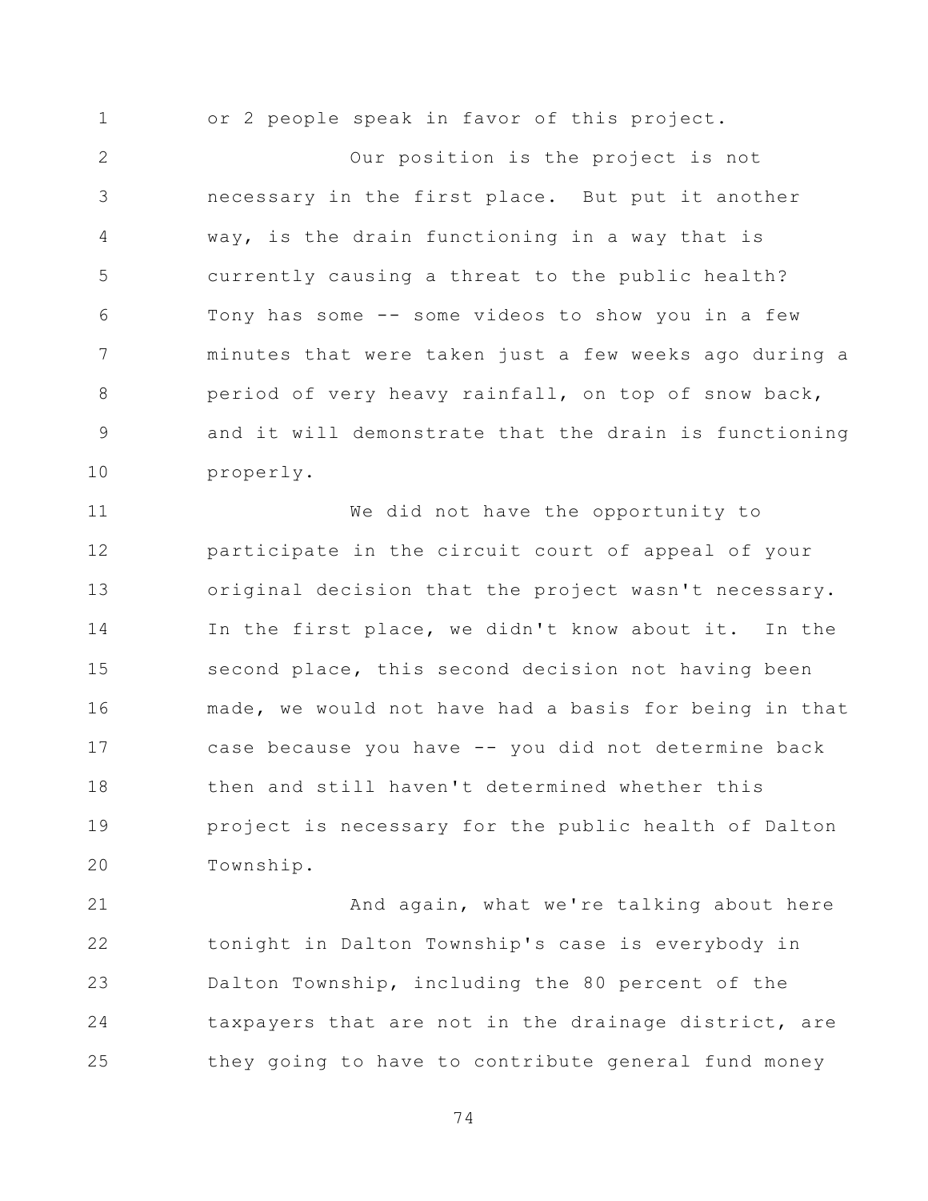or 2 people speak in favor of this project.

Our position is the project is not necessary in the first place. But put it another way, is the drain functioning in a way that is currently causing a threat to the public health? Tony has some -- some videos to show you in a few minutes that were taken just a few weeks ago during a period of very heavy rainfall, on top of snow back, and it will demonstrate that the drain is functioning properly.

We did not have the opportunity to participate in the circuit court of appeal of your original decision that the project wasn't necessary. In the first place, we didn't know about it. In the second place, this second decision not having been made, we would not have had a basis for being in that case because you have -- you did not determine back then and still haven't determined whether this project is necessary for the public health of Dalton Township.

And again, what we're talking about here tonight in Dalton Township's case is everybody in Dalton Township, including the 80 percent of the taxpayers that are not in the drainage district, are they going to have to contribute general fund money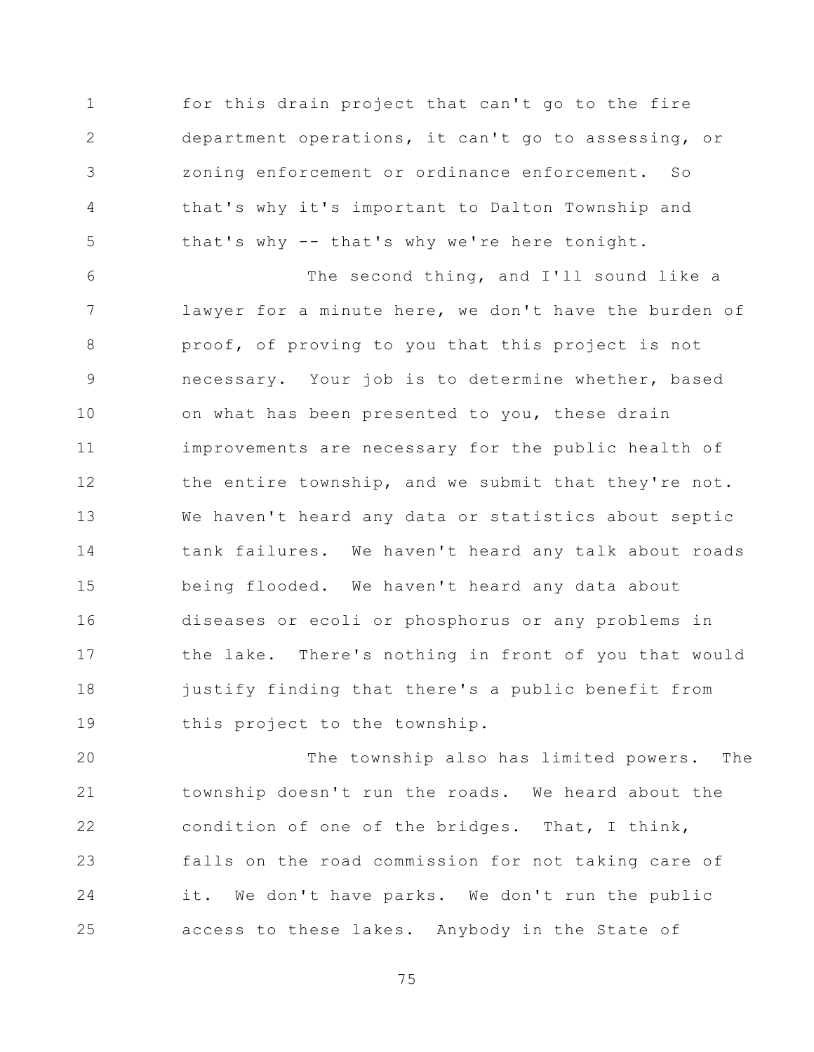for this drain project that can't go to the fire department operations, it can't go to assessing, or zoning enforcement or ordinance enforcement. So that's why it's important to Dalton Township and that's why -- that's why we're here tonight.

The second thing, and I'll sound like a lawyer for a minute here, we don't have the burden of proof, of proving to you that this project is not necessary. Your job is to determine whether, based on what has been presented to you, these drain improvements are necessary for the public health of the entire township, and we submit that they're not. We haven't heard any data or statistics about septic tank failures. We haven't heard any talk about roads being flooded. We haven't heard any data about diseases or ecoli or phosphorus or any problems in the lake. There's nothing in front of you that would justify finding that there's a public benefit from this project to the township.

The township also has limited powers. The township doesn't run the roads. We heard about the condition of one of the bridges. That, I think, falls on the road commission for not taking care of it. We don't have parks. We don't run the public access to these lakes. Anybody in the State of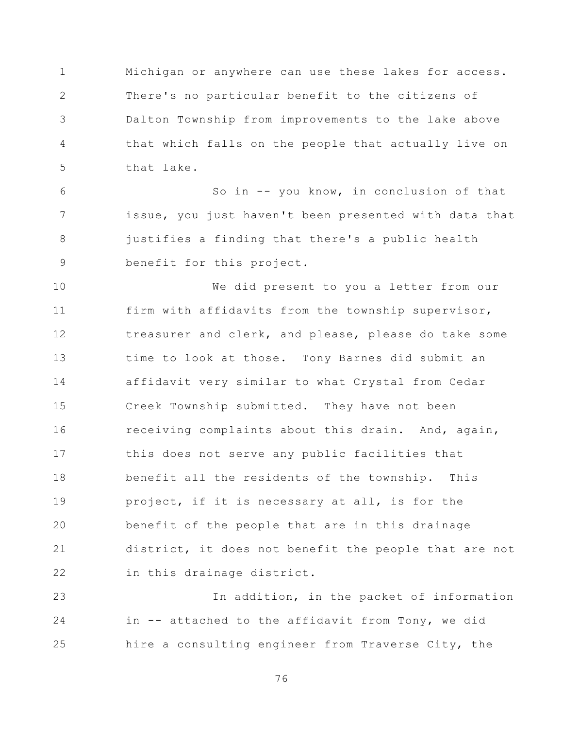Michigan or anywhere can use these lakes for access. There's no particular benefit to the citizens of Dalton Township from improvements to the lake above that which falls on the people that actually live on that lake.

So in -- you know, in conclusion of that issue, you just haven't been presented with data that justifies a finding that there's a public health benefit for this project.

We did present to you a letter from our firm with affidavits from the township supervisor, treasurer and clerk, and please, please do take some time to look at those. Tony Barnes did submit an affidavit very similar to what Crystal from Cedar Creek Township submitted. They have not been receiving complaints about this drain. And, again, this does not serve any public facilities that benefit all the residents of the township. This project, if it is necessary at all, is for the benefit of the people that are in this drainage district, it does not benefit the people that are not in this drainage district.

In addition, in the packet of information in -- attached to the affidavit from Tony, we did hire a consulting engineer from Traverse City, the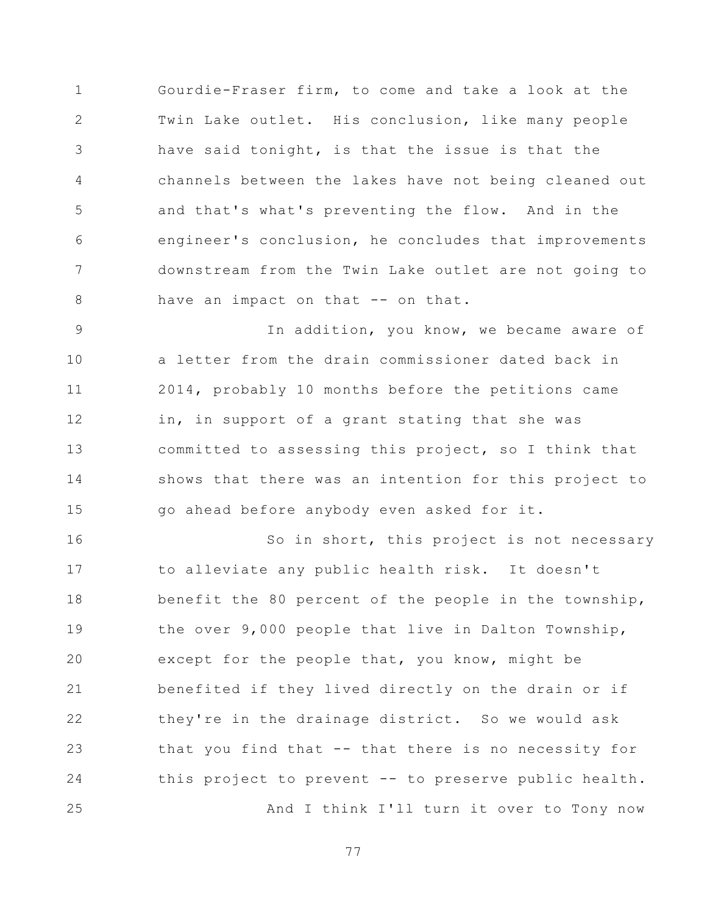Gourdie-Fraser firm, to come and take a look at the Twin Lake outlet. His conclusion, like many people have said tonight, is that the issue is that the channels between the lakes have not being cleaned out and that's what's preventing the flow. And in the engineer's conclusion, he concludes that improvements downstream from the Twin Lake outlet are not going to have an impact on that -- on that.

In addition, you know, we became aware of a letter from the drain commissioner dated back in 2014, probably 10 months before the petitions came in, in support of a grant stating that she was committed to assessing this project, so I think that shows that there was an intention for this project to go ahead before anybody even asked for it.

So in short, this project is not necessary to alleviate any public health risk. It doesn't benefit the 80 percent of the people in the township, the over 9,000 people that live in Dalton Township, except for the people that, you know, might be benefited if they lived directly on the drain or if they're in the drainage district. So we would ask that you find that -- that there is no necessity for this project to prevent -- to preserve public health.

And I think I'll turn it over to Tony now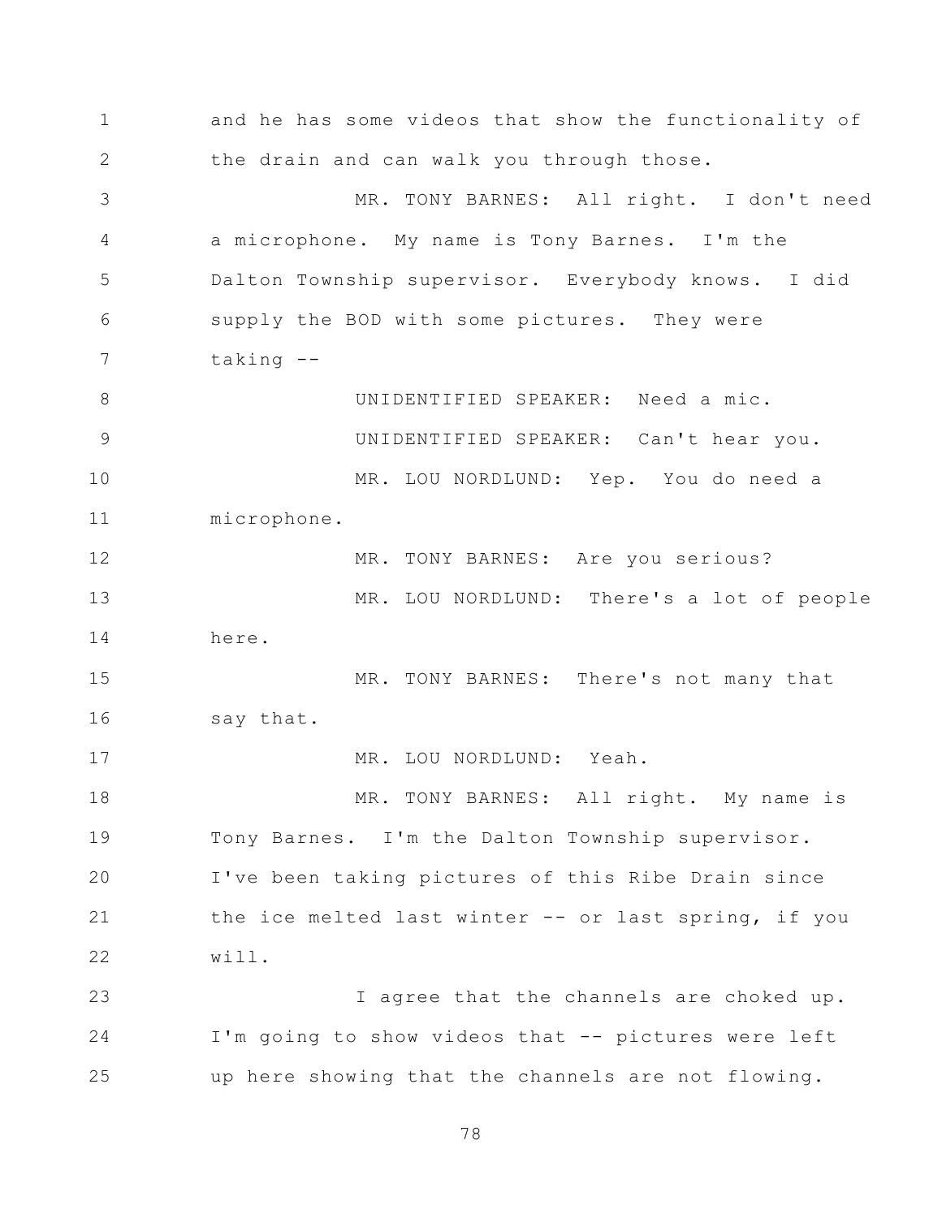and he has some videos that show the functionality of the drain and can walk you through those.

MR. TONY BARNES: All right. I don't need a microphone. My name is Tony Barnes. I'm the Dalton Township supervisor. Everybody knows. I did supply the BOD with some pictures. They were taking --

UNIDENTIFIED SPEAKER: Need a mic.

UNIDENTIFIED SPEAKER: Can't hear you.

MR. LOU NORDLUND: Yep. You do need a microphone.

MR. TONY BARNES: Are you serious?

MR. LOU NORDLUND: There's a lot of people here.

MR. TONY BARNES: There's not many that say that.

MR. LOU NORDLUND: Yeah.

MR. TONY BARNES: All right. My name is Tony Barnes. I'm the Dalton Township supervisor. I've been taking pictures of this Ribe Drain since the ice melted last winter -- or last spring, if you will.

I agree that the channels are choked up. I'm going to show videos that -- pictures were left up here showing that the channels are not flowing.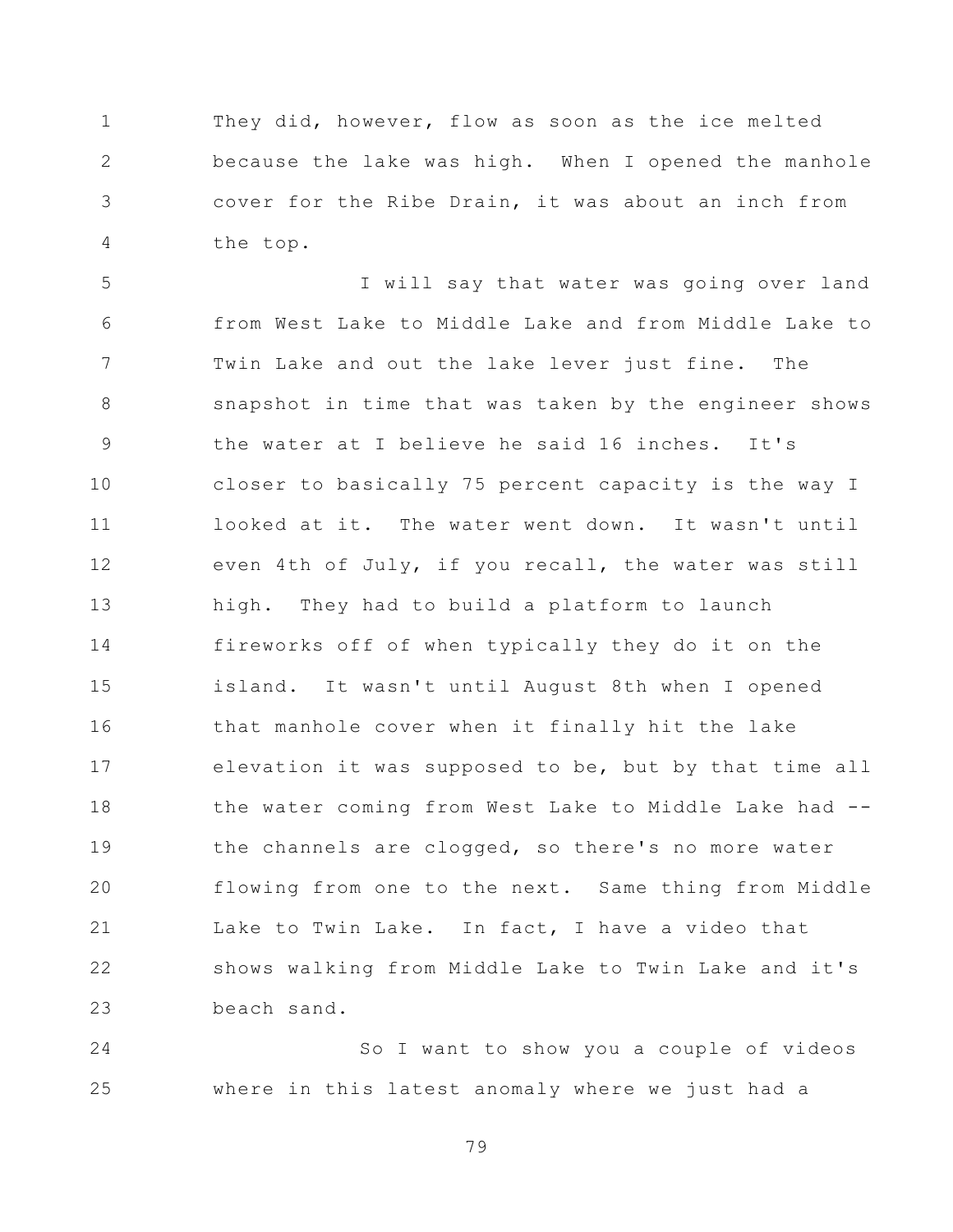They did, however, flow as soon as the ice melted because the lake was high. When I opened the manhole cover for the Ribe Drain, it was about an inch from the top.

I will say that water was going over land from West Lake to Middle Lake and from Middle Lake to Twin Lake and out the lake lever just fine. The snapshot in time that was taken by the engineer shows the water at I believe he said 16 inches. It's closer to basically 75 percent capacity is the way I looked at it. The water went down. It wasn't until even 4th of July, if you recall, the water was still high. They had to build a platform to launch fireworks off of when typically they do it on the island. It wasn't until August 8th when I opened that manhole cover when it finally hit the lake elevation it was supposed to be, but by that time all the water coming from West Lake to Middle Lake had -- the channels are clogged, so there's no more water flowing from one to the next. Same thing from Middle Lake to Twin Lake. In fact, I have a video that shows walking from Middle Lake to Twin Lake and it's beach sand.

So I want to show you a couple of videos where in this latest anomaly where we just had a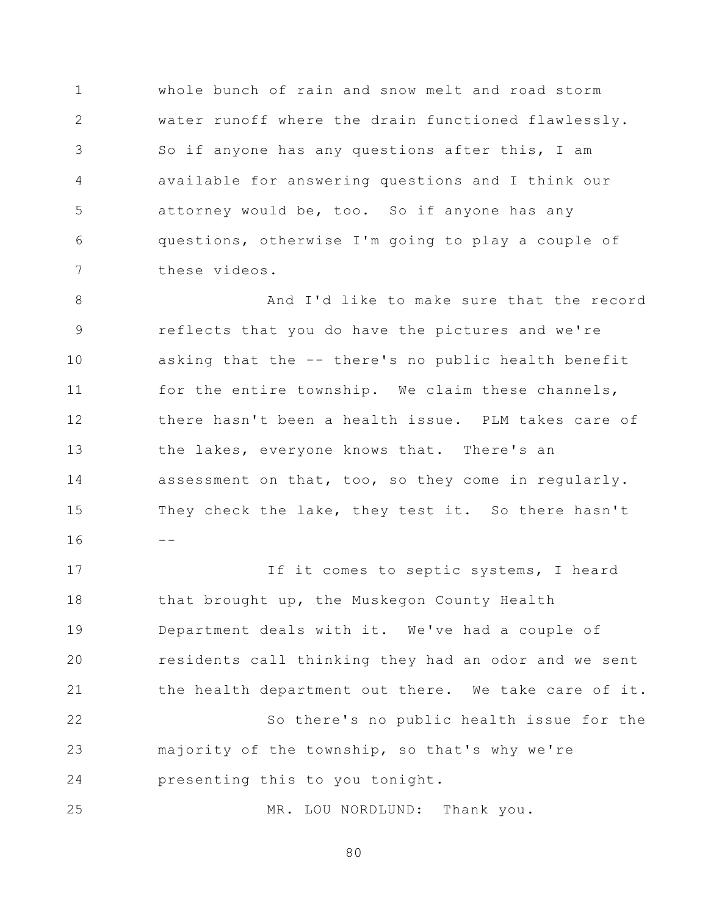whole bunch of rain and snow melt and road storm water runoff where the drain functioned flawlessly. So if anyone has any questions after this, I am available for answering questions and I think our attorney would be, too. So if anyone has any questions, otherwise I'm going to play a couple of these videos.

And I'd like to make sure that the record reflects that you do have the pictures and we're asking that the -- there's no public health benefit for the entire township. We claim these channels, there hasn't been a health issue. PLM takes care of the lakes, everyone knows that. There's an assessment on that, too, so they come in regularly. They check the lake, they test it. So there hasn't --

If it comes to septic systems, I heard that brought up, the Muskegon County Health Department deals with it. We've had a couple of residents call thinking they had an odor and we sent the health department out there. We take care of it.

So there's no public health issue for the majority of the township, so that's why we're presenting this to you tonight.

MR. LOU NORDLUND: Thank you.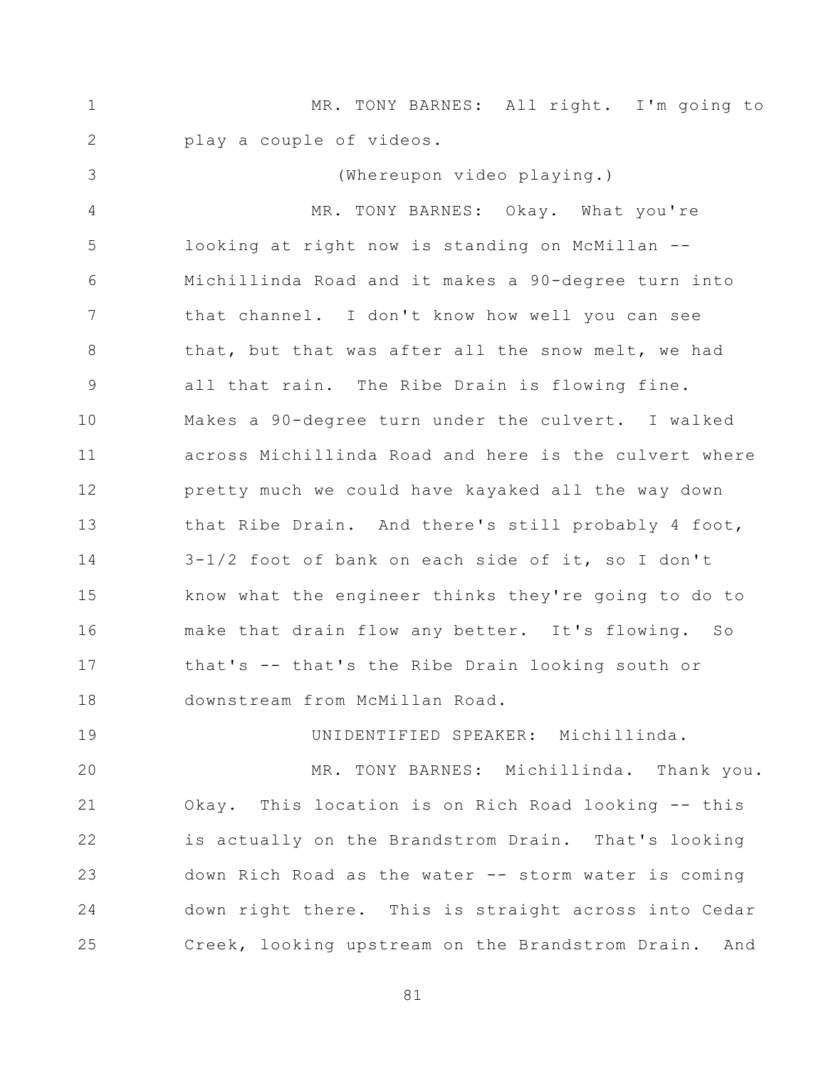MR. TONY BARNES: All right. I'm going to play a couple of videos.

(Whereupon video playing.)

MR. TONY BARNES: Okay. What you're looking at right now is standing on McMillan -- Michillinda Road and it makes a 90-degree turn into that channel. I don't know how well you can see that, but that was after all the snow melt, we had all that rain. The Ribe Drain is flowing fine. Makes a 90-degree turn under the culvert. I walked across Michillinda Road and here is the culvert where pretty much we could have kayaked all the way down that Ribe Drain. And there's still probably 4 foot, 3-1/2 foot of bank on each side of it, so I don't know what the engineer thinks they're going to do to make that drain flow any better. It's flowing. So that's -- that's the Ribe Drain looking south or downstream from McMillan Road.

UNIDENTIFIED SPEAKER: Michillinda.

MR. TONY BARNES: Michillinda. Thank you. Okay. This location is on Rich Road looking -- this is actually on the Brandstrom Drain. That's looking down Rich Road as the water -- storm water is coming down right there. This is straight across into Cedar Creek, looking upstream on the Brandstrom Drain. And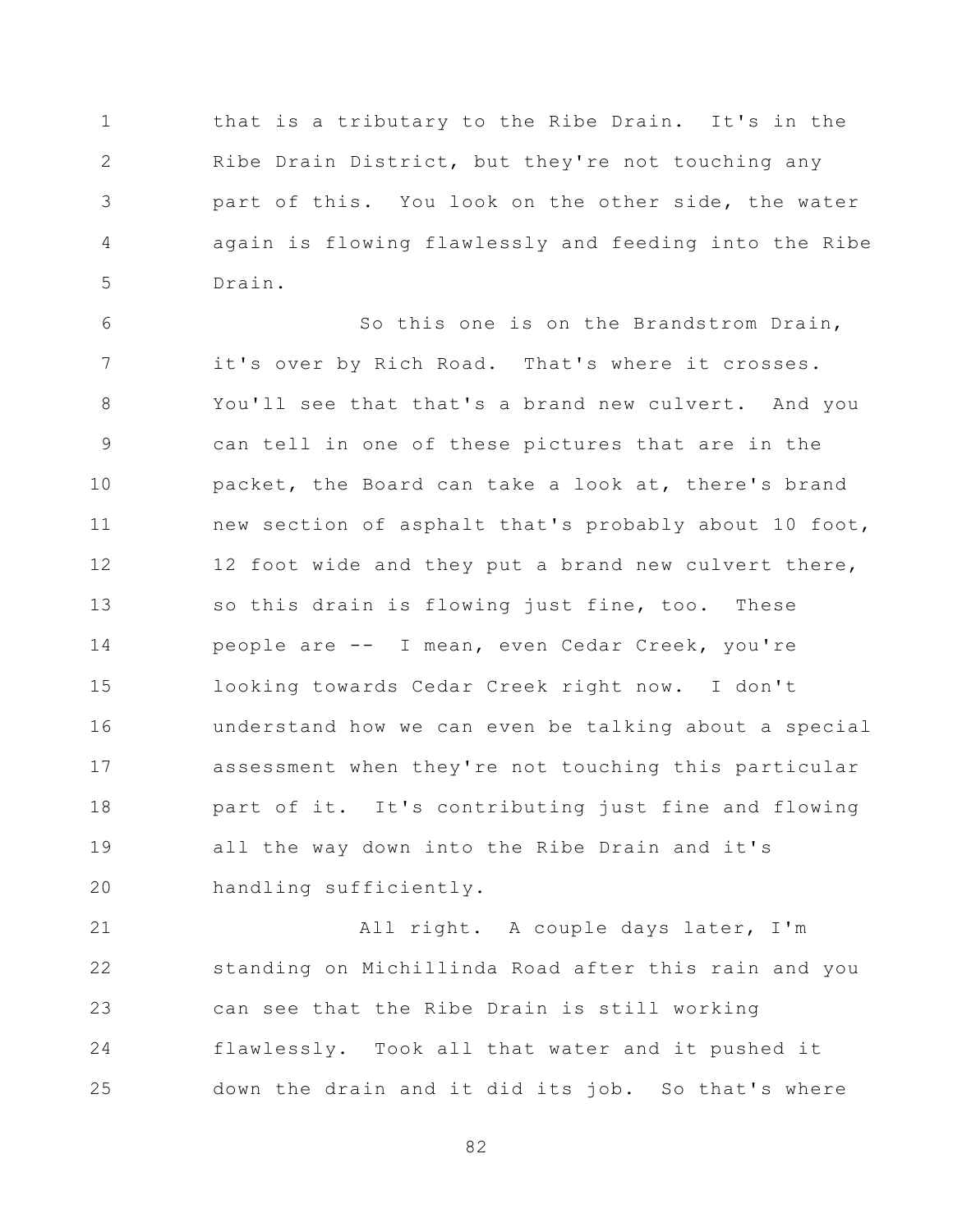that is a tributary to the Ribe Drain. It's in the Ribe Drain District, but they're not touching any part of this. You look on the other side, the water again is flowing flawlessly and feeding into the Ribe Drain.

So this one is on the Brandstrom Drain, it's over by Rich Road. That's where it crosses. You'll see that that's a brand new culvert. And you can tell in one of these pictures that are in the packet, the Board can take a look at, there's brand new section of asphalt that's probably about 10 foot, 12 foot wide and they put a brand new culvert there, so this drain is flowing just fine, too. These people are -- I mean, even Cedar Creek, you're looking towards Cedar Creek right now. I don't understand how we can even be talking about a special assessment when they're not touching this particular part of it. It's contributing just fine and flowing all the way down into the Ribe Drain and it's handling sufficiently.

All right. A couple days later, I'm standing on Michillinda Road after this rain and you can see that the Ribe Drain is still working flawlessly. Took all that water and it pushed it down the drain and it did its job. So that's where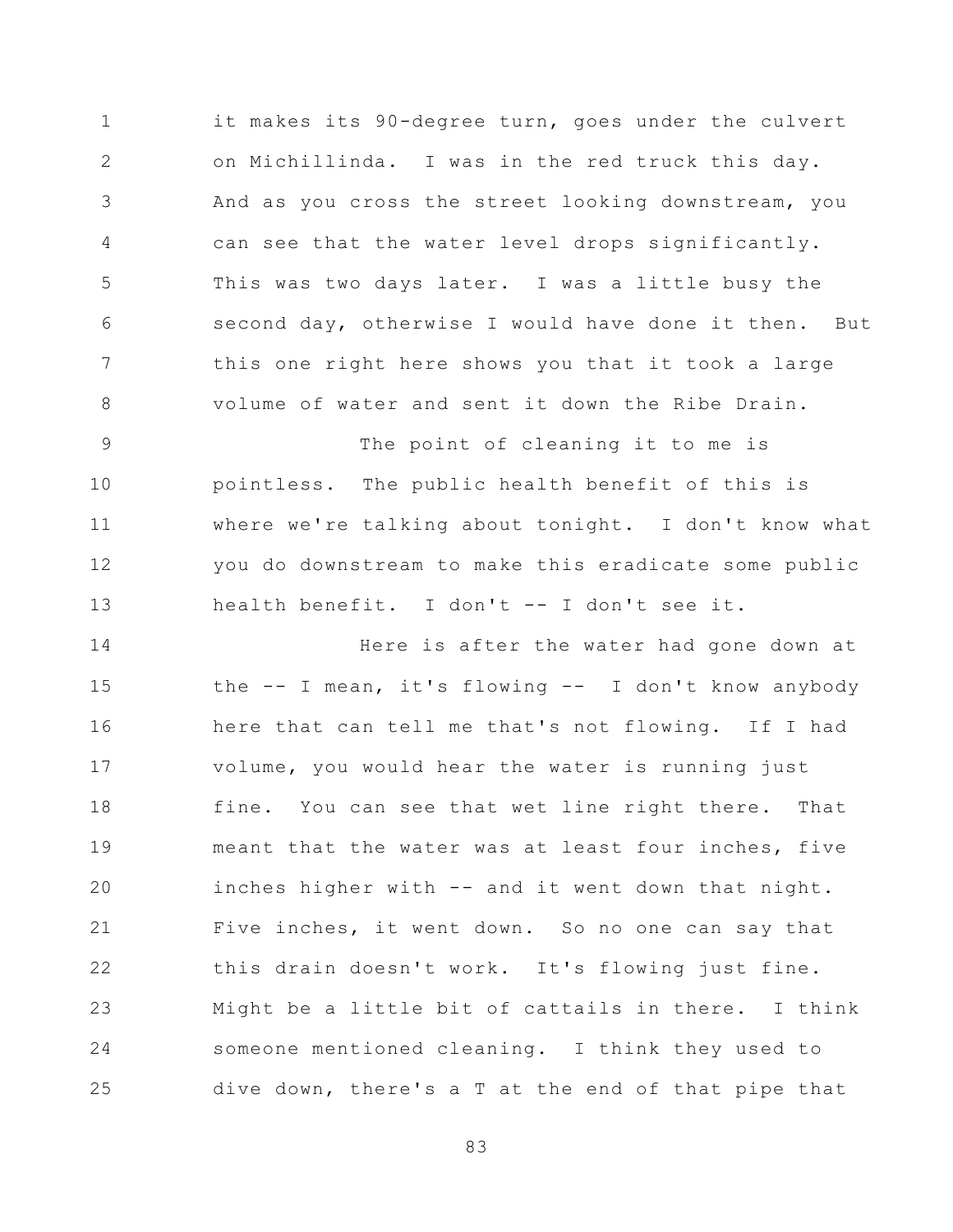it makes its 90-degree turn, goes under the culvert on Michillinda. I was in the red truck this day. And as you cross the street looking downstream, you can see that the water level drops significantly. This was two days later. I was a little busy the second day, otherwise I would have done it then. But this one right here shows you that it took a large volume of water and sent it down the Ribe Drain.

The point of cleaning it to me is pointless. The public health benefit of this is where we're talking about tonight. I don't know what you do downstream to make this eradicate some public health benefit. I don't -- I don't see it.

Here is after the water had gone down at the -- I mean, it's flowing -- I don't know anybody here that can tell me that's not flowing. If I had volume, you would hear the water is running just fine. You can see that wet line right there. That meant that the water was at least four inches, five inches higher with -- and it went down that night. Five inches, it went down. So no one can say that this drain doesn't work. It's flowing just fine. Might be a little bit of cattails in there. I think someone mentioned cleaning. I think they used to dive down, there's a T at the end of that pipe that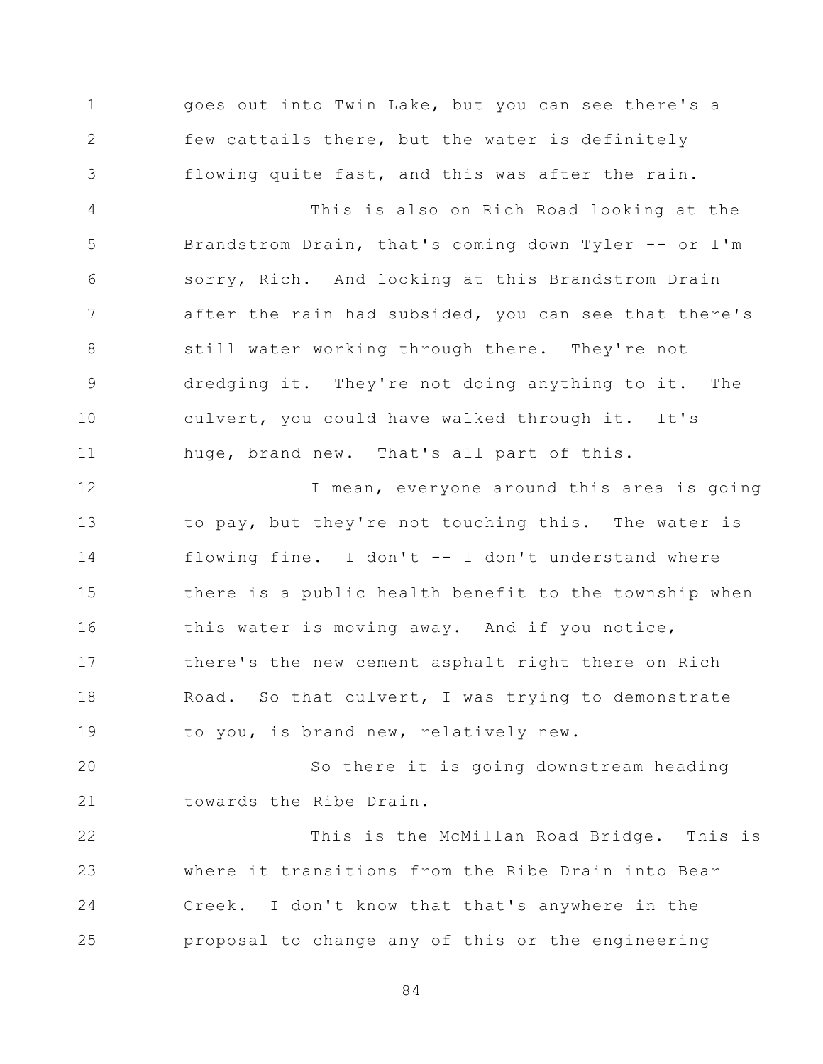goes out into Twin Lake, but you can see there's a few cattails there, but the water is definitely flowing quite fast, and this was after the rain.

This is also on Rich Road looking at the Brandstrom Drain, that's coming down Tyler -- or I'm sorry, Rich. And looking at this Brandstrom Drain after the rain had subsided, you can see that there's still water working through there. They're not dredging it. They're not doing anything to it. The culvert, you could have walked through it. It's huge, brand new. That's all part of this.

I mean, everyone around this area is going to pay, but they're not touching this. The water is flowing fine. I don't -- I don't understand where there is a public health benefit to the township when this water is moving away. And if you notice, there's the new cement asphalt right there on Rich Road. So that culvert, I was trying to demonstrate to you, is brand new, relatively new.

So there it is going downstream heading towards the Ribe Drain.

This is the McMillan Road Bridge. This is where it transitions from the Ribe Drain into Bear Creek. I don't know that that's anywhere in the proposal to change any of this or the engineering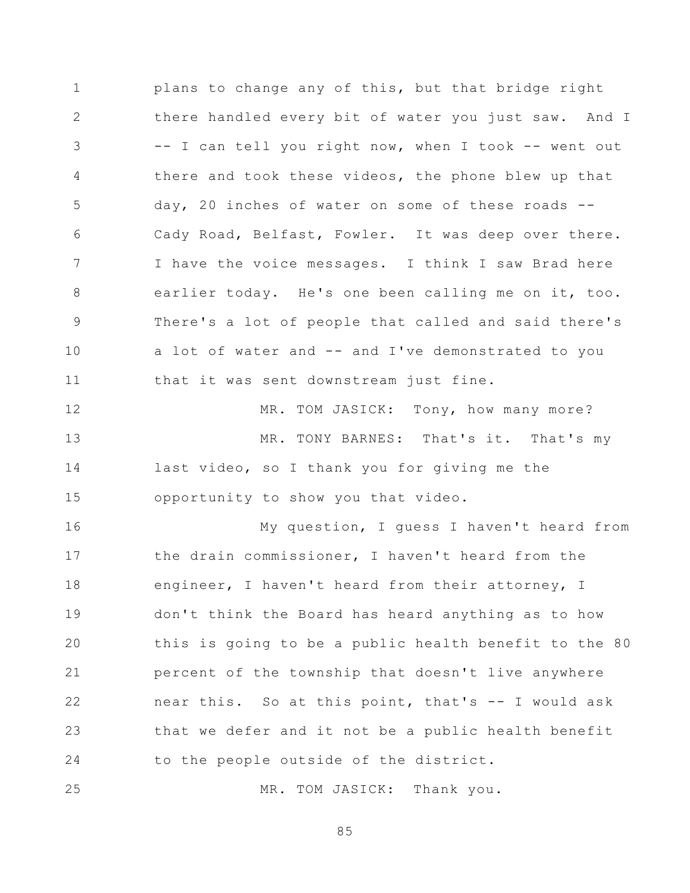plans to change any of this, but that bridge right there handled every bit of water you just saw. And I -- I can tell you right now, when I took -- went out there and took these videos, the phone blew up that day, 20 inches of water on some of these roads -- Cady Road, Belfast, Fowler. It was deep over there. I have the voice messages. I think I saw Brad here earlier today. He's one been calling me on it, too. There's a lot of people that called and said there's a lot of water and -- and I've demonstrated to you that it was sent downstream just fine.

MR. TOM JASICK: Tony, how many more?

MR. TONY BARNES: That's it. That's my last video, so I thank you for giving me the opportunity to show you that video.

My question, I guess I haven't heard from the drain commissioner, I haven't heard from the engineer, I haven't heard from their attorney, I don't think the Board has heard anything as to how this is going to be a public health benefit to the 80 percent of the township that doesn't live anywhere near this. So at this point, that's -- I would ask that we defer and it not be a public health benefit to the people outside of the district.

MR. TOM JASICK: Thank you.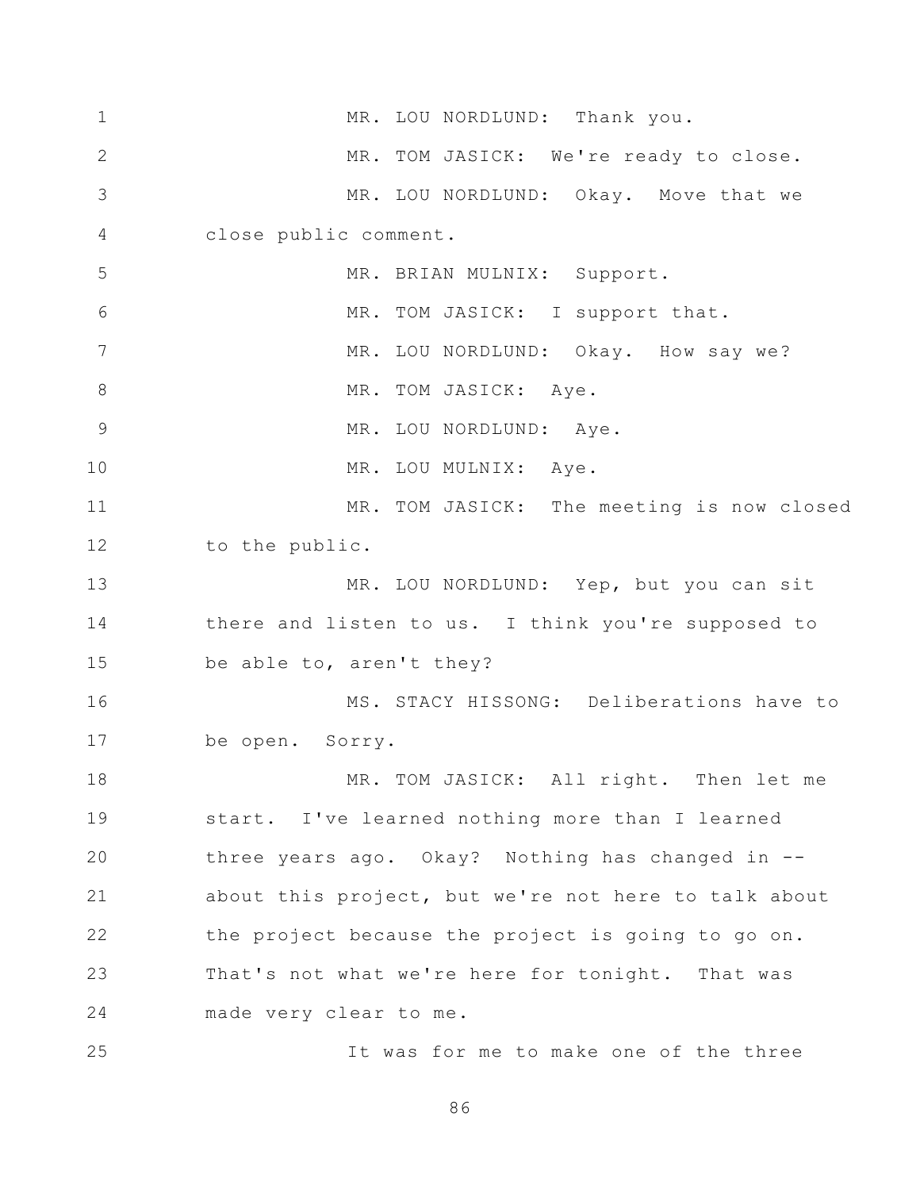MR. LOU NORDLUND: Thank you.

MR. TOM JASICK: We're ready to close.

MR. LOU NORDLUND: Okay. Move that we close public comment.

MR. BRIAN MULNIX: Support.

MR. TOM JASICK: I support that.

MR. LOU NORDLUND: Okay. How say we?

MR. TOM JASICK: Aye.

MR. LOU NORDLUND: Aye.

MR. LOU MULNIX: Aye.

MR. TOM JASICK: The meeting is now closed to the public.

MR. LOU NORDLUND: Yep, but you can sit there and listen to us. I think you're supposed to be able to, aren't they?

MS. STACY HISSONG: Deliberations have to be open. Sorry.

MR. TOM JASICK: All right. Then let me start. I've learned nothing more than I learned three years ago. Okay? Nothing has changed in -- about this project, but we're not here to talk about the project because the project is going to go on. That's not what we're here for tonight. That was made very clear to me.

It was for me to make one of the three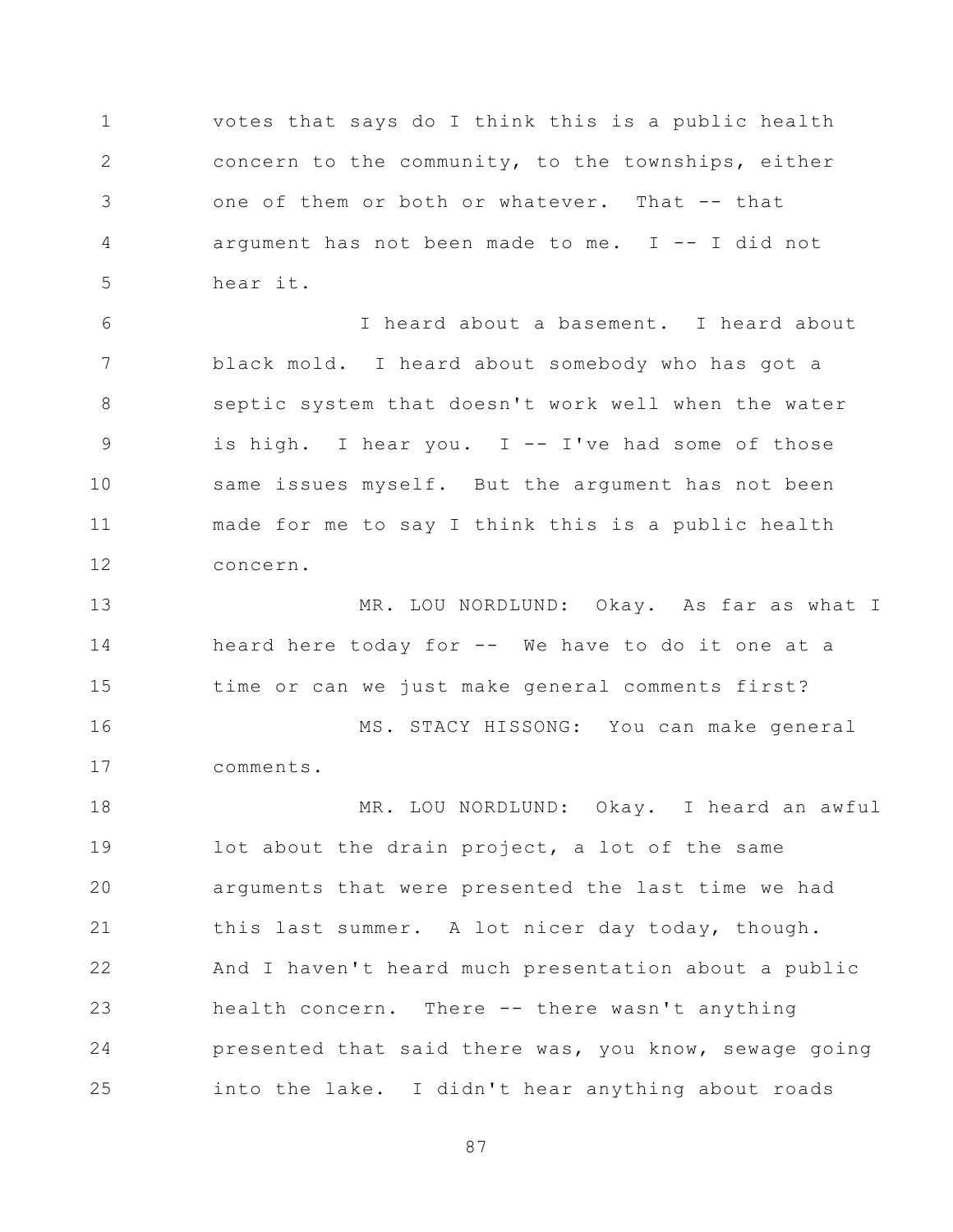votes that says do I think this is a public health concern to the community, to the townships, either one of them or both or whatever. That -- that argument has not been made to me. I -- I did not hear it.

I heard about a basement. I heard about black mold. I heard about somebody who has got a septic system that doesn't work well when the water is high. I hear you. I -- I've had some of those same issues myself. But the argument has not been made for me to say I think this is a public health concern.

MR. LOU NORDLUND: Okay. As far as what I heard here today for -- We have to do it one at a time or can we just make general comments first?

MS. STACY HISSONG: You can make general comments.

MR. LOU NORDLUND: Okay. I heard an awful lot about the drain project, a lot of the same arguments that were presented the last time we had this last summer. A lot nicer day today, though. And I haven't heard much presentation about a public health concern. There -- there wasn't anything presented that said there was, you know, sewage going into the lake. I didn't hear anything about roads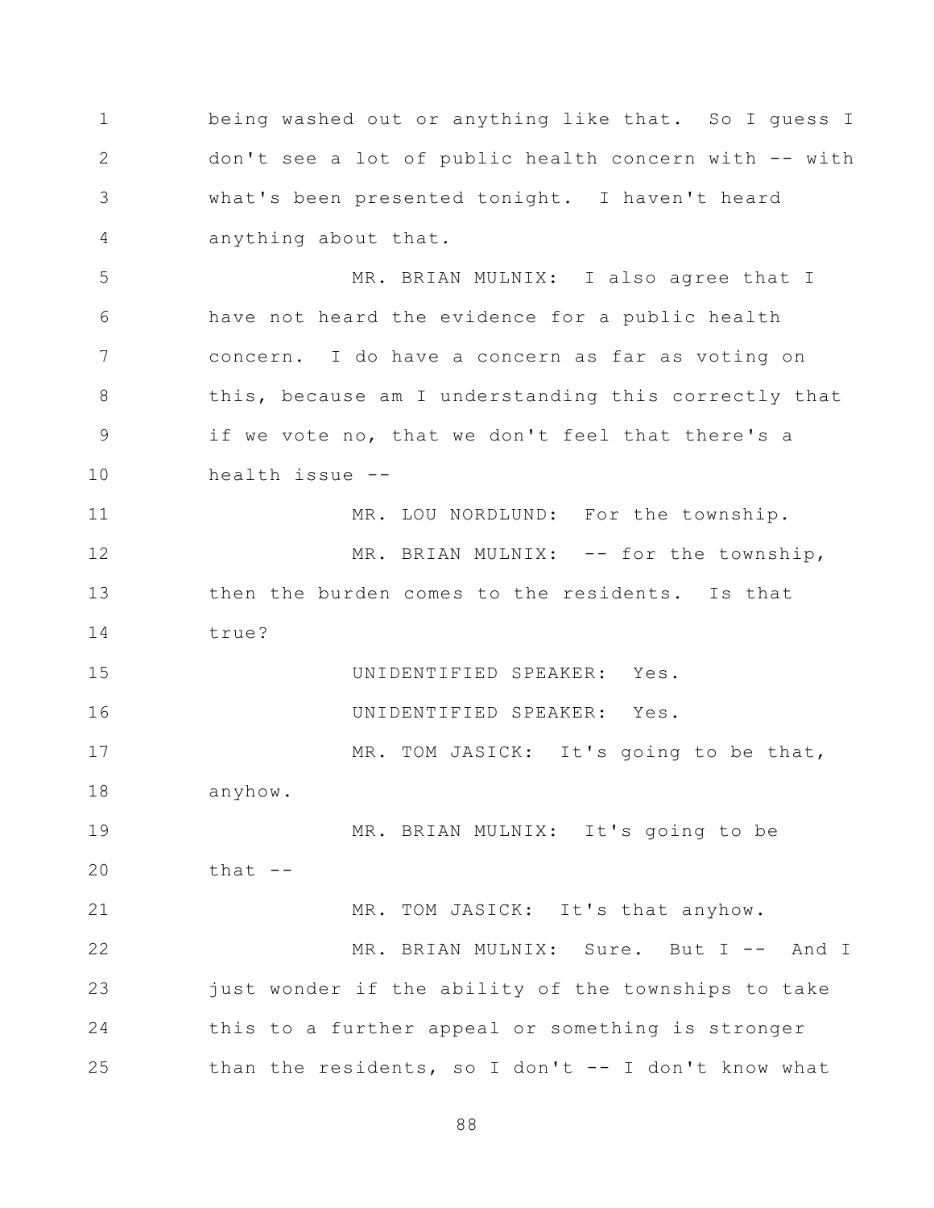being washed out or anything like that. So I guess I don't see a lot of public health concern with -- with what's been presented tonight. I haven't heard anything about that.

MR. BRIAN MULNIX: I also agree that I have not heard the evidence for a public health concern. I do have a concern as far as voting on this, because am I understanding this correctly that if we vote no, that we don't feel that there's a health issue --

MR. LOU NORDLUND: For the township.

MR. BRIAN MULNIX: -- for the township, then the burden comes to the residents. Is that true?

UNIDENTIFIED SPEAKER: Yes.

UNIDENTIFIED SPEAKER: Yes.

MR. TOM JASICK: It's going to be that, anyhow.

MR. BRIAN MULNIX: It's going to be that --

MR. TOM JASICK: It's that anyhow.

MR. BRIAN MULNIX: Sure. But I -- And I just wonder if the ability of the townships to take this to a further appeal or something is stronger than the residents, so I don't -- I don't know what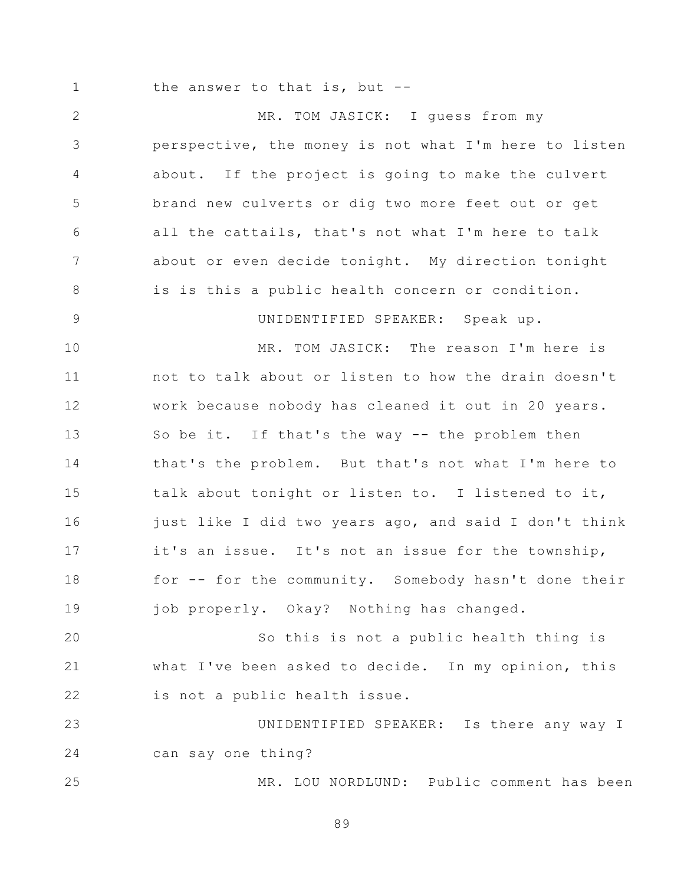the answer to that is, but --

MR. TOM JASICK: I guess from my perspective, the money is not what I'm here to listen about. If the project is going to make the culvert brand new culverts or dig two more feet out or get all the cattails, that's not what I'm here to talk about or even decide tonight. My direction tonight is is this a public health concern or condition.

UNIDENTIFIED SPEAKER: Speak up.

MR. TOM JASICK: The reason I'm here is not to talk about or listen to how the drain doesn't work because nobody has cleaned it out in 20 years. So be it. If that's the way -- the problem then that's the problem. But that's not what I'm here to talk about tonight or listen to. I listened to it, just like I did two years ago, and said I don't think it's an issue. It's not an issue for the township, for -- for the community. Somebody hasn't done their job properly. Okay? Nothing has changed.

So this is not a public health thing is what I've been asked to decide. In my opinion, this is not a public health issue.

UNIDENTIFIED SPEAKER: Is there any way I can say one thing?

MR. LOU NORDLUND: Public comment has been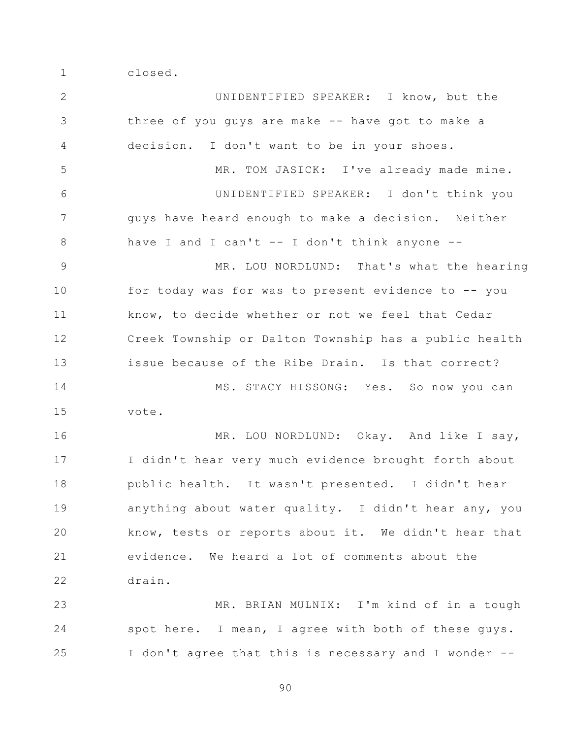closed.

UNIDENTIFIED SPEAKER: I know, but the three of you guys are make -- have got to make a decision. I don't want to be in your shoes.

MR. TOM JASICK: I've already made mine.

UNIDENTIFIED SPEAKER: I don't think you guys have heard enough to make a decision. Neither have I and I can't -- I don't think anyone --

MR. LOU NORDLUND: That's what the hearing for today was for was to present evidence to -- you know, to decide whether or not we feel that Cedar Creek Township or Dalton Township has a public health issue because of the Ribe Drain. Is that correct?

MS. STACY HISSONG: Yes. So now you can vote.

MR. LOU NORDLUND: Okay. And like I say, I didn't hear very much evidence brought forth about public health. It wasn't presented. I didn't hear anything about water quality. I didn't hear any, you know, tests or reports about it. We didn't hear that evidence. We heard a lot of comments about the drain.

MR. BRIAN MULNIX: I'm kind of in a tough spot here. I mean, I agree with both of these guys. I don't agree that this is necessary and I wonder --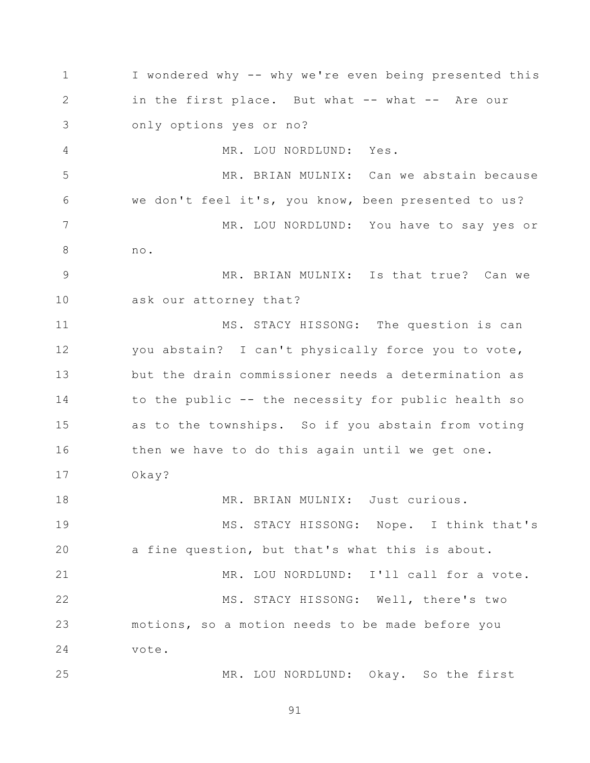I wondered why -- why we're even being presented this in the first place. But what -- what -- Are our only options yes or no?

MR. LOU NORDLUND: Yes.

MR. BRIAN MULNIX: Can we abstain because we don't feel it's, you know, been presented to us?

MR. LOU NORDLUND: You have to say yes or no.

MR. BRIAN MULNIX: Is that true? Can we ask our attorney that?

MS. STACY HISSONG: The question is can you abstain? I can't physically force you to vote, but the drain commissioner needs a determination as to the public -- the necessity for public health so as to the townships. So if you abstain from voting then we have to do this again until we get one. Okay?

MR. BRIAN MULNIX: Just curious.

MS. STACY HISSONG: Nope. I think that's a fine question, but that's what this is about.

MR. LOU NORDLUND: I'll call for a vote.

MS. STACY HISSONG: Well, there's two motions, so a motion needs to be made before you vote.

MR. LOU NORDLUND: Okay. So the first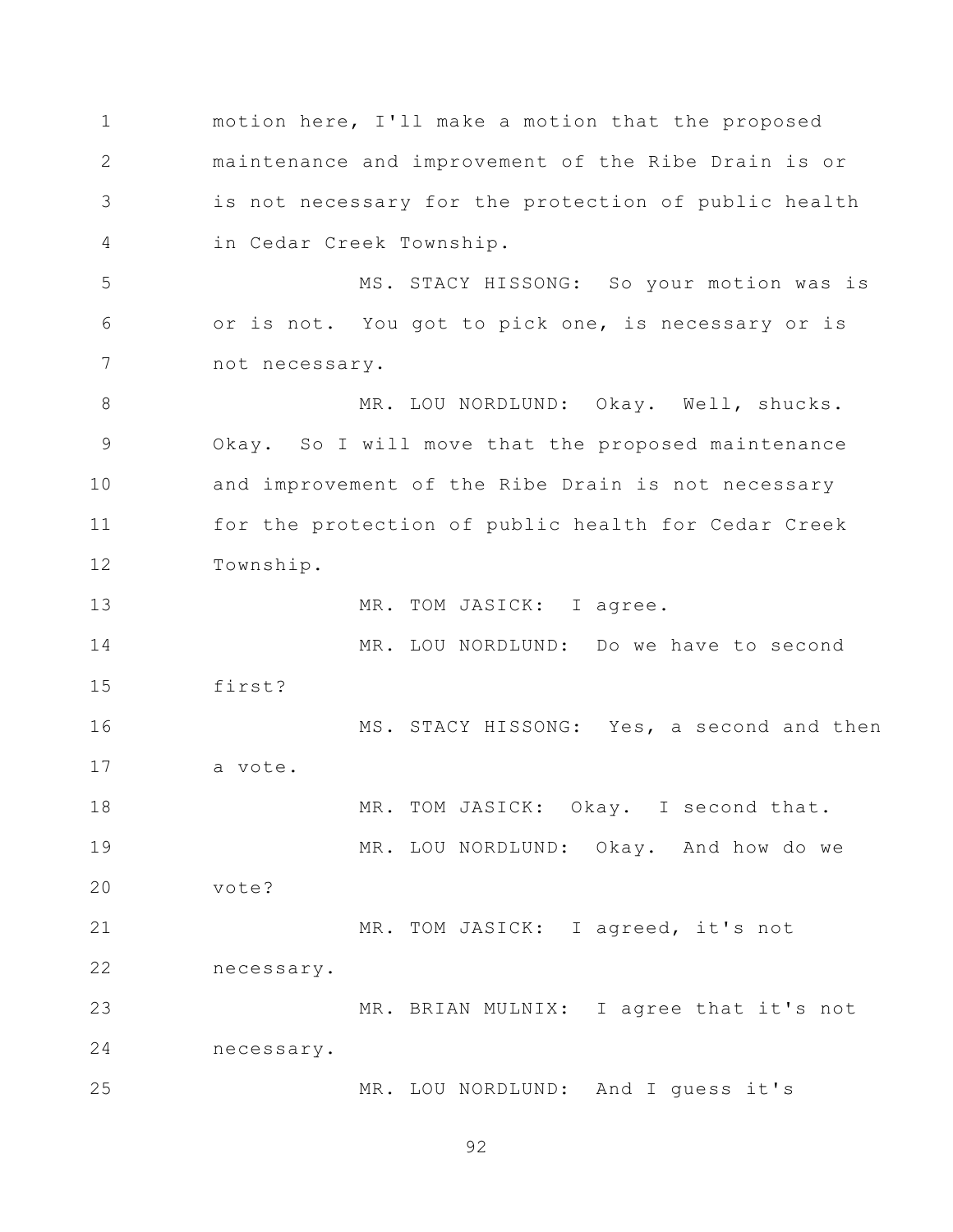motion here, I'll make a motion that the proposed maintenance and improvement of the Ribe Drain is or is not necessary for the protection of public health in Cedar Creek Township.

MS. STACY HISSONG: So your motion was is or is not. You got to pick one, is necessary or is not necessary.

MR. LOU NORDLUND: Okay. Well, shucks. Okay. So I will move that the proposed maintenance and improvement of the Ribe Drain is not necessary for the protection of public health for Cedar Creek Township.

MR. TOM JASICK: I agree.

MR. LOU NORDLUND: Do we have to second first?

MS. STACY HISSONG: Yes, a second and then a vote.

MR. TOM JASICK: Okay. I second that.

MR. LOU NORDLUND: Okay. And how do we vote?

MR. TOM JASICK: I agreed, it's not necessary.

MR. BRIAN MULNIX: I agree that it's not necessary.

MR. LOU NORDLUND: And I guess it's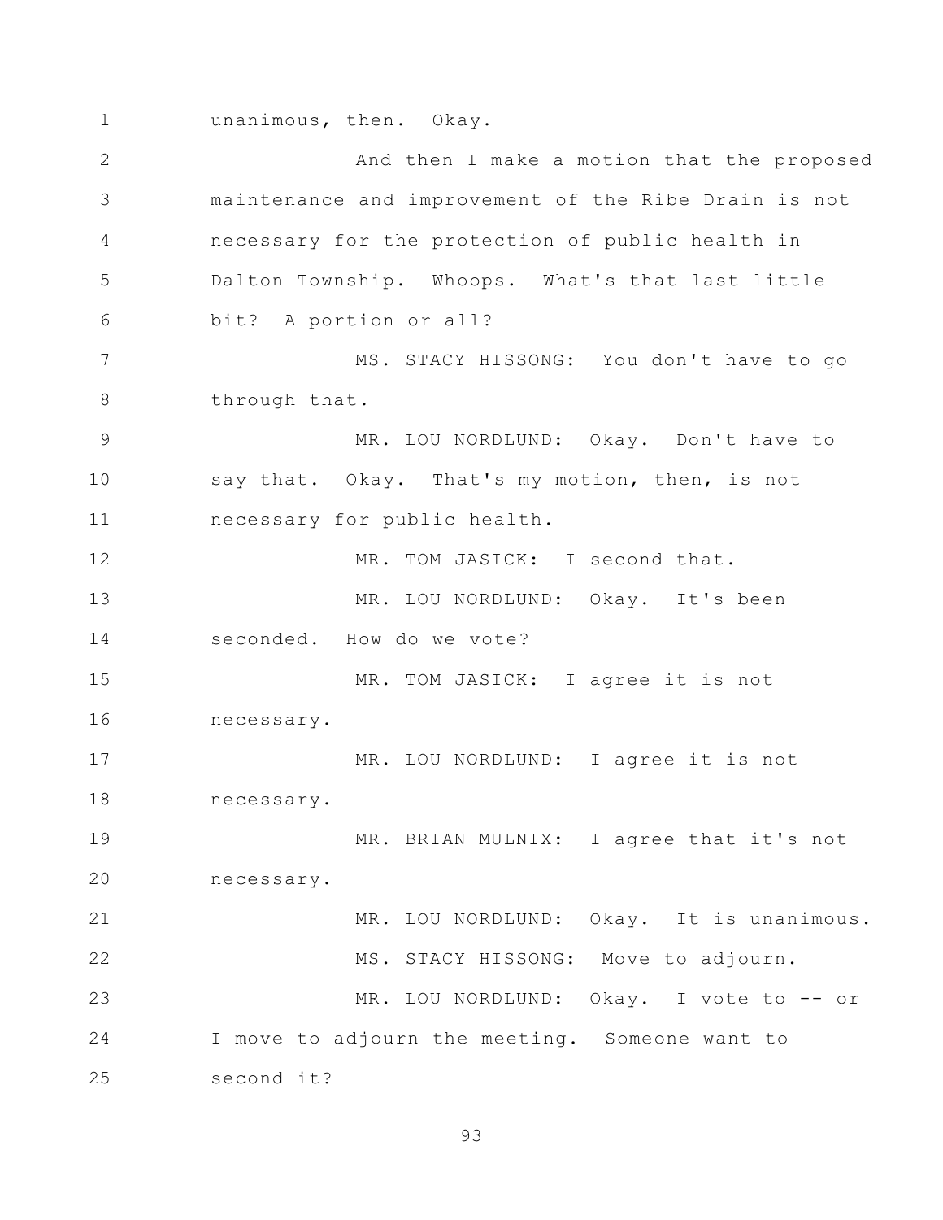unanimous, then. Okay.

And then I make a motion that the proposed maintenance and improvement of the Ribe Drain is not necessary for the protection of public health in Dalton Township. Whoops. What's that last little bit? A portion or all?

MS. STACY HISSONG: You don't have to go through that.

MR. LOU NORDLUND: Okay. Don't have to say that. Okay. That's my motion, then, is not necessary for public health.

MR. TOM JASICK: I second that.

MR. LOU NORDLUND: Okay. It's been seconded. How do we vote?

MR. TOM JASICK: I agree it is not necessary.

MR. LOU NORDLUND: I agree it is not necessary.

MR. BRIAN MULNIX: I agree that it's not necessary.

MR. LOU NORDLUND: Okay. It is unanimous.

MS. STACY HISSONG: Move to adjourn.

MR. LOU NORDLUND: Okay. I vote to -- or I move to adjourn the meeting. Someone want to second it?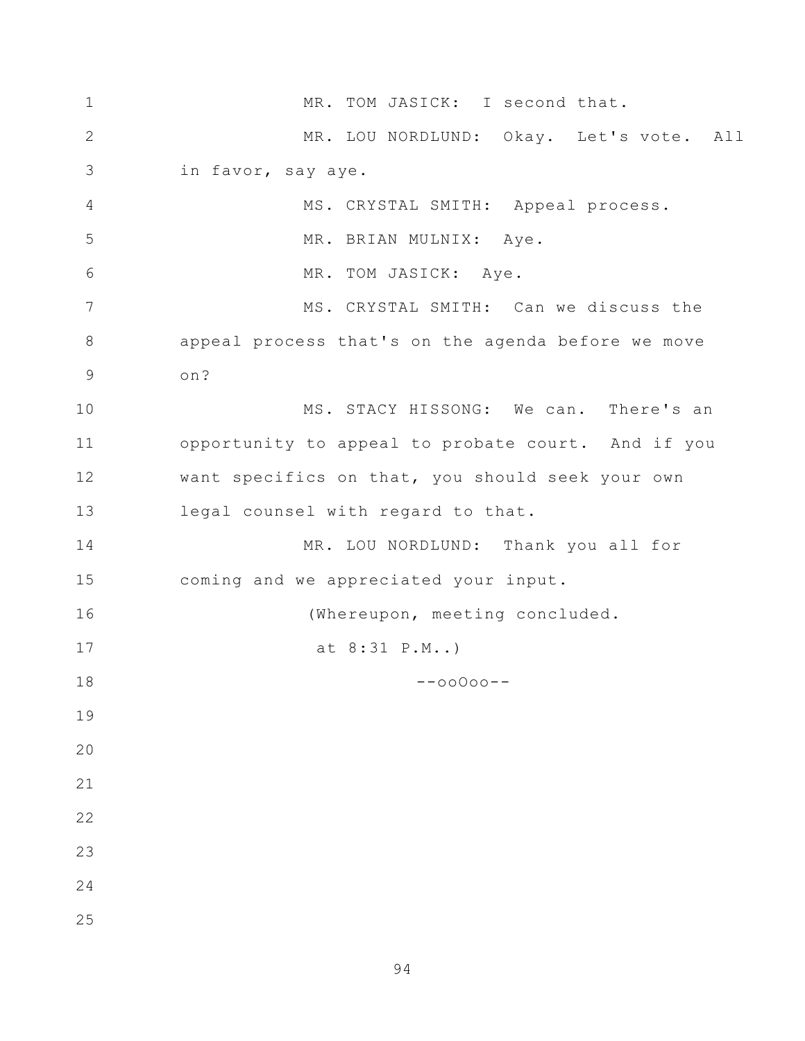MR. TOM JASICK: I second that.

MR. LOU NORDLUND: Okay. Let's vote. All in favor, say aye.

MS. CRYSTAL SMITH: Appeal process.

MR. BRIAN MULNIX: Aye.

MR. TOM JASICK: Aye.

MS. CRYSTAL SMITH: Can we discuss the appeal process that's on the agenda before we move on?

MS. STACY HISSONG: We can. There's an opportunity to appeal to probate court. And if you want specifics on that, you should seek your own legal counsel with regard to that.

MR. LOU NORDLUND: Thank you all for coming and we appreciated your input.

(Whereupon, meeting concluded. at 8:31 P.M..)

--ooOoo--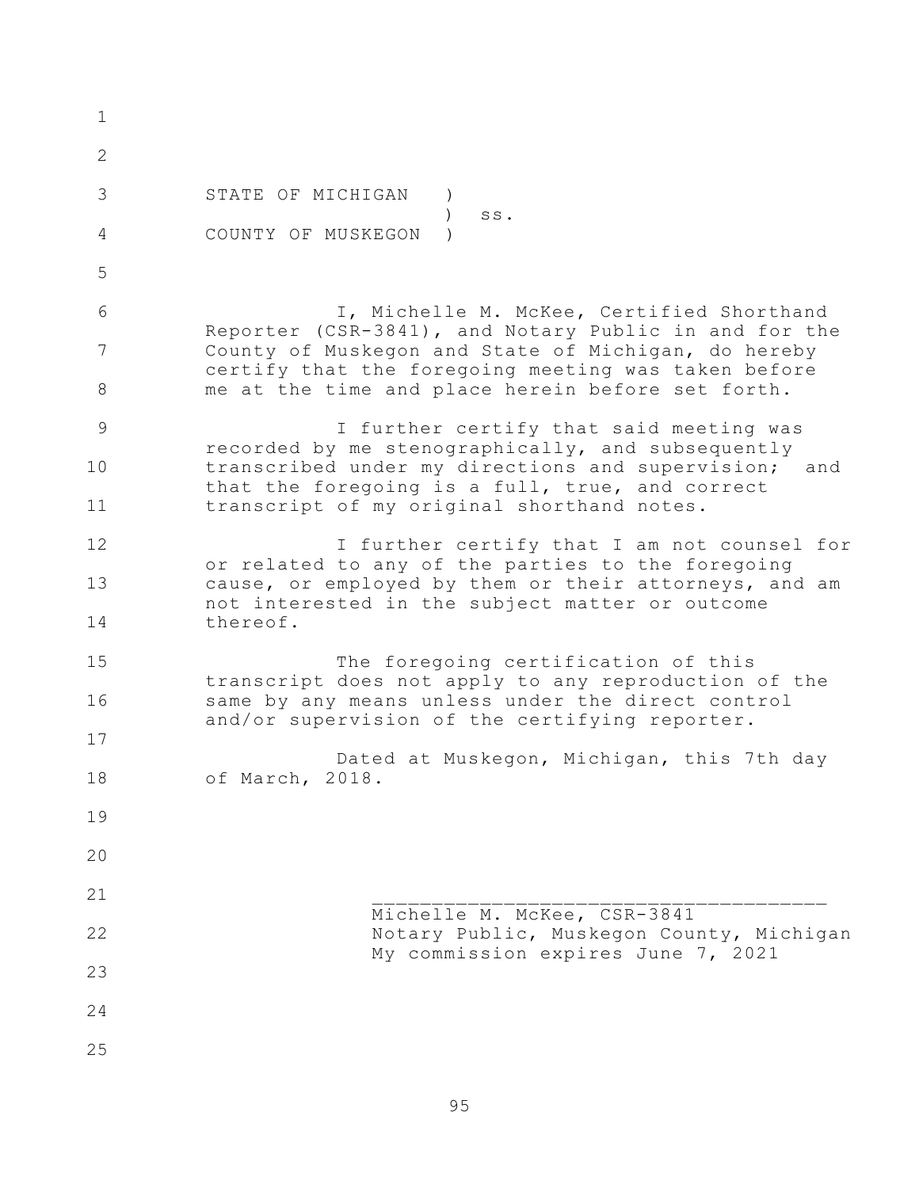STATE OF MICHIGAN )
) ss.
COUNTY OF MUSKEGON )

I, Michelle M. McKee, Certified Shorthand Reporter (CSR-3841), and Notary Public in and for the County of Muskegon and State of Michigan, do hereby certify that the foregoing meeting was taken before me at the time and place herein before set forth.

I further certify that said meeting was recorded by me stenographically, and subsequently transcribed under my directions and supervision; and that the foregoing is a full, true, and correct transcript of my original shorthand notes.

I further certify that I am not counsel for or related to any of the parties to the foregoing cause, or employed by them or their attorneys, and am not interested in the subject matter or outcome thereof.

The foregoing certification of this transcript does not apply to any reproduction of the same by any means unless under the direct control and/or supervision of the certifying reporter.

Dated at Muskegon, Michigan, this 7th day of March, 2018.

\_\_\_\_\_\_\_\_\_\_\_\_\_\_\_\_\_\_\_\_\_\_\_\_\_\_\_\_\_\_\_\_\_\_\_\_\_\_\_
Michelle M. McKee, CSR-3841
Notary Public, Muskegon County, Michigan
My commission expires June 7, 2021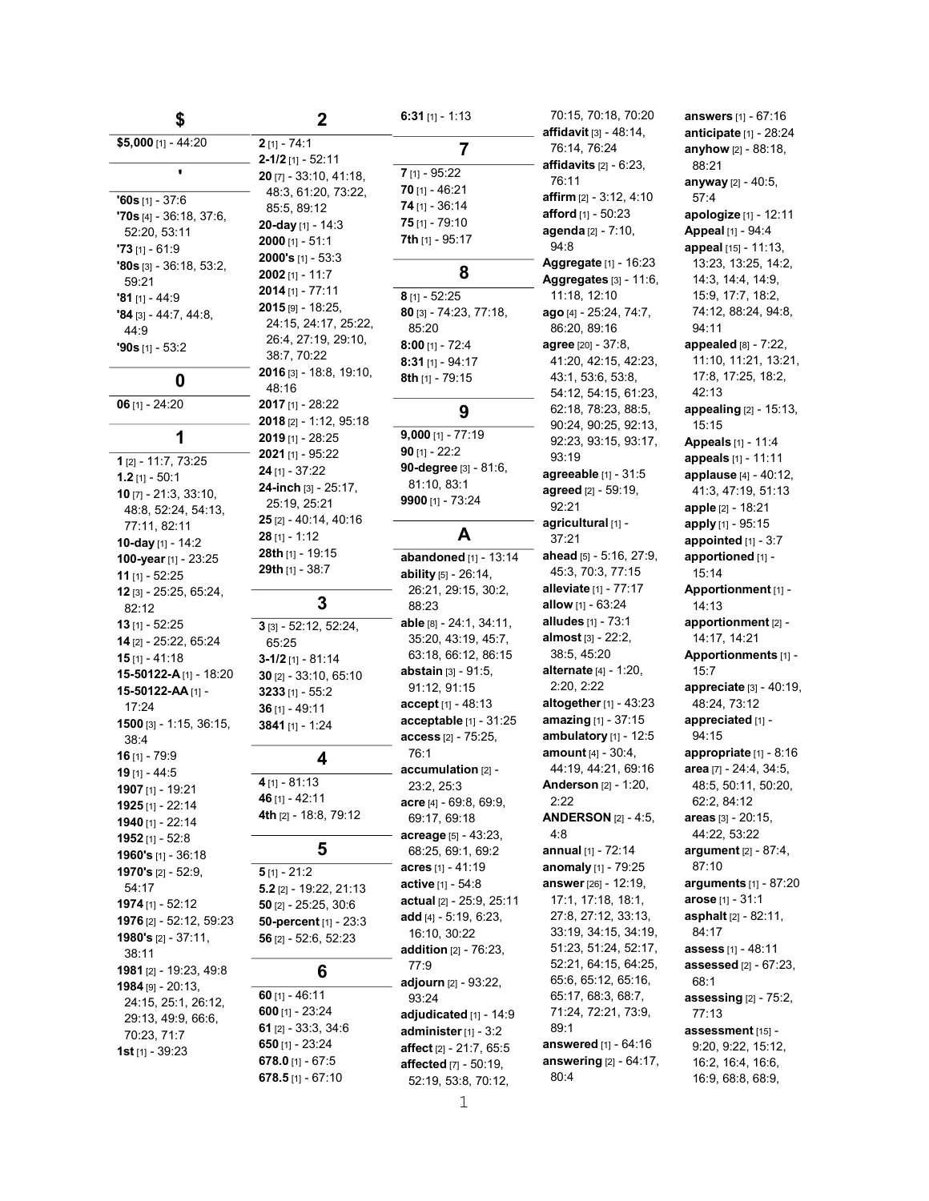## $

**$5,000** [1] - 44:20

## '

**'60s** [1] - 37:6
**'70s** [4] - 36:18, 37:6, 52:20, 53:11
**'73** [1] - 61:9
**'80s** [3] - 36:18, 53:2, 59:21
**'81** [1] - 44:9
**'84** [3] - 44:7, 44:8, 44:9
**'90s** [1] - 53:2

## 0

**06** [1] - 24:20

## 1

**1** [2] - 11:7, 73:25
**1.2** [1] - 50:1
**10** [7] - 21:3, 33:10, 48:8, 52:24, 54:13, 77:11, 82:11
**10-day** [1] - 14:2
**100-year** [1] - 23:25
**11** [1] - 52:25
**12** [3] - 25:25, 65:24, 82:12
**13** [1] - 52:25
**14** [2] - 25:22, 65:24
**15** [1] - 41:18
**15-50122-A** [1] - 18:20
**15-50122-AA** [1] - 17:24
**1500** [3] - 1:15, 36:15, 38:4
**16** [1] - 79:9
**19** [1] - 44:5
**1907** [1] - 19:21
**1925** [1] - 22:14
**1940** [1] - 22:14
**1952** [1] - 52:8
**1960's** [1] - 36:18
**1970's** [2] - 52:9, 54:17
**1974** [1] - 52:12
**1976** [2] - 52:12, 59:23
**1980's** [2] - 37:11, 38:11
**1981** [2] - 19:23, 49:8
**1984** [9] - 20:13, 24:15, 25:1, 26:12, 29:13, 49:9, 66:6, 70:23, 71:7
**1st** [1] - 39:23

## 2

**2** [1] - 74:1
**2-1/2** [1] - 52:11
**20** [7] - 33:10, 41:18, 48:3, 61:20, 73:22, 85:5, 89:12
**20-day** [1] - 14:3
**2000** [1] - 51:1
**2000's** [1] - 53:3
**2002** [1] - 11:7
**2014** [1] - 77:11
**2015** [9] - 18:25, 24:15, 24:17, 25:22, 26:4, 27:19, 29:10, 38:7, 70:22
**2016** [3] - 18:8, 19:10, 48:16
**2017** [1] - 28:22
**2018** [2] - 1:12, 95:18
**2019** [1] - 28:25
**2021** [1] - 95:22
**24** [1] - 37:22
**24-inch** [3] - 25:17, 25:19, 25:21
**25** [2] - 40:14, 40:16
**28** [1] - 1:12
**28th** [1] - 19:15
**29th** [1] - 38:7

## 3

**3** [3] - 52:12, 52:24, 65:25
**3-1/2** [1] - 81:14
**30** [2] - 33:10, 65:10
**3233** [1] - 55:2
**36** [1] - 49:11
**3841** [1] - 1:24

## 4

**4** [1] - 81:13
**46** [1] - 42:11
**4th** [2] - 18:8, 79:12

## 5

**5** [1] - 21:2
**5.2** [2] - 19:22, 21:13
**50** [2] - 25:25, 30:6
**50-percent** [1] - 23:3
**56** [2] - 52:6, 52:23

## 6

**60** [1] - 46:11
**600** [1] - 23:24
**61** [2] - 33:3, 34:6
**650** [1] - 23:24
**678.0** [1] - 67:5
**678.5** [1] - 67:10
**6:31** [1] - 1:13

## 7

**7** [1] - 95:22
**70** [1] - 46:21
**74** [1] - 36:14
**75** [1] - 79:10
**7th** [1] - 95:17

## 8

**8** [1] - 52:25
**80** [3] - 74:23, 77:18, 85:20
**8:00** [1] - 72:4
**8:31** [1] - 94:17
**8th** [1] - 79:15

## 9

**9,000** [1] - 77:19
**90** [1] - 22:2
**90-degree** [3] - 81:6, 81:10, 83:1
**9900** [1] - 73:24

## A

**abandoned** [1] - 13:14
**ability** [5] - 26:14, 26:21, 29:15, 30:2, 88:23
**able** [8] - 24:1, 34:11, 35:20, 43:19, 45:7, 63:18, 66:12, 86:15
**abstain** [3] - 91:5, 91:12, 91:15
**accept** [1] - 48:13
**acceptable** [1] - 31:25
**access** [2] - 75:25, 76:1
**accumulation** [2] - 23:2, 25:3
**acre** [4] - 69:8, 69:9, 69:17, 69:18
**acreage** [5] - 43:23, 68:25, 69:1, 69:2
**acres** [1] - 41:19
**active** [1] - 54:8
**actual** [2] - 25:9, 25:11
**add** [4] - 5:19, 6:23, 16:10, 30:22
**addition** [2] - 76:23, 77:9
**adjourn** [2] - 93:22, 93:24
**adjudicated** [1] - 14:9
**administer** [1] - 3:2
**affect** [2] - 21:7, 65:5
**affected** [7] - 50:19, 52:19, 53:8, 70:12, 70:15, 70:18, 70:20
**affidavit** [3] - 48:14, 76:14, 76:24
**affidavits** [2] - 6:23, 76:11
**affirm** [2] - 3:12, 4:10
**afford** [1] - 50:23
**agenda** [2] - 7:10, 94:8
**Aggregate** [1] - 16:23
**Aggregates** [3] - 11:6, 11:18, 12:10
**ago** [4] - 25:24, 74:7, 86:20, 89:16
**agree** [20] - 37:8, 41:20, 42:15, 42:23, 43:1, 53:6, 53:8, 54:12, 54:15, 61:23, 62:18, 78:23, 88:5, 90:24, 90:25, 92:13, 92:23, 93:15, 93:17, 93:19
**agreeable** [1] - 31:5
**agreed** [2] - 59:19, 92:21
**agricultural** [1] - 37:21
**ahead** [5] - 5:16, 27:9, 45:3, 70:3, 77:15
**alleviate** [1] - 77:17
**allow** [1] - 63:24
**alludes** [1] - 73:1
**almost** [3] - 22:2, 38:5, 45:20
**alternate** [4] - 1:20, 2:20, 2:22
**altogether** [1] - 43:23
**amazing** [1] - 37:15
**ambulatory** [1] - 12:5
**amount** [4] - 30:4, 44:19, 44:21, 69:16
**Anderson** [2] - 1:20, 2:22
**ANDERSON** [2] - 4:5, 4:8
**annual** [1] - 72:14
**anomaly** [1] - 79:25
**answer** [26] - 12:19, 17:1, 17:18, 18:1, 27:8, 27:12, 33:13, 33:19, 34:15, 34:19, 51:23, 51:24, 52:17, 52:21, 64:15, 64:25, 65:6, 65:12, 65:16, 65:17, 68:3, 68:7, 71:24, 72:21, 73:9, 89:1
**answered** [1] - 64:16
**answering** [2] - 64:17, 80:4
**answers** [1] - 67:16
**anticipate** [1] - 28:24
**anyhow** [2] - 88:18, 88:21
**anyway** [2] - 40:5, 57:4
**apologize** [1] - 12:11
**Appeal** [1] - 94:4
**appeal** [15] - 11:13, 13:23, 13:25, 14:2, 14:3, 14:4, 14:9, 15:9, 17:7, 18:2, 74:12, 88:24, 94:8, 94:11
**appealed** [8] - 7:22, 11:10, 11:21, 13:21, 17:8, 17:25, 18:2, 42:13
**appealing** [2] - 15:13, 15:15
**Appeals** [1] - 11:4
**appeals** [1] - 11:11
**applause** [4] - 40:12, 41:3, 47:19, 51:13
**apple** [2] - 18:21
**apply** [1] - 95:15
**appointed** [1] - 3:7
**apportioned** [1] - 15:14
**Apportionment** [1] - 14:13
**apportionment** [2] - 14:17, 14:21
**Apportionments** [1] - 15:7
**appreciate** [3] - 40:19, 48:24, 73:12
**appreciated** [1] - 94:15
**appropriate** [1] - 8:16
**area** [7] - 24:4, 34:5, 48:5, 50:11, 50:20, 62:2, 84:12
**areas** [3] - 20:15, 44:22, 53:22
**argument** [2] - 87:4, 87:10
**arguments** [1] - 87:20
**arose** [1] - 31:1
**asphalt** [2] - 82:11, 84:17
**assess** [1] - 48:11
**assessed** [2] - 67:23, 68:1
**assessing** [2] - 75:2, 77:13
**assessment** [15] - 9:20, 9:22, 15:12, 16:2, 16:4, 16:6, 16:9, 68:8, 68:9,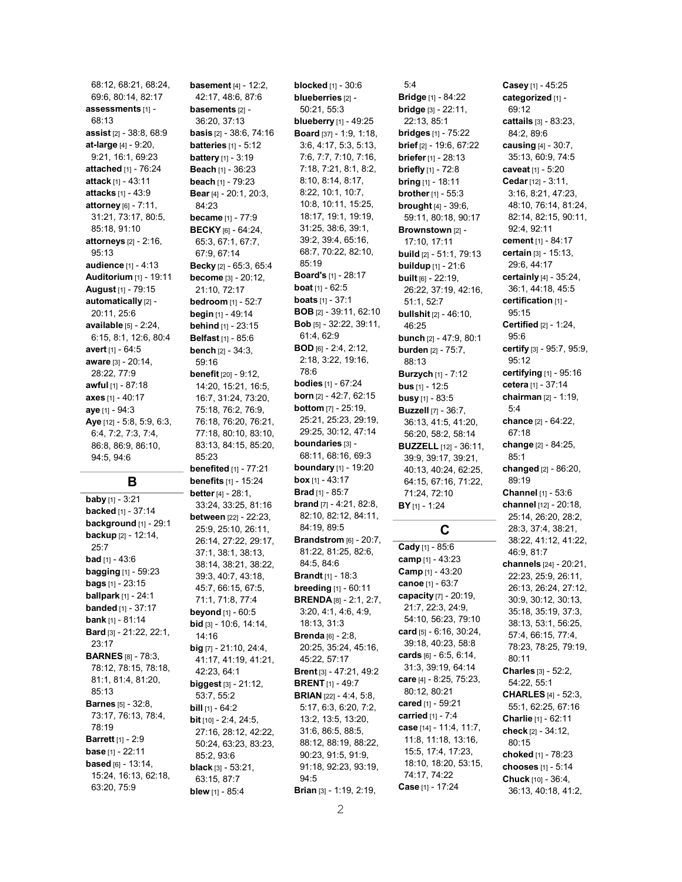68:12, 68:21, 68:24, 69:6, 80:14, 82:17
**assessments** [1] - 68:13
**assist** [2] - 38:8, 68:9
**at-large** [4] - 9:20, 9:21, 16:1, 69:23
**attached** [1] - 76:24
**attack** [1] - 43:11
**attacks** [1] - 43:9
**attorney** [6] - 7:11, 31:21, 73:17, 80:5, 85:18, 91:10
**attorneys** [2] - 2:16, 95:13
**audience** [1] - 4:13
**Auditorium** [1] - 19:11
**August** [1] - 79:15
**automatically** [2] - 20:11, 25:6
**available** [5] - 2:24, 6:15, 8:1, 12:6, 80:4
**avert** [1] - 64:5
**aware** [3] - 20:14, 28:22, 77:9
**awful** [1] - 87:18
**axes** [1] - 40:17
**aye** [1] - 94:3
**Aye** [12] - 5:8, 5:9, 6:3, 6:4, 7:2, 7:3, 7:4, 86:8, 86:9, 86:10, 94:5, 94:6

## B

**baby** [1] - 3:21
**backed** [1] - 37:14
**background** [1] - 29:1
**backup** [2] - 12:14, 25:7
**bad** [1] - 43:6
**bagging** [1] - 59:23
**bags** [1] - 23:15
**ballpark** [1] - 24:1
**banded** [1] - 37:17
**bank** [1] - 81:14
**Bard** [3] - 21:22, 22:1, 23:17
**BARNES** [8] - 78:3, 78:12, 78:15, 78:18, 81:1, 81:4, 81:20, 85:13
**Barnes** [5] - 32:8, 73:17, 76:13, 78:4, 78:19
**Barrett** [1] - 2:9
**base** [1] - 22:11
**based** [6] - 13:14, 15:24, 16:13, 62:18, 63:20, 75:9
**basement** [4] - 12:2, 42:17, 48:6, 87:6
**basements** [2] - 36:20, 37:13
**basis** [2] - 38:6, 74:16
**batteries** [1] - 5:12
**battery** [1] - 3:19
**Beach** [1] - 36:23
**beach** [1] - 79:23
**Bear** [4] - 20:1, 20:3, 84:23
**became** [1] - 77:9
**BECKY** [6] - 64:24, 65:3, 67:1, 67:7, 67:9, 67:14
**Becky** [2] - 65:3, 65:4
**become** [3] - 20:12, 21:10, 72:17
**bedroom** [1] - 52:7
**begin** [1] - 49:14
**behind** [1] - 23:15
**Belfast** [1] - 85:6
**bench** [2] - 34:3, 59:16
**benefit** [20] - 9:12, 14:20, 15:21, 16:5, 16:7, 31:24, 73:20, 75:18, 76:2, 76:9, 76:18, 76:20, 76:21, 77:18, 80:10, 83:10, 83:13, 84:15, 85:20, 85:23
**benefited** [1] - 77:21
**benefits** [1] - 15:24
**better** [4] - 28:1, 33:24, 33:25, 81:16
**between** [22] - 22:23, 25:9, 25:10, 26:11, 26:14, 27:22, 29:17, 37:1, 38:1, 38:13, 38:14, 38:21, 38:22, 39:3, 40:7, 43:18, 45:7, 66:15, 67:5, 71:1, 71:8, 77:4
**beyond** [1] - 60:5
**bid** [3] - 10:6, 14:14, 14:16
**big** [7] - 21:10, 24:4, 41:17, 41:19, 41:21, 42:23, 64:1
**biggest** [3] - 21:12, 53:7, 55:2
**bill** [1] - 64:2
**bit** [10] - 2:4, 24:5, 27:16, 28:12, 42:22, 50:24, 63:23, 83:23, 85:2, 93:6
**black** [3] - 53:21, 63:15, 87:7
**blew** [1] - 85:4
**blocked** [1] - 30:6
**blueberries** [2] - 50:21, 55:3
**blueberry** [1] - 49:25
**Board** [37] - 1:9, 1:18, 3:6, 4:17, 5:3, 5:13, 7:6, 7:7, 7:10, 7:16, 7:18, 7:21, 8:1, 8:2, 8:10, 8:14, 8:17, 8:22, 10:1, 10:7, 10:8, 10:11, 15:25, 18:17, 19:1, 19:19, 31:25, 38:6, 39:1, 39:2, 39:4, 65:16, 68:7, 70:22, 82:10, 85:19
**Board's** [1] - 28:17
**boat** [1] - 62:5
**boats** [1] - 37:1
**BOB** [2] - 39:11, 62:10
**Bob** [5] - 32:22, 39:11, 61:4, 62:9
**BOD** [6] - 2:4, 2:12, 2:18, 3:22, 19:16, 78:6
**bodies** [1] - 67:24
**born** [2] - 42:7, 62:15
**bottom** [7] - 25:19, 25:21, 25:23, 29:19, 29:25, 30:12, 47:14
**boundaries** [3] - 68:11, 68:16, 69:3
**boundary** [1] - 19:20
**box** [1] - 43:17
**Brad** [1] - 85:7
**brand** [7] - 4:21, 82:8, 82:10, 82:12, 84:11, 84:19, 89:5
**Brandstrom** [6] - 20:7, 81:22, 81:25, 82:6, 84:5, 84:6
**Brandt** [1] - 18:3
**breeding** [1] - 60:11
**BRENDA** [8] - 2:1, 2:7, 3:20, 4:1, 4:6, 4:9, 18:13, 31:3
**Brenda** [6] - 2:8, 20:25, 35:24, 45:16, 45:22, 57:17
**Brent** [3] - 47:21, 49:2
**BRENT** [1] - 49:7
**BRIAN** [22] - 4:4, 5:8, 5:17, 6:3, 6:20, 7:2, 13:2, 13:5, 13:20, 31:6, 86:5, 88:5, 88:12, 88:19, 88:22, 90:23, 91:5, 91:9, 91:18, 92:23, 93:19, 94:5
**Brian** [3] - 1:19, 2:19, 5:4
**Bridge** [1] - 84:22
**bridge** [3] - 22:11, 22:13, 85:1
**bridges** [1] - 75:22
**brief** [2] - 19:6, 67:22
**briefer** [1] - 28:13
**briefly** [1] - 72:8
**bring** [1] - 18:11
**brother** [1] - 55:3
**brought** [4] - 39:6, 59:11, 80:18, 90:17
**Brownstown** [2] - 17:10, 17:11
**build** [2] - 51:1, 79:13
**buildup** [1] - 21:6
**built** [6] - 22:19, 26:22, 37:19, 42:16, 51:1, 52:7
**bullshit** [2] - 46:10, 46:25
**bunch** [2] - 47:9, 80:1
**burden** [2] - 75:7, 88:13
**Burzych** [1] - 7:12
**bus** [1] - 12:5
**busy** [1] - 83:5
**Buzzell** [7] - 36:7, 36:13, 41:5, 41:20, 56:20, 58:2, 58:14
**BUZZELL** [12] - 36:11, 39:9, 39:17, 39:21, 40:13, 40:24, 62:25, 64:15, 67:16, 71:22, 71:24, 72:10
**BY** [1] - 1:24

## C

**Cady** [1] - 85:6
**camp** [1] - 43:23
**Camp** [1] - 43:20
**canoe** [1] - 63:7
**capacity** [7] - 20:19, 21:7, 22:3, 24:9, 54:10, 56:23, 79:10
**card** [5] - 6:16, 30:24, 39:18, 40:23, 58:8
**cards** [6] - 6:5, 6:14, 31:3, 39:19, 64:14
**care** [4] - 8:25, 75:23, 80:12, 80:21
**cared** [1] - 59:21
**carried** [1] - 7:4
**case** [14] - 11:4, 11:7, 11:8, 11:18, 13:16, 15:5, 17:4, 17:23, 18:10, 18:20, 53:15, 74:17, 74:22
**Case** [1] - 17:24
**Casey** [1] - 45:25
**categorized** [1] - 69:12
**cattails** [3] - 83:23, 84:2, 89:6
**causing** [4] - 30:7, 35:13, 60:9, 74:5
**caveat** [1] - 5:20
**Cedar** [12] - 3:11, 3:16, 8:21, 47:23, 48:10, 76:14, 81:24, 82:14, 82:15, 90:11, 92:4, 92:11
**cement** [1] - 84:17
**certain** [3] - 15:13, 29:6, 44:17
**certainly** [4] - 35:24, 36:1, 44:18, 45:5
**certification** [1] - 95:15
**Certified** [2] - 1:24, 95:6
**certify** [3] - 95:7, 95:9, 95:12
**certifying** [1] - 95:16
**cetera** [1] - 37:14
**chairman** [2] - 1:19, 5:4
**chance** [2] - 64:22, 67:18
**change** [2] - 84:25, 85:1
**changed** [2] - 86:20, 89:19
**Channel** [1] - 53:6
**channel** [12] - 20:18, 25:14, 26:20, 28:2, 28:3, 37:4, 38:21, 38:22, 41:12, 41:22, 46:9, 81:7
**channels** [24] - 20:21, 22:23, 25:9, 26:11, 26:13, 26:24, 27:12, 30:9, 30:12, 30:13, 35:18, 35:19, 37:3, 38:13, 53:1, 56:25, 57:4, 66:15, 77:4, 78:23, 78:25, 79:19, 80:11
**Charles** [3] - 52:2, 54:22, 55:1
**CHARLES** [4] - 52:3, 55:1, 62:25, 67:16
**Charlie** [1] - 62:11
**check** [2] - 34:12, 80:15
**choked** [1] - 78:23
**chooses** [1] - 5:14
**Chuck** [10] - 36:4, 36:13, 40:18, 41:2,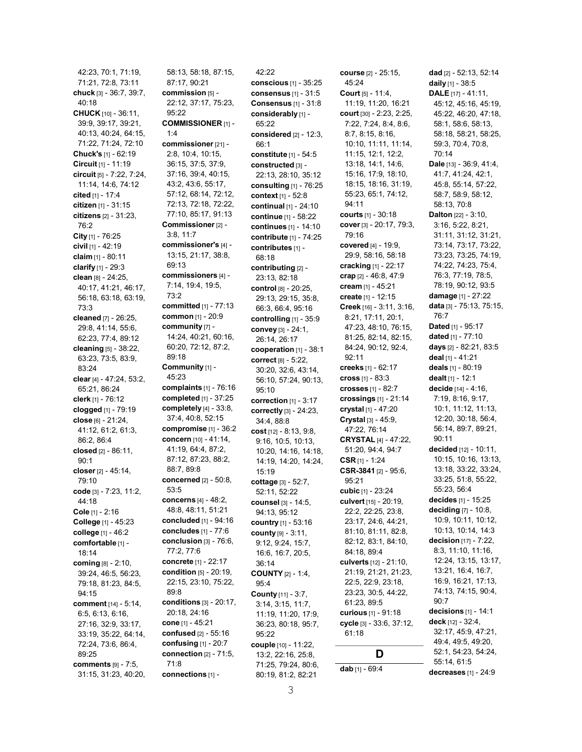42:23, 70:1, 71:19, 71:21, 72:8, 73:11
**chuck** [3] - 36:7, 39:7, 40:18
**CHUCK** [10] - 36:11, 39:9, 39:17, 39:21, 40:13, 40:24, 64:15, 71:22, 71:24, 72:10
**Chuck's** [1] - 62:19
**Circuit** [1] - 11:19
**circuit** [5] - 7:22, 7:24, 11:14, 14:6, 74:12
**cited** [1] - 17:4
**citizen** [1] - 31:15
**citizens** [2] - 31:23, 76:2
**City** [1] - 76:25
**civil** [1] - 42:19
**claim** [1] - 80:11
**clarify** [1] - 29:3
**clean** [8] - 24:25, 40:17, 41:21, 46:17, 56:18, 63:18, 63:19, 73:3
**cleaned** [7] - 26:25, 29:8, 41:14, 55:6, 62:23, 77:4, 89:12
**cleaning** [5] - 38:22, 63:23, 73:5, 83:9, 83:24
**clear** [4] - 47:24, 53:2, 65:21, 86:24
**clerk** [1] - 76:12
**clogged** [1] - 79:19
**close** [6] - 21:24, 41:12, 61:2, 61:3, 86:2, 86:4
**closed** [2] - 86:11, 90:1
**closer** [2] - 45:14, 79:10
**code** [3] - 7:23, 11:2, 44:18
**Cole** [1] - 2:16
**College** [1] - 45:23
**college** [1] - 46:2
**comfortable** [1] - 18:14
**coming** [8] - 2:10, 39:24, 46:5, 56:23, 79:18, 81:23, 84:5, 94:15
**comment** [14] - 5:14, 6:5, 6:13, 6:16, 27:16, 32:9, 33:17, 33:19, 35:22, 64:14, 72:24, 73:6, 86:4, 89:25
**comments** [9] - 7:5, 31:15, 31:23, 40:20, 58:13, 58:18, 87:15, 87:17, 90:21
**commission** [5] - 22:12, 37:17, 75:23, 95:22
**COMMISSIONER** [1] - 1:4
**commissioner** [21] - 2:8, 10:4, 10:15, 36:15, 37:5, 37:9, 37:16, 39:4, 40:15, 43:2, 43:6, 55:17, 57:12, 68:14, 72:12, 72:13, 72:18, 72:22, 77:10, 85:17, 91:13
**Commissioner** [2] - 3:8, 11:7
**commissioner's** [4] - 13:15, 21:17, 38:8, 69:13
**commissioners** [4] - 7:14, 19:4, 19:5, 73:2
**committed** [1] - 77:13
**common** [1] - 20:9
**community** [7] - 14:24, 40:21, 60:16, 60:20, 72:12, 87:2, 89:18
**Community** [1] - 45:23
**complaints** [1] - 76:16
**completed** [1] - 37:25
**completely** [4] - 33:8, 37:4, 40:8, 52:15
**compromise** [1] - 36:2
**concern** [10] - 41:14, 41:19, 64:4, 87:2, 87:12, 87:23, 88:2, 88:7, 89:8
**concerned** [2] - 50:8, 53:5
**concerns** [4] - 48:2, 48:8, 48:11, 51:21
**concluded** [1] - 94:16
**concludes** [1] - 77:6
**conclusion** [3] - 76:6, 77:2, 77:6
**concrete** [1] - 22:17
**condition** [5] - 20:19, 22:15, 23:10, 75:22, 89:8
**conditions** [3] - 20:17, 20:18, 24:16
**cone** [1] - 45:21
**confused** [2] - 55:16
**confusing** [1] - 20:7
**connection** [2] - 71:5, 71:8
**connections** [1] - 42:22
**conscious** [1] - 35:25
**consensus** [1] - 31:5
**Consensus** [1] - 31:8
**considerably** [1] - 65:22
**considered** [2] - 12:3, 66:1
**constitute** [1] - 54:5
**constructed** [3] - 22:13, 28:10, 35:12
**consulting** [1] - 76:25
**context** [1] - 52:8
**continual** [1] - 24:10
**continue** [1] - 58:22
**continues** [1] - 14:10
**contribute** [1] - 74:25
**contributes** [1] - 68:18
**contributing** [2] - 23:13, 82:18
**control** [8] - 20:25, 29:13, 29:15, 35:8, 66:3, 66:4, 95:16
**controlling** [1] - 35:9
**convey** [3] - 24:1, 26:14, 26:17
**cooperation** [1] - 38:1
**correct** [8] - 5:22, 30:20, 32:6, 43:14, 56:10, 57:24, 90:13, 95:10
**correction** [1] - 3:17
**correctly** [3] - 24:23, 34:4, 88:8
**cost** [12] - 8:13, 9:8, 9:16, 10:5, 10:13, 10:20, 14:16, 14:18, 14:19, 14:20, 14:24, 15:19
**cottage** [3] - 52:7, 52:11, 52:22
**counsel** [3] - 14:5, 94:13, 95:12
**country** [1] - 53:16
**county** [9] - 3:11, 9:12, 9:24, 15:7, 16:6, 16:7, 20:5, 36:14
**COUNTY** [2] - 1:4, 95:4
**County** [11] - 3:7, 3:14, 3:15, 11:7, 11:19, 11:20, 17:9, 36:23, 80:18, 95:7, 95:22
**couple** [10] - 11:22, 13:2, 22:16, 25:8, 71:25, 79:24, 80:6, 80:19, 81:2, 82:21
**course** [2] - 25:15, 45:24
**Court** [5] - 11:4, 11:19, 11:20, 16:21
**court** [30] - 2:23, 2:25, 7:22, 7:24, 8:4, 8:6, 8:7, 8:15, 8:16, 10:10, 11:11, 11:14, 11:15, 12:1, 12:2, 13:18, 14:1, 14:6, 15:16, 17:9, 18:10, 18:15, 18:16, 31:19, 55:23, 65:1, 74:12, 94:11
**courts** [1] - 30:18
**cover** [3] - 20:17, 79:3, 79:16
**covered** [4] - 19:9, 29:9, 58:16, 58:18
**cracking** [1] - 22:17
**crap** [2] - 46:8, 47:9
**cream** [1] - 45:21
**create** [1] - 12:15
**Creek** [16] - 3:11, 3:16, 8:21, 17:11, 20:1, 47:23, 48:10, 76:15, 81:25, 82:14, 82:15, 84:24, 90:12, 92:4, 92:11
**creeks** [1] - 62:17
**cross** [1] - 83:3
**crosses** [1] - 82:7
**crossings** [1] - 21:14
**crystal** [1] - 47:20
**Crystal** [3] - 45:9, 47:22, 76:14
**CRYSTAL** [4] - 47:22, 51:20, 94:4, 94:7
**CSR** [1] - 1:24
**CSR-3841** [2] - 95:6, 95:21
**cubic** [1] - 23:24
**culvert** [15] - 20:19, 22:2, 22:25, 23:8, 23:17, 24:6, 44:21, 81:10, 81:11, 82:8, 82:12, 83:1, 84:10, 84:18, 89:4
**culverts** [12] - 21:10, 21:19, 21:21, 21:23, 22:5, 22:9, 23:18, 23:23, 30:5, 44:22, 61:23, 89:5
**curious** [1] - 91:18
**cycle** [3] - 33:6, 37:12, 61:18

## D

**dab** [1] - 69:4
**dad** [2] - 52:13, 52:14
**daily** [1] - 38:5
**DALE** [17] - 41:11, 45:12, 45:16, 45:19, 45:22, 46:20, 47:18, 58:1, 58:6, 58:13, 58:18, 58:21, 58:25, 59:3, 70:4, 70:8, 70:14
**Dale** [13] - 36:9, 41:4, 41:7, 41:24, 42:1, 45:8, 55:14, 57:22, 58:7, 58:9, 58:12, 58:13, 70:8
**Dalton** [22] - 3:10, 3:16, 5:22, 8:21, 31:11, 31:12, 31:21, 73:14, 73:17, 73:22, 73:25, 74:19, 74:22, 74:23, 75:4, 76:3, 77:19, 78:5, 78:19, 90:12, 93:5
**damage** [1] - 27:22
**data** [3] - 75:13, 75:15, 76:7
**Dated** [1] - 95:17
**dated** [1] - 77:10
**days** [2] - 82:21, 83:5
**deal** [1] - 41:21
**deals** [1] - 80:19
**dealt** [1] - 12:1
**decide** [14] - 4:16, 7:19, 8:16, 9:17, 10:1, 11:12, 11:13, 12:20, 30:18, 56:4, 56:14, 89:7, 89:21, 90:11
**decided** [12] - 10:11, 10:15, 10:16, 13:13, 13:18, 33:22, 33:24, 33:25, 51:8, 55:22, 55:23, 56:4
**decides** [1] - 15:25
**deciding** [7] - 10:8, 10:9, 10:11, 10:12, 10:13, 10:14, 14:3
**decision** [17] - 7:22, 8:3, 11:10, 11:16, 12:24, 13:15, 13:17, 13:21, 16:4, 16:7, 16:9, 16:21, 17:13, 74:13, 74:15, 90:4, 90:7
**decisions** [1] - 14:1
**deck** [12] - 32:4, 32:17, 45:9, 47:21, 49:4, 49:5, 49:20, 52:1, 54:23, 54:24, 55:14, 61:5
**decreases** [1] - 24:9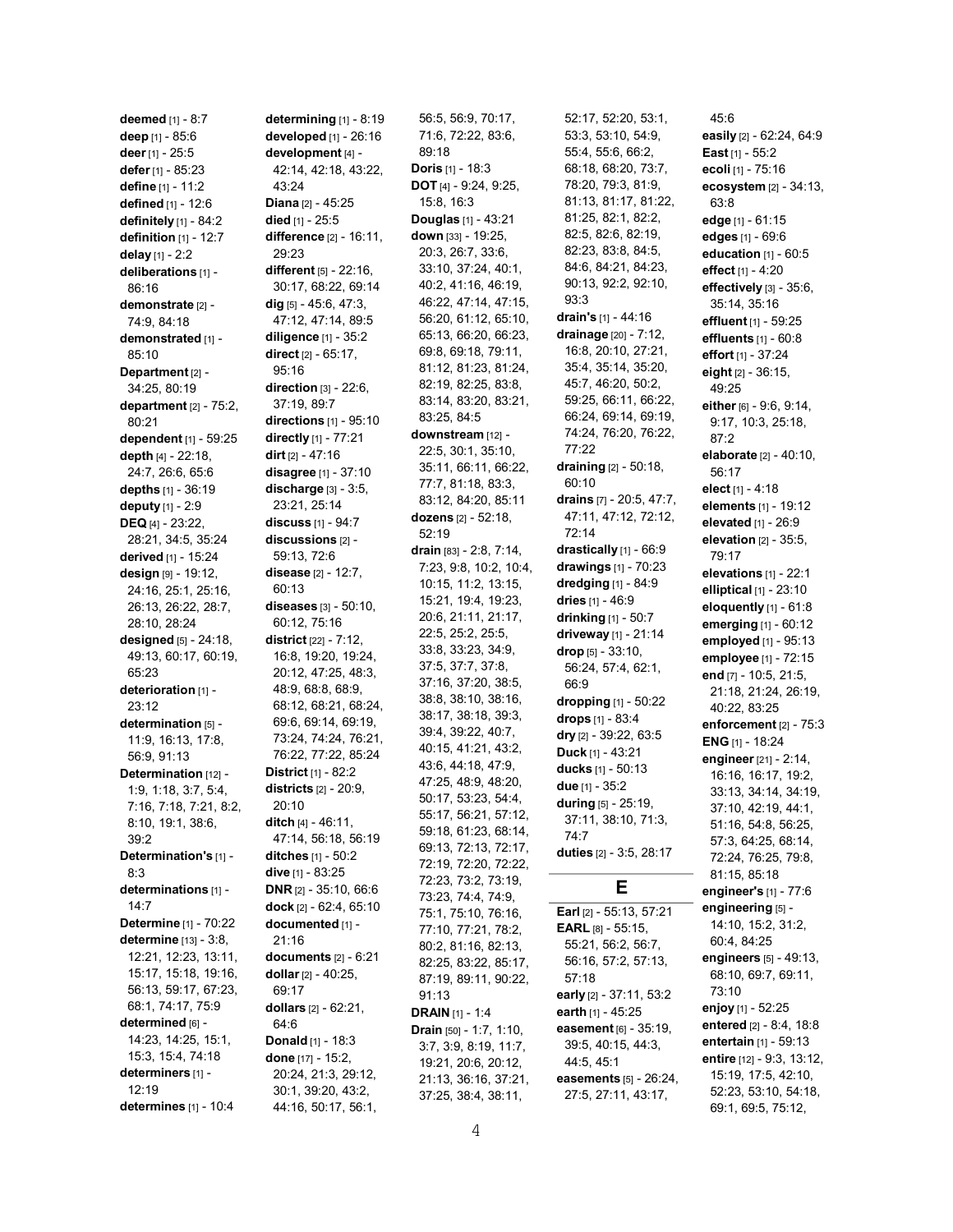**deemed** [1] - 8:7
**deep** [1] - 85:6
**deer** [1] - 25:5
**defer** [1] - 85:23
**define** [1] - 11:2
**defined** [1] - 12:6
**definitely** [1] - 84:2
**definition** [1] - 12:7
**delay** [1] - 2:2
**deliberations** [1] - 86:16
**demonstrate** [2] - 74:9, 84:18
**demonstrated** [1] - 85:10
**Department** [2] - 34:25, 80:19
**department** [2] - 75:2, 80:21
**dependent** [1] - 59:25
**depth** [4] - 22:18, 24:7, 26:6, 65:6
**depths** [1] - 36:19
**deputy** [1] - 2:9
**DEQ** [4] - 23:22, 28:21, 34:5, 35:24
**derived** [1] - 15:24
**design** [9] - 19:12, 24:16, 25:1, 25:16, 26:13, 26:22, 28:7, 28:10, 28:24
**designed** [5] - 24:18, 49:13, 60:17, 60:19, 65:23
**deterioration** [1] - 23:12
**determination** [5] - 11:9, 16:13, 17:8, 56:9, 91:13
**Determination** [12] - 1:9, 1:18, 3:7, 5:4, 7:16, 7:18, 7:21, 8:2, 8:10, 19:1, 38:6, 39:2
**Determination's** [1] - 8:3
**determinations** [1] - 14:7
**Determine** [1] - 70:22
**determine** [13] - 3:8, 12:21, 12:23, 13:11, 15:17, 15:18, 19:16, 56:13, 59:17, 67:23, 68:1, 74:17, 75:9
**determined** [6] - 14:23, 14:25, 15:1, 15:3, 15:4, 74:18
**determiners** [1] - 12:19
**determines** [1] - 10:4
**determining** [1] - 8:19
**developed** [1] - 26:16
**development** [4] - 42:14, 42:18, 43:22, 43:24
**Diana** [2] - 45:25
**died** [1] - 25:5
**difference** [2] - 16:11, 29:23
**different** [5] - 22:16, 30:17, 68:22, 69:14
**dig** [5] - 45:6, 47:3, 47:12, 47:14, 89:5
**diligence** [1] - 35:2
**direct** [2] - 65:17, 95:16
**direction** [3] - 22:6, 37:19, 89:7
**directions** [1] - 95:10
**directly** [1] - 77:21
**dirt** [2] - 47:16
**disagree** [1] - 37:10
**discharge** [3] - 3:5, 23:21, 25:14
**discuss** [1] - 94:7
**discussions** [2] - 59:13, 72:6
**disease** [2] - 12:7, 60:13
**diseases** [3] - 50:10, 60:12, 75:16
**district** [22] - 7:12, 16:8, 19:20, 19:24, 20:12, 47:25, 48:3, 48:9, 68:8, 68:9, 68:12, 68:21, 68:24, 69:6, 69:14, 69:19, 73:24, 74:24, 76:21, 76:22, 77:22, 85:24
**District** [1] - 82:2
**districts** [2] - 20:9, 20:10
**ditch** [4] - 46:11, 47:14, 56:18, 56:19
**ditches** [1] - 50:2
**dive** [1] - 83:25
**DNR** [2] - 35:10, 66:6
**dock** [2] - 62:4, 65:10
**documented** [1] - 21:16
**documents** [2] - 6:21
**dollar** [2] - 40:25, 69:17
**dollars** [2] - 62:21, 64:6
**Donald** [1] - 18:3
**done** [17] - 15:2, 20:24, 21:3, 29:12, 30:1, 39:20, 43:2, 44:16, 50:17, 56:1, 56:5, 56:9, 70:17, 71:6, 72:22, 83:6, 89:18
**Doris** [1] - 18:3
**DOT** [4] - 9:24, 9:25, 15:8, 16:3
**Douglas** [1] - 43:21
**down** [33] - 19:25, 20:3, 26:7, 33:6, 33:10, 37:24, 40:1, 40:2, 41:16, 46:19, 46:22, 47:14, 47:15, 56:20, 61:12, 65:10, 65:13, 66:20, 66:23, 69:8, 69:18, 79:11, 81:12, 81:23, 81:24, 82:19, 82:25, 83:8, 83:14, 83:20, 83:21, 83:25, 84:5
**downstream** [12] - 22:5, 30:1, 35:10, 35:11, 66:11, 66:22, 77:7, 81:18, 83:3, 83:12, 84:20, 85:11
**dozens** [2] - 52:18, 52:19
**drain** [83] - 2:8, 7:14, 7:23, 9:8, 10:2, 10:4, 10:15, 11:2, 13:15, 15:21, 19:4, 19:23, 20:6, 21:11, 21:17, 22:5, 25:2, 25:5, 33:8, 33:23, 34:9, 37:5, 37:7, 37:8, 37:16, 37:20, 38:5, 38:8, 38:10, 38:16, 38:17, 38:18, 39:3, 39:4, 39:22, 40:7, 40:15, 41:21, 43:2, 43:6, 44:18, 47:9, 47:25, 48:9, 48:20, 50:17, 53:23, 54:4, 55:17, 56:21, 57:12, 59:18, 61:23, 68:14, 69:13, 72:13, 72:17, 72:19, 72:20, 72:22, 72:23, 73:2, 73:19, 73:23, 74:4, 74:9, 75:1, 75:10, 76:16, 77:10, 77:21, 78:2, 80:2, 81:16, 82:13, 82:25, 83:22, 85:17, 87:19, 89:11, 90:22, 91:13
**DRAIN** [1] - 1:4
**Drain** [50] - 1:7, 1:10, 3:7, 3:9, 8:19, 11:7, 19:21, 20:6, 20:12, 21:13, 36:16, 37:21, 37:25, 38:4, 38:11, 52:17, 52:20, 53:1, 53:3, 53:10, 54:9, 55:4, 55:6, 66:2, 68:18, 68:20, 73:7, 78:20, 79:3, 81:9, 81:13, 81:17, 81:22, 81:25, 82:1, 82:2, 82:5, 82:6, 82:19, 82:23, 83:8, 84:5, 84:6, 84:21, 84:23, 90:13, 92:2, 92:10, 93:3
**drain's** [1] - 44:16
**drainage** [20] - 7:12, 16:8, 20:10, 27:21, 35:4, 35:14, 35:20, 45:7, 46:20, 50:2, 59:25, 66:11, 66:22, 66:24, 69:14, 69:19, 74:24, 76:20, 76:22, 77:22
**draining** [2] - 50:18, 60:10
**drains** [7] - 20:5, 47:7, 47:11, 47:12, 72:12, 72:14
**drastically** [1] - 66:9
**drawings** [1] - 70:23
**dredging** [1] - 84:9
**dries** [1] - 46:9
**drinking** [1] - 50:7
**driveway** [1] - 21:14
**drop** [5] - 33:10, 56:24, 57:4, 62:1, 66:9
**dropping** [1] - 50:22
**drops** [1] - 83:4
**dry** [2] - 39:22, 63:5
**Duck** [1] - 43:21
**ducks** [1] - 50:13
**due** [1] - 35:2
**during** [5] - 25:19, 37:11, 38:10, 71:3, 74:7
**duties** [2] - 3:5, 28:17

## E

**Earl** [2] - 55:13, 57:21
**EARL** [8] - 55:15, 55:21, 56:2, 56:7, 56:16, 57:2, 57:13, 57:18
**early** [2] - 37:11, 53:2
**earth** [1] - 45:25
**easement** [6] - 35:19, 39:5, 40:15, 44:3, 44:5, 45:1
**easements** [5] - 26:24, 27:5, 27:11, 43:17, 45:6
**easily** [2] - 62:24, 64:9
**East** [1] - 55:2
**ecoli** [1] - 75:16
**ecosystem** [2] - 34:13, 63:8
**edge** [1] - 61:15
**edges** [1] - 69:6
**education** [1] - 60:5
**effect** [1] - 4:20
**effectively** [3] - 35:6, 35:14, 35:16
**effluent** [1] - 59:25
**effluents** [1] - 60:8
**effort** [1] - 37:24
**eight** [2] - 36:15, 49:25
**either** [6] - 9:6, 9:14, 9:17, 10:3, 25:18, 87:2
**elaborate** [2] - 40:10, 56:17
**elect** [1] - 4:18
**elements** [1] - 19:12
**elevated** [1] - 26:9
**elevation** [2] - 35:5, 79:17
**elevations** [1] - 22:1
**elliptical** [1] - 23:10
**eloquently** [1] - 61:8
**emerging** [1] - 60:12
**employed** [1] - 95:13
**employee** [1] - 72:15
**end** [7] - 10:5, 21:5, 21:18, 21:24, 26:19, 40:22, 83:25
**enforcement** [2] - 75:3
**ENG** [1] - 18:24
**engineer** [21] - 2:14, 16:16, 16:17, 19:2, 33:13, 34:14, 34:19, 37:10, 42:19, 44:1, 51:16, 54:8, 56:25, 57:3, 64:25, 68:14, 72:24, 76:25, 79:8, 81:15, 85:18
**engineer's** [1] - 77:6
**engineering** [5] - 14:10, 15:2, 31:2, 60:4, 84:25
**engineers** [5] - 49:13, 68:10, 69:7, 69:11, 73:10
**enjoy** [1] - 52:25
**entered** [2] - 8:4, 18:8
**entertain** [1] - 59:13
**entire** [12] - 9:3, 13:12, 15:19, 17:5, 42:10, 52:23, 53:10, 54:18, 69:1, 69:5, 75:12,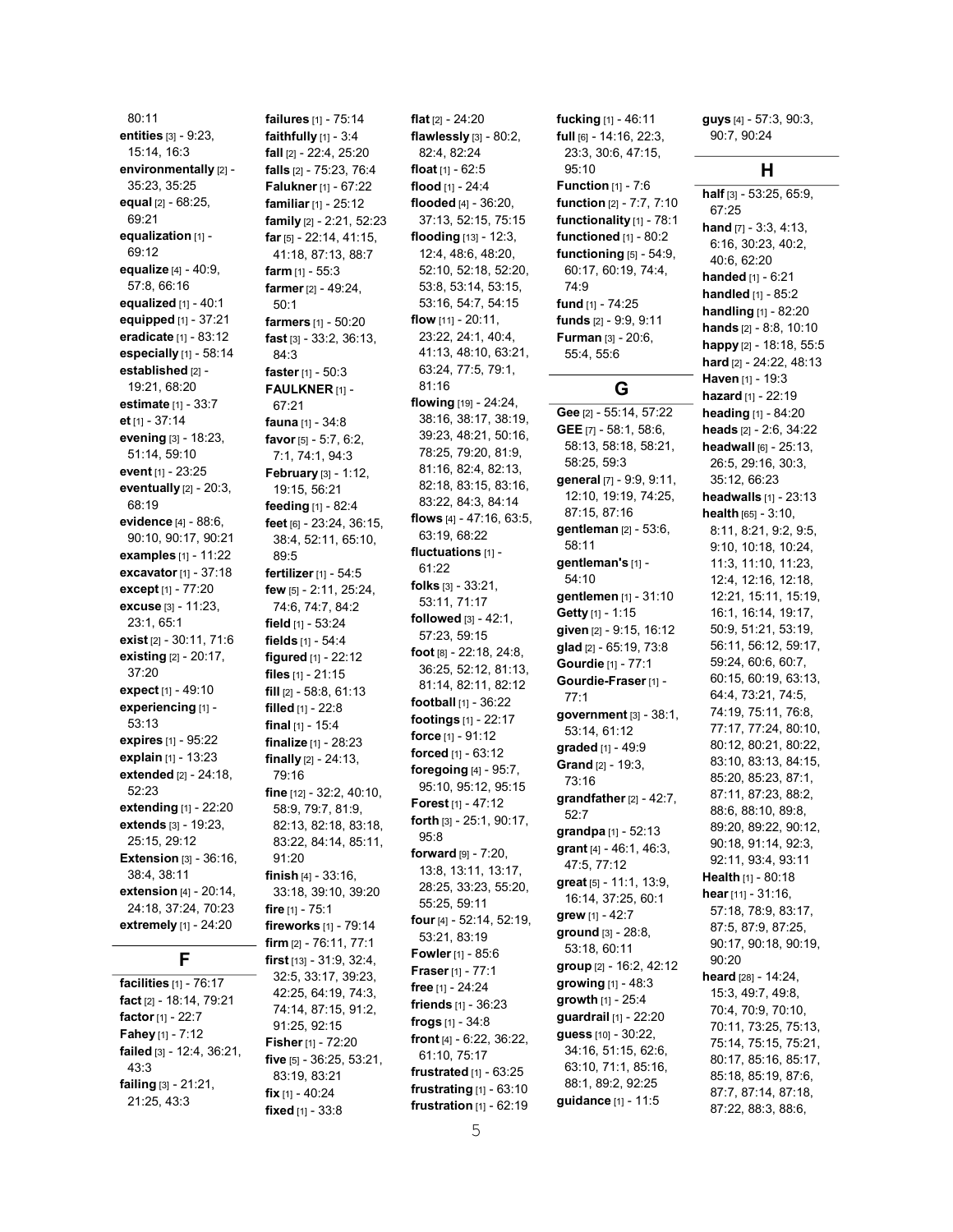80:11
**entities** [3] - 9:23, 15:14, 16:3
**environmentally** [2] - 35:23, 35:25
**equal** [2] - 68:25, 69:21
**equalization** [1] - 69:12
**equalize** [4] - 40:9, 57:8, 66:16
**equalized** [1] - 40:1
**equipped** [1] - 37:21
**eradicate** [1] - 83:12
**especially** [1] - 58:14
**established** [2] - 19:21, 68:20
**estimate** [1] - 33:7
**et** [1] - 37:14
**evening** [3] - 18:23, 51:14, 59:10
**event** [1] - 23:25
**eventually** [2] - 20:3, 68:19
**evidence** [4] - 88:6, 90:10, 90:17, 90:21
**examples** [1] - 11:22
**excavator** [1] - 37:18
**except** [1] - 77:20
**excuse** [3] - 11:23, 23:1, 65:1
**exist** [2] - 30:11, 71:6
**existing** [2] - 20:17, 37:20
**expect** [1] - 49:10
**experiencing** [1] - 53:13
**expires** [1] - 95:22
**explain** [1] - 13:23
**extended** [2] - 24:18, 52:23
**extending** [1] - 22:20
**extends** [3] - 19:23, 25:15, 29:12
**Extension** [3] - 36:16, 38:4, 38:11
**extension** [4] - 20:14, 24:18, 37:24, 70:23
**extremely** [1] - 24:20

## F

**facilities** [1] - 76:17
**fact** [2] - 18:14, 79:21
**factor** [1] - 22:7
**Fahey** [1] - 7:12
**failed** [3] - 12:4, 36:21, 43:3
**failing** [3] - 21:21, 21:25, 43:3
**failures** [1] - 75:14
**faithfully** [1] - 3:4
**fall** [2] - 22:4, 25:20
**falls** [2] - 75:23, 76:4
**Falukner** [1] - 67:22
**familiar** [1] - 25:12
**family** [2] - 2:21, 52:23
**far** [5] - 22:14, 41:15, 41:18, 87:13, 88:7
**farm** [1] - 55:3
**farmer** [2] - 49:24, 50:1
**farmers** [1] - 50:20
**fast** [3] - 33:2, 36:13, 84:3
**faster** [1] - 50:3
**FAULKNER** [1] - 67:21
**fauna** [1] - 34:8
**favor** [5] - 5:7, 6:2, 7:1, 74:1, 94:3
**February** [3] - 1:12, 19:15, 56:21
**feeding** [1] - 82:4
**feet** [6] - 23:24, 36:15, 38:4, 52:11, 65:10, 89:5
**fertilizer** [1] - 54:5
**few** [5] - 2:11, 25:24, 74:6, 74:7, 84:2
**field** [1] - 53:24
**fields** [1] - 54:4
**figured** [1] - 22:12
**files** [1] - 21:15
**fill** [2] - 58:8, 61:13
**filled** [1] - 22:8
**final** [1] - 15:4
**finalize** [1] - 28:23
**finally** [2] - 24:13, 79:16
**fine** [12] - 32:2, 40:10, 58:9, 79:7, 81:9, 82:13, 82:18, 83:18, 83:22, 84:14, 85:11, 91:20
**finish** [4] - 33:16, 33:18, 39:10, 39:20
**fire** [1] - 75:1
**fireworks** [1] - 79:14
**firm** [2] - 76:11, 77:1
**first** [13] - 31:9, 32:4, 32:5, 33:17, 39:23, 42:25, 64:19, 74:3, 74:14, 87:15, 91:2, 91:25, 92:15
**Fisher** [1] - 72:20
**five** [5] - 36:25, 53:21, 83:19, 83:21
**fix** [1] - 40:24
**fixed** [1] - 33:8
**flat** [2] - 24:20
**flawlessly** [3] - 80:2, 82:4, 82:24
**float** [1] - 62:5
**flood** [1] - 24:4
**flooded** [4] - 36:20, 37:13, 52:15, 75:15
**flooding** [13] - 12:3, 12:4, 48:6, 48:20, 52:10, 52:18, 52:20, 53:8, 53:14, 53:15, 53:16, 54:7, 54:15
**flow** [11] - 20:11, 23:22, 24:1, 40:4, 41:13, 48:10, 63:21, 63:24, 77:5, 79:1, 81:16
**flowing** [19] - 24:24, 38:16, 38:17, 38:19, 39:23, 48:21, 50:16, 78:25, 79:20, 81:9, 81:16, 82:4, 82:13, 82:18, 83:15, 83:16, 83:22, 84:3, 84:14
**flows** [4] - 47:16, 63:5, 63:19, 68:22
**fluctuations** [1] - 61:22
**folks** [3] - 33:21, 53:11, 71:17
**followed** [3] - 42:1, 57:23, 59:15
**foot** [8] - 22:18, 24:8, 36:25, 52:12, 81:13, 81:14, 82:11, 82:12
**football** [1] - 36:22
**footings** [1] - 22:17
**force** [1] - 91:12
**forced** [1] - 63:12
**foregoing** [4] - 95:7, 95:10, 95:12, 95:15
**Forest** [1] - 47:12
**forth** [3] - 25:1, 90:17, 95:8
**forward** [9] - 7:20, 13:8, 13:11, 13:17, 28:25, 33:23, 55:20, 55:25, 59:11
**four** [4] - 52:14, 52:19, 53:21, 83:19
**Fowler** [1] - 85:6
**Fraser** [1] - 77:1
**free** [1] - 24:24
**friends** [1] - 36:23
**frogs** [1] - 34:8
**front** [4] - 6:22, 36:22, 61:10, 75:17
**frustrated** [1] - 63:25
**frustrating** [1] - 63:10
**frustration** [1] - 62:19
**fucking** [1] - 46:11
**full** [6] - 14:16, 22:3, 23:3, 30:6, 47:15, 95:10
**Function** [1] - 7:6
**function** [2] - 7:7, 7:10
**functionality** [1] - 78:1
**functioned** [1] - 80:2
**functioning** [5] - 54:9, 60:17, 60:19, 74:4, 74:9
**fund** [1] - 74:25
**funds** [2] - 9:9, 9:11
**Furman** [3] - 20:6, 55:4, 55:6

## G

**Gee** [2] - 55:14, 57:22
**GEE** [7] - 58:1, 58:6, 58:13, 58:18, 58:21, 58:25, 59:3
**general** [7] - 9:9, 9:11, 12:10, 19:19, 74:25, 87:15, 87:16
**gentleman** [2] - 53:6, 58:11
**gentleman's** [1] - 54:10
**gentlemen** [1] - 31:10
**Getty** [1] - 1:15
**given** [2] - 9:15, 16:12
**glad** [2] - 65:19, 73:8
**Gourdie** [1] - 77:1
**Gourdie-Fraser** [1] - 77:1
**government** [3] - 38:1, 53:14, 61:12
**graded** [1] - 49:9
**Grand** [2] - 19:3, 73:16
**grandfather** [2] - 42:7, 52:7
**grandpa** [1] - 52:13
**grant** [4] - 46:1, 46:3, 47:5, 77:12
**great** [5] - 11:1, 13:9, 16:14, 37:25, 60:1
**grew** [1] - 42:7
**ground** [3] - 28:8, 53:18, 60:11
**group** [2] - 16:2, 42:12
**growing** [1] - 48:3
**growth** [1] - 25:4
**guardrail** [1] - 22:20
**guess** [10] - 30:22, 34:16, 51:15, 62:6, 63:10, 71:1, 85:16, 88:1, 89:2, 92:25
**guidance** [1] - 11:5
**guys** [4] - 57:3, 90:3, 90:7, 90:24

## H

**half** [3] - 53:25, 65:9, 67:25
**hand** [7] - 3:3, 4:13, 6:16, 30:23, 40:2, 40:6, 62:20
**handed** [1] - 6:21
**handled** [1] - 85:2
**handling** [1] - 82:20
**hands** [2] - 8:8, 10:10
**happy** [2] - 18:18, 55:5
**hard** [2] - 24:22, 48:13
**Haven** [1] - 19:3
**hazard** [1] - 22:19
**heading** [1] - 84:20
**heads** [2] - 2:6, 34:22
**headwall** [6] - 25:13, 26:5, 29:16, 30:3, 35:12, 66:23
**headwalls** [1] - 23:13
**health** [65] - 3:10, 8:11, 8:21, 9:2, 9:5, 9:10, 10:18, 10:24, 11:3, 11:10, 11:23, 12:4, 12:16, 12:18, 12:21, 15:11, 15:19, 16:1, 16:14, 19:17, 50:9, 51:21, 53:19, 56:11, 56:12, 59:17, 59:24, 60:6, 60:7, 60:15, 60:19, 63:13, 64:4, 73:21, 74:5, 74:19, 75:11, 76:8, 77:17, 77:24, 80:10, 80:12, 80:21, 80:22, 83:10, 83:13, 84:15, 85:20, 85:23, 87:1, 87:11, 87:23, 88:2, 88:6, 88:10, 89:8, 89:20, 89:22, 90:12, 90:18, 91:14, 92:3, 92:11, 93:4, 93:11
**Health** [1] - 80:18
**hear** [11] - 31:16, 57:18, 78:9, 83:17, 87:5, 87:9, 87:25, 90:17, 90:18, 90:19, 90:20
**heard** [28] - 14:24, 15:3, 49:7, 49:8, 70:4, 70:9, 70:10, 70:11, 73:25, 75:13, 75:14, 75:15, 75:21, 80:17, 85:16, 85:17, 85:18, 85:19, 87:6, 87:7, 87:14, 87:18, 87:22, 88:3, 88:6,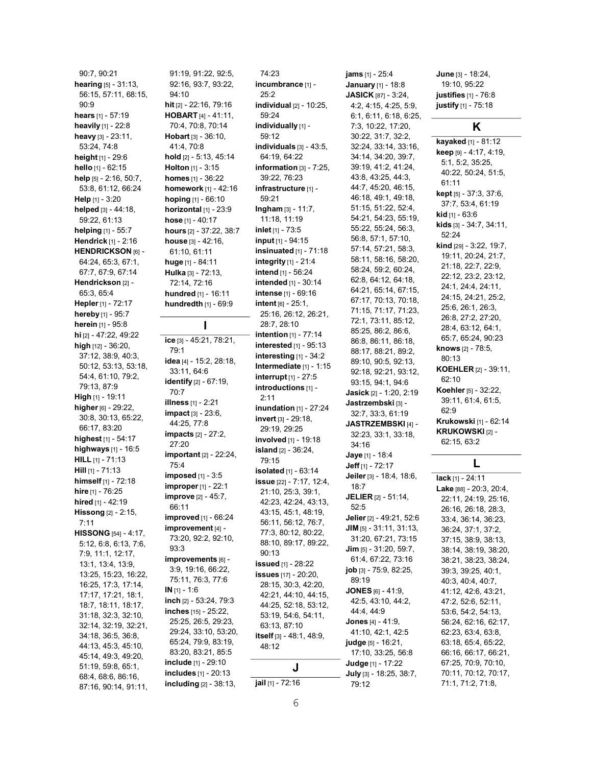90:7, 90:21
**hearing** [5] - 31:13, 56:15, 57:11, 68:15, 90:9
**hears** [1] - 57:19
**heavily** [1] - 22:8
**heavy** [3] - 23:11, 53:24, 74:8
**height** [1] - 29:6
**hello** [1] - 62:15
**help** [5] - 2:16, 50:7, 53:8, 61:12, 66:24
**Help** [1] - 3:20
**helped** [3] - 44:18, 59:22, 61:13
**helping** [1] - 55:7
**Hendrick** [1] - 2:16
**HENDRICKSON** [6] - 64:24, 65:3, 67:1, 67:7, 67:9, 67:14
**Hendrickson** [2] - 65:3, 65:4
**Hepler** [1] - 72:17
**hereby** [1] - 95:7
**herein** [1] - 95:8
**hi** [2] - 47:22, 49:22
**high** [12] - 36:20, 37:12, 38:9, 40:3, 50:12, 53:13, 53:18, 54:4, 61:10, 79:2, 79:13, 87:9
**High** [1] - 19:11
**higher** [6] - 29:22, 30:8, 30:13, 65:22, 66:17, 83:20
**highest** [1] - 54:17
**highways** [1] - 16:5
**HILL** [1] - 71:13
**Hill** [1] - 71:13
**himself** [1] - 72:18
**hire** [1] - 76:25
**hired** [1] - 42:19
**Hissong** [2] - 2:15, 7:11
**HISSONG** [54] - 4:17, 5:12, 6:8, 6:13, 7:6, 7:9, 11:1, 12:17, 13:1, 13:4, 13:9, 13:25, 15:23, 16:22, 16:25, 17:3, 17:14, 17:17, 17:21, 18:1, 18:7, 18:11, 18:17, 31:18, 32:3, 32:10, 32:14, 32:19, 32:21, 34:18, 36:5, 36:8, 44:13, 45:3, 45:10, 45:14, 49:3, 49:20, 51:19, 59:8, 65:1, 68:4, 68:6, 86:16, 87:16, 90:14, 91:11, 91:19, 91:22, 92:5, 92:16, 93:7, 93:22, 94:10
**hit** [2] - 22:16, 79:16
**HOBART** [4] - 41:11, 70:4, 70:8, 70:14
**Hobart** [3] - 36:10, 41:4, 70:8
**hold** [2] - 5:13, 45:14
**Holton** [1] - 3:15
**homes** [1] - 36:22
**homework** [1] - 42:16
**hoping** [1] - 66:10
**horizontal** [1] - 23:9
**hose** [1] - 40:17
**hours** [2] - 37:22, 38:7
**house** [3] - 42:16, 61:10, 61:11
**huge** [1] - 84:11
**Hulka** [3] - 72:13, 72:14, 72:16
**hundred** [1] - 16:11
**hundredth** [1] - 69:9

## I

**ice** [3] - 45:21, 78:21, 79:1
**idea** [4] - 15:2, 28:18, 33:11, 64:6
**identify** [2] - 67:19, 70:7
**illness** [1] - 2:21
**impact** [3] - 23:6, 44:25, 77:8
**impacts** [2] - 27:2, 27:20
**important** [2] - 22:24, 75:4
**imposed** [1] - 3:5
**improper** [1] - 22:1
**improve** [2] - 45:7, 66:11
**improved** [1] - 66:24
**improvement** [4] - 73:20, 92:2, 92:10, 93:3
**improvements** [6] - 3:9, 19:16, 66:22, 75:11, 76:3, 77:6
**IN** [1] - 1:6
**inch** [2] - 53:24, 79:3
**inches** [15] - 25:22, 25:25, 26:5, 29:23, 29:24, 33:10, 53:20, 65:24, 79:9, 83:19, 83:20, 83:21, 85:5
**include** [1] - 29:10
**includes** [1] - 20:13
**including** [2] - 38:13, 74:23
**incumbrance** [1] - 25:2
**individual** [2] - 10:25, 59:24
**individually** [1] - 59:12
**individuals** [3] - 43:5, 64:19, 64:22
**information** [3] - 7:25, 39:22, 76:23
**infrastructure** [1] - 59:21
**Ingham** [3] - 11:7, 11:18, 11:19
**inlet** [1] - 73:5
**input** [1] - 94:15
**insinuated** [1] - 71:18
**integrity** [1] - 21:4
**intend** [1] - 56:24
**intended** [1] - 30:14
**intense** [1] - 69:16
**intent** [6] - 25:1, 25:16, 26:12, 26:21, 28:7, 28:10
**intention** [1] - 77:14
**interested** [1] - 95:13
**interesting** [1] - 34:2
**Intermediate** [1] - 1:15
**interrupt** [1] - 27:5
**introductions** [1] - 2:11
**inundation** [1] - 27:24
**invert** [3] - 29:18, 29:19, 29:25
**involved** [1] - 19:18
**island** [2] - 36:24, 79:15
**isolated** [1] - 63:14
**issue** [22] - 7:17, 12:4, 21:10, 25:3, 39:1, 42:23, 42:24, 43:13, 43:15, 45:1, 48:19, 56:11, 56:12, 76:7, 77:3, 80:12, 80:22, 88:10, 89:17, 89:22, 90:13
**issued** [1] - 28:22
**issues** [17] - 20:20, 28:15, 30:3, 42:20, 42:21, 44:10, 44:15, 44:25, 52:18, 53:12, 53:19, 54:6, 54:11, 63:13, 87:10
**itself** [3] - 48:1, 48:9, 48:12

## J

**jail** [1] - 72:16
**jams** [1] - 25:4
**January** [1] - 18:8
**JASICK** [87] - 3:24, 4:2, 4:15, 4:25, 5:9, 6:1, 6:11, 6:18, 6:25, 7:3, 10:22, 17:20, 30:22, 31:7, 32:2, 32:24, 33:14, 33:16, 34:14, 34:20, 39:7, 39:19, 41:2, 41:24, 43:8, 43:25, 44:3, 44:7, 45:20, 46:15, 46:18, 49:1, 49:18, 51:15, 51:22, 52:4, 54:21, 54:23, 55:19, 55:22, 55:24, 56:3, 56:8, 57:1, 57:10, 57:14, 57:21, 58:3, 58:11, 58:16, 58:20, 58:24, 59:2, 60:24, 62:8, 64:12, 64:18, 64:21, 65:14, 67:15, 67:17, 70:13, 70:18, 71:15, 71:17, 71:23, 72:1, 73:11, 85:12, 85:25, 86:2, 86:6, 86:8, 86:11, 86:18, 88:17, 88:21, 89:2, 89:10, 90:5, 92:13, 92:18, 92:21, 93:12, 93:15, 94:1, 94:6
**Jasick** [2] - 1:20, 2:19
**Jastrzembski** [3] - 32:7, 33:3, 61:19
**JASTRZEMBSKI** [4] - 32:23, 33:1, 33:18, 34:16
**Jaye** [1] - 18:4
**Jeff** [1] - 72:17
**Jeiler** [3] - 18:4, 18:6, 18:7
**JELIER** [2] - 51:14, 52:5
**Jelier** [2] - 49:21, 52:6
**JIM** [5] - 31:11, 31:13, 31:20, 67:21, 73:15
**Jim** [5] - 31:20, 59:7, 61:4, 67:22, 73:16
**job** [3] - 75:9, 82:25, 89:19
**JONES** [6] - 41:9, 42:5, 43:10, 44:2, 44:4, 44:9
**Jones** [4] - 41:9, 41:10, 42:1, 42:5
**judge** [5] - 16:21, 17:10, 33:25, 56:8
**Judge** [1] - 17:22
**July** [3] - 18:25, 38:7, 79:12
**June** [3] - 18:24, 19:10, 95:22
**justifies** [1] - 76:8
**justify** [1] - 75:18

## K

**kayaked** [1] - 81:12
**keep** [9] - 4:17, 4:19, 5:1, 5:2, 35:25, 40:22, 50:24, 51:5, 61:11
**kept** [5] - 37:3, 37:6, 37:7, 53:4, 61:19
**kid** [1] - 63:6
**kids** [3] - 34:7, 34:11, 52:24
**kind** [29] - 3:22, 19:7, 19:11, 20:24, 21:7, 21:18, 22:7, 22:9, 22:12, 23:2, 23:12, 24:1, 24:4, 24:11, 24:15, 24:21, 25:2, 25:6, 26:1, 26:3, 26:8, 27:2, 27:20, 28:4, 63:12, 64:1, 65:7, 65:24, 90:23
**knows** [2] - 78:5, 80:13
**KOEHLER** [2] - 39:11, 62:10
**Koehler** [5] - 32:22, 39:11, 61:4, 61:5, 62:9
**Krukowski** [1] - 62:14
**KRUKOWSKI** [2] - 62:15, 63:2

## L

**lack** [1] - 24:11
**Lake** [88] - 20:3, 20:4, 22:11, 24:19, 25:16, 26:16, 26:18, 28:3, 33:4, 36:14, 36:23, 36:24, 37:1, 37:2, 37:15, 38:9, 38:13, 38:14, 38:19, 38:20, 38:21, 38:23, 38:24, 39:3, 39:25, 40:1, 40:3, 40:4, 40:7, 41:12, 42:6, 43:21, 47:2, 52:6, 52:11, 53:6, 54:2, 54:13, 56:24, 62:16, 62:17, 62:23, 63:4, 63:8, 63:18, 65:4, 65:22, 66:16, 66:17, 66:21, 67:25, 70:9, 70:10, 70:11, 70:12, 70:17, 71:1, 71:2, 71:8,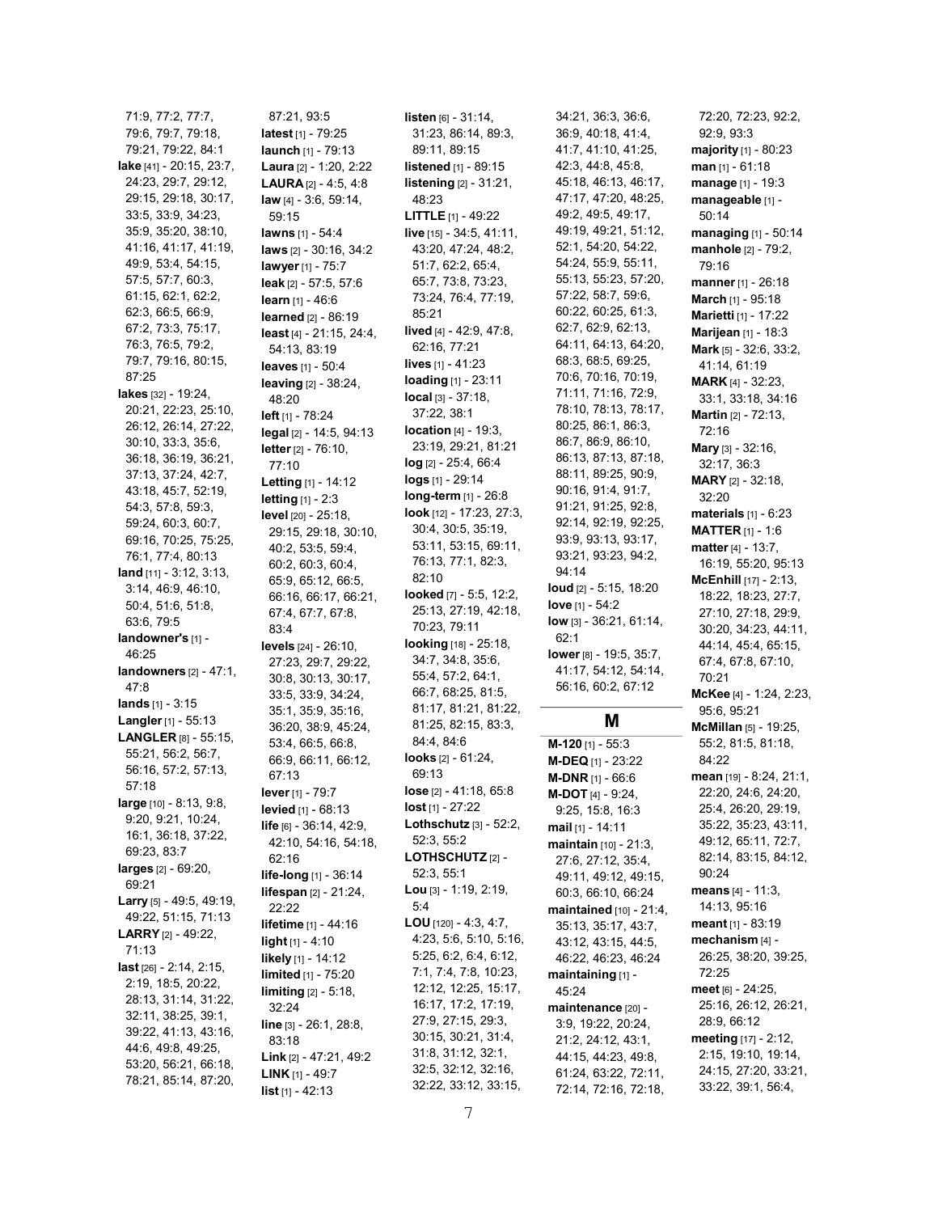71:9, 77:2, 77:7, 79:6, 79:7, 79:18, 79:21, 79:22, 84:1
**lake** [41] - 20:15, 23:7, 24:23, 29:7, 29:12, 29:15, 29:18, 30:17, 33:5, 33:9, 34:23, 35:9, 35:20, 38:10, 41:16, 41:17, 41:19, 49:9, 53:4, 54:15, 57:5, 57:7, 60:3, 61:15, 62:1, 62:2, 62:3, 66:5, 66:9, 67:2, 73:3, 75:17, 76:3, 76:5, 79:2, 79:7, 79:16, 80:15, 87:25
**lakes** [32] - 19:24, 20:21, 22:23, 25:10, 26:12, 26:14, 27:22, 30:10, 33:3, 35:6, 36:18, 36:19, 36:21, 37:13, 37:24, 42:7, 43:18, 45:7, 52:19, 54:3, 57:8, 59:3, 59:24, 60:3, 60:7, 69:16, 70:25, 75:25, 76:1, 77:4, 80:13
**land** [11] - 3:12, 3:13, 3:14, 46:9, 46:10, 50:4, 51:6, 51:8, 63:6, 79:5
**landowner's** [1] - 46:25
**landowners** [2] - 47:1, 47:8
**lands** [1] - 3:15
**Langler** [1] - 55:13
**LANGLER** [8] - 55:15, 55:21, 56:2, 56:7, 56:16, 57:2, 57:13, 57:18
**large** [10] - 8:13, 9:8, 9:20, 9:21, 10:24, 16:1, 36:18, 37:22, 69:23, 83:7
**larges** [2] - 69:20, 69:21
**Larry** [5] - 49:5, 49:19, 49:22, 51:15, 71:13
**LARRY** [2] - 49:22, 71:13
**last** [26] - 2:14, 2:15, 2:19, 18:5, 20:22, 28:13, 31:14, 31:22, 32:11, 38:25, 39:1, 39:22, 41:13, 43:16, 44:6, 49:8, 49:25, 53:20, 56:21, 66:18, 78:21, 85:14, 87:20, 87:21, 93:5
**latest** [1] - 79:25
**launch** [1] - 79:13
**Laura** [2] - 1:20, 2:22
**LAURA** [2] - 4:5, 4:8
**law** [4] - 3:6, 59:14, 59:15
**lawns** [1] - 54:4
**laws** [2] - 30:16, 34:2
**lawyer** [1] - 75:7
**leak** [2] - 57:5, 57:6
**learn** [1] - 46:6
**learned** [2] - 86:19
**least** [4] - 21:15, 24:4, 54:13, 83:19
**leaves** [1] - 50:4
**leaving** [2] - 38:24, 48:20
**left** [1] - 78:24
**legal** [2] - 14:5, 94:13
**letter** [2] - 76:10, 77:10
**Letting** [1] - 14:12
**letting** [1] - 2:3
**level** [20] - 25:18, 29:15, 29:18, 30:10, 40:2, 53:5, 59:4, 60:2, 60:3, 60:4, 65:9, 65:12, 66:5, 66:16, 66:17, 66:21, 67:4, 67:7, 67:8, 83:4
**levels** [24] - 26:10, 27:23, 29:7, 29:22, 30:8, 30:13, 30:17, 33:5, 33:9, 34:24, 35:1, 35:9, 35:16, 36:20, 38:9, 45:24, 53:4, 66:5, 66:8, 66:9, 66:11, 66:12, 67:13
**lever** [1] - 79:7
**levied** [1] - 68:13
**life** [6] - 36:14, 42:9, 42:10, 54:16, 54:18, 62:16
**life-long** [1] - 36:14
**lifespan** [2] - 21:24, 22:22
**lifetime** [1] - 44:16
**light** [1] - 4:10
**likely** [1] - 14:12
**limited** [1] - 75:20
**limiting** [2] - 5:18, 32:24
**line** [3] - 26:1, 28:8, 83:18
**Link** [2] - 47:21, 49:2
**LINK** [1] - 49:7
**list** [1] - 42:13
**listen** [6] - 31:14, 31:23, 86:14, 89:3, 89:11, 89:15
**listened** [1] - 89:15
**listening** [2] - 31:21, 48:23
**LITTLE** [1] - 49:22
**live** [15] - 34:5, 41:11, 43:20, 47:24, 48:2, 51:7, 62:2, 65:4, 65:7, 73:8, 73:23, 73:24, 76:4, 77:19, 85:21
**lived** [4] - 42:9, 47:8, 62:16, 77:21
**lives** [1] - 41:23
**loading** [1] - 23:11
**local** [3] - 37:18, 37:22, 38:1
**location** [4] - 19:3, 23:19, 29:21, 81:21
**log** [2] - 25:4, 66:4
**logs** [1] - 29:14
**long-term** [1] - 26:8
**look** [12] - 17:23, 27:3, 30:4, 30:5, 35:19, 53:11, 53:15, 69:11, 76:13, 77:1, 82:3, 82:10
**looked** [7] - 5:5, 12:2, 25:13, 27:19, 42:18, 70:23, 79:11
**looking** [18] - 25:18, 34:7, 34:8, 35:6, 55:4, 57:2, 64:1, 66:7, 68:25, 81:5, 81:17, 81:21, 81:22, 81:25, 82:15, 83:3, 84:4, 84:6
**looks** [2] - 61:24, 69:13
**lose** [2] - 41:18, 65:8
**lost** [1] - 27:22
**Lothschutz** [3] - 52:2, 52:3, 55:2
**LOTHSCHUTZ** [2] - 52:3, 55:1
**Lou** [3] - 1:19, 2:19, 5:4
**LOU** [120] - 4:3, 4:7, 4:23, 5:6, 5:10, 5:16, 5:25, 6:2, 6:4, 6:12, 7:1, 7:4, 7:8, 10:23, 12:12, 12:25, 15:17, 16:17, 17:2, 17:19, 27:9, 27:15, 29:3, 30:15, 30:21, 31:4, 31:8, 31:12, 32:1, 32:5, 32:12, 32:16, 32:22, 33:12, 33:15, 34:21, 36:3, 36:6, 36:9, 40:18, 41:4, 41:7, 41:10, 41:25, 42:3, 44:8, 45:8, 45:18, 46:13, 46:17, 47:17, 47:20, 48:25, 49:2, 49:5, 49:17, 49:19, 49:21, 51:12, 52:1, 54:20, 54:22, 54:24, 55:9, 55:11, 55:13, 55:23, 57:20, 57:22, 58:7, 59:6, 60:22, 60:25, 61:3, 62:7, 62:9, 62:13, 64:11, 64:13, 64:20, 68:3, 68:5, 69:25, 70:6, 70:16, 70:19, 71:11, 71:16, 72:9, 78:10, 78:13, 78:17, 80:25, 86:1, 86:3, 86:7, 86:9, 86:10, 86:13, 87:13, 87:18, 88:11, 89:25, 90:9, 90:16, 91:4, 91:7, 91:21, 91:25, 92:8, 92:14, 92:19, 92:25, 93:9, 93:13, 93:17, 93:21, 93:23, 94:2, 94:14
**loud** [2] - 5:15, 18:20
**love** [1] - 54:2
**low** [3] - 36:21, 61:14, 62:1
**lower** [8] - 19:5, 35:7, 41:17, 54:12, 54:14, 56:16, 60:2, 67:12

## M

**M-120** [1] - 55:3
**M-DEQ** [1] - 23:22
**M-DNR** [1] - 66:6
**M-DOT** [4] - 9:24, 9:25, 15:8, 16:3
**mail** [1] - 14:11
**maintain** [10] - 21:3, 27:6, 27:12, 35:4, 49:11, 49:12, 49:15, 60:3, 66:10, 66:24
**maintained** [10] - 21:4, 35:13, 35:17, 43:7, 43:12, 43:15, 44:5, 46:22, 46:23, 46:24
**maintaining** [1] - 45:24
**maintenance** [20] - 3:9, 19:22, 20:24, 21:2, 24:12, 43:1, 44:15, 44:23, 49:8, 61:24, 63:22, 72:11, 72:14, 72:16, 72:18, 72:20, 72:23, 92:2, 92:9, 93:3
**majority** [1] - 80:23
**man** [1] - 61:18
**manage** [1] - 19:3
**manageable** [1] - 50:14
**managing** [1] - 50:14
**manhole** [2] - 79:2, 79:16
**manner** [1] - 26:18
**March** [1] - 95:18
**Marietti** [1] - 17:22
**Marijean** [1] - 18:3
**Mark** [5] - 32:6, 33:2, 41:14, 61:19
**MARK** [4] - 32:23, 33:1, 33:18, 34:16
**Martin** [2] - 72:13, 72:16
**Mary** [3] - 32:16, 32:17, 36:3
**MARY** [2] - 32:18, 32:20
**materials** [1] - 6:23
**MATTER** [1] - 1:6
**matter** [4] - 13:7, 16:19, 55:20, 95:13
**McEnhill** [17] - 2:13, 18:22, 18:23, 27:7, 27:10, 27:18, 29:9, 30:20, 34:23, 44:11, 44:14, 45:4, 65:15, 67:4, 67:8, 67:10, 70:21
**McKee** [4] - 1:24, 2:23, 95:6, 95:21
**McMillan** [5] - 19:25, 55:2, 81:5, 81:18, 84:22
**mean** [19] - 8:24, 21:1, 22:20, 24:6, 24:20, 25:4, 26:20, 29:19, 35:22, 35:23, 43:11, 49:12, 65:11, 72:7, 82:14, 83:15, 84:12, 90:24
**means** [4] - 11:3, 14:13, 95:16
**meant** [1] - 83:19
**mechanism** [4] - 26:25, 38:20, 39:25, 72:25
**meet** [6] - 24:25, 25:16, 26:12, 26:21, 28:9, 66:12
**meeting** [17] - 2:12, 2:15, 19:10, 19:14, 24:15, 27:20, 33:21, 33:22, 39:1, 56:4,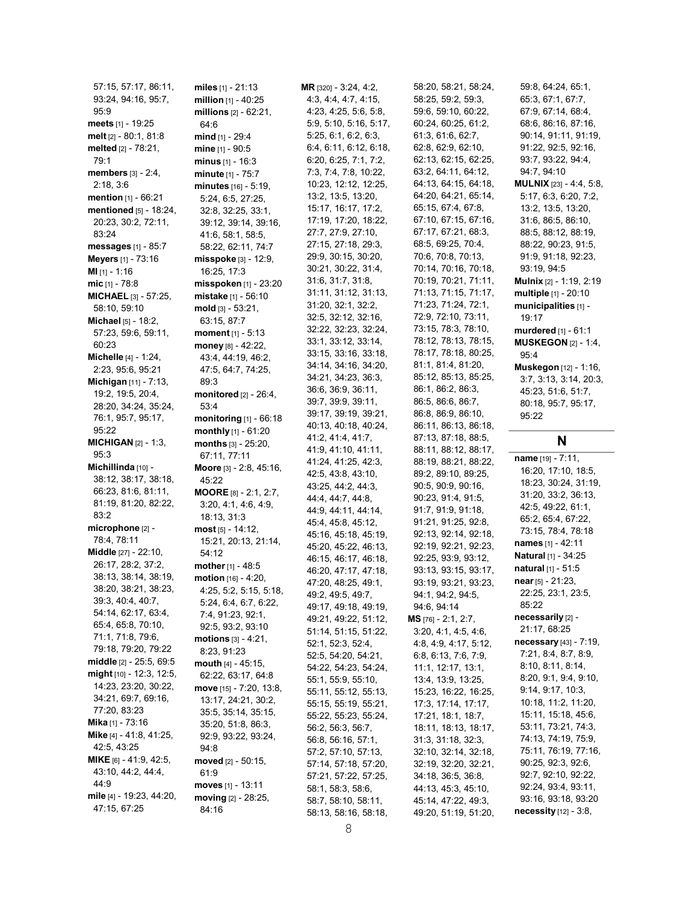57:15, 57:17, 86:11, 93:24, 94:16, 95:7, 95:9
**meets** [1] - 19:25
**melt** [2] - 80:1, 81:8
**melted** [2] - 78:21, 79:1
**members** [3] - 2:4, 2:18, 3:6
**mention** [1] - 66:21
**mentioned** [5] - 18:24, 20:23, 30:2, 72:11, 83:24
**messages** [1] - 85:7
**Meyers** [1] - 73:16
**MI** [1] - 1:16
**mic** [1] - 78:8
**MICHAEL** [3] - 57:25, 58:10, 59:10
**Michael** [5] - 18:2, 57:23, 59:6, 59:11, 60:23
**Michelle** [4] - 1:24, 2:23, 95:6, 95:21
**Michigan** [11] - 7:13, 19:2, 19:5, 20:4, 28:20, 34:24, 35:24, 76:1, 95:7, 95:17, 95:22
**MICHIGAN** [2] - 1:3, 95:3
**Michillinda** [10] - 38:12, 38:17, 38:18, 66:23, 81:6, 81:11, 81:19, 81:20, 82:22, 83:2
**microphone** [2] - 78:4, 78:11
**Middle** [27] - 22:10, 26:17, 28:2, 37:2, 38:13, 38:14, 38:19, 38:20, 38:21, 38:23, 39:3, 40:4, 40:7, 54:14, 62:17, 63:4, 65:4, 65:8, 70:10, 71:1, 71:8, 79:6, 79:18, 79:20, 79:22
**middle** [2] - 25:5, 69:5
**might** [10] - 12:3, 12:5, 14:23, 23:20, 30:22, 34:21, 69:7, 69:16, 77:20, 83:23
**Mika** [1] - 73:16
**Mike** [4] - 41:8, 41:25, 42:5, 43:25
**MIKE** [6] - 41:9, 42:5, 43:10, 44:2, 44:4, 44:9
**mile** [4] - 19:23, 44:20, 47:15, 67:25
**miles** [1] - 21:13
**million** [1] - 40:25
**millions** [2] - 62:21, 64:6
**mind** [1] - 29:4
**mine** [1] - 90:5
**minus** [1] - 16:3
**minute** [1] - 75:7
**minutes** [16] - 5:19, 5:24, 6:5, 27:25, 32:8, 32:25, 33:1, 39:12, 39:14, 39:16, 41:6, 58:1, 58:5, 58:22, 62:11, 74:7
**misspoke** [3] - 12:9, 16:25, 17:3
**misspoken** [1] - 23:20
**mistake** [1] - 56:10
**mold** [3] - 53:21, 63:15, 87:7
**moment** [1] - 5:13
**money** [8] - 42:22, 43:4, 44:19, 46:2, 47:5, 64:7, 74:25, 89:3
**monitored** [2] - 26:4, 53:4
**monitoring** [1] - 66:18
**monthly** [1] - 61:20
**months** [3] - 25:20, 67:11, 77:11
**Moore** [3] - 2:8, 45:16, 45:22
**MOORE** [8] - 2:1, 2:7, 3:20, 4:1, 4:6, 4:9, 18:13, 31:3
**most** [5] - 14:12, 15:21, 20:13, 21:14, 54:12
**mother** [1] - 48:5
**motion** [16] - 4:20, 4:25, 5:2, 5:15, 5:18, 5:24, 6:4, 6:7, 6:22, 7:4, 91:23, 92:1, 92:5, 93:2, 93:10
**motions** [3] - 4:21, 8:23, 91:23
**mouth** [4] - 45:15, 62:22, 63:17, 64:8
**move** [15] - 7:20, 13:8, 13:17, 24:21, 30:2, 35:5, 35:14, 35:15, 35:20, 51:8, 86:3, 92:9, 93:22, 93:24, 94:8
**moved** [2] - 50:15, 61:9
**moves** [1] - 13:11
**moving** [2] - 28:25, 84:16
**MR** [320] - 3:24, 4:2, 4:3, 4:4, 4:7, 4:15, 4:23, 4:25, 5:6, 5:8, 5:9, 5:10, 5:16, 5:17, 5:25, 6:1, 6:2, 6:3, 6:4, 6:11, 6:12, 6:18, 6:20, 6:25, 7:1, 7:2, 7:3, 7:4, 7:8, 10:22, 10:23, 12:12, 12:25, 13:2, 13:5, 13:20, 15:17, 16:17, 17:2, 17:19, 17:20, 18:22, 27:7, 27:9, 27:10, 27:15, 27:18, 29:3, 29:9, 30:15, 30:20, 30:21, 30:22, 31:4, 31:6, 31:7, 31:8, 31:11, 31:12, 31:13, 31:20, 32:1, 32:2, 32:5, 32:12, 32:16, 32:22, 32:23, 32:24, 33:1, 33:12, 33:14, 33:15, 33:16, 33:18, 34:14, 34:16, 34:20, 34:21, 34:23, 36:3, 36:6, 36:9, 36:11, 39:7, 39:9, 39:11, 39:17, 39:19, 39:21, 40:13, 40:18, 40:24, 41:2, 41:4, 41:7, 41:9, 41:10, 41:11, 41:24, 41:25, 42:3, 42:5, 43:8, 43:10, 43:25, 44:2, 44:3, 44:4, 44:7, 44:8, 44:9, 44:11, 44:14, 45:4, 45:8, 45:12, 45:16, 45:18, 45:19, 45:20, 45:22, 46:13, 46:15, 46:17, 46:18, 46:20, 47:17, 47:18, 47:20, 48:25, 49:1, 49:2, 49:5, 49:7, 49:17, 49:18, 49:19, 49:21, 49:22, 51:12, 51:14, 51:15, 51:22, 52:1, 52:3, 52:4, 52:5, 54:20, 54:21, 54:22, 54:23, 54:24, 55:1, 55:9, 55:10, 55:11, 55:12, 55:13, 55:15, 55:19, 55:21, 55:22, 55:23, 55:24, 56:2, 56:3, 56:7, 56:8, 56:16, 57:1, 57:2, 57:10, 57:13, 57:14, 57:18, 57:20, 57:21, 57:22, 57:25, 58:1, 58:3, 58:6, 58:7, 58:10, 58:11, 58:13, 58:16, 58:18, 58:20, 58:21, 58:24, 58:25, 59:2, 59:3, 59:6, 59:10, 60:22, 60:24, 60:25, 61:2, 61:3, 61:6, 62:7, 62:8, 62:9, 62:10, 62:13, 62:15, 62:25, 63:2, 64:11, 64:12, 64:13, 64:15, 64:18, 64:20, 64:21, 65:14, 65:15, 67:4, 67:8, 67:10, 67:15, 67:16, 67:17, 67:21, 68:3, 68:5, 69:25, 70:4, 70:6, 70:8, 70:13, 70:14, 70:16, 70:18, 70:19, 70:21, 71:11, 71:13, 71:15, 71:17, 71:23, 71:24, 72:1, 72:9, 72:10, 73:11, 73:15, 78:3, 78:10, 78:12, 78:13, 78:15, 78:17, 78:18, 80:25, 81:1, 81:4, 81:20, 85:12, 85:13, 85:25, 86:1, 86:2, 86:3, 86:5, 86:6, 86:7, 86:8, 86:9, 86:10, 86:11, 86:13, 86:18, 87:13, 87:18, 88:5, 88:11, 88:12, 88:17, 88:19, 88:21, 88:22, 89:2, 89:10, 89:25, 90:5, 90:9, 90:16, 90:23, 91:4, 91:5, 91:7, 91:9, 91:18, 91:21, 91:25, 92:8, 92:13, 92:14, 92:18, 92:19, 92:21, 92:23, 92:25, 93:9, 93:12, 93:13, 93:15, 93:17, 93:19, 93:21, 93:23, 94:1, 94:2, 94:5, 94:6, 94:14
**MS** [76] - 2:1, 2:7, 3:20, 4:1, 4:5, 4:6, 4:8, 4:9, 4:17, 5:12, 6:8, 6:13, 7:6, 7:9, 11:1, 12:17, 13:1, 13:4, 13:9, 13:25, 15:23, 16:22, 16:25, 17:3, 17:14, 17:17, 17:21, 18:1, 18:7, 18:11, 18:13, 18:17, 31:3, 31:18, 32:3, 32:10, 32:14, 32:18, 32:19, 32:20, 32:21, 34:18, 36:5, 36:8, 44:13, 45:3, 45:10, 45:14, 47:22, 49:3, 49:20, 51:19, 51:20, 59:8, 64:24, 65:1, 65:3, 67:1, 67:7, 67:9, 67:14, 68:4, 68:6, 86:16, 87:16, 90:14, 91:11, 91:19, 91:22, 92:5, 92:16, 93:7, 93:22, 94:4, 94:7, 94:10
**MULNIX** [23] - 4:4, 5:8, 5:17, 6:3, 6:20, 7:2, 13:2, 13:5, 13:20, 31:6, 86:5, 86:10, 88:5, 88:12, 88:19, 88:22, 90:23, 91:5, 91:9, 91:18, 92:23, 93:19, 94:5
**Mulnix** [2] - 1:19, 2:19
**multiple** [1] - 20:10
**municipalities** [1] - 19:17
**murdered** [1] - 61:1
**MUSKEGON** [2] - 1:4, 95:4
**Muskegon** [12] - 1:16, 3:7, 3:13, 3:14, 20:3, 45:23, 51:6, 51:7, 80:18, 95:7, 95:17, 95:22

## N

**name** [19] - 7:11, 16:20, 17:10, 18:5, 18:23, 30:24, 31:19, 31:20, 33:2, 36:13, 42:5, 49:22, 61:1, 65:2, 65:4, 67:22, 73:15, 78:4, 78:18
**names** [1] - 42:11
**Natural** [1] - 34:25
**natural** [1] - 51:5
**near** [5] - 21:23, 22:25, 23:1, 23:5, 85:22
**necessarily** [2] - 21:17, 68:25
**necessary** [43] - 7:19, 7:21, 8:4, 8:7, 8:9, 8:10, 8:11, 8:14, 8:20, 9:1, 9:4, 9:10, 9:14, 9:17, 10:3, 10:18, 11:2, 11:20, 15:11, 15:18, 45:6, 53:11, 73:21, 74:3, 74:13, 74:19, 75:9, 75:11, 76:19, 77:16, 90:25, 92:3, 92:6, 92:7, 92:10, 92:22, 92:24, 93:4, 93:11, 93:16, 93:18, 93:20
**necessity** [12] - 3:8,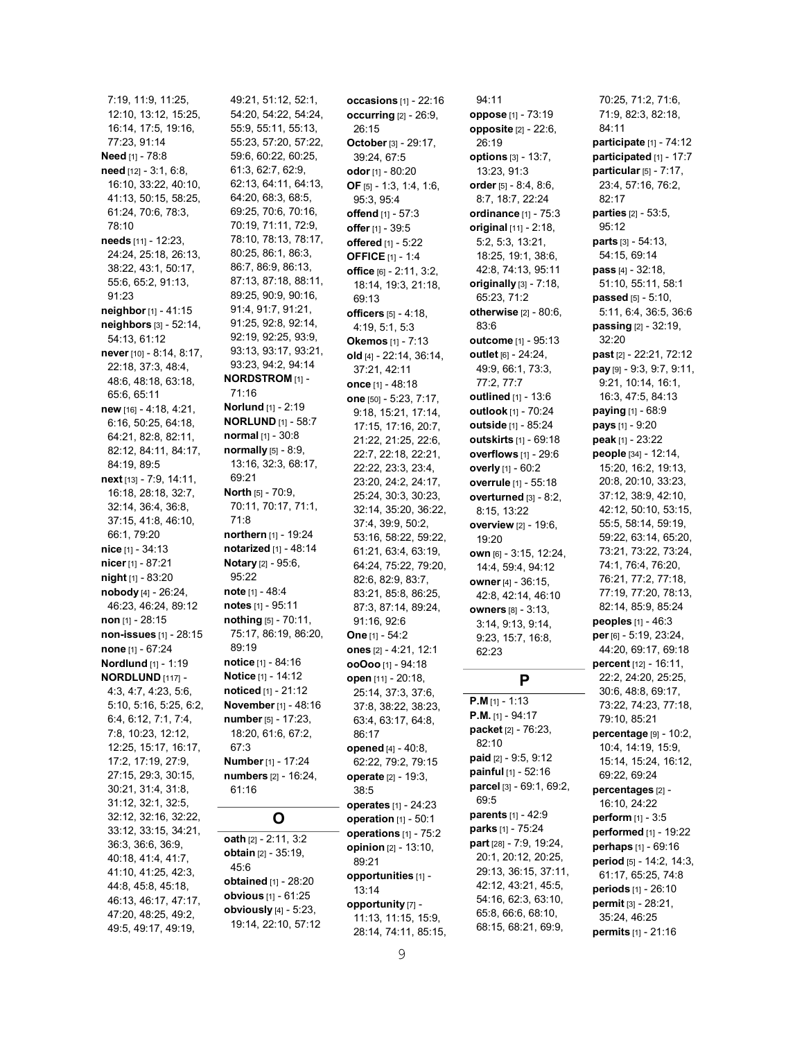7:19, 11:9, 11:25, 12:10, 13:12, 15:25, 16:14, 17:5, 19:16, 77:23, 91:14
**Need** [1] - 78:8
**need** [12] - 3:1, 6:8, 16:10, 33:22, 40:10, 41:13, 50:15, 58:25, 61:24, 70:6, 78:3, 78:10
**needs** [11] - 12:23, 24:24, 25:18, 26:13, 38:22, 43:1, 50:17, 55:6, 65:2, 91:13, 91:23
**neighbor** [1] - 41:15
**neighbors** [3] - 52:14, 54:13, 61:12
**never** [10] - 8:14, 8:17, 22:18, 37:3, 48:4, 48:6, 48:18, 63:18, 65:6, 65:11
**new** [16] - 4:18, 4:21, 6:16, 50:25, 64:18, 64:21, 82:8, 82:11, 82:12, 84:11, 84:17, 84:19, 89:5
**next** [13] - 7:9, 14:11, 16:18, 28:18, 32:7, 32:14, 36:4, 36:8, 37:15, 41:8, 46:10, 66:1, 79:20
**nice** [1] - 34:13
**nicer** [1] - 87:21
**night** [1] - 83:20
**nobody** [4] - 26:24, 46:23, 46:24, 89:12
**non** [1] - 28:15
**non-issues** [1] - 28:15
**none** [1] - 67:24
**Nordlund** [1] - 1:19
**NORDLUND** [117] - 4:3, 4:7, 4:23, 5:6, 5:10, 5:16, 5:25, 6:2, 6:4, 6:12, 7:1, 7:4, 7:8, 10:23, 12:12, 12:25, 15:17, 16:17, 17:2, 17:19, 27:9, 27:15, 29:3, 30:15, 30:21, 31:4, 31:8, 31:12, 32:1, 32:5, 32:12, 32:16, 32:22, 33:12, 33:15, 34:21, 36:3, 36:6, 36:9, 40:18, 41:4, 41:7, 41:10, 41:25, 42:3, 44:8, 45:8, 45:18, 46:13, 46:17, 47:17, 47:20, 48:25, 49:2, 49:5, 49:17, 49:19, 49:21, 51:12, 52:1, 54:20, 54:22, 54:24, 55:9, 55:11, 55:13, 55:23, 57:20, 57:22, 59:6, 60:22, 60:25, 61:3, 62:7, 62:9, 62:13, 64:11, 64:13, 64:20, 68:3, 68:5, 69:25, 70:6, 70:16, 70:19, 71:11, 72:9, 78:10, 78:13, 78:17, 80:25, 86:1, 86:3, 86:7, 86:9, 86:13, 87:13, 87:18, 88:11, 89:25, 90:9, 90:16, 91:4, 91:7, 91:21, 91:25, 92:8, 92:14, 92:19, 92:25, 93:9, 93:13, 93:17, 93:21, 93:23, 94:2, 94:14
**NORDSTROM** [1] - 71:16
**Norlund** [1] - 2:19
**NORLUND** [1] - 58:7
**normal** [1] - 30:8
**normally** [5] - 8:9, 13:16, 32:3, 68:17, 69:21
**North** [5] - 70:9, 70:11, 70:17, 71:1, 71:8
**northern** [1] - 19:24
**notarized** [1] - 48:14
**Notary** [2] - 95:6, 95:22
**note** [1] - 48:4
**notes** [1] - 95:11
**nothing** [5] - 70:11, 75:17, 86:19, 86:20, 89:19
**notice** [1] - 84:16
**Notice** [1] - 14:12
**noticed** [1] - 21:12
**November** [1] - 48:16
**number** [5] - 17:23, 18:20, 61:6, 67:2, 67:3
**Number** [1] - 17:24
**numbers** [2] - 16:24, 61:16

## O

**oath** [2] - 2:11, 3:2
**obtain** [2] - 35:19, 45:6
**obtained** [1] - 28:20
**obvious** [1] - 61:25
**obviously** [4] - 5:23, 19:14, 22:10, 57:12
**occasions** [1] - 22:16
**occurring** [2] - 26:9, 26:15
**October** [3] - 29:17, 39:24, 67:5
**odor** [1] - 80:20
**OF** [5] - 1:3, 1:4, 1:6, 95:3, 95:4
**offend** [1] - 57:3
**offer** [1] - 39:5
**offered** [1] - 5:22
**OFFICE** [1] - 1:4
**office** [6] - 2:11, 3:2, 18:14, 19:3, 21:18, 69:13
**officers** [5] - 4:18, 4:19, 5:1, 5:3
**Okemos** [1] - 7:13
**old** [4] - 22:14, 36:14, 37:21, 42:11
**once** [1] - 48:18
**one** [50] - 5:23, 7:17, 9:18, 15:21, 17:14, 17:15, 17:16, 20:7, 21:22, 21:25, 22:6, 22:7, 22:18, 22:21, 22:22, 23:3, 23:4, 23:20, 24:2, 24:17, 25:24, 30:3, 30:23, 32:14, 35:20, 36:22, 37:4, 39:9, 50:2, 53:16, 58:22, 59:22, 61:21, 63:4, 63:19, 64:24, 75:22, 79:20, 82:6, 82:9, 83:7, 83:21, 85:8, 86:25, 87:3, 87:14, 89:24, 91:16, 92:6
**One** [1] - 54:2
**ones** [2] - 4:21, 12:1
**ooOoo** [1] - 94:18
**open** [11] - 20:18, 25:14, 37:3, 37:6, 37:8, 38:22, 38:23, 63:4, 63:17, 64:8, 86:17
**opened** [4] - 40:8, 62:22, 79:2, 79:15
**operate** [2] - 19:3, 38:5
**operates** [1] - 24:23
**operation** [1] - 50:1
**operations** [1] - 75:2
**opinion** [2] - 13:10, 89:21
**opportunities** [1] - 13:14
**opportunity** [7] - 11:13, 11:15, 15:9, 28:14, 74:11, 85:15, 94:11
**oppose** [1] - 73:19
**opposite** [2] - 22:6, 26:19
**options** [3] - 13:7, 13:23, 91:3
**order** [5] - 8:4, 8:6, 8:7, 18:7, 22:24
**ordinance** [1] - 75:3
**original** [11] - 2:18, 5:2, 5:3, 13:21, 18:25, 19:1, 38:6, 42:8, 74:13, 95:11
**originally** [3] - 7:18, 65:23, 71:2
**otherwise** [2] - 80:6, 83:6
**outcome** [1] - 95:13
**outlet** [6] - 24:24, 49:9, 66:1, 73:3, 77:2, 77:7
**outlined** [1] - 13:6
**outlook** [1] - 70:24
**outside** [1] - 85:24
**outskirts** [1] - 69:18
**overflows** [1] - 29:6
**overly** [1] - 60:2
**overrule** [1] - 55:18
**overturned** [3] - 8:2, 8:15, 13:22
**overview** [2] - 19:6, 19:20
**own** [6] - 3:15, 12:24, 14:4, 59:4, 94:12
**owner** [4] - 36:15, 42:8, 42:14, 46:10
**owners** [8] - 3:13, 3:14, 9:13, 9:14, 9:23, 15:7, 16:8, 62:23

## P

**P.M** [1] - 1:13
**P.M.** [1] - 94:17
**packet** [2] - 76:23, 82:10
**paid** [2] - 9:5, 9:12
**painful** [1] - 52:16
**parcel** [3] - 69:1, 69:2, 69:5
**parents** [1] - 42:9
**parks** [1] - 75:24
**part** [28] - 7:9, 19:24, 20:1, 20:12, 20:25, 29:13, 36:15, 37:11, 42:12, 43:21, 45:5, 54:16, 62:3, 63:10, 65:8, 66:6, 68:10, 68:15, 68:21, 69:9, 70:25, 71:2, 71:6, 71:9, 82:3, 82:18, 84:11
**participate** [1] - 74:12
**participated** [1] - 17:7
**particular** [5] - 7:17, 23:4, 57:16, 76:2, 82:17
**parties** [2] - 53:5, 95:12
**parts** [3] - 54:13, 54:15, 69:14
**pass** [4] - 32:18, 51:10, 55:11, 58:1
**passed** [5] - 5:10, 5:11, 6:4, 36:5, 36:6
**passing** [2] - 32:19, 32:20
**past** [2] - 22:21, 72:12
**pay** [9] - 9:3, 9:7, 9:11, 9:21, 10:14, 16:1, 16:3, 47:5, 84:13
**paying** [1] - 68:9
**pays** [1] - 9:20
**peak** [1] - 23:22
**people** [34] - 12:14, 15:20, 16:2, 19:13, 20:8, 20:10, 33:23, 37:12, 38:9, 42:10, 42:12, 50:10, 53:15, 55:5, 58:14, 59:19, 59:22, 63:14, 65:20, 73:21, 73:22, 73:24, 74:1, 76:4, 76:20, 76:21, 77:2, 77:18, 77:19, 77:20, 78:13, 82:14, 85:9, 85:24
**peoples** [1] - 46:3
**per** [6] - 5:19, 23:24, 44:20, 69:17, 69:18
**percent** [12] - 16:11, 22:2, 24:20, 25:25, 30:6, 48:8, 69:17, 73:22, 74:23, 77:18, 79:10, 85:21
**percentage** [9] - 10:2, 10:4, 14:19, 15:9, 15:14, 15:24, 16:12, 69:22, 69:24
**percentages** [2] - 16:10, 24:22
**perform** [1] - 3:5
**performed** [1] - 19:22
**perhaps** [1] - 69:16
**period** [5] - 14:2, 14:3, 61:17, 65:25, 74:8
**periods** [1] - 26:10
**permit** [3] - 28:21, 35:24, 46:25
**permits** [1] - 21:16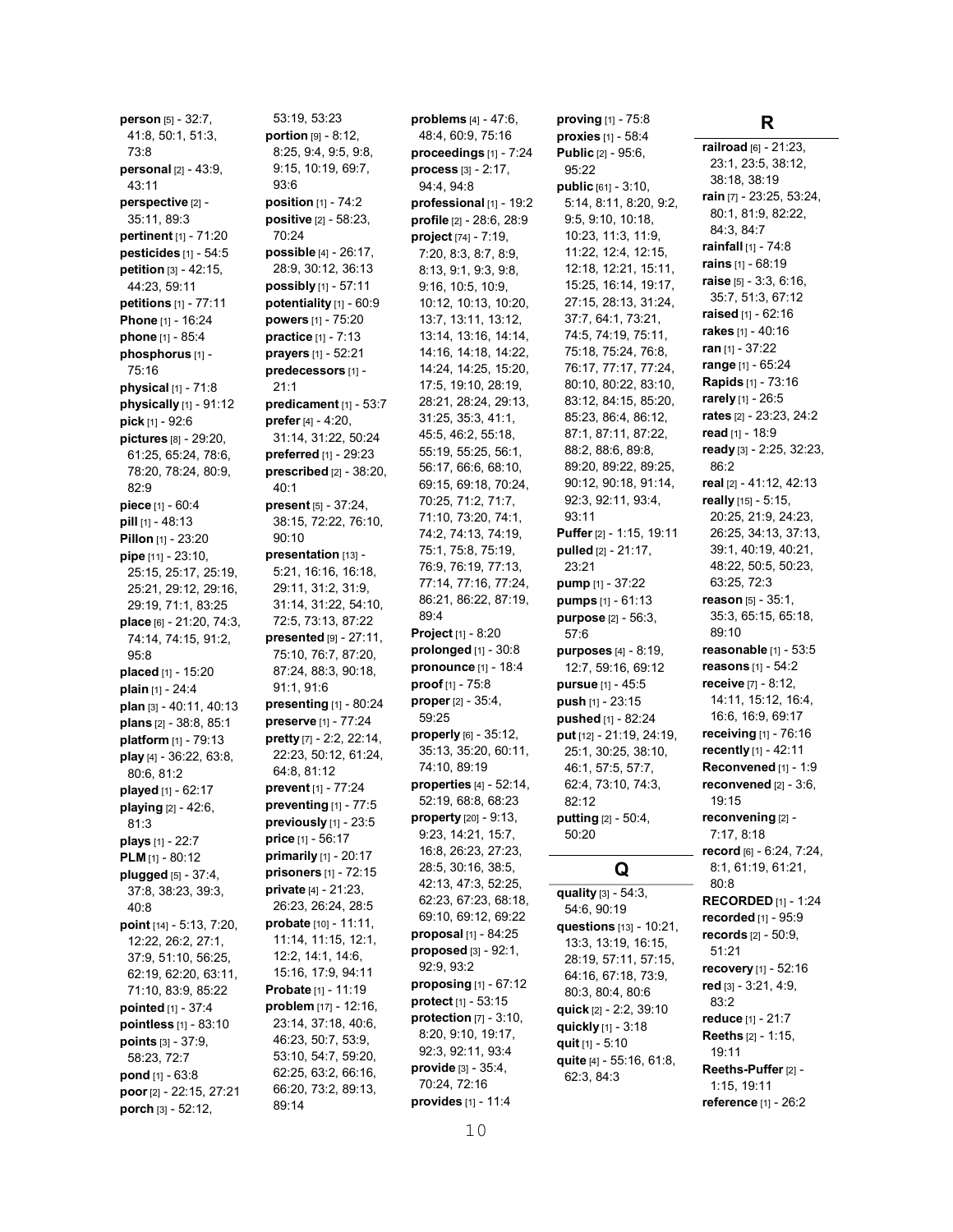**person** [5] - 32:7, 41:8, 50:1, 51:3, 73:8
**personal** [2] - 43:9, 43:11
**perspective** [2] - 35:11, 89:3
**pertinent** [1] - 71:20
**pesticides** [1] - 54:5
**petition** [3] - 42:15, 44:23, 59:11
**petitions** [1] - 77:11
**Phone** [1] - 16:24
**phone** [1] - 85:4
**phosphorus** [1] - 75:16
**physical** [1] - 71:8
**physically** [1] - 91:12
**pick** [1] - 92:6
**pictures** [8] - 29:20, 61:25, 65:24, 78:6, 78:20, 78:24, 80:9, 82:9
**piece** [1] - 60:4
**pill** [1] - 48:13
**Pillon** [1] - 23:20
**pipe** [11] - 23:10, 25:15, 25:17, 25:19, 25:21, 29:12, 29:16, 29:19, 71:1, 83:25
**place** [6] - 21:20, 74:3, 74:14, 74:15, 91:2, 95:8
**placed** [1] - 15:20
**plain** [1] - 24:4
**plan** [3] - 40:11, 40:13
**plans** [2] - 38:8, 85:1
**platform** [1] - 79:13
**play** [4] - 36:22, 63:8, 80:6, 81:2
**played** [1] - 62:17
**playing** [2] - 42:6, 81:3
**plays** [1] - 22:7
**PLM** [1] - 80:12
**plugged** [5] - 37:4, 37:8, 38:23, 39:3, 40:8
**point** [14] - 5:13, 7:20, 12:22, 26:2, 27:1, 37:9, 51:10, 56:25, 62:19, 62:20, 63:11, 71:10, 83:9, 85:22
**pointed** [1] - 37:4
**pointless** [1] - 83:10
**points** [3] - 37:9, 58:23, 72:7
**pond** [1] - 63:8
**poor** [2] - 22:15, 27:21
**porch** [3] - 52:12, 53:19, 53:23
**portion** [9] - 8:12, 8:25, 9:4, 9:5, 9:8, 9:15, 10:19, 69:7, 93:6
**position** [1] - 74:2
**positive** [2] - 58:23, 70:24
**possible** [4] - 26:17, 28:9, 30:12, 36:13
**possibly** [1] - 57:11
**potentiality** [1] - 60:9
**powers** [1] - 75:20
**practice** [1] - 7:13
**prayers** [1] - 52:21
**predecessors** [1] - 21:1
**predicament** [1] - 53:7
**prefer** [4] - 4:20, 31:14, 31:22, 50:24
**preferred** [1] - 29:23
**prescribed** [2] - 38:20, 40:1
**present** [5] - 37:24, 38:15, 72:22, 76:10, 90:10
**presentation** [13] - 5:21, 16:16, 16:18, 29:11, 31:2, 31:9, 31:14, 31:22, 54:10, 72:5, 73:13, 87:22
**presented** [9] - 27:11, 75:10, 76:7, 87:20, 87:24, 88:3, 90:18, 91:1, 91:6
**presenting** [1] - 80:24
**preserve** [1] - 77:24
**pretty** [7] - 2:2, 22:14, 22:23, 50:12, 61:24, 64:8, 81:12
**prevent** [1] - 77:24
**preventing** [1] - 77:5
**previously** [1] - 23:5
**price** [1] - 56:17
**primarily** [1] - 20:17
**prisoners** [1] - 72:15
**private** [4] - 21:23, 26:23, 26:24, 28:5
**probate** [10] - 11:11, 11:14, 11:15, 12:1, 12:2, 14:1, 14:6, 15:16, 17:9, 94:11
**Probate** [1] - 11:19
**problem** [17] - 12:16, 23:14, 37:18, 40:6, 46:23, 50:7, 53:9, 53:10, 54:7, 59:20, 62:25, 63:2, 66:16, 66:20, 73:2, 89:13, 89:14
**problems** [4] - 47:6, 48:4, 60:9, 75:16
**proceedings** [1] - 7:24
**process** [3] - 2:17, 94:4, 94:8
**professional** [1] - 19:2
**profile** [2] - 28:6, 28:9
**project** [74] - 7:19, 7:20, 8:3, 8:7, 8:9, 8:13, 9:1, 9:3, 9:8, 9:16, 10:5, 10:9, 10:12, 10:13, 10:20, 13:7, 13:11, 13:12, 13:14, 13:16, 14:14, 14:16, 14:18, 14:22, 14:24, 14:25, 15:20, 17:5, 19:10, 28:19, 28:21, 28:24, 29:13, 31:25, 35:3, 41:1, 45:5, 46:2, 55:18, 55:19, 55:25, 56:1, 56:17, 66:6, 68:10, 69:15, 69:18, 70:24, 70:25, 71:2, 71:7, 71:10, 73:20, 74:1, 74:2, 74:13, 74:19, 75:1, 75:8, 75:19, 76:9, 76:19, 77:13, 77:14, 77:16, 77:24, 86:21, 86:22, 87:19, 89:4
**Project** [1] - 8:20
**prolonged** [1] - 30:8
**pronounce** [1] - 18:4
**proof** [1] - 75:8
**proper** [2] - 35:4, 59:25
**properly** [6] - 35:12, 35:13, 35:20, 60:11, 74:10, 89:19
**properties** [4] - 52:14, 52:19, 68:8, 68:23
**property** [20] - 9:13, 9:23, 14:21, 15:7, 16:8, 26:23, 27:23, 28:5, 30:16, 38:5, 42:13, 47:3, 52:25, 62:23, 67:23, 68:18, 69:10, 69:12, 69:22
**proposal** [1] - 84:25
**proposed** [3] - 92:1, 92:9, 93:2
**proposing** [1] - 67:12
**protect** [1] - 53:15
**protection** [7] - 3:10, 8:20, 9:10, 19:17, 92:3, 92:11, 93:4
**provide** [3] - 35:4, 70:24, 72:16
**provides** [1] - 11:4
**proving** [1] - 75:8
**proxies** [1] - 58:4
**Public** [2] - 95:6, 95:22
**public** [61] - 3:10, 5:14, 8:11, 8:20, 9:2, 9:5, 9:10, 10:18, 10:23, 11:3, 11:9, 11:22, 12:4, 12:15, 12:18, 12:21, 15:11, 15:25, 16:14, 19:17, 27:15, 28:13, 31:24, 37:7, 64:1, 73:21, 74:5, 74:19, 75:11, 75:18, 75:24, 76:8, 76:17, 77:17, 77:24, 80:10, 80:22, 83:10, 83:12, 84:15, 85:20, 85:23, 86:4, 86:12, 87:1, 87:11, 87:22, 88:2, 88:6, 89:8, 89:20, 89:22, 89:25, 90:12, 90:18, 91:14, 92:3, 92:11, 93:4, 93:11
**Puffer** [2] - 1:15, 19:11
**pulled** [2] - 21:17, 23:21
**pump** [1] - 37:22
**pumps** [1] - 61:13
**purpose** [2] - 56:3, 57:6
**purposes** [4] - 8:19, 12:7, 59:16, 69:12
**pursue** [1] - 45:5
**push** [1] - 23:15
**pushed** [1] - 82:24
**put** [12] - 21:19, 24:19, 25:1, 30:25, 38:10, 46:1, 57:5, 57:7, 62:4, 73:10, 74:3, 82:12
**putting** [2] - 50:4, 50:20

## Q

**quality** [3] - 54:3, 54:6, 90:19
**questions** [13] - 10:21, 13:3, 13:19, 16:15, 28:19, 57:11, 57:15, 64:16, 67:18, 73:9, 80:3, 80:4, 80:6
**quick** [2] - 2:2, 39:10
**quickly** [1] - 3:18
**quit** [1] - 5:10
**quite** [4] - 55:16, 61:8, 62:3, 84:3

## R

**railroad** [6] - 21:23, 23:1, 23:5, 38:12, 38:18, 38:19
**rain** [7] - 23:25, 53:24, 80:1, 81:9, 82:22, 84:3, 84:7
**rainfall** [1] - 74:8
**rains** [1] - 68:19
**raise** [5] - 3:3, 6:16, 35:7, 51:3, 67:12
**raised** [1] - 62:16
**rakes** [1] - 40:16
**ran** [1] - 37:22
**range** [1] - 65:24
**Rapids** [1] - 73:16
**rarely** [1] - 26:5
**rates** [2] - 23:23, 24:2
**read** [1] - 18:9
**ready** [3] - 2:25, 32:23, 86:2
**real** [2] - 41:12, 42:13
**really** [15] - 5:15, 20:25, 21:9, 24:23, 26:25, 34:13, 37:13, 39:1, 40:19, 40:21, 48:22, 50:5, 50:23, 63:25, 72:3
**reason** [5] - 35:1, 35:3, 65:15, 65:18, 89:10
**reasonable** [1] - 53:5
**reasons** [1] - 54:2
**receive** [7] - 8:12, 14:11, 15:12, 16:4, 16:6, 16:9, 69:17
**receiving** [1] - 76:16
**recently** [1] - 42:11
**Reconvened** [1] - 1:9
**reconvened** [2] - 3:6, 19:15
**reconvening** [2] - 7:17, 8:18
**record** [6] - 6:24, 7:24, 8:1, 61:19, 61:21, 80:8
**RECORDED** [1] - 1:24
**recorded** [1] - 95:9
**records** [2] - 50:9, 51:21
**recovery** [1] - 52:16
**red** [3] - 3:21, 4:9, 83:2
**reduce** [1] - 21:7
**Reeths** [2] - 1:15, 19:11
**Reeths-Puffer** [2] - 1:15, 19:11
**reference** [1] - 26:2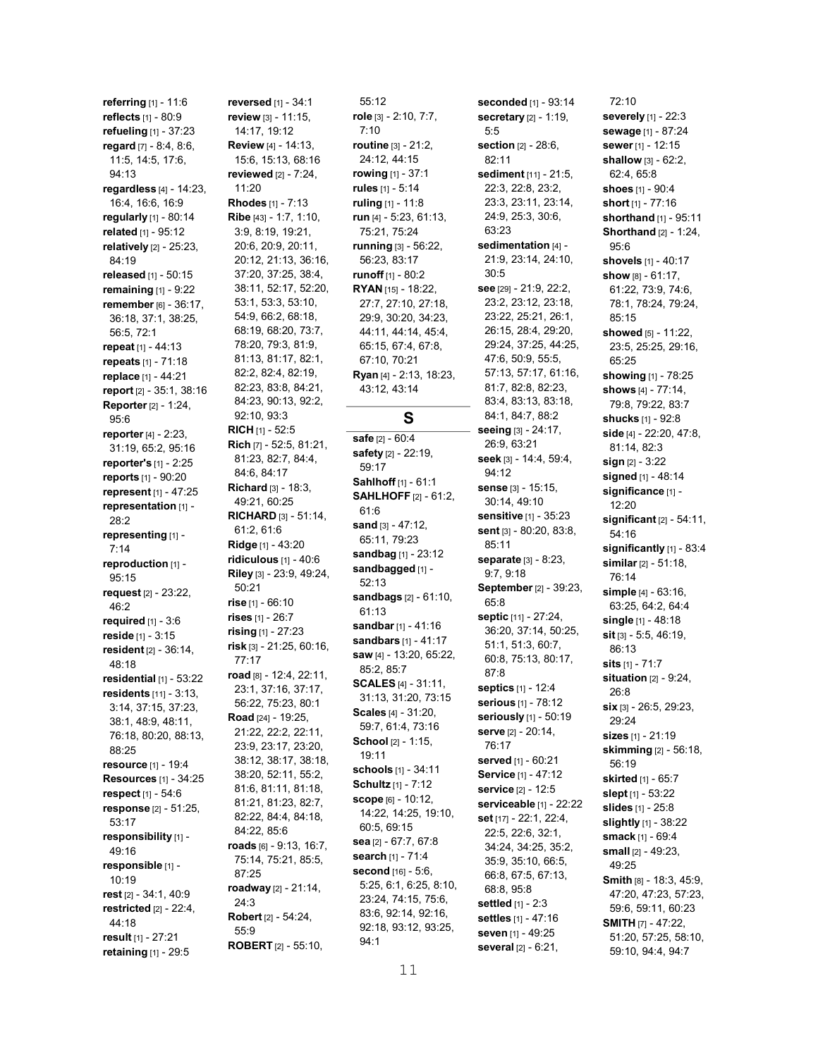**referring** [1] - 11:6
**reflects** [1] - 80:9
**refueling** [1] - 37:23
**regard** [7] - 8:4, 8:6, 11:5, 14:5, 17:6, 94:13
**regardless** [4] - 14:23, 16:4, 16:6, 16:9
**regularly** [1] - 80:14
**related** [1] - 95:12
**relatively** [2] - 25:23, 84:19
**released** [1] - 50:15
**remaining** [1] - 9:22
**remember** [6] - 36:17, 36:18, 37:1, 38:25, 56:5, 72:1
**repeat** [1] - 44:13
**repeats** [1] - 71:18
**replace** [1] - 44:21
**report** [2] - 35:1, 38:16
**Reporter** [2] - 1:24, 95:6
**reporter** [4] - 2:23, 31:19, 65:2, 95:16
**reporter's** [1] - 2:25
**reports** [1] - 90:20
**represent** [1] - 47:25
**representation** [1] - 28:2
**representing** [1] - 7:14
**reproduction** [1] - 95:15
**request** [2] - 23:22, 46:2
**required** [1] - 3:6
**reside** [1] - 3:15
**resident** [2] - 36:14, 48:18
**residential** [1] - 53:22
**residents** [11] - 3:13, 3:14, 37:15, 37:23, 38:1, 48:9, 48:11, 76:18, 80:20, 88:13, 88:25
**resource** [1] - 19:4
**Resources** [1] - 34:25
**respect** [1] - 54:6
**response** [2] - 51:25, 53:17
**responsibility** [1] - 49:16
**responsible** [1] - 10:19
**rest** [2] - 34:1, 40:9
**restricted** [2] - 22:4, 44:18
**result** [1] - 27:21
**retaining** [1] - 29:5
**reversed** [1] - 34:1
**review** [3] - 11:15, 14:17, 19:12
**Review** [4] - 14:13, 15:6, 15:13, 68:16
**reviewed** [2] - 7:24, 11:20
**Rhodes** [1] - 7:13
**Ribe** [43] - 1:7, 1:10, 3:9, 8:19, 19:21, 20:6, 20:9, 20:11, 20:12, 21:13, 36:16, 37:20, 37:25, 38:4, 38:11, 52:17, 52:20, 53:1, 53:3, 53:10, 54:9, 66:2, 68:18, 68:19, 68:20, 73:7, 78:20, 79:3, 81:9, 81:13, 81:17, 82:1, 82:2, 82:4, 82:19, 82:23, 83:8, 84:21, 84:23, 90:13, 92:2, 92:10, 93:3
**RICH** [1] - 52:5
**Rich** [7] - 52:5, 81:21, 81:23, 82:7, 84:4, 84:6, 84:17
**Richard** [3] - 18:3, 49:21, 60:25
**RICHARD** [3] - 51:14, 61:2, 61:6
**Ridge** [1] - 43:20
**ridiculous** [1] - 40:6
**Riley** [3] - 23:9, 49:24, 50:21
**rise** [1] - 66:10
**rises** [1] - 26:7
**rising** [1] - 27:23
**risk** [3] - 21:25, 60:16, 77:17
**road** [8] - 12:4, 22:11, 23:1, 37:16, 37:17, 56:22, 75:23, 80:1
**Road** [24] - 19:25, 21:22, 22:2, 22:11, 23:9, 23:17, 23:20, 38:12, 38:17, 38:18, 38:20, 52:11, 55:2, 81:6, 81:11, 81:18, 81:21, 81:23, 82:7, 82:22, 84:4, 84:18, 84:22, 85:6
**roads** [6] - 9:13, 16:7, 75:14, 75:21, 85:5, 87:25
**roadway** [2] - 21:14, 24:3
**Robert** [2] - 54:24, 55:9
**ROBERT** [2] - 55:10, 55:12
**role** [3] - 2:10, 7:7, 7:10
**routine** [3] - 21:2, 24:12, 44:15
**rowing** [1] - 37:1
**rules** [1] - 5:14
**ruling** [1] - 11:8
**run** [4] - 5:23, 61:13, 75:21, 75:24
**running** [3] - 56:22, 56:23, 83:17
**runoff** [1] - 80:2
**RYAN** [15] - 18:22, 27:7, 27:10, 27:18, 29:9, 30:20, 34:23, 44:11, 44:14, 45:4, 65:15, 67:4, 67:8, 67:10, 70:21
**Ryan** [4] - 2:13, 18:23, 43:12, 43:14

## S

**safe** [2] - 60:4
**safety** [2] - 22:19, 59:17
**Sahlhoff** [1] - 61:1
**SAHLHOFF** [2] - 61:2, 61:6
**sand** [3] - 47:12, 65:11, 79:23
**sandbag** [1] - 23:12
**sandbagged** [1] - 52:13
**sandbags** [2] - 61:10, 61:13
**sandbar** [1] - 41:16
**sandbars** [1] - 41:17
**saw** [4] - 13:20, 65:22, 85:2, 85:7
**SCALES** [4] - 31:11, 31:13, 31:20, 73:15
**Scales** [4] - 31:20, 59:7, 61:4, 73:16
**School** [2] - 1:15, 19:11
**schools** [1] - 34:11
**Schultz** [1] - 7:12
**scope** [6] - 10:12, 14:22, 14:25, 19:10, 60:5, 69:15
**sea** [2] - 67:7, 67:8
**search** [1] - 71:4
**second** [16] - 5:6, 5:25, 6:1, 6:25, 8:10, 23:24, 74:15, 75:6, 83:6, 92:14, 92:16, 92:18, 93:12, 93:25, 94:1
**seconded** [1] - 93:14
**secretary** [2] - 1:19, 5:5
**section** [2] - 28:6, 82:11
**sediment** [11] - 21:5, 22:3, 22:8, 23:2, 23:3, 23:11, 23:14, 24:9, 25:3, 30:6, 63:23
**sedimentation** [4] - 21:9, 23:14, 24:10, 30:5
**see** [29] - 21:9, 22:2, 23:2, 23:12, 23:18, 23:22, 25:21, 26:1, 26:15, 28:4, 29:20, 29:24, 37:25, 44:25, 47:6, 50:9, 55:5, 57:13, 57:17, 61:16, 81:7, 82:8, 82:23, 83:4, 83:13, 83:18, 84:1, 84:7, 88:2
**seeing** [3] - 24:17, 26:9, 63:21
**seek** [3] - 14:4, 59:4, 94:12
**sense** [3] - 15:15, 30:14, 49:10
**sensitive** [1] - 35:23
**sent** [3] - 80:20, 83:8, 85:11
**separate** [3] - 8:23, 9:7, 9:18
**September** [2] - 39:23, 65:8
**septic** [11] - 27:24, 36:20, 37:14, 50:25, 51:1, 51:3, 60:7, 60:8, 75:13, 80:17, 87:8
**septics** [1] - 12:4
**serious** [1] - 78:12
**seriously** [1] - 50:19
**serve** [2] - 20:14, 76:17
**served** [1] - 60:21
**Service** [1] - 47:12
**service** [2] - 12:5
**serviceable** [1] - 22:22
**set** [17] - 22:1, 22:4, 22:5, 22:6, 32:1, 34:24, 34:25, 35:2, 35:9, 35:10, 66:5, 66:8, 67:5, 67:13, 68:8, 95:8
**settled** [1] - 2:3
**settles** [1] - 47:16
**seven** [1] - 49:25
**several** [2] - 6:21, 72:10
**severely** [1] - 22:3
**sewage** [1] - 87:24
**sewer** [1] - 12:15
**shallow** [3] - 62:2, 62:4, 65:8
**shoes** [1] - 90:4
**short** [1] - 77:16
**shorthand** [1] - 95:11
**Shorthand** [2] - 1:24, 95:6
**shovels** [1] - 40:17
**show** [8] - 61:17, 61:22, 73:9, 74:6, 78:1, 78:24, 79:24, 85:15
**showed** [5] - 11:22, 23:5, 25:25, 29:16, 65:25
**showing** [1] - 78:25
**shows** [4] - 77:14, 79:8, 79:22, 83:7
**shucks** [1] - 92:8
**side** [4] - 22:20, 47:8, 81:14, 82:3
**sign** [2] - 3:22
**signed** [1] - 48:14
**significance** [1] - 12:20
**significant** [2] - 54:11, 54:16
**significantly** [1] - 83:4
**similar** [2] - 51:18, 76:14
**simple** [4] - 63:16, 63:25, 64:2, 64:4
**single** [1] - 48:18
**sit** [3] - 5:5, 46:19, 86:13
**sits** [1] - 71:7
**situation** [2] - 9:24, 26:8
**six** [3] - 26:5, 29:23, 29:24
**sizes** [1] - 21:19
**skimming** [2] - 56:18, 56:19
**skirted** [1] - 65:7
**slept** [1] - 53:22
**slides** [1] - 25:8
**slightly** [1] - 38:22
**smack** [1] - 69:4
**small** [2] - 49:23, 49:25
**Smith** [8] - 18:3, 45:9, 47:20, 47:23, 57:23, 59:6, 59:11, 60:23
**SMITH** [7] - 47:22, 51:20, 57:25, 58:10, 59:10, 94:4, 94:7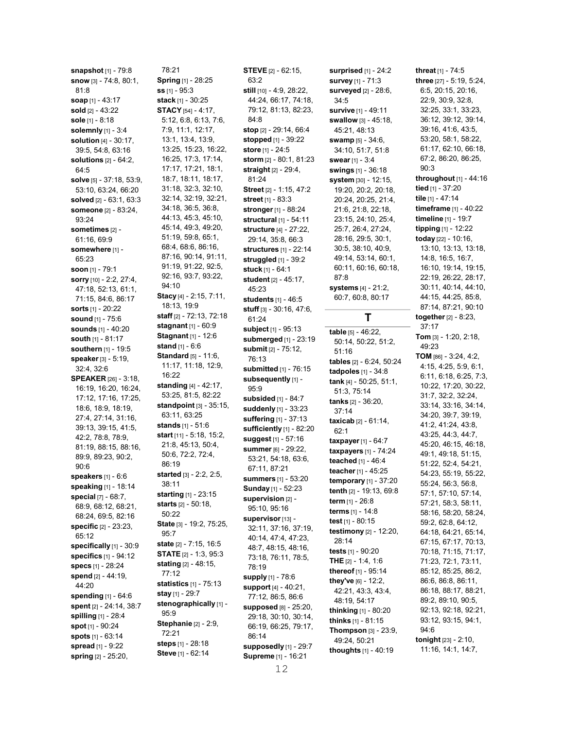**snapshot** [1] - 79:8
**snow** [3] - 74:8, 80:1, 81:8
**soap** [1] - 43:17
**sold** [2] - 43:22
**sole** [1] - 8:18
**solemnly** [1] - 3:4
**solution** [4] - 30:17, 39:5, 54:8, 63:16
**solutions** [2] - 64:2, 64:5
**solve** [5] - 37:18, 53:9, 53:10, 63:24, 66:20
**solved** [2] - 63:1, 63:3
**someone** [2] - 83:24, 93:24
**sometimes** [2] - 61:16, 69:9
**somewhere** [1] - 65:23
**soon** [1] - 79:1
**sorry** [10] - 2:2, 27:4, 47:18, 52:13, 61:1, 71:15, 84:6, 86:17
**sorts** [1] - 20:22
**sound** [1] - 75:6
**sounds** [1] - 40:20
**south** [1] - 81:17
**southern** [1] - 19:5
**speaker** [3] - 5:19, 32:4, 32:6
**SPEAKER** [26] - 3:18, 16:19, 16:20, 16:24, 17:12, 17:16, 17:25, 18:6, 18:9, 18:19, 27:4, 27:14, 31:16, 39:13, 39:15, 41:5, 42:2, 78:8, 78:9, 81:19, 88:15, 88:16, 89:9, 89:23, 90:2, 90:6
**speakers** [1] - 6:6
**speaking** [1] - 18:14
**special** [7] - 68:7, 68:9, 68:12, 68:21, 68:24, 69:5, 82:16
**specific** [2] - 23:23, 65:12
**specifically** [1] - 30:9
**specifics** [1] - 94:12
**specs** [1] - 28:24
**spend** [2] - 44:19, 44:20
**spending** [1] - 64:6
**spent** [2] - 24:14, 38:7
**spilling** [1] - 28:4
**spot** [1] - 90:24
**spots** [1] - 63:14
**spread** [1] - 9:22
**spring** [2] - 25:20, 78:21
**Spring** [1] - 28:25
**ss** [1] - 95:3
**stack** [1] - 30:25
**STACY** [54] - 4:17, 5:12, 6:8, 6:13, 7:6, 7:9, 11:1, 12:17, 13:1, 13:4, 13:9, 13:25, 15:23, 16:22, 16:25, 17:3, 17:14, 17:17, 17:21, 18:1, 18:7, 18:11, 18:17, 31:18, 32:3, 32:10, 32:14, 32:19, 32:21, 34:18, 36:5, 36:8, 44:13, 45:3, 45:10, 45:14, 49:3, 49:20, 51:19, 59:8, 65:1, 68:4, 68:6, 86:16, 87:16, 90:14, 91:11, 91:19, 91:22, 92:5, 92:16, 93:7, 93:22, 94:10
**Stacy** [4] - 2:15, 7:11, 18:13, 19:9
**staff** [2] - 72:13, 72:18
**stagnant** [1] - 60:9
**Stagnant** [1] - 12:6
**stand** [1] - 6:6
**Standard** [5] - 11:6, 11:17, 11:18, 12:9, 16:22
**standing** [4] - 42:17, 53:25, 81:5, 82:22
**standpoint** [3] - 35:15, 63:11, 63:25
**stands** [1] - 51:6
**start** [11] - 5:18, 15:2, 21:8, 45:13, 50:4, 50:6, 72:2, 72:4, 86:19
**started** [3] - 2:2, 2:5, 38:11
**starting** [1] - 23:15
**starts** [2] - 50:18, 50:22
**State** [3] - 19:2, 75:25, 95:7
**state** [2] - 7:15, 16:5
**STATE** [2] - 1:3, 95:3
**stating** [2] - 48:15, 77:12
**statistics** [1] - 75:13
**stay** [1] - 29:7
**stenographically** [1] - 95:9
**Stephanie** [2] - 2:9, 72:21
**steps** [1] - 28:18
**Steve** [1] - 62:14
**STEVE** [2] - 62:15, 63:2
**still** [10] - 4:9, 28:22, 44:24, 66:17, 74:18, 79:12, 81:13, 82:23, 84:8
**stop** [2] - 29:14, 66:4
**stopped** [1] - 39:22
**store** [1] - 24:5
**storm** [2] - 80:1, 81:23
**straight** [2] - 29:4, 81:24
**Street** [2] - 1:15, 47:2
**street** [1] - 83:3
**stronger** [1] - 88:24
**structural** [1] - 54:11
**structure** [4] - 27:22, 29:14, 35:8, 66:3
**structures** [1] - 22:14
**struggled** [1] - 39:2
**stuck** [1] - 64:1
**student** [2] - 45:17, 45:23
**students** [1] - 46:5
**stuff** [3] - 30:16, 47:6, 61:24
**subject** [1] - 95:13
**submerged** [1] - 23:19
**submit** [2] - 75:12, 76:13
**submitted** [1] - 76:15
**subsequently** [1] - 95:9
**subsided** [1] - 84:7
**suddenly** [1] - 33:23
**suffering** [1] - 37:13
**sufficiently** [1] - 82:20
**suggest** [1] - 57:16
**summer** [6] - 29:22, 53:21, 54:18, 63:6, 67:11, 87:21
**summers** [1] - 53:20
**Sunday** [1] - 52:23
**supervision** [2] - 95:10, 95:16
**supervisor** [13] - 32:11, 37:16, 37:19, 40:14, 47:4, 47:23, 48:7, 48:15, 48:16, 73:18, 76:11, 78:5, 78:19
**supply** [1] - 78:6
**support** [4] - 40:21, 77:12, 86:5, 86:6
**supposed** [8] - 25:20, 29:18, 30:10, 30:14, 66:19, 66:25, 79:17, 86:14
**supposedly** [1] - 29:7
**Supreme** [1] - 16:21
**surprised** [1] - 24:2
**survey** [1] - 71:3
**surveyed** [2] - 28:6, 34:5
**survive** [1] - 49:11
**swallow** [3] - 45:18, 45:21, 48:13
**swamp** [5] - 34:6, 34:10, 51:7, 51:8
**swear** [1] - 3:4
**swings** [1] - 36:18
**system** [30] - 12:15, 19:20, 20:2, 20:18, 20:24, 20:25, 21:4, 21:6, 21:8, 22:18, 23:15, 24:10, 25:4, 25:7, 26:4, 27:24, 28:16, 29:5, 30:1, 30:5, 38:10, 40:9, 49:14, 53:14, 60:1, 60:11, 60:16, 60:18, 87:8
**systems** [4] - 21:2, 60:7, 60:8, 80:17

## T

**table** [5] - 46:22, 50:14, 50:22, 51:2, 51:16
**tables** [2] - 6:24, 50:24
**tadpoles** [1] - 34:8
**tank** [4] - 50:25, 51:1, 51:3, 75:14
**tanks** [2] - 36:20, 37:14
**taxicab** [2] - 61:14, 62:1
**taxpayer** [1] - 64:7
**taxpayers** [1] - 74:24
**teached** [1] - 46:4
**teacher** [1] - 45:25
**temporary** [1] - 37:20
**tenth** [2] - 19:13, 69:8
**term** [1] - 26:8
**terms** [1] - 14:8
**test** [1] - 80:15
**testimony** [2] - 12:20, 28:14
**tests** [1] - 90:20
**THE** [2] - 1:4, 1:6
**thereof** [1] - 95:14
**they've** [6] - 12:2, 42:21, 43:3, 43:4, 48:19, 54:17
**thinking** [1] - 80:20
**thinks** [1] - 81:15
**Thompson** [3] - 23:9, 49:24, 50:21
**thoughts** [1] - 40:19
**threat** [1] - 74:5
**three** [27] - 5:19, 5:24, 6:5, 20:15, 20:16, 22:9, 30:9, 32:8, 32:25, 33:1, 33:23, 36:12, 39:12, 39:14, 39:16, 41:6, 43:5, 53:20, 58:1, 58:22, 61:17, 62:10, 66:18, 67:2, 86:20, 86:25, 90:3
**throughout** [1] - 44:16
**tied** [1] - 37:20
**tile** [1] - 47:14
**timeframe** [1] - 40:22
**timeline** [1] - 19:7
**tipping** [1] - 12:22
**today** [22] - 10:16, 13:10, 13:13, 13:18, 14:8, 16:5, 16:7, 16:10, 19:14, 19:15, 22:19, 26:22, 28:17, 30:11, 40:14, 44:10, 44:15, 44:25, 85:8, 87:14, 87:21, 90:10
**together** [2] - 8:23, 37:17
**Tom** [3] - 1:20, 2:18, 49:23
**TOM** [86] - 3:24, 4:2, 4:15, 4:25, 5:9, 6:1, 6:11, 6:18, 6:25, 7:3, 10:22, 17:20, 30:22, 31:7, 32:2, 32:24, 33:14, 33:16, 34:14, 34:20, 39:7, 39:19, 41:2, 41:24, 43:8, 43:25, 44:3, 44:7, 45:20, 46:15, 46:18, 49:1, 49:18, 51:15, 51:22, 52:4, 54:21, 54:23, 55:19, 55:22, 55:24, 56:3, 56:8, 57:1, 57:10, 57:14, 57:21, 58:3, 58:11, 58:16, 58:20, 58:24, 59:2, 62:8, 64:12, 64:18, 64:21, 65:14, 67:15, 67:17, 70:13, 70:18, 71:15, 71:17, 71:23, 72:1, 73:11, 85:12, 85:25, 86:2, 86:6, 86:8, 86:11, 86:18, 88:17, 88:21, 89:2, 89:10, 90:5, 92:13, 92:18, 92:21, 93:12, 93:15, 94:1, 94:6
**tonight** [23] - 2:10, 11:16, 14:1, 14:7,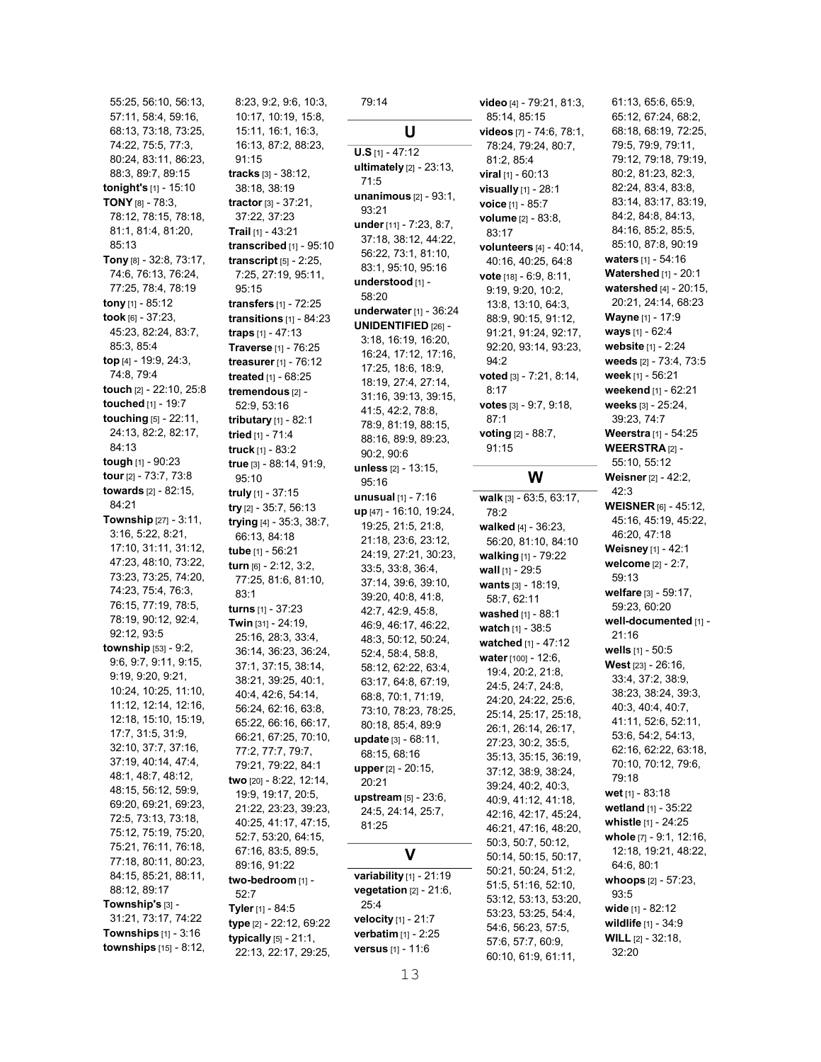55:25, 56:10, 56:13, 57:11, 58:4, 59:16, 68:13, 73:18, 73:25, 74:22, 75:5, 77:3, 80:24, 83:11, 86:23, 88:3, 89:7, 89:15

**tonight's** [1] - 15:10

**TONY** [8] - 78:3, 78:12, 78:15, 78:18, 81:1, 81:4, 81:20, 85:13

**Tony** [8] - 32:8, 73:17, 74:6, 76:13, 76:24, 77:25, 78:4, 78:19

**tony** [1] - 85:12

**took** [6] - 37:23, 45:23, 82:24, 83:7, 85:3, 85:4

**top** [4] - 19:9, 24:3, 74:8, 79:4

**touch** [2] - 22:10, 25:8

**touched** [1] - 19:7

**touching** [5] - 22:11, 24:13, 82:2, 82:17, 84:13

**tough** [1] - 90:23

**tour** [2] - 73:7, 73:8

**towards** [2] - 82:15, 84:21

**Township** [27] - 3:11, 3:16, 5:22, 8:21, 17:10, 31:11, 31:12, 47:23, 48:10, 73:22, 73:23, 73:25, 74:20, 74:23, 75:4, 76:3, 76:15, 77:19, 78:5, 78:19, 90:12, 92:4, 92:12, 93:5

**township** [53] - 9:2, 9:6, 9:7, 9:11, 9:15, 9:19, 9:20, 9:21, 10:24, 10:25, 11:10, 11:12, 12:14, 12:16, 12:18, 15:10, 15:19, 17:7, 31:5, 31:9, 32:10, 37:7, 37:16, 37:19, 40:14, 47:4, 48:1, 48:7, 48:12, 48:15, 56:12, 59:9, 69:20, 69:21, 69:23, 72:5, 73:13, 73:18, 75:12, 75:19, 75:20, 75:21, 76:11, 76:18, 77:18, 80:11, 80:23, 84:15, 85:21, 88:11, 88:12, 89:17

**Township's** [3] - 31:21, 73:17, 74:22

**Townships** [1] - 3:16

**townships** [15] - 8:12, 8:23, 9:2, 9:6, 10:3, 10:17, 10:19, 15:8, 15:11, 16:1, 16:3, 16:13, 87:2, 88:23, 91:15

**tracks** [3] - 38:12, 38:18, 38:19

**tractor** [3] - 37:21, 37:22, 37:23

**Trail** [1] - 43:21

**transcribed** [1] - 95:10

**transcript** [5] - 2:25, 7:25, 27:19, 95:11, 95:15

**transfers** [1] - 72:25

**transitions** [1] - 84:23

**traps** [1] - 47:13

**Traverse** [1] - 76:25

**treasurer** [1] - 76:12

**treated** [1] - 68:25

**tremendous** [2] - 52:9, 53:16

**tributary** [1] - 82:1

**tried** [1] - 71:4

**truck** [1] - 83:2

**true** [3] - 88:14, 91:9, 95:10

**truly** [1] - 37:15

**try** [2] - 35:7, 56:13

**trying** [4] - 35:3, 38:7, 66:13, 84:18

**tube** [1] - 56:21

**turn** [6] - 2:12, 3:2, 77:25, 81:6, 81:10, 83:1

**turns** [1] - 37:23

**Twin** [31] - 24:19, 25:16, 28:3, 33:4, 36:14, 36:23, 36:24, 37:1, 37:15, 38:14, 38:21, 39:25, 40:1, 40:4, 42:6, 54:14, 56:24, 62:16, 63:8, 65:22, 66:16, 66:17, 66:21, 67:25, 70:10, 77:2, 77:7, 79:7, 79:21, 79:22, 84:1

**two** [20] - 8:22, 12:14, 19:9, 19:17, 20:5, 21:22, 23:23, 39:23, 40:25, 41:17, 47:15, 52:7, 53:20, 64:15, 67:16, 83:5, 89:5, 89:16, 91:22

**two-bedroom** [1] - 52:7

**Tyler** [1] - 84:5

**type** [2] - 22:12, 69:22

**typically** [5] - 21:1, 22:13, 22:17, 29:25, 79:14

## U

**U.S** [1] - 47:12

**ultimately** [2] - 23:13, 71:5

**unanimous** [2] - 93:1, 93:21

**under** [11] - 7:23, 8:7, 37:18, 38:12, 44:22, 56:22, 73:1, 81:10, 83:1, 95:10, 95:16

**understood** [1] - 58:20

**underwater** [1] - 36:24

**UNIDENTIFIED** [26] - 3:18, 16:19, 16:20, 16:24, 17:12, 17:16, 17:25, 18:6, 18:9, 18:19, 27:4, 27:14, 31:16, 39:13, 39:15, 41:5, 42:2, 78:8, 78:9, 81:19, 88:15, 88:16, 89:9, 89:23, 90:2, 90:6

**unless** [2] - 13:15, 95:16

**unusual** [1] - 7:16

**up** [47] - 16:10, 19:24, 19:25, 21:5, 21:8, 21:18, 23:6, 23:12, 24:19, 27:21, 30:23, 33:5, 33:8, 36:4, 37:14, 39:6, 39:10, 39:20, 40:8, 41:8, 42:7, 42:9, 45:8, 46:9, 46:17, 46:22, 48:3, 50:12, 50:24, 52:4, 58:4, 58:8, 58:12, 62:22, 63:4, 63:17, 64:8, 67:19, 68:8, 70:1, 71:19, 73:10, 78:23, 78:25, 80:18, 85:4, 89:9

**update** [3] - 68:11, 68:15, 68:16

**upper** [2] - 20:15, 20:21

**upstream** [5] - 23:6, 24:5, 24:14, 25:7, 81:25

## V

**variability** [1] - 21:19

**vegetation** [2] - 21:6, 25:4

**velocity** [1] - 21:7

**verbatim** [1] - 2:25

**versus** [1] - 11:6

**video** [4] - 79:21, 81:3, 85:14, 85:15

**videos** [7] - 74:6, 78:1, 78:24, 79:24, 80:7, 81:2, 85:4

**viral** [1] - 60:13

**visually** [1] - 28:1

**voice** [1] - 85:7

**volume** [2] - 83:8, 83:17

**volunteers** [4] - 40:14, 40:16, 40:25, 64:8

**vote** [18] - 6:9, 8:11, 9:19, 9:20, 10:2, 13:8, 13:10, 64:3, 88:9, 90:15, 91:12, 91:21, 91:24, 92:17, 92:20, 93:14, 93:23, 94:2

**voted** [3] - 7:21, 8:14, 8:17

**votes** [3] - 9:7, 9:18, 87:1

**voting** [2] - 88:7, 91:15

## W

**walk** [3] - 63:5, 63:17, 78:2

**walked** [4] - 36:23, 56:20, 81:10, 84:10

**walking** [1] - 79:22

**wall** [1] - 29:5

**wants** [3] - 18:19, 58:7, 62:11

**washed** [1] - 88:1

**watch** [1] - 38:5

**watched** [1] - 47:12

**water** [100] - 12:6, 19:4, 20:2, 21:8, 24:5, 24:7, 24:8, 24:20, 24:22, 25:6, 25:14, 25:17, 25:18, 26:1, 26:14, 26:17, 27:23, 30:2, 35:5, 35:13, 35:15, 36:19, 37:12, 38:9, 38:24, 39:24, 40:2, 40:3, 40:9, 41:12, 41:18, 42:16, 42:17, 45:24, 46:21, 47:16, 48:20, 50:3, 50:7, 50:12, 50:14, 50:15, 50:17, 50:21, 50:24, 51:2, 51:5, 51:16, 52:10, 53:12, 53:13, 53:20, 53:23, 53:25, 54:4, 54:6, 56:23, 57:5, 57:6, 57:7, 60:9, 60:10, 61:9, 61:11, 61:13, 65:6, 65:9, 65:12, 67:24, 68:2, 68:18, 68:19, 72:25, 79:5, 79:9, 79:11, 79:12, 79:18, 79:19, 80:2, 81:23, 82:3, 82:24, 83:4, 83:8, 83:14, 83:17, 83:19, 84:2, 84:8, 84:13, 84:16, 85:2, 85:5, 85:10, 87:8, 90:19

**waters** [1] - 54:16

**Watershed** [1] - 20:1

**watershed** [4] - 20:15, 20:21, 24:14, 68:23

**Wayne** [1] - 17:9

**ways** [1] - 62:4

**website** [1] - 2:24

**weeds** [2] - 73:4, 73:5

**week** [1] - 56:21

**weekend** [1] - 62:21

**weeks** [3] - 25:24, 39:23, 74:7

**Weerstra** [1] - 54:25

**WEERSTRA** [2] - 55:10, 55:12

**Weisner** [2] - 42:2, 42:3

**WEISNER** [6] - 45:12, 45:16, 45:19, 45:22, 46:20, 47:18

**Weisney** [1] - 42:1

**welcome** [2] - 2:7, 59:13

**welfare** [3] - 59:17, 59:23, 60:20

**well-documented** [1] - 21:16

**wells** [1] - 50:5

**West** [23] - 26:16, 33:4, 37:2, 38:9, 38:23, 38:24, 39:3, 40:3, 40:4, 40:7, 41:11, 52:6, 52:11, 53:6, 54:2, 54:13, 62:16, 62:22, 63:18, 70:10, 70:12, 79:6, 79:18

**wet** [1] - 83:18

**wetland** [1] - 35:22

**whistle** [1] - 24:25

**whole** [7] - 9:1, 12:16, 12:18, 19:21, 48:22, 64:6, 80:1

**whoops** [2] - 57:23, 93:5

**wide** [1] - 82:12

**wildlife** [1] - 34:9

**WILL** [2] - 32:18, 32:20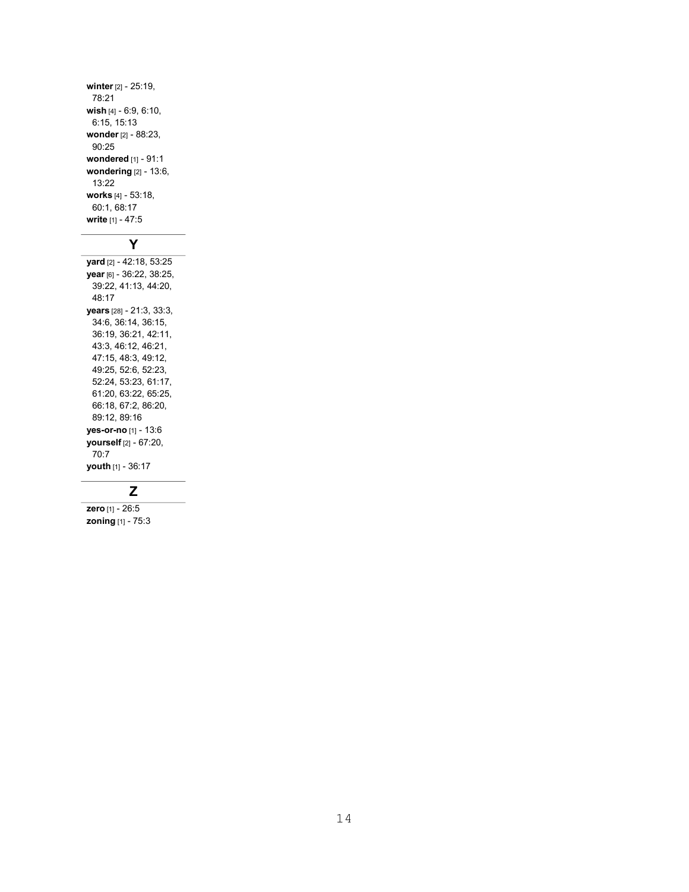**winter** [2] - 25:19, 78:21
**wish** [4] - 6:9, 6:10, 6:15, 15:13
**wonder** [2] - 88:23, 90:25
**wondered** [1] - 91:1
**wondering** [2] - 13:6, 13:22
**works** [4] - 53:18, 60:1, 68:17
**write** [1] - 47:5

## Y

**yard** [2] - 42:18, 53:25
**year** [6] - 36:22, 38:25, 39:22, 41:13, 44:20, 48:17
**years** [28] - 21:3, 33:3, 34:6, 36:14, 36:15, 36:19, 36:21, 42:11, 43:3, 46:12, 46:21, 47:15, 48:3, 49:12, 49:25, 52:6, 52:23, 52:24, 53:23, 61:17, 61:20, 63:22, 65:25, 66:18, 67:2, 86:20, 89:12, 89:16
**yes-or-no** [1] - 13:6
**yourself** [2] - 67:20, 70:7
**youth** [1] - 36:17

## Z

**zero** [1] - 26:5
**zoning** [1] - 75:3